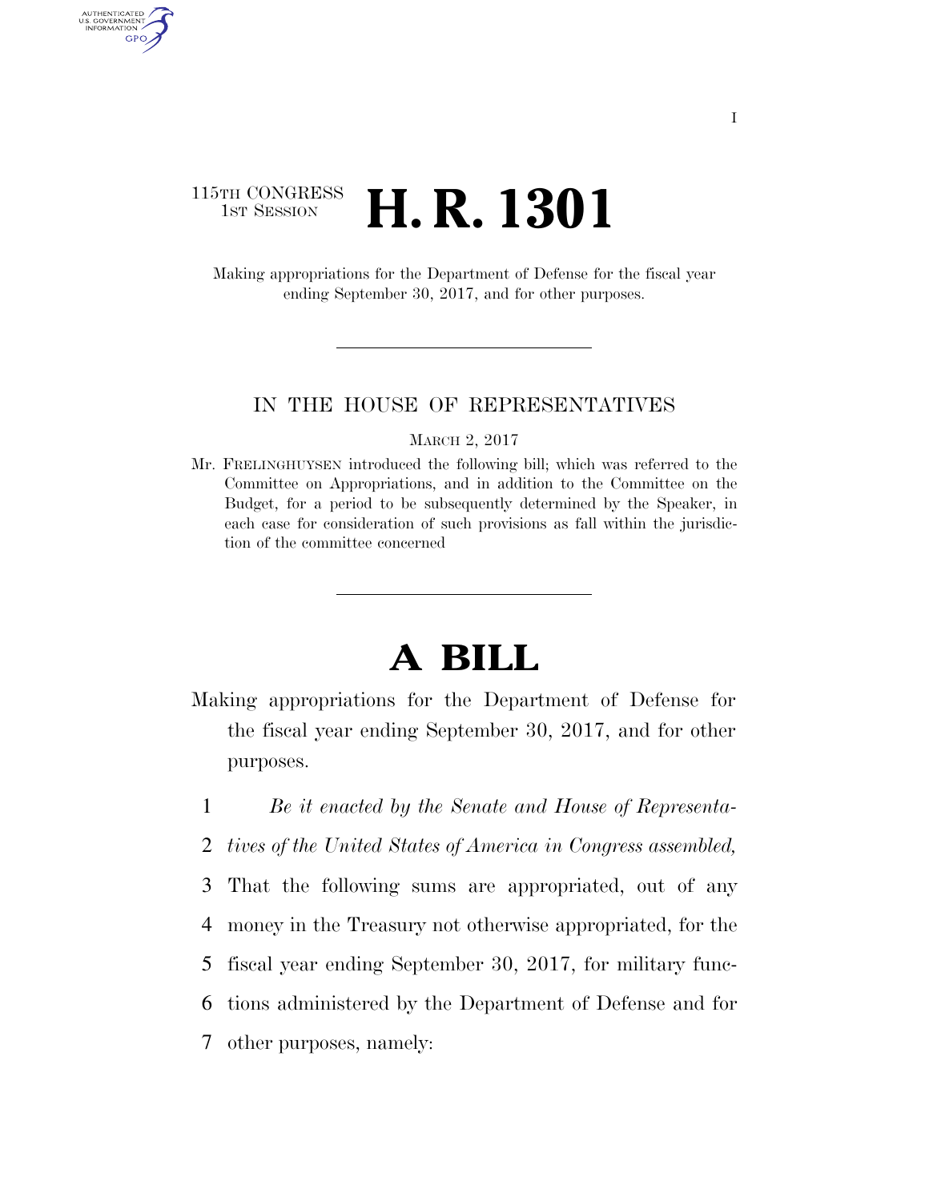115TH CONGRESS
1ST SESSION

# H. R. 1301

Making appropriations for the Department of Defense for the fiscal year ending September 30, 2017, and for other purposes.

IN THE HOUSE OF REPRESENTATIVES

MARCH 2, 2017

Mr. FRELINGHUYSEN introduced the following bill; which was referred to the Committee on Appropriations, and in addition to the Committee on the Budget, for a period to be subsequently determined by the Speaker, in each case for consideration of such provisions as fall within the jurisdiction of the committee concerned

# A BILL

Making appropriations for the Department of Defense for the fiscal year ending September 30, 2017, and for other purposes.

1 *Be it enacted by the Senate and House of Representa-*
2 *tives of the United States of America in Congress assembled,*
3 That the following sums are appropriated, out of any
4 money in the Treasury not otherwise appropriated, for the
5 fiscal year ending September 30, 2017, for military func-
6 tions administered by the Department of Defense and for
7 other purposes, namely: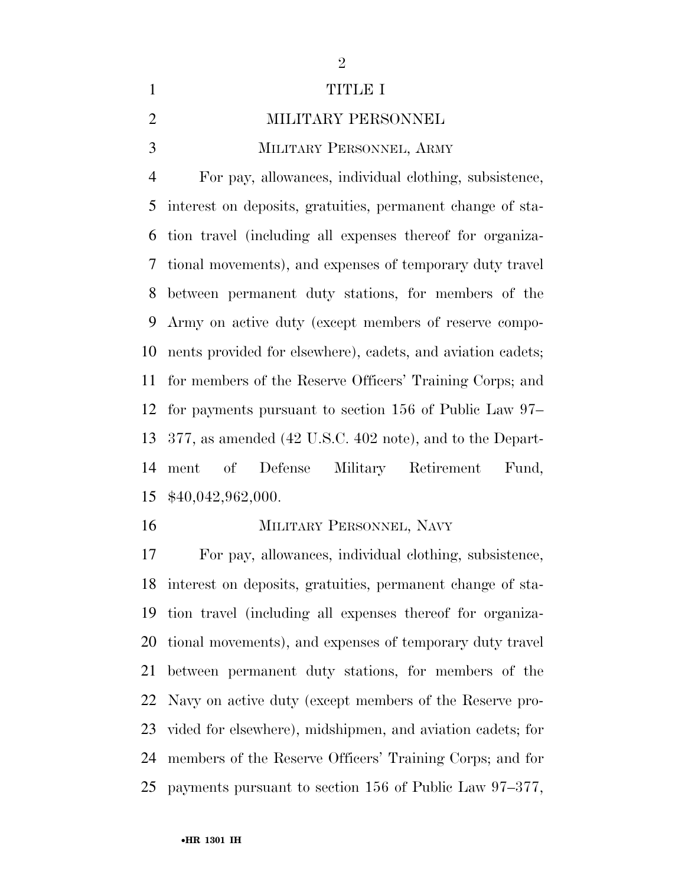# TITLE I

## MILITARY PERSONNEL

### MILITARY PERSONNEL, ARMY

For pay, allowances, individual clothing, subsistence, interest on deposits, gratuities, permanent change of station travel (including all expenses thereof for organizational movements), and expenses of temporary duty travel between permanent duty stations, for members of the Army on active duty (except members of reserve components provided for elsewhere), cadets, and aviation cadets; for members of the Reserve Officers' Training Corps; and for payments pursuant to section 156 of Public Law 97–377, as amended (42 U.S.C. 402 note), and to the Department of Defense Military Retirement Fund, $40,042,962,000.

### MILITARY PERSONNEL, NAVY

For pay, allowances, individual clothing, subsistence, interest on deposits, gratuities, permanent change of station travel (including all expenses thereof for organizational movements), and expenses of temporary duty travel between permanent duty stations, for members of the Navy on active duty (except members of the Reserve provided for elsewhere), midshipmen, and aviation cadets; for members of the Reserve Officers' Training Corps; and for payments pursuant to section 156 of Public Law 97–377,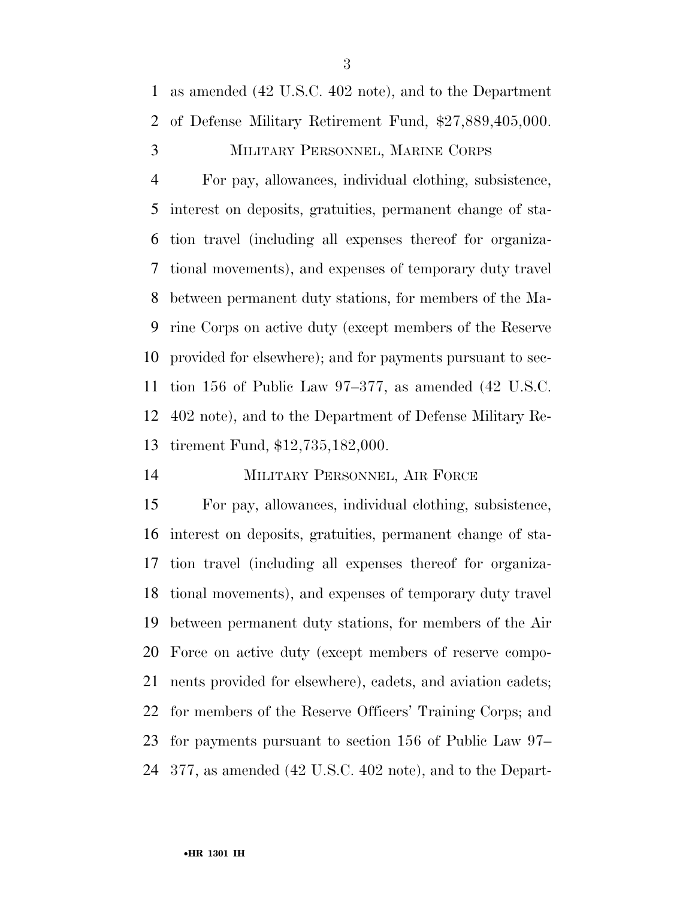as amended (42 U.S.C. 402 note), and to the Department of Defense Military Retirement Fund, $27,889,405,000.

MILITARY PERSONNEL, MARINE CORPS

For pay, allowances, individual clothing, subsistence, interest on deposits, gratuities, permanent change of station travel (including all expenses thereof for organizational movements), and expenses of temporary duty travel between permanent duty stations, for members of the Marine Corps on active duty (except members of the Reserve provided for elsewhere); and for payments pursuant to section 156 of Public Law 97–377, as amended (42 U.S.C. 402 note), and to the Department of Defense Military Retirement Fund, $12,735,182,000.

MILITARY PERSONNEL, AIR FORCE

For pay, allowances, individual clothing, subsistence, interest on deposits, gratuities, permanent change of station travel (including all expenses thereof for organizational movements), and expenses of temporary duty travel between permanent duty stations, for members of the Air Force on active duty (except members of reserve components provided for elsewhere), cadets, and aviation cadets; for members of the Reserve Officers' Training Corps; and for payments pursuant to section 156 of Public Law 97–377, as amended (42 U.S.C. 402 note), and to the Depart-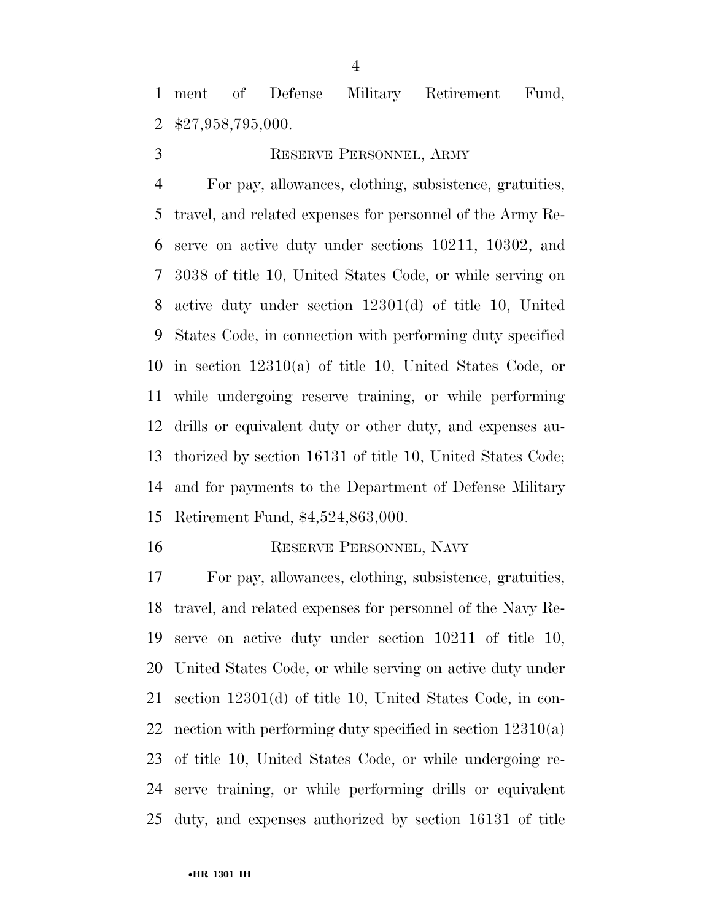ment of Defense Military Retirement Fund, $27,958,795,000.

RESERVE PERSONNEL, ARMY

For pay, allowances, clothing, subsistence, gratuities, travel, and related expenses for personnel of the Army Reserve on active duty under sections 10211, 10302, and 3038 of title 10, United States Code, or while serving on active duty under section 12301(d) of title 10, United States Code, in connection with performing duty specified in section 12310(a) of title 10, United States Code, or while undergoing reserve training, or while performing drills or equivalent duty or other duty, and expenses authorized by section 16131 of title 10, United States Code; and for payments to the Department of Defense Military Retirement Fund, $4,524,863,000.

RESERVE PERSONNEL, NAVY

For pay, allowances, clothing, subsistence, gratuities, travel, and related expenses for personnel of the Navy Reserve on active duty under section 10211 of title 10, United States Code, or while serving on active duty under section 12301(d) of title 10, United States Code, in connection with performing duty specified in section 12310(a) of title 10, United States Code, or while undergoing reserve training, or while performing drills or equivalent duty, and expenses authorized by section 16131 of title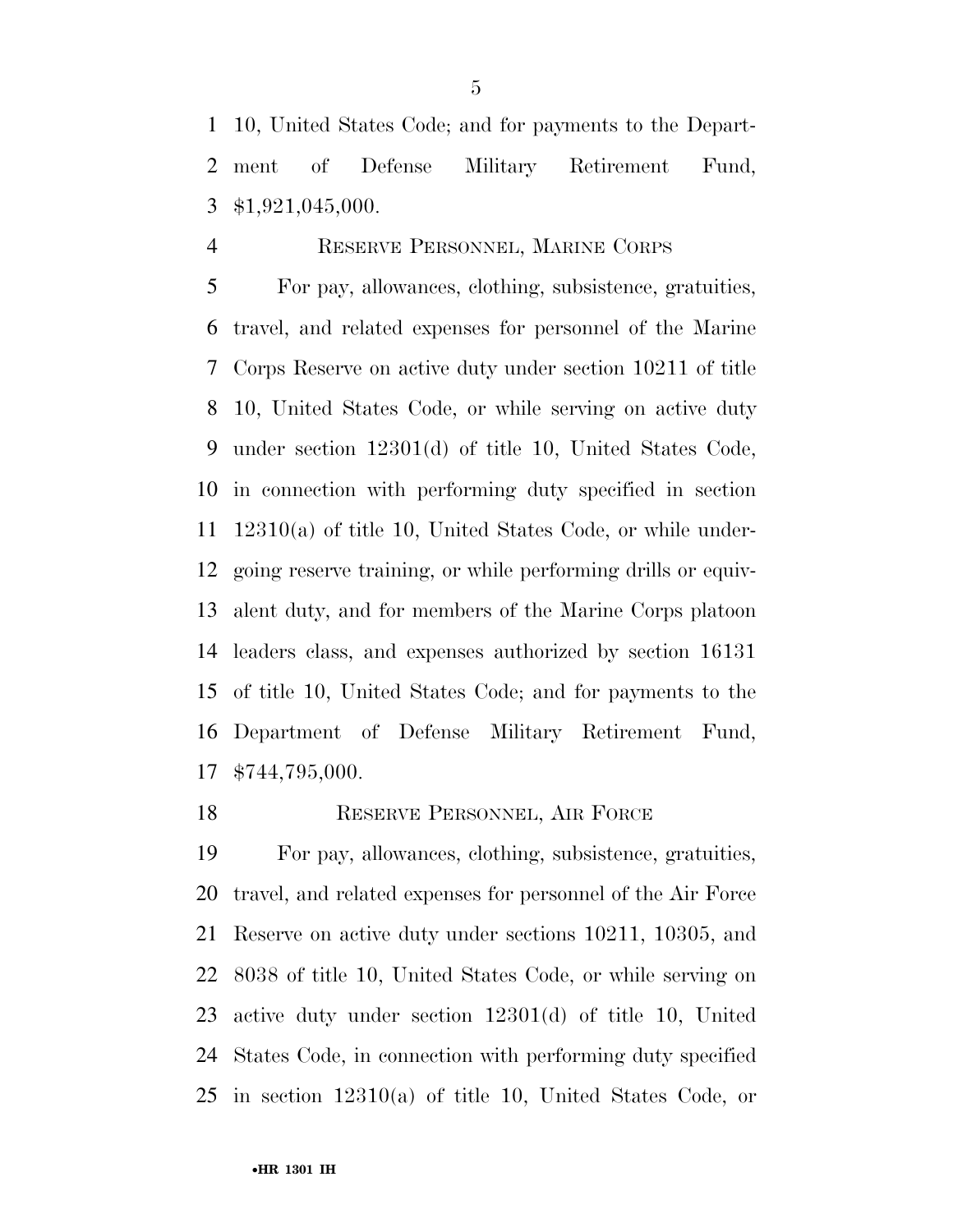10, United States Code; and for payments to the Department of Defense Military Retirement Fund, $1,921,045,000.

RESERVE PERSONNEL, MARINE CORPS

For pay, allowances, clothing, subsistence, gratuities, travel, and related expenses for personnel of the Marine Corps Reserve on active duty under section 10211 of title 10, United States Code, or while serving on active duty under section 12301(d) of title 10, United States Code, in connection with performing duty specified in section 12310(a) of title 10, United States Code, or while undergoing reserve training, or while performing drills or equivalent duty, and for members of the Marine Corps platoon leaders class, and expenses authorized by section 16131 of title 10, United States Code; and for payments to the Department of Defense Military Retirement Fund, $744,795,000.

RESERVE PERSONNEL, AIR FORCE

For pay, allowances, clothing, subsistence, gratuities, travel, and related expenses for personnel of the Air Force Reserve on active duty under sections 10211, 10305, and 8038 of title 10, United States Code, or while serving on active duty under section 12301(d) of title 10, United States Code, in connection with performing duty specified in section 12310(a) of title 10, United States Code, or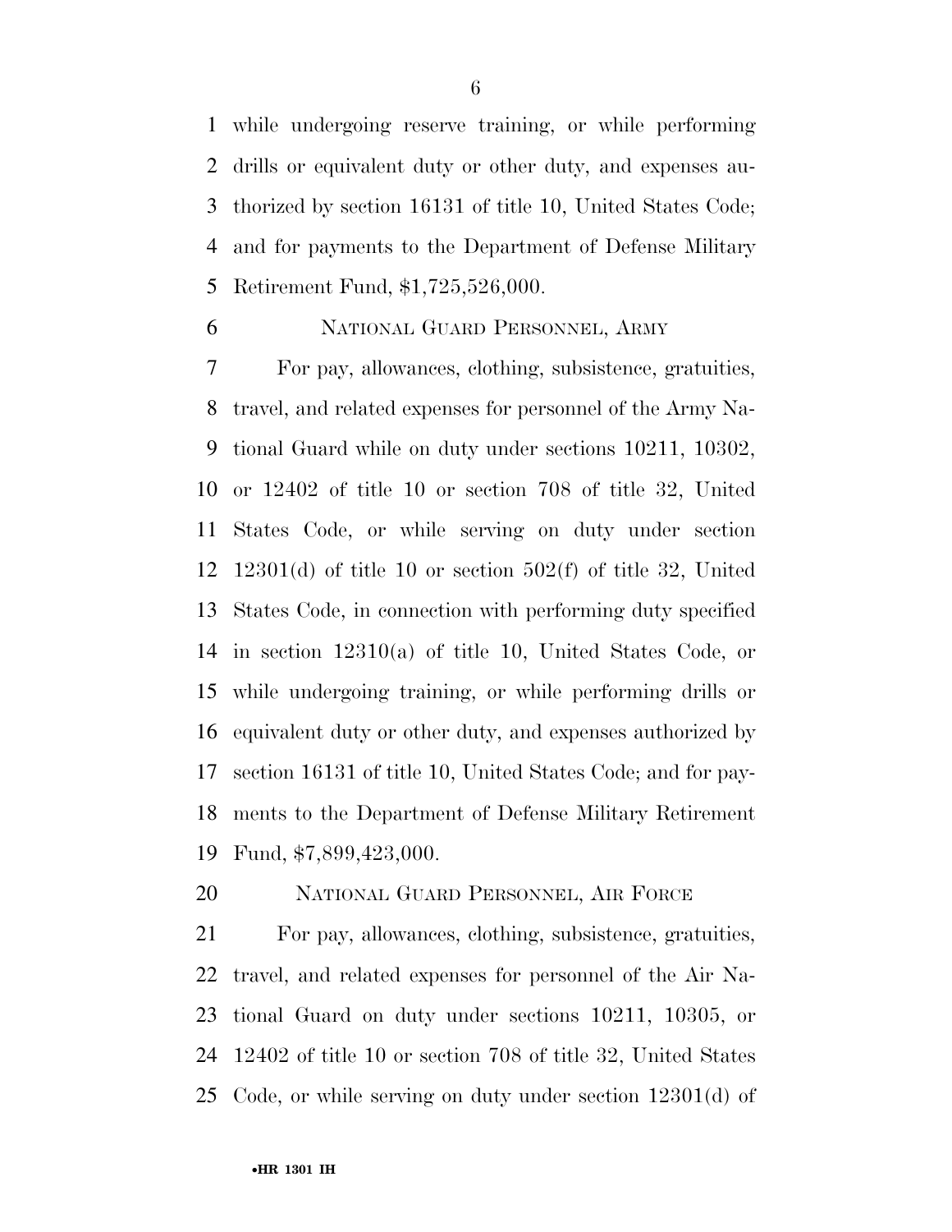while undergoing reserve training, or while performing drills or equivalent duty or other duty, and expenses authorized by section 16131 of title 10, United States Code; and for payments to the Department of Defense Military Retirement Fund, $1,725,526,000.

NATIONAL GUARD PERSONNEL, ARMY

For pay, allowances, clothing, subsistence, gratuities, travel, and related expenses for personnel of the Army National Guard while on duty under sections 10211, 10302, or 12402 of title 10 or section 708 of title 32, United States Code, or while serving on duty under section 12301(d) of title 10 or section 502(f) of title 32, United States Code, in connection with performing duty specified in section 12310(a) of title 10, United States Code, or while undergoing training, or while performing drills or equivalent duty or other duty, and expenses authorized by section 16131 of title 10, United States Code; and for payments to the Department of Defense Military Retirement Fund, $7,899,423,000.

NATIONAL GUARD PERSONNEL, AIR FORCE

For pay, allowances, clothing, subsistence, gratuities, travel, and related expenses for personnel of the Air National Guard on duty under sections 10211, 10305, or 12402 of title 10 or section 708 of title 32, United States Code, or while serving on duty under section 12301(d) of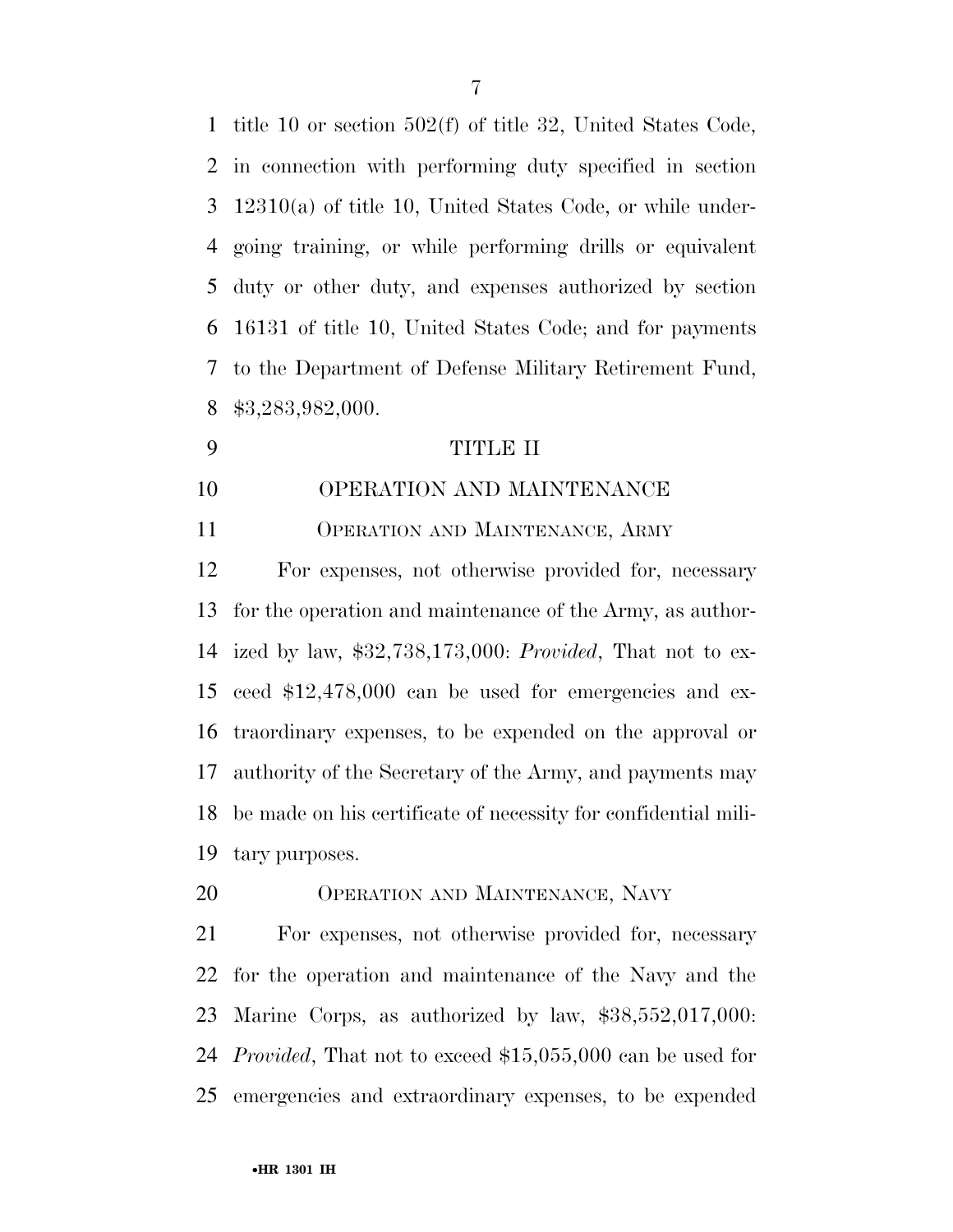title 10 or section 502(f) of title 32, United States Code, in connection with performing duty specified in section 12310(a) of title 10, United States Code, or while undergoing training, or while performing drills or equivalent duty or other duty, and expenses authorized by section 16131 of title 10, United States Code; and for payments to the Department of Defense Military Retirement Fund, $3,283,982,000.

# TITLE II

## OPERATION AND MAINTENANCE

### OPERATION AND MAINTENANCE, ARMY

For expenses, not otherwise provided for, necessary for the operation and maintenance of the Army, as authorized by law, $32,738,173,000: *Provided*, That not to exceed $12,478,000 can be used for emergencies and extraordinary expenses, to be expended on the approval or authority of the Secretary of the Army, and payments may be made on his certificate of necessity for confidential military purposes.

### OPERATION AND MAINTENANCE, NAVY

For expenses, not otherwise provided for, necessary for the operation and maintenance of the Navy and the Marine Corps, as authorized by law, $38,552,017,000: *Provided*, That not to exceed $15,055,000 can be used for emergencies and extraordinary expenses, to be expended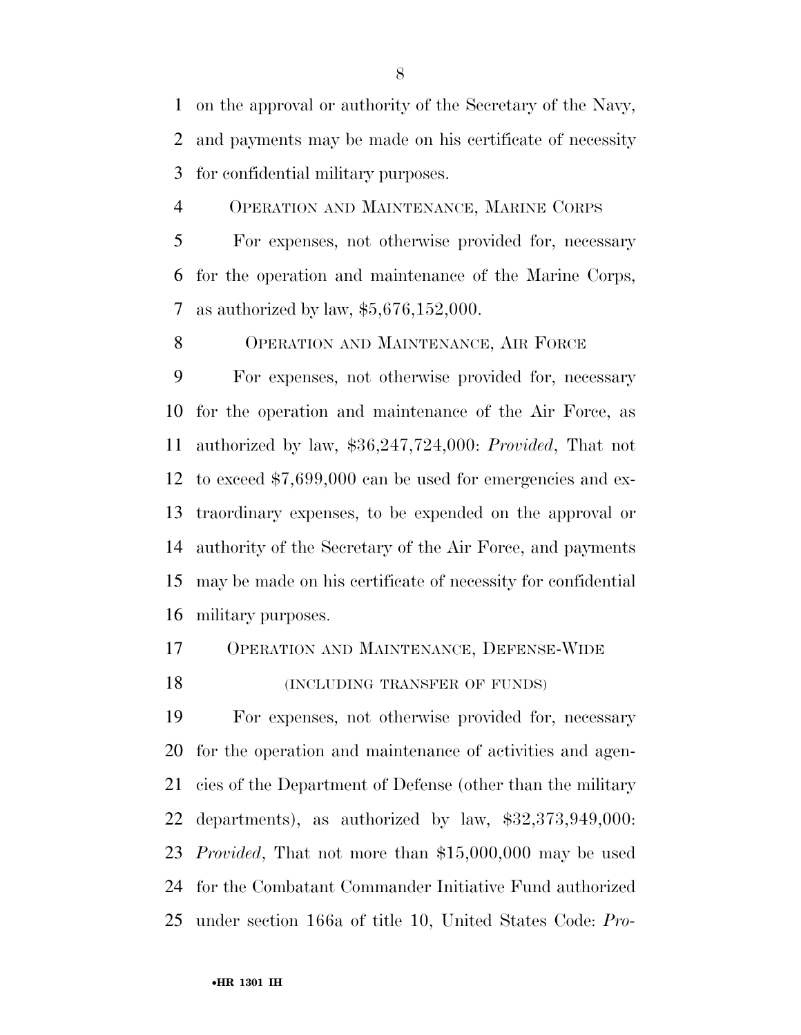on the approval or authority of the Secretary of the Navy, and payments may be made on his certificate of necessity for confidential military purposes.

OPERATION AND MAINTENANCE, MARINE CORPS

For expenses, not otherwise provided for, necessary for the operation and maintenance of the Marine Corps, as authorized by law, $5,676,152,000.

OPERATION AND MAINTENANCE, AIR FORCE

For expenses, not otherwise provided for, necessary for the operation and maintenance of the Air Force, as authorized by law, $36,247,724,000: *Provided*, That not to exceed $7,699,000 can be used for emergencies and extraordinary expenses, to be expended on the approval or authority of the Secretary of the Air Force, and payments may be made on his certificate of necessity for confidential military purposes.

OPERATION AND MAINTENANCE, DEFENSE-WIDE

(INCLUDING TRANSFER OF FUNDS)

For expenses, not otherwise provided for, necessary for the operation and maintenance of activities and agencies of the Department of Defense (other than the military departments), as authorized by law, $32,373,949,000: *Provided*, That not more than $15,000,000 may be used for the Combatant Commander Initiative Fund authorized under section 166a of title 10, United States Code: *Pro-*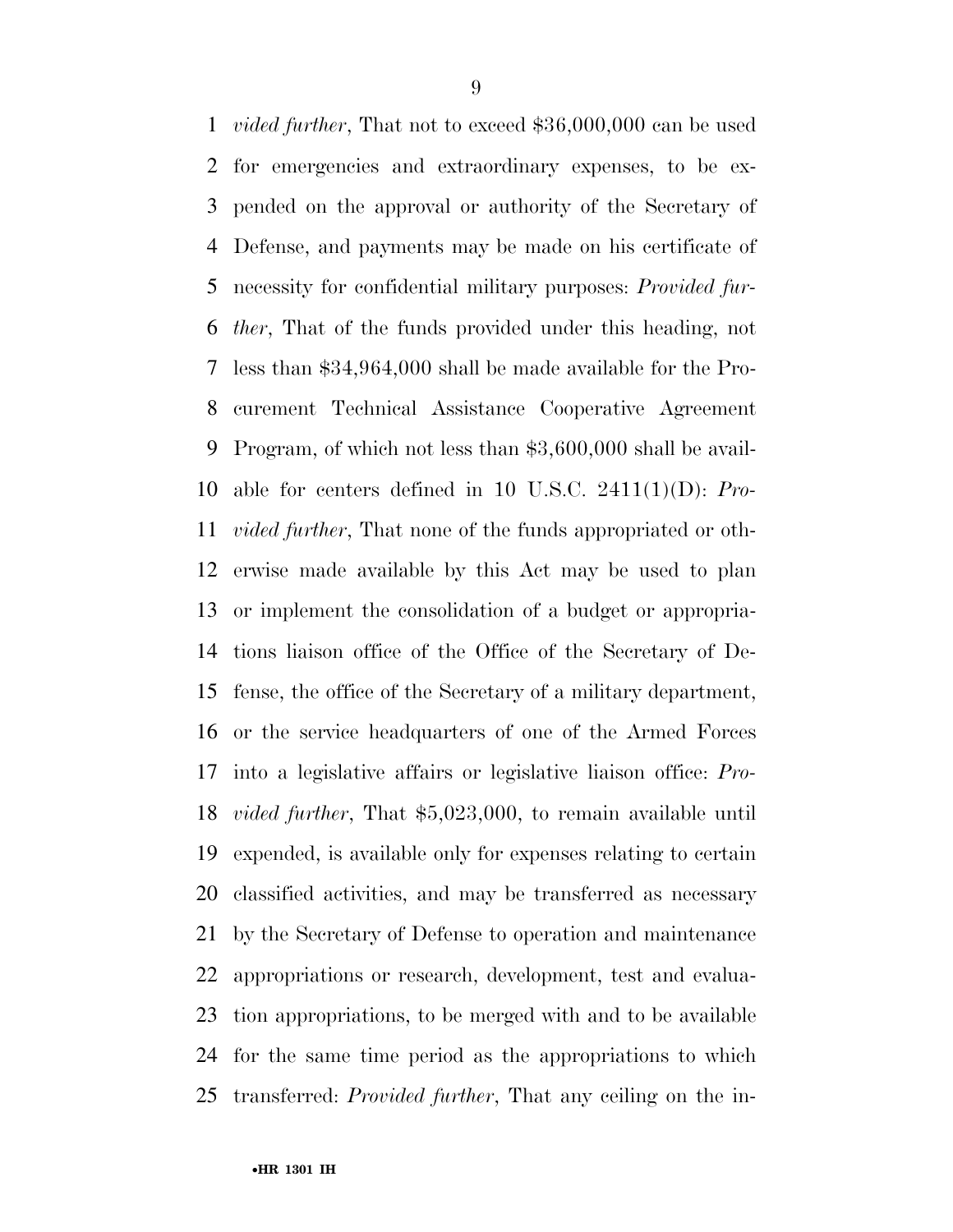*vided further*, That not to exceed $36,000,000 can be used for emergencies and extraordinary expenses, to be expended on the approval or authority of the Secretary of Defense, and payments may be made on his certificate of necessity for confidential military purposes: *Provided further*, That of the funds provided under this heading, not less than $34,964,000 shall be made available for the Procurement Technical Assistance Cooperative Agreement Program, of which not less than $3,600,000 shall be available for centers defined in 10 U.S.C. 2411(1)(D): *Provided further*, That none of the funds appropriated or otherwise made available by this Act may be used to plan or implement the consolidation of a budget or appropriations liaison office of the Office of the Secretary of Defense, the office of the Secretary of a military department, or the service headquarters of one of the Armed Forces into a legislative affairs or legislative liaison office: *Provided further*, That $5,023,000, to remain available until expended, is available only for expenses relating to certain classified activities, and may be transferred as necessary by the Secretary of Defense to operation and maintenance appropriations or research, development, test and evaluation appropriations, to be merged with and to be available for the same time period as the appropriations to which transferred: *Provided further*, That any ceiling on the in-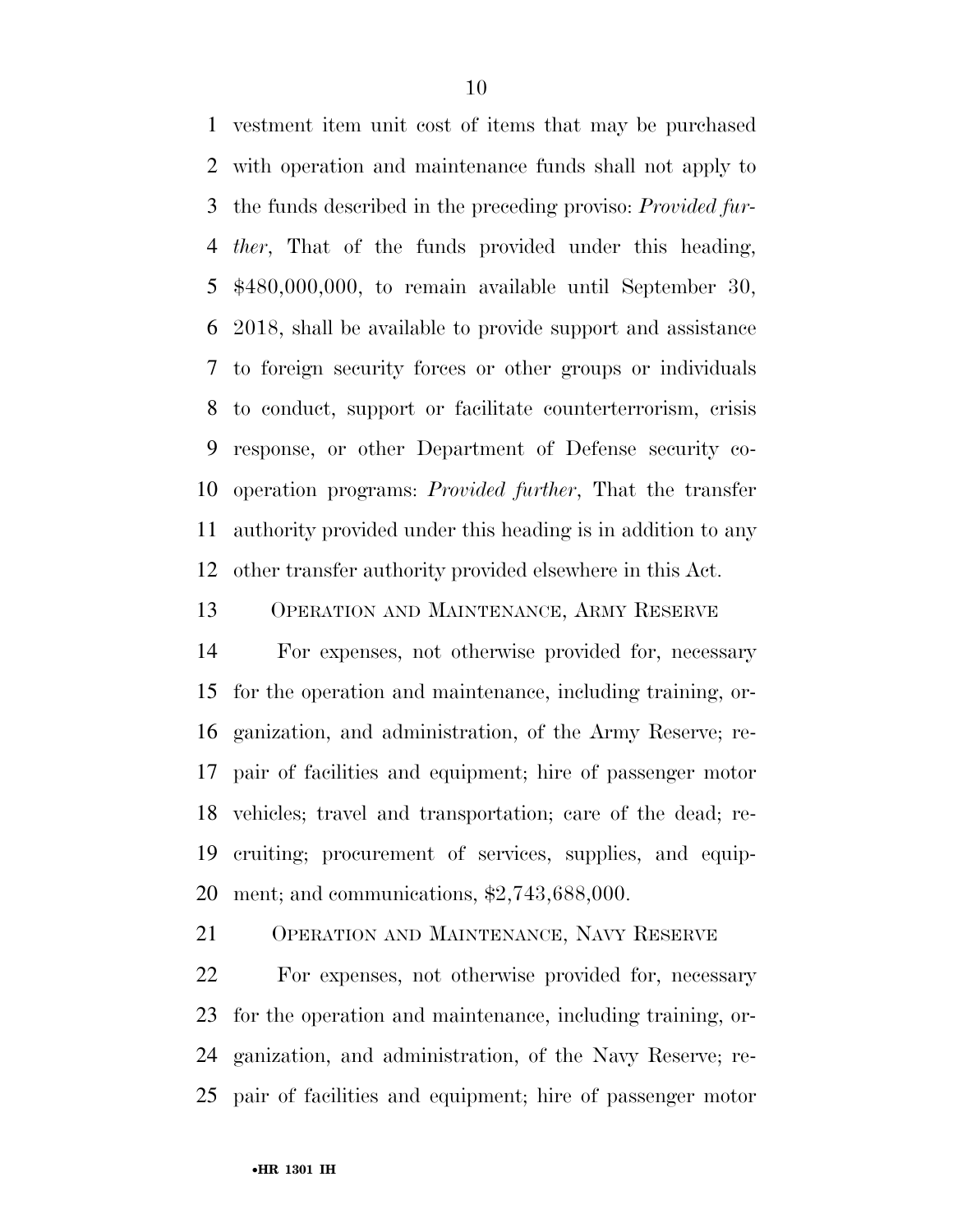vestment item unit cost of items that may be purchased with operation and maintenance funds shall not apply to the funds described in the preceding proviso: *Provided further*, That of the funds provided under this heading, $480,000,000, to remain available until September 30, 2018, shall be available to provide support and assistance to foreign security forces or other groups or individuals to conduct, support or facilitate counterterrorism, crisis response, or other Department of Defense security cooperation programs: *Provided further*, That the transfer authority provided under this heading is in addition to any other transfer authority provided elsewhere in this Act.

OPERATION AND MAINTENANCE, ARMY RESERVE

For expenses, not otherwise provided for, necessary for the operation and maintenance, including training, organization, and administration, of the Army Reserve; repair of facilities and equipment; hire of passenger motor vehicles; travel and transportation; care of the dead; recruiting; procurement of services, supplies, and equipment; and communications, $2,743,688,000.

OPERATION AND MAINTENANCE, NAVY RESERVE

For expenses, not otherwise provided for, necessary for the operation and maintenance, including training, organization, and administration, of the Navy Reserve; repair of facilities and equipment; hire of passenger motor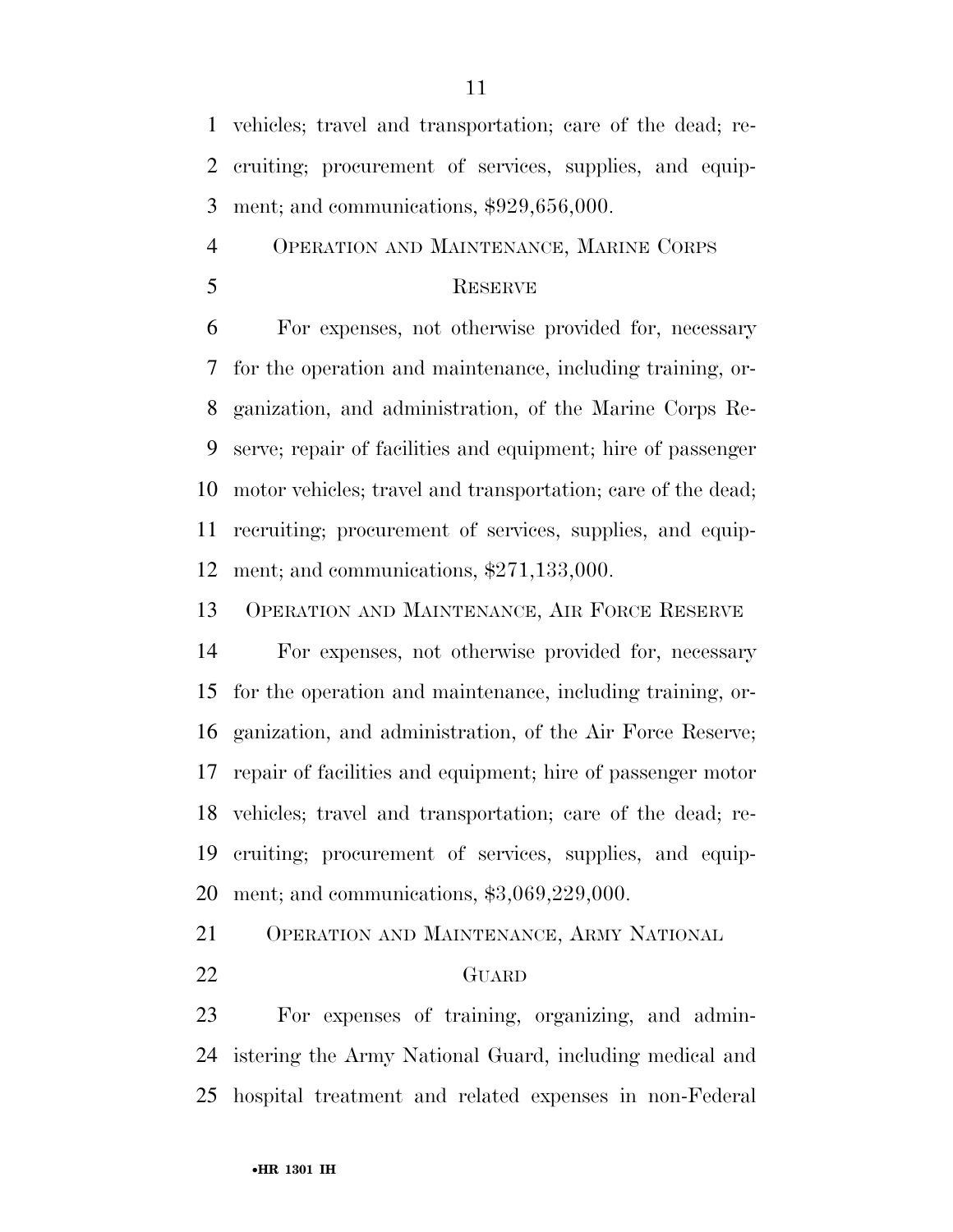vehicles; travel and transportation; care of the dead; recruiting; procurement of services, supplies, and equipment; and communications, $929,656,000.

OPERATION AND MAINTENANCE, MARINE CORPS RESERVE

For expenses, not otherwise provided for, necessary for the operation and maintenance, including training, organization, and administration, of the Marine Corps Reserve; repair of facilities and equipment; hire of passenger motor vehicles; travel and transportation; care of the dead; recruiting; procurement of services, supplies, and equipment; and communications, $271,133,000.

OPERATION AND MAINTENANCE, AIR FORCE RESERVE

For expenses, not otherwise provided for, necessary for the operation and maintenance, including training, organization, and administration, of the Air Force Reserve; repair of facilities and equipment; hire of passenger motor vehicles; travel and transportation; care of the dead; recruiting; procurement of services, supplies, and equipment; and communications, $3,069,229,000.

OPERATION AND MAINTENANCE, ARMY NATIONAL GUARD

For expenses of training, organizing, and administering the Army National Guard, including medical and hospital treatment and related expenses in non-Federal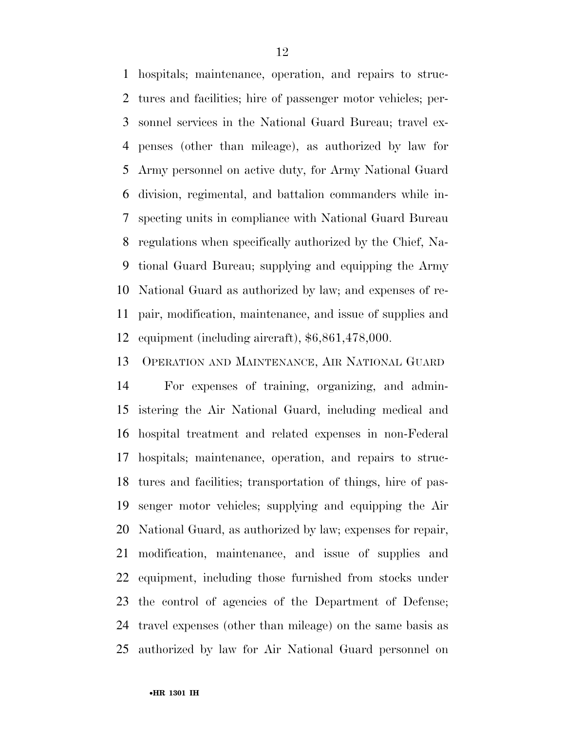hospitals; maintenance, operation, and repairs to structures and facilities; hire of passenger motor vehicles; personnel services in the National Guard Bureau; travel expenses (other than mileage), as authorized by law for Army personnel on active duty, for Army National Guard division, regimental, and battalion commanders while inspecting units in compliance with National Guard Bureau regulations when specifically authorized by the Chief, National Guard Bureau; supplying and equipping the Army National Guard as authorized by law; and expenses of repair, modification, maintenance, and issue of supplies and equipment (including aircraft), $6,861,478,000.

OPERATION AND MAINTENANCE, AIR NATIONAL GUARD

For expenses of training, organizing, and administering the Air National Guard, including medical and hospital treatment and related expenses in non-Federal hospitals; maintenance, operation, and repairs to structures and facilities; transportation of things, hire of passenger motor vehicles; supplying and equipping the Air National Guard, as authorized by law; expenses for repair, modification, maintenance, and issue of supplies and equipment, including those furnished from stocks under the control of agencies of the Department of Defense; travel expenses (other than mileage) on the same basis as authorized by law for Air National Guard personnel on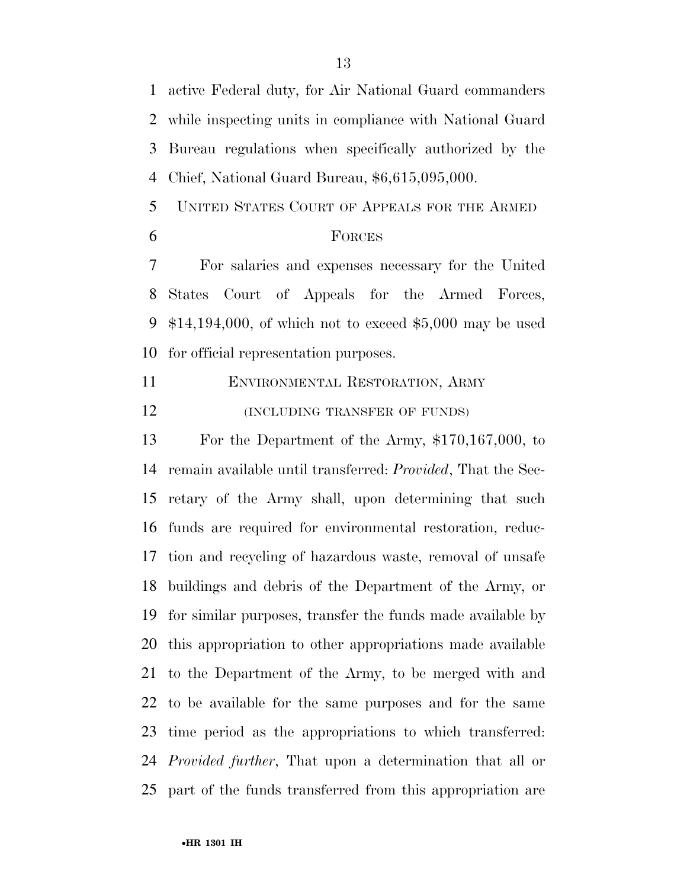active Federal duty, for Air National Guard commanders while inspecting units in compliance with National Guard Bureau regulations when specifically authorized by the Chief, National Guard Bureau, $6,615,095,000.

UNITED STATES COURT OF APPEALS FOR THE ARMED FORCES

For salaries and expenses necessary for the United States Court of Appeals for the Armed Forces, $14,194,000, of which not to exceed $5,000 may be used for official representation purposes.

ENVIRONMENTAL RESTORATION, ARMY

(INCLUDING TRANSFER OF FUNDS)

For the Department of the Army, $170,167,000, to remain available until transferred: *Provided*, That the Secretary of the Army shall, upon determining that such funds are required for environmental restoration, reduction and recycling of hazardous waste, removal of unsafe buildings and debris of the Department of the Army, or for similar purposes, transfer the funds made available by this appropriation to other appropriations made available to the Department of the Army, to be merged with and to be available for the same purposes and for the same time period as the appropriations to which transferred: *Provided further*, That upon a determination that all or part of the funds transferred from this appropriation are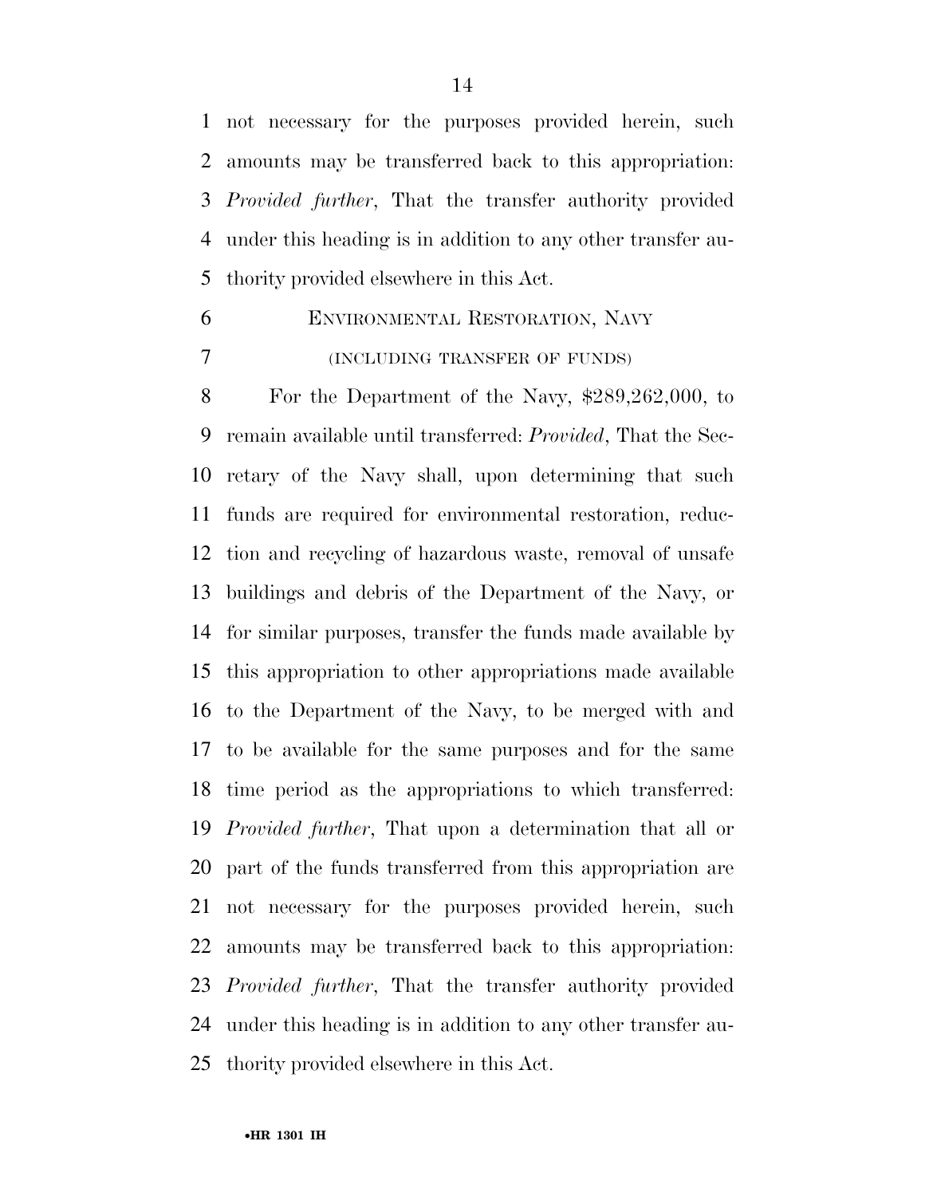not necessary for the purposes provided herein, such amounts may be transferred back to this appropriation: *Provided further*, That the transfer authority provided under this heading is in addition to any other transfer authority provided elsewhere in this Act.

## ENVIRONMENTAL RESTORATION, NAVY

### (INCLUDING TRANSFER OF FUNDS)

For the Department of the Navy, $289,262,000, to remain available until transferred: *Provided*, That the Secretary of the Navy shall, upon determining that such funds are required for environmental restoration, reduction and recycling of hazardous waste, removal of unsafe buildings and debris of the Department of the Navy, or for similar purposes, transfer the funds made available by this appropriation to other appropriations made available to the Department of the Navy, to be merged with and to be available for the same purposes and for the same time period as the appropriations to which transferred: *Provided further*, That upon a determination that all or part of the funds transferred from this appropriation are not necessary for the purposes provided herein, such amounts may be transferred back to this appropriation: *Provided further*, That the transfer authority provided under this heading is in addition to any other transfer authority provided elsewhere in this Act.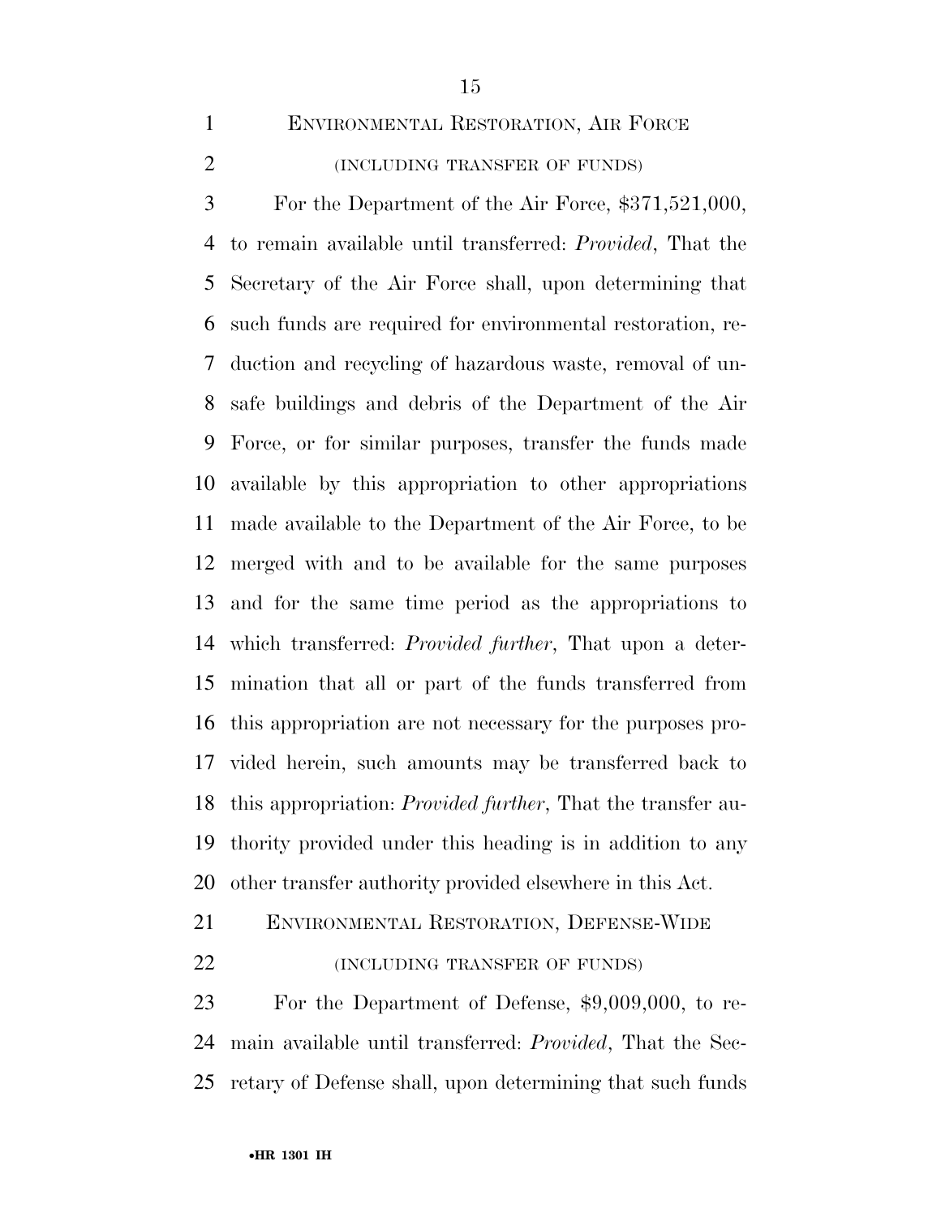## ENVIRONMENTAL RESTORATION, AIR FORCE

### (INCLUDING TRANSFER OF FUNDS)

For the Department of the Air Force, $371,521,000, to remain available until transferred: *Provided*, That the Secretary of the Air Force shall, upon determining that such funds are required for environmental restoration, reduction and recycling of hazardous waste, removal of unsafe buildings and debris of the Department of the Air Force, or for similar purposes, transfer the funds made available by this appropriation to other appropriations made available to the Department of the Air Force, to be merged with and to be available for the same purposes and for the same time period as the appropriations to which transferred: *Provided further*, That upon a determination that all or part of the funds transferred from this appropriation are not necessary for the purposes provided herein, such amounts may be transferred back to this appropriation: *Provided further*, That the transfer authority provided under this heading is in addition to any other transfer authority provided elsewhere in this Act.

## ENVIRONMENTAL RESTORATION, DEFENSE-WIDE

### (INCLUDING TRANSFER OF FUNDS)

For the Department of Defense, $9,009,000, to remain available until transferred: *Provided*, That the Secretary of Defense shall, upon determining that such funds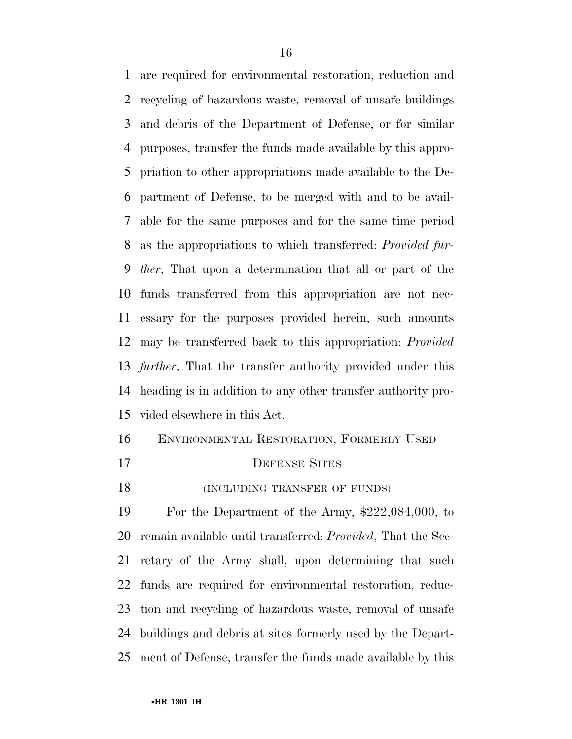are required for environmental restoration, reduction and recycling of hazardous waste, removal of unsafe buildings and debris of the Department of Defense, or for similar purposes, transfer the funds made available by this appropriation to other appropriations made available to the Department of Defense, to be merged with and to be available for the same purposes and for the same time period as the appropriations to which transferred: *Provided further*, That upon a determination that all or part of the funds transferred from this appropriation are not necessary for the purposes provided herein, such amounts may be transferred back to this appropriation: *Provided further*, That the transfer authority provided under this heading is in addition to any other transfer authority provided elsewhere in this Act.

ENVIRONMENTAL RESTORATION, FORMERLY USED DEFENSE SITES

(INCLUDING TRANSFER OF FUNDS)

For the Department of the Army, $222,084,000, to remain available until transferred: *Provided*, That the Secretary of the Army shall, upon determining that such funds are required for environmental restoration, reduction and recycling of hazardous waste, removal of unsafe buildings and debris at sites formerly used by the Department of Defense, transfer the funds made available by this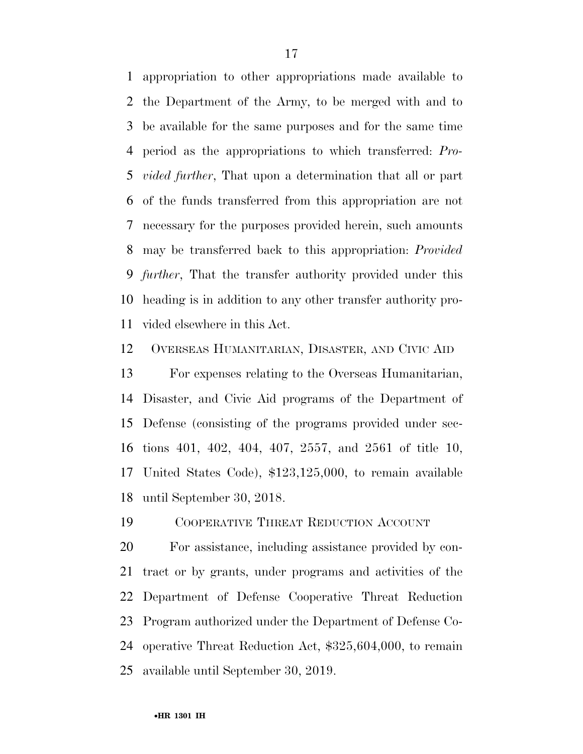appropriation to other appropriations made available to the Department of the Army, to be merged with and to be available for the same purposes and for the same time period as the appropriations to which transferred: *Provided further*, That upon a determination that all or part of the funds transferred from this appropriation are not necessary for the purposes provided herein, such amounts may be transferred back to this appropriation: *Provided further*, That the transfer authority provided under this heading is in addition to any other transfer authority provided elsewhere in this Act.

OVERSEAS HUMANITARIAN, DISASTER, AND CIVIC AID

For expenses relating to the Overseas Humanitarian, Disaster, and Civic Aid programs of the Department of Defense (consisting of the programs provided under sections 401, 402, 404, 407, 2557, and 2561 of title 10, United States Code), $123,125,000, to remain available until September 30, 2018.

COOPERATIVE THREAT REDUCTION ACCOUNT

For assistance, including assistance provided by contract or by grants, under programs and activities of the Department of Defense Cooperative Threat Reduction Program authorized under the Department of Defense Cooperative Threat Reduction Act, $325,604,000, to remain available until September 30, 2019.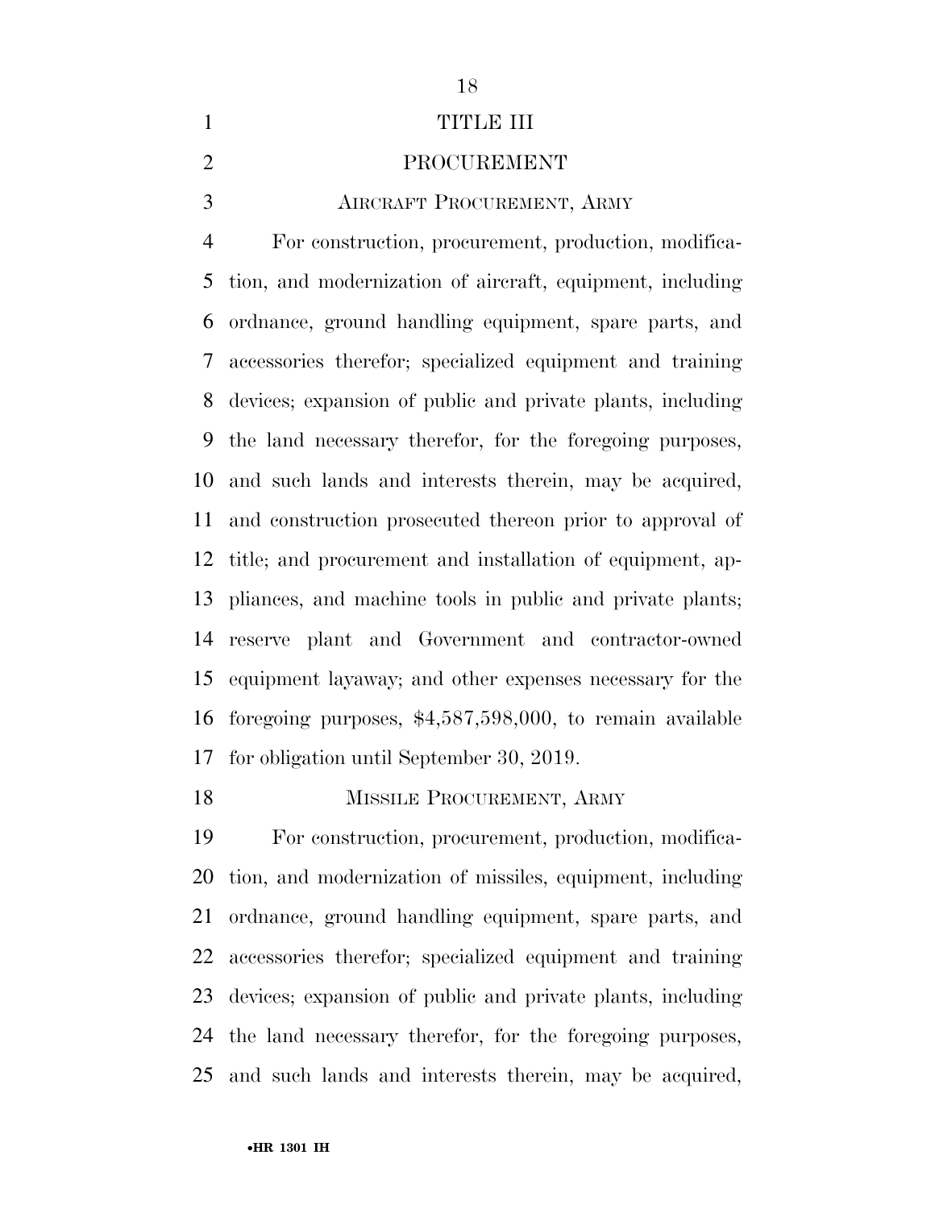# TITLE III

# PROCUREMENT

## Aircraft Procurement, Army

For construction, procurement, production, modification, and modernization of aircraft, equipment, including ordnance, ground handling equipment, spare parts, and accessories therefor; specialized equipment and training devices; expansion of public and private plants, including the land necessary therefor, for the foregoing purposes, and such lands and interests therein, may be acquired, and construction prosecuted thereon prior to approval of title; and procurement and installation of equipment, appliances, and machine tools in public and private plants; reserve plant and Government and contractor-owned equipment layaway; and other expenses necessary for the foregoing purposes, $4,587,598,000, to remain available for obligation until September 30, 2019.

## Missile Procurement, Army

For construction, procurement, production, modification, and modernization of missiles, equipment, including ordnance, ground handling equipment, spare parts, and accessories therefor; specialized equipment and training devices; expansion of public and private plants, including the land necessary therefor, for the foregoing purposes, and such lands and interests therein, may be acquired,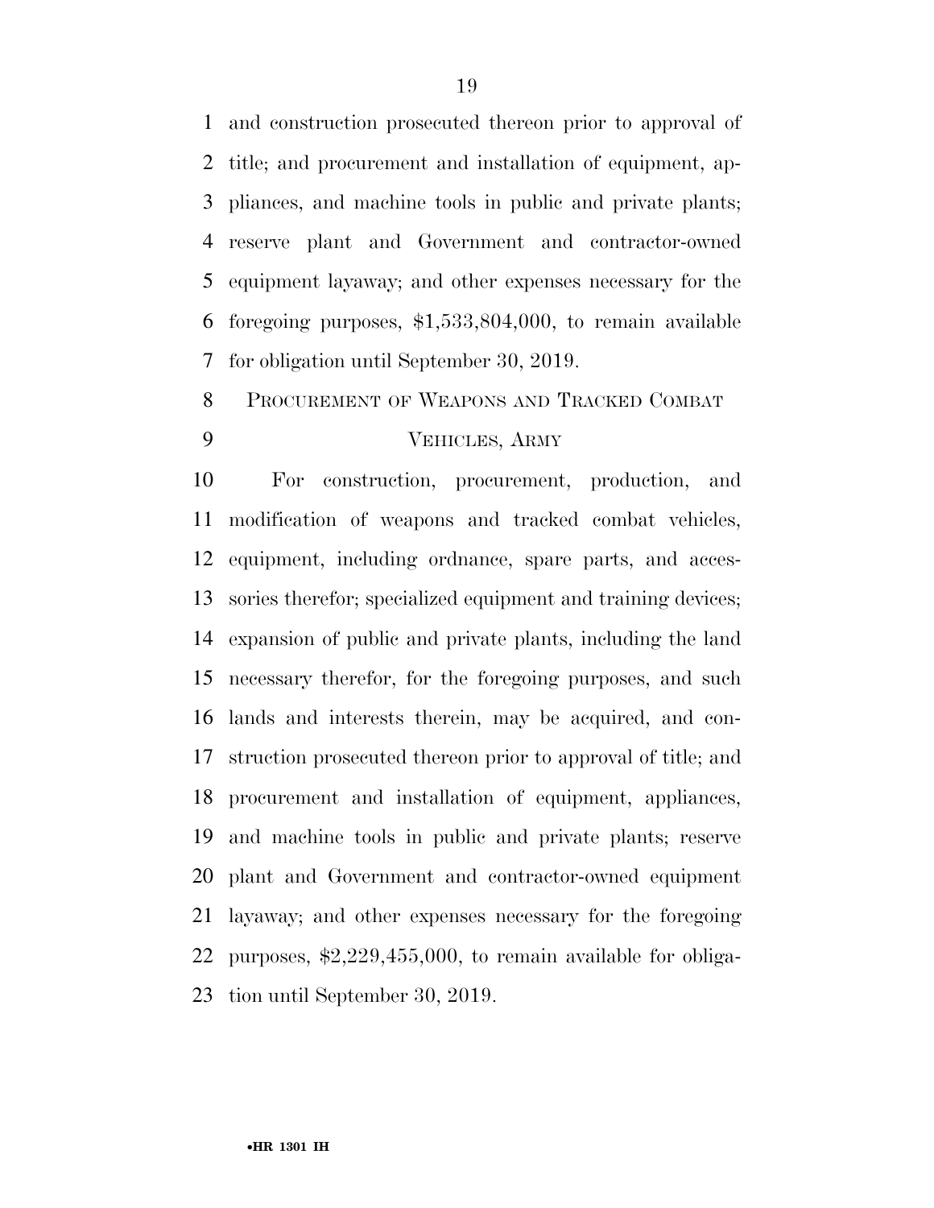and construction prosecuted thereon prior to approval of title; and procurement and installation of equipment, appliances, and machine tools in public and private plants; reserve plant and Government and contractor-owned equipment layaway; and other expenses necessary for the foregoing purposes, $1,533,804,000, to remain available for obligation until September 30, 2019.

## PROCUREMENT OF WEAPONS AND TRACKED COMBAT VEHICLES, ARMY

For construction, procurement, production, and modification of weapons and tracked combat vehicles, equipment, including ordnance, spare parts, and accessories therefor; specialized equipment and training devices; expansion of public and private plants, including the land necessary therefor, for the foregoing purposes, and such lands and interests therein, may be acquired, and construction prosecuted thereon prior to approval of title; and procurement and installation of equipment, appliances, and machine tools in public and private plants; reserve plant and Government and contractor-owned equipment layaway; and other expenses necessary for the foregoing purposes, $2,229,455,000, to remain available for obligation until September 30, 2019.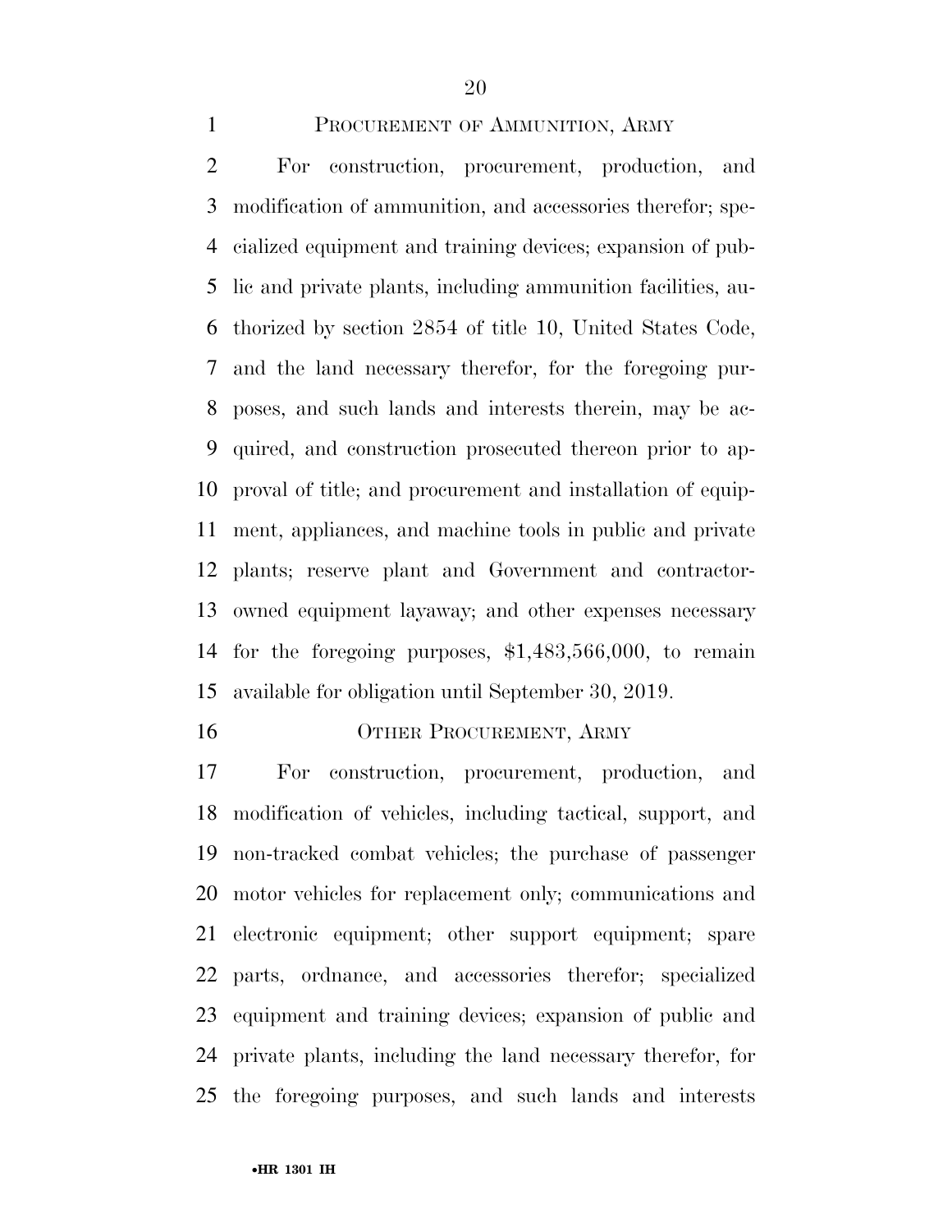## PROCUREMENT OF AMMUNITION, ARMY

For construction, procurement, production, and modification of ammunition, and accessories therefor; specialized equipment and training devices; expansion of public and private plants, including ammunition facilities, authorized by section 2854 of title 10, United States Code, and the land necessary therefor, for the foregoing purposes, and such lands and interests therein, may be acquired, and construction prosecuted thereon prior to approval of title; and procurement and installation of equipment, appliances, and machine tools in public and private plants; reserve plant and Government and contractor-owned equipment layaway; and other expenses necessary for the foregoing purposes, $1,483,566,000, to remain available for obligation until September 30, 2019.

## OTHER PROCUREMENT, ARMY

For construction, procurement, production, and modification of vehicles, including tactical, support, and non-tracked combat vehicles; the purchase of passenger motor vehicles for replacement only; communications and electronic equipment; other support equipment; spare parts, ordnance, and accessories therefor; specialized equipment and training devices; expansion of public and private plants, including the land necessary therefor, for the foregoing purposes, and such lands and interests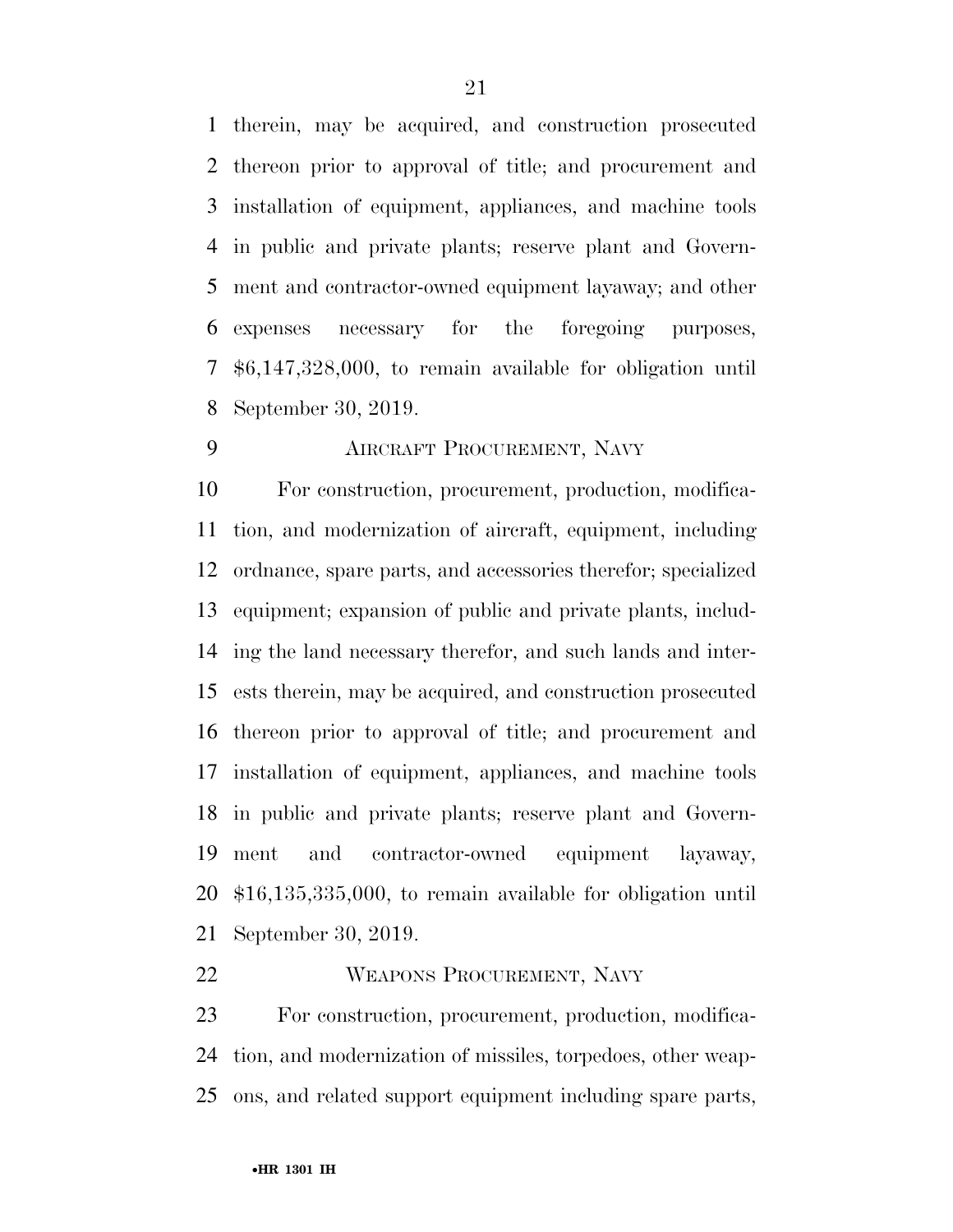therein, may be acquired, and construction prosecuted thereon prior to approval of title; and procurement and installation of equipment, appliances, and machine tools in public and private plants; reserve plant and Government and contractor-owned equipment layaway; and other expenses necessary for the foregoing purposes, $6,147,328,000, to remain available for obligation until September 30, 2019.

## AIRCRAFT PROCUREMENT, NAVY

For construction, procurement, production, modification, and modernization of aircraft, equipment, including ordnance, spare parts, and accessories therefor; specialized equipment; expansion of public and private plants, including the land necessary therefor, and such lands and interests therein, may be acquired, and construction prosecuted thereon prior to approval of title; and procurement and installation of equipment, appliances, and machine tools in public and private plants; reserve plant and Government and contractor-owned equipment layaway, $16,135,335,000, to remain available for obligation until September 30, 2019.

## WEAPONS PROCUREMENT, NAVY

For construction, procurement, production, modification, and modernization of missiles, torpedoes, other weapons, and related support equipment including spare parts,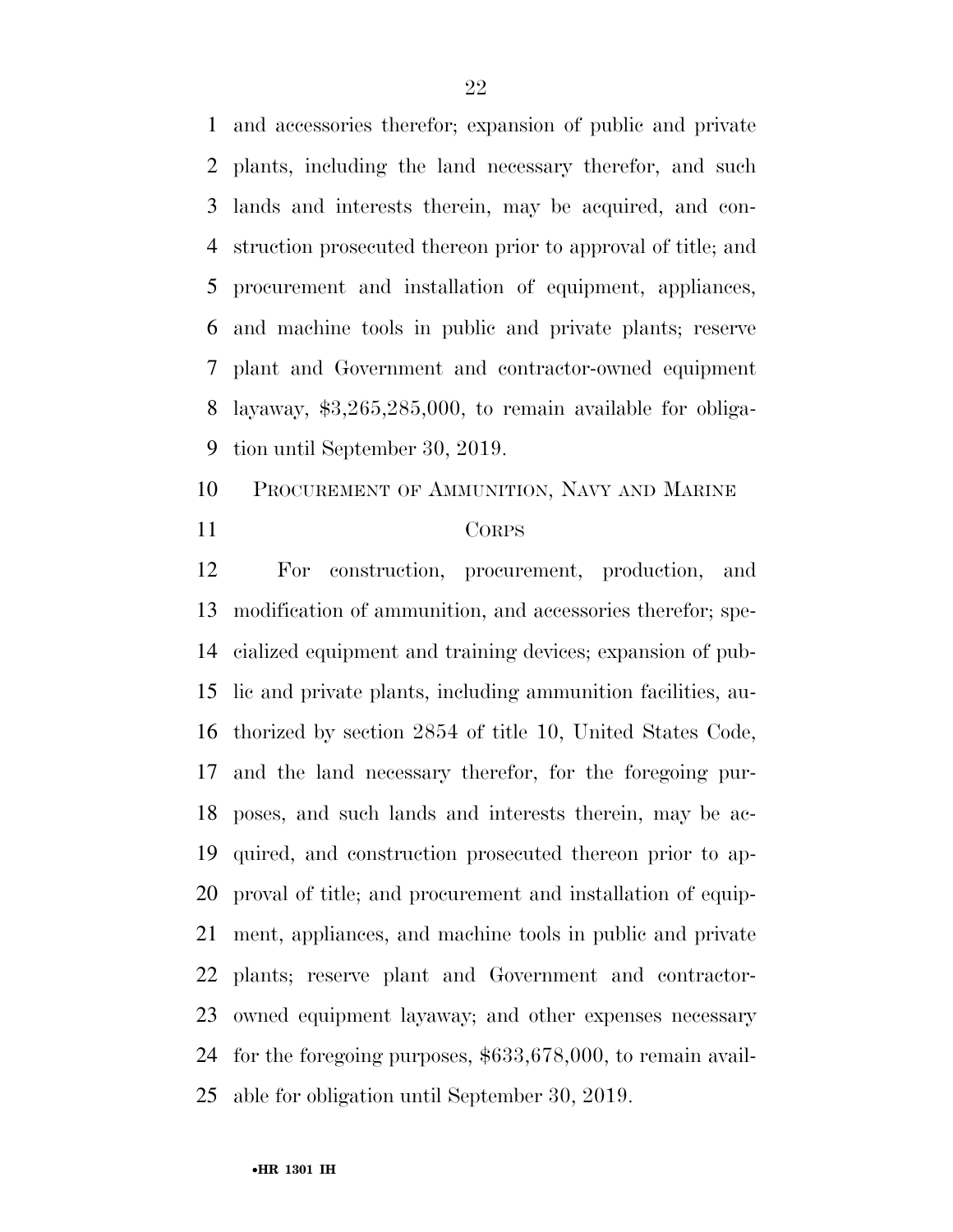and accessories therefor; expansion of public and private plants, including the land necessary therefor, and such lands and interests therein, may be acquired, and construction prosecuted thereon prior to approval of title; and procurement and installation of equipment, appliances, and machine tools in public and private plants; reserve plant and Government and contractor-owned equipment layaway, $3,265,285,000, to remain available for obligation until September 30, 2019.

PROCUREMENT OF AMMUNITION, NAVY AND MARINE CORPS

For construction, procurement, production, and modification of ammunition, and accessories therefor; specialized equipment and training devices; expansion of public and private plants, including ammunition facilities, authorized by section 2854 of title 10, United States Code, and the land necessary therefor, for the foregoing purposes, and such lands and interests therein, may be acquired, and construction prosecuted thereon prior to approval of title; and procurement and installation of equipment, appliances, and machine tools in public and private plants; reserve plant and Government and contractor-owned equipment layaway; and other expenses necessary for the foregoing purposes, $633,678,000, to remain available for obligation until September 30, 2019.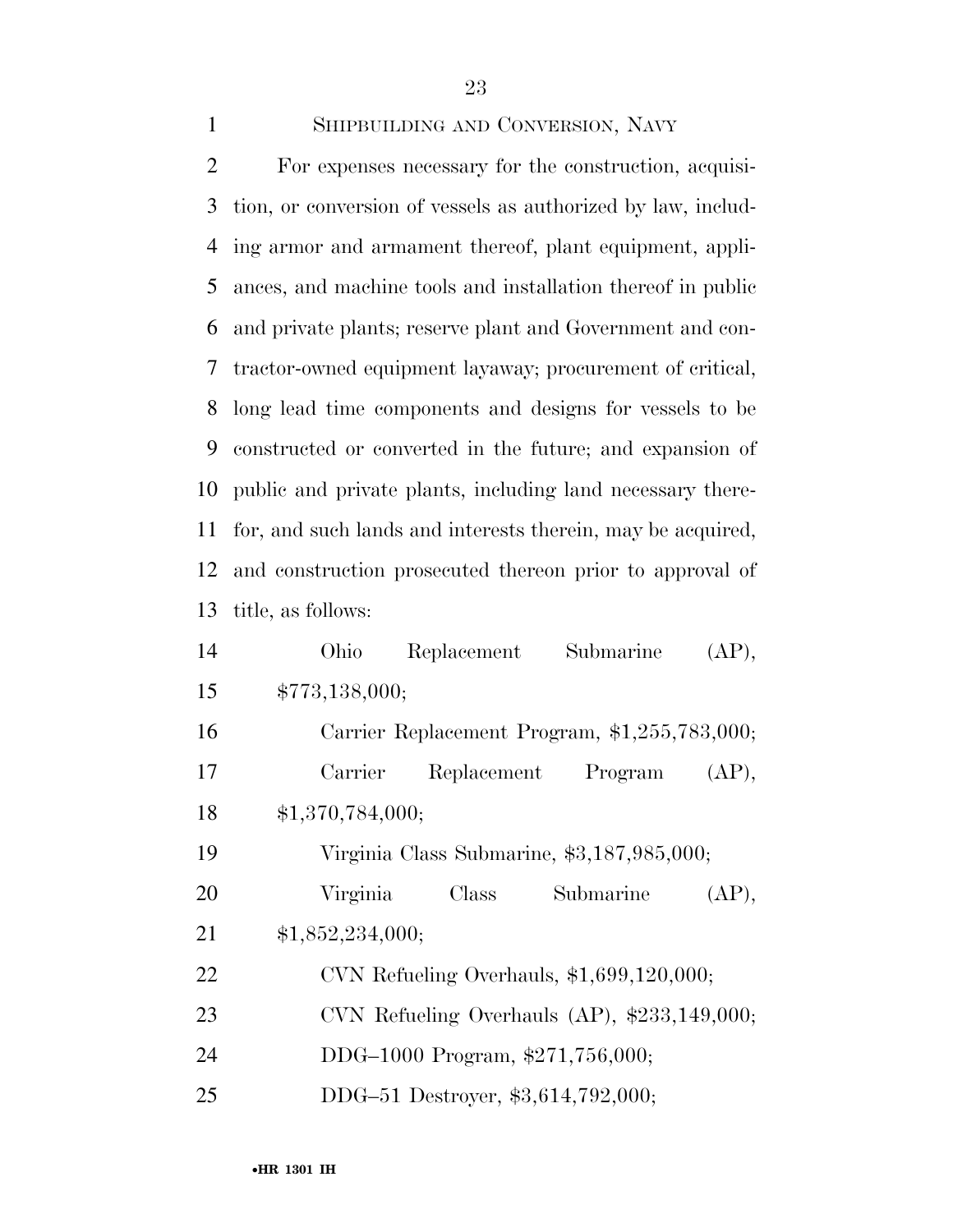## SHIPBUILDING AND CONVERSION, NAVY

For expenses necessary for the construction, acquisition, or conversion of vessels as authorized by law, including armor and armament thereof, plant equipment, appliances, and machine tools and installation thereof in public and private plants; reserve plant and Government and contractor-owned equipment layaway; procurement of critical, long lead time components and designs for vessels to be constructed or converted in the future; and expansion of public and private plants, including land necessary therefor, and such lands and interests therein, may be acquired, and construction prosecuted thereon prior to approval of title, as follows:

Ohio Replacement Submarine (AP), $773,138,000;

Carrier Replacement Program, $1,255,783,000;

Carrier Replacement Program (AP), $1,370,784,000;

Virginia Class Submarine, $3,187,985,000;

Virginia Class Submarine (AP), $1,852,234,000;

CVN Refueling Overhauls, $1,699,120,000;

CVN Refueling Overhauls (AP), $233,149,000;

DDG–1000 Program, $271,756,000;

DDG–51 Destroyer, $3,614,792,000;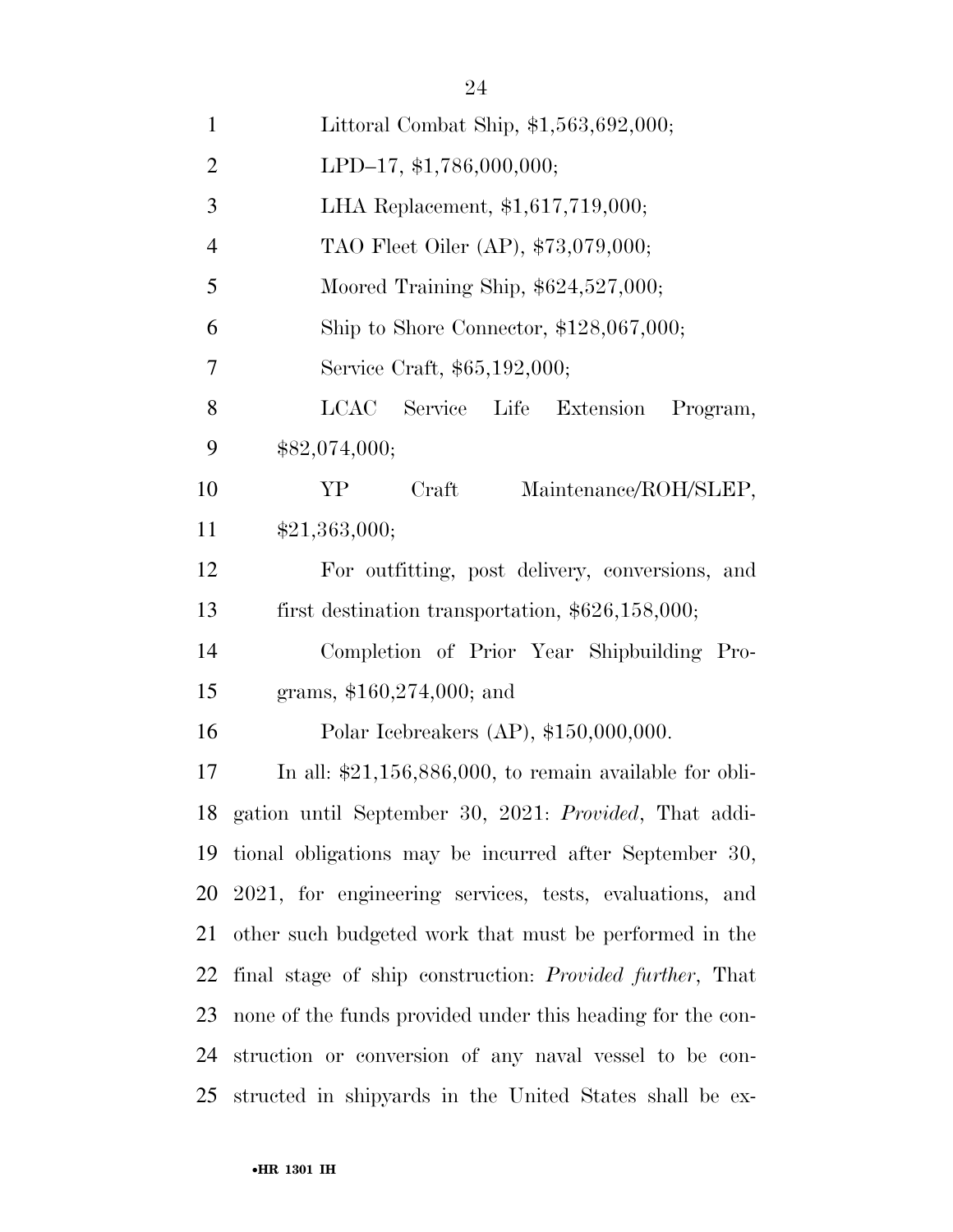Littoral Combat Ship, $1,563,692,000;

LPD–17, $1,786,000,000;

LHA Replacement, $1,617,719,000;

TAO Fleet Oiler (AP), $73,079,000;

Moored Training Ship, $624,527,000;

Ship to Shore Connector, $128,067,000;

Service Craft, $65,192,000;

LCAC Service Life Extension Program, $82,074,000;

YP Craft Maintenance/ROH/SLEP, $21,363,000;

For outfitting, post delivery, conversions, and first destination transportation, $626,158,000;

Completion of Prior Year Shipbuilding Programs, $160,274,000; and

Polar Icebreakers (AP), $150,000,000.

In all: $21,156,886,000, to remain available for obligation until September 30, 2021: *Provided*, That additional obligations may be incurred after September 30, 2021, for engineering services, tests, evaluations, and other such budgeted work that must be performed in the final stage of ship construction: *Provided further*, That none of the funds provided under this heading for the construction or conversion of any naval vessel to be constructed in shipyards in the United States shall be ex-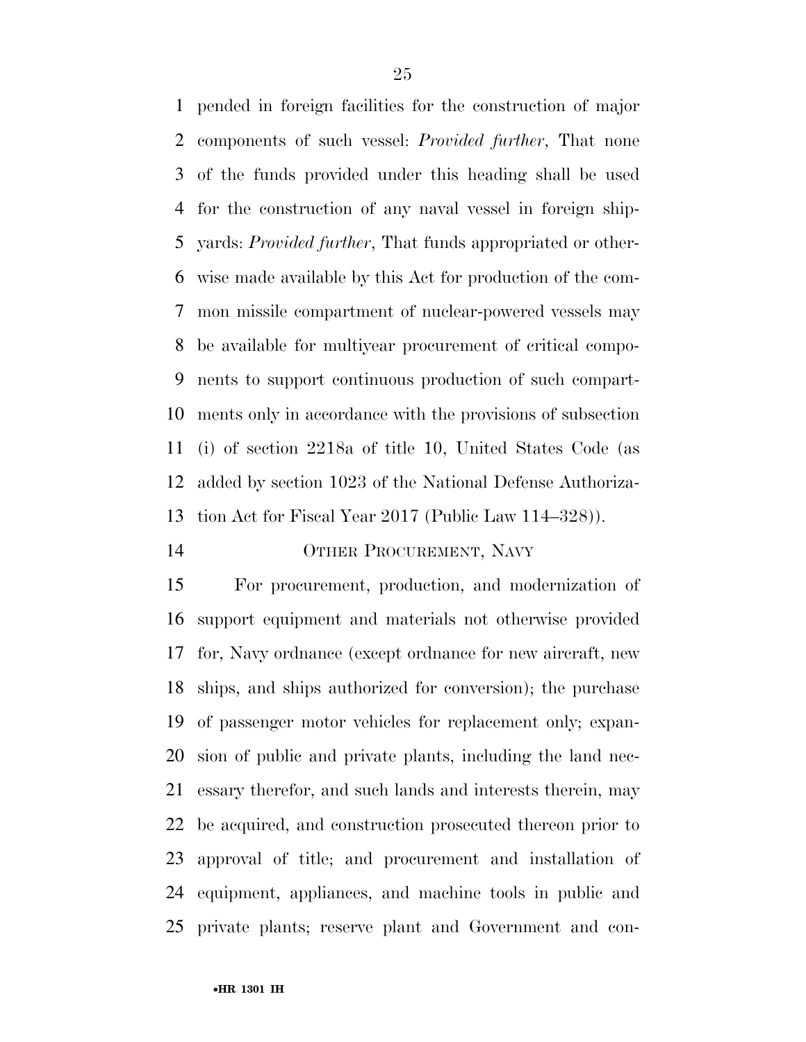pended in foreign facilities for the construction of major components of such vessel: *Provided further*, That none of the funds provided under this heading shall be used for the construction of any naval vessel in foreign shipyards: *Provided further*, That funds appropriated or otherwise made available by this Act for production of the common missile compartment of nuclear-powered vessels may be available for multiyear procurement of critical components to support continuous production of such compartments only in accordance with the provisions of subsection (i) of section 2218a of title 10, United States Code (as added by section 1023 of the National Defense Authorization Act for Fiscal Year 2017 (Public Law 114–328)).

OTHER PROCUREMENT, NAVY

For procurement, production, and modernization of support equipment and materials not otherwise provided for, Navy ordnance (except ordnance for new aircraft, new ships, and ships authorized for conversion); the purchase of passenger motor vehicles for replacement only; expansion of public and private plants, including the land necessary therefor, and such lands and interests therein, may be acquired, and construction prosecuted thereon prior to approval of title; and procurement and installation of equipment, appliances, and machine tools in public and private plants; reserve plant and Government and con-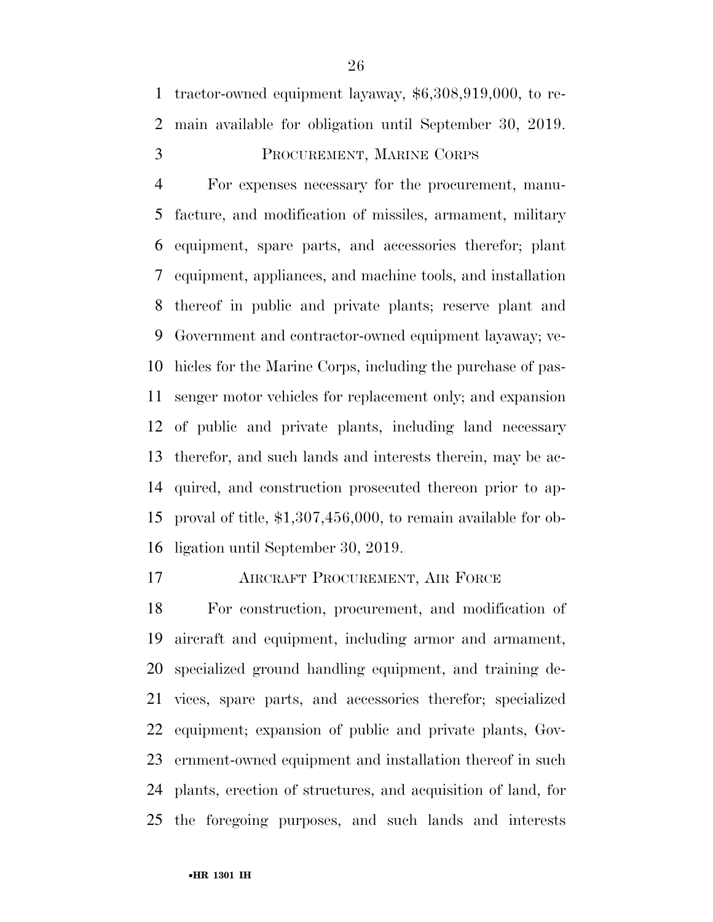tractor-owned equipment layaway, $6,308,919,000, to remain available for obligation until September 30, 2019.

PROCUREMENT, MARINE CORPS

For expenses necessary for the procurement, manufacture, and modification of missiles, armament, military equipment, spare parts, and accessories therefor; plant equipment, appliances, and machine tools, and installation thereof in public and private plants; reserve plant and Government and contractor-owned equipment layaway; vehicles for the Marine Corps, including the purchase of passenger motor vehicles for replacement only; and expansion of public and private plants, including land necessary therefor, and such lands and interests therein, may be acquired, and construction prosecuted thereon prior to approval of title, $1,307,456,000, to remain available for obligation until September 30, 2019.

AIRCRAFT PROCUREMENT, AIR FORCE

For construction, procurement, and modification of aircraft and equipment, including armor and armament, specialized ground handling equipment, and training devices, spare parts, and accessories therefor; specialized equipment; expansion of public and private plants, Government-owned equipment and installation thereof in such plants, erection of structures, and acquisition of land, for the foregoing purposes, and such lands and interests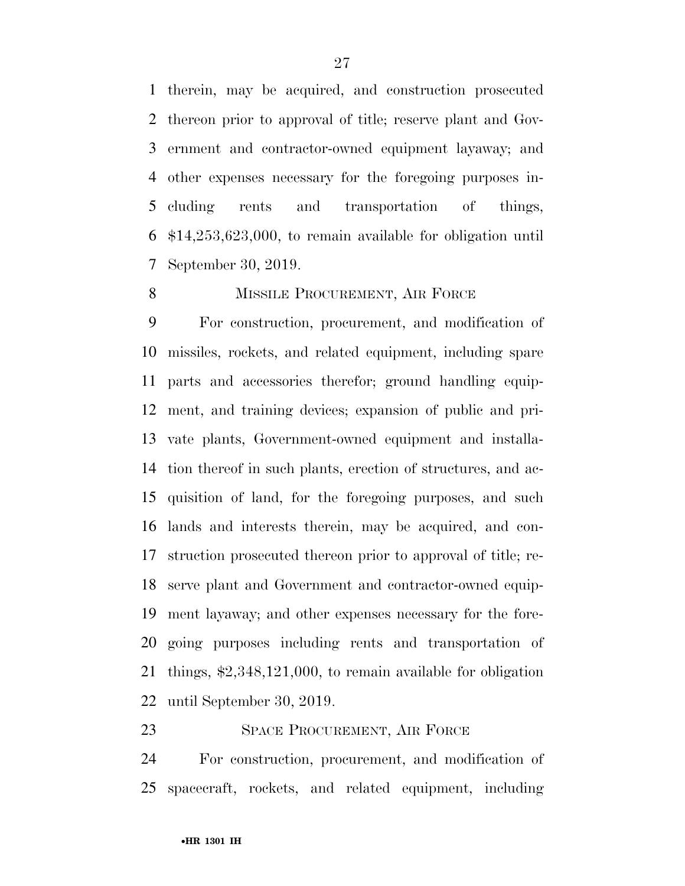therein, may be acquired, and construction prosecuted thereon prior to approval of title; reserve plant and Government and contractor-owned equipment layaway; and other expenses necessary for the foregoing purposes including rents and transportation of things, $14,253,623,000, to remain available for obligation until September 30, 2019.

MISSILE PROCUREMENT, AIR FORCE

For construction, procurement, and modification of missiles, rockets, and related equipment, including spare parts and accessories therefor; ground handling equipment, and training devices; expansion of public and private plants, Government-owned equipment and installation thereof in such plants, erection of structures, and acquisition of land, for the foregoing purposes, and such lands and interests therein, may be acquired, and construction prosecuted thereon prior to approval of title; reserve plant and Government and contractor-owned equipment layaway; and other expenses necessary for the foregoing purposes including rents and transportation of things, $2,348,121,000, to remain available for obligation until September 30, 2019.

SPACE PROCUREMENT, AIR FORCE

For construction, procurement, and modification of spacecraft, rockets, and related equipment, including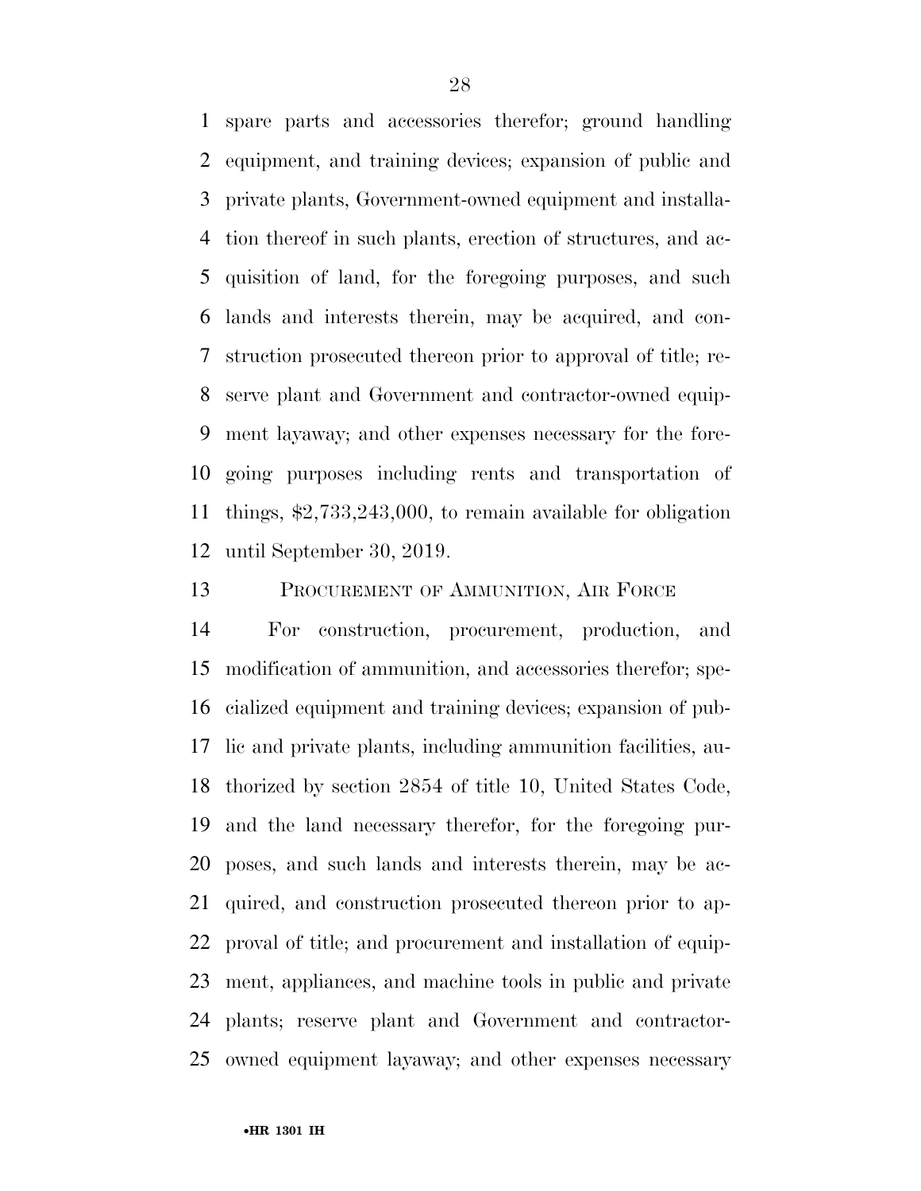spare parts and accessories therefor; ground handling equipment, and training devices; expansion of public and private plants, Government-owned equipment and installation thereof in such plants, erection of structures, and acquisition of land, for the foregoing purposes, and such lands and interests therein, may be acquired, and construction prosecuted thereon prior to approval of title; reserve plant and Government and contractor-owned equipment layaway; and other expenses necessary for the foregoing purposes including rents and transportation of things, $2,733,243,000, to remain available for obligation until September 30, 2019.

PROCUREMENT OF AMMUNITION, AIR FORCE

For construction, procurement, production, and modification of ammunition, and accessories therefor; specialized equipment and training devices; expansion of public and private plants, including ammunition facilities, authorized by section 2854 of title 10, United States Code, and the land necessary therefor, for the foregoing purposes, and such lands and interests therein, may be acquired, and construction prosecuted thereon prior to approval of title; and procurement and installation of equipment, appliances, and machine tools in public and private plants; reserve plant and Government and contractor-owned equipment layaway; and other expenses necessary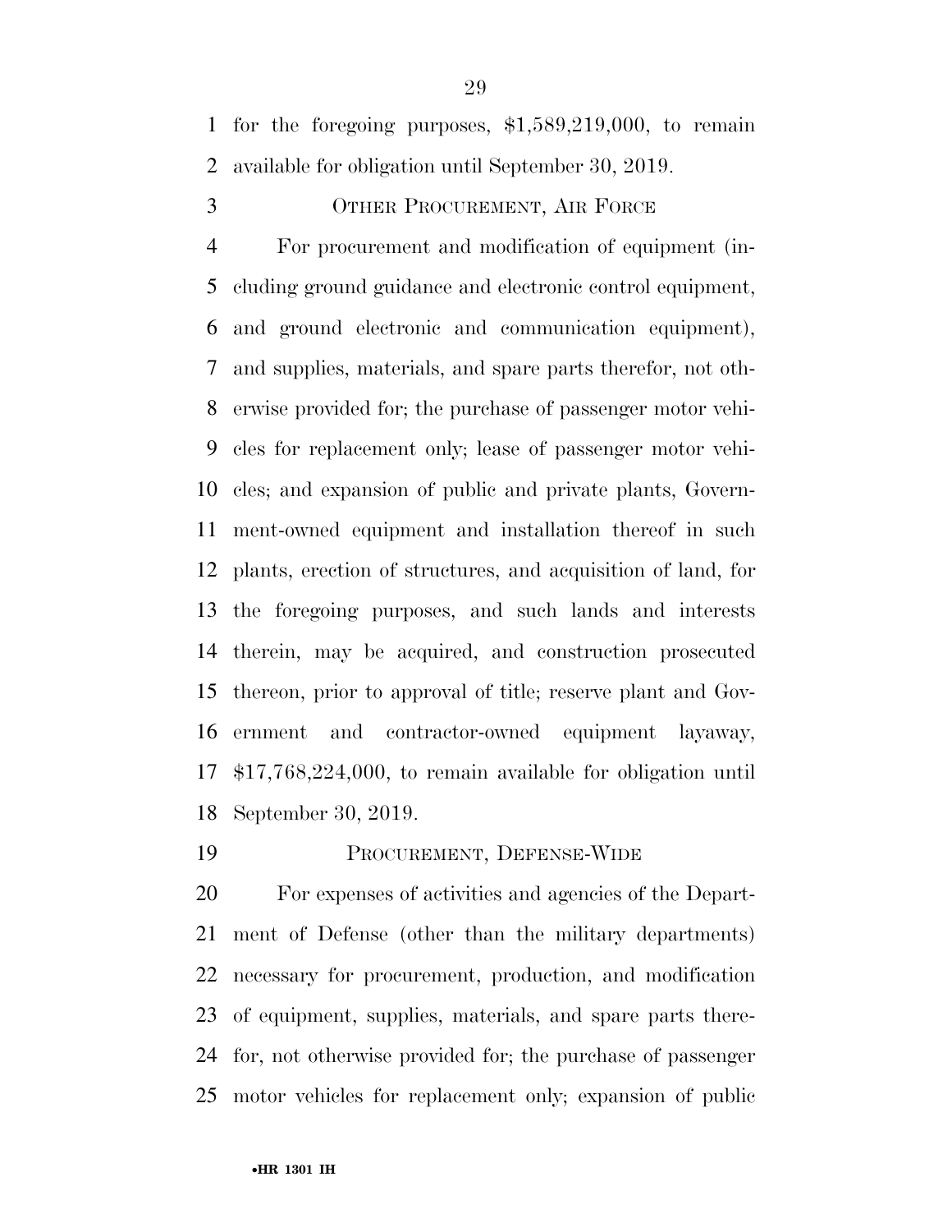for the foregoing purposes, $1,589,219,000, to remain available for obligation until September 30, 2019.

### OTHER PROCUREMENT, AIR FORCE

For procurement and modification of equipment (including ground guidance and electronic control equipment, and ground electronic and communication equipment), and supplies, materials, and spare parts therefor, not otherwise provided for; the purchase of passenger motor vehicles for replacement only; lease of passenger motor vehicles; and expansion of public and private plants, Government-owned equipment and installation thereof in such plants, erection of structures, and acquisition of land, for the foregoing purposes, and such lands and interests therein, may be acquired, and construction prosecuted thereon, prior to approval of title; reserve plant and Government and contractor-owned equipment layaway, $17,768,224,000, to remain available for obligation until September 30, 2019.

### PROCUREMENT, DEFENSE-WIDE

For expenses of activities and agencies of the Department of Defense (other than the military departments) necessary for procurement, production, and modification of equipment, supplies, materials, and spare parts therefor, not otherwise provided for; the purchase of passenger motor vehicles for replacement only; expansion of public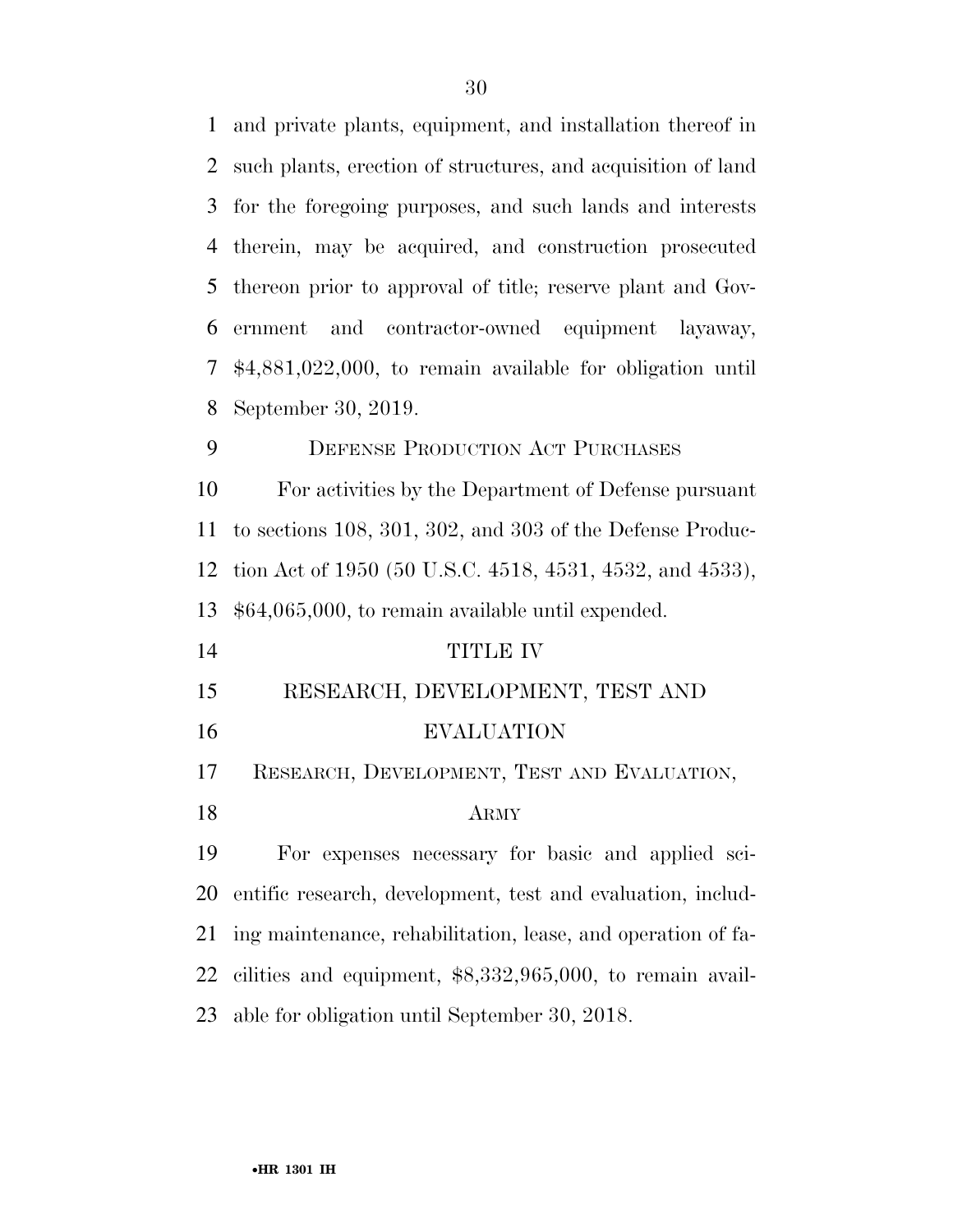and private plants, equipment, and installation thereof in such plants, erection of structures, and acquisition of land for the foregoing purposes, and such lands and interests therein, may be acquired, and construction prosecuted thereon prior to approval of title; reserve plant and Government and contractor-owned equipment layaway, $4,881,022,000, to remain available for obligation until September 30, 2019.

DEFENSE PRODUCTION ACT PURCHASES

For activities by the Department of Defense pursuant to sections 108, 301, 302, and 303 of the Defense Production Act of 1950 (50 U.S.C. 4518, 4531, 4532, and 4533), $64,065,000, to remain available until expended.

# TITLE IV

# RESEARCH, DEVELOPMENT, TEST AND EVALUATION

## RESEARCH, DEVELOPMENT, TEST AND EVALUATION, ARMY

For expenses necessary for basic and applied scientific research, development, test and evaluation, including maintenance, rehabilitation, lease, and operation of facilities and equipment, $8,332,965,000, to remain available for obligation until September 30, 2018.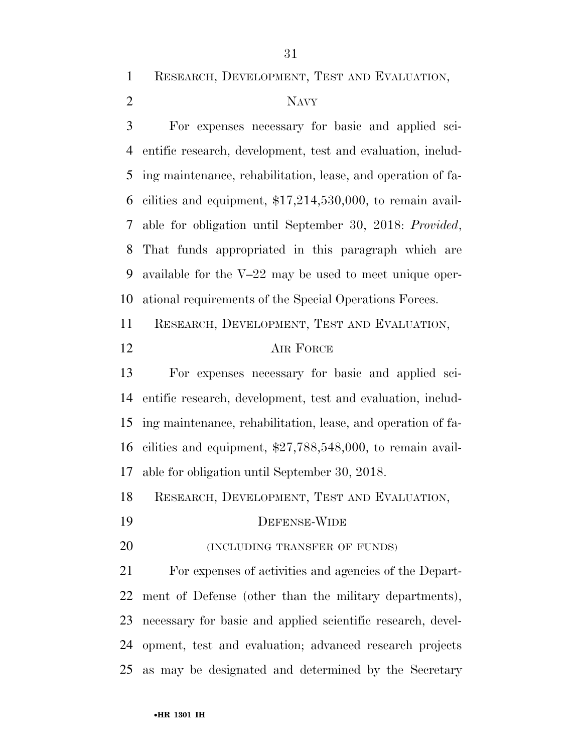## RESEARCH, DEVELOPMENT, TEST AND EVALUATION, NAVY

For expenses necessary for basic and applied scientific research, development, test and evaluation, including maintenance, rehabilitation, lease, and operation of facilities and equipment, $17,214,530,000, to remain available for obligation until September 30, 2018: *Provided*, That funds appropriated in this paragraph which are available for the V–22 may be used to meet unique operational requirements of the Special Operations Forces.

## RESEARCH, DEVELOPMENT, TEST AND EVALUATION, AIR FORCE

For expenses necessary for basic and applied scientific research, development, test and evaluation, including maintenance, rehabilitation, lease, and operation of facilities and equipment, $27,788,548,000, to remain available for obligation until September 30, 2018.

## RESEARCH, DEVELOPMENT, TEST AND EVALUATION, DEFENSE-WIDE

(INCLUDING TRANSFER OF FUNDS)

For expenses of activities and agencies of the Department of Defense (other than the military departments), necessary for basic and applied scientific research, development, test and evaluation; advanced research projects as may be designated and determined by the Secretary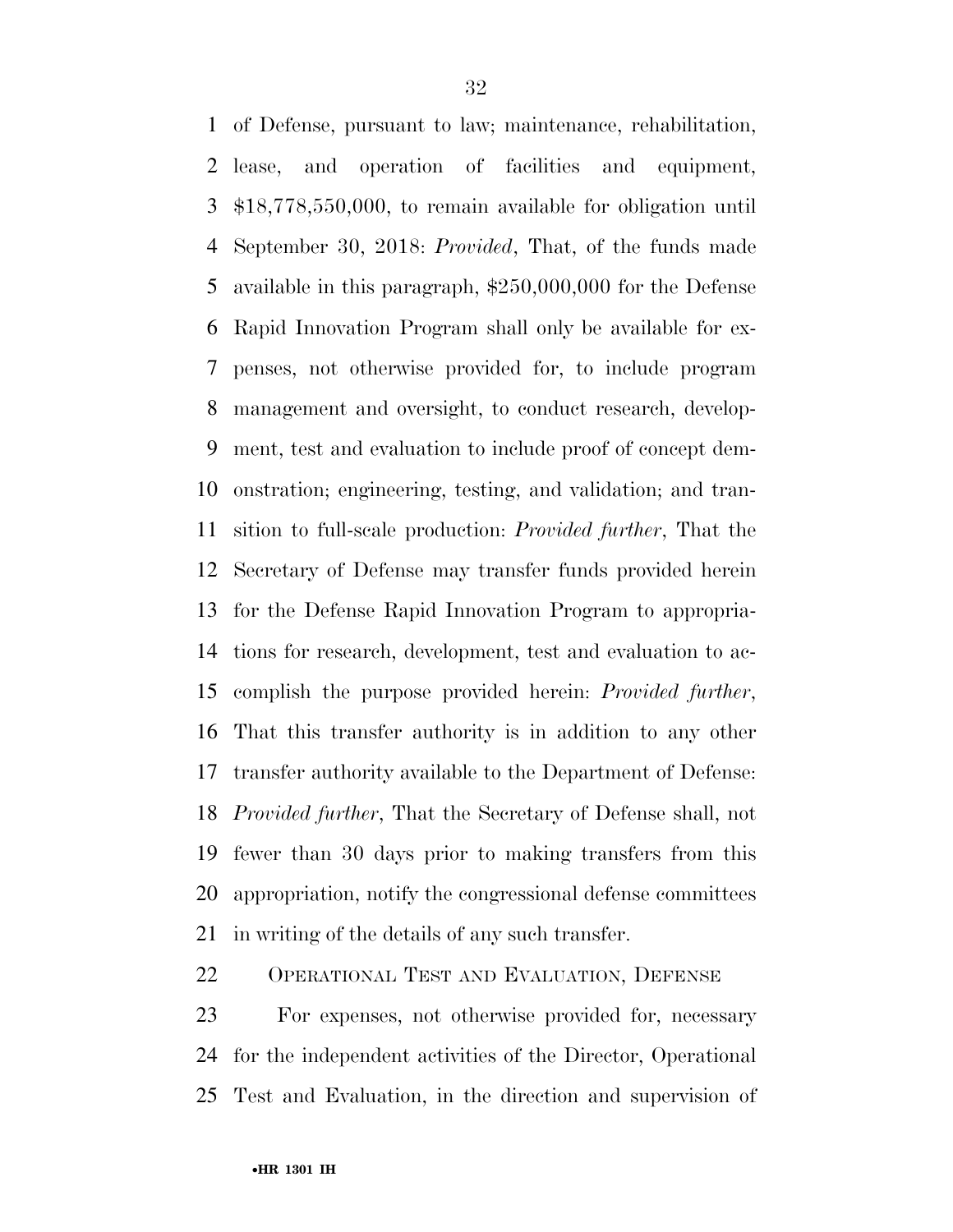of Defense, pursuant to law; maintenance, rehabilitation, lease, and operation of facilities and equipment, $18,778,550,000, to remain available for obligation until September 30, 2018: *Provided*, That, of the funds made available in this paragraph, $250,000,000 for the Defense Rapid Innovation Program shall only be available for expenses, not otherwise provided for, to include program management and oversight, to conduct research, development, test and evaluation to include proof of concept demonstration; engineering, testing, and validation; and transition to full-scale production: *Provided further*, That the Secretary of Defense may transfer funds provided herein for the Defense Rapid Innovation Program to appropriations for research, development, test and evaluation to accomplish the purpose provided herein: *Provided further*, That this transfer authority is in addition to any other transfer authority available to the Department of Defense: *Provided further*, That the Secretary of Defense shall, not fewer than 30 days prior to making transfers from this appropriation, notify the congressional defense committees in writing of the details of any such transfer.

OPERATIONAL TEST AND EVALUATION, DEFENSE

For expenses, not otherwise provided for, necessary for the independent activities of the Director, Operational Test and Evaluation, in the direction and supervision of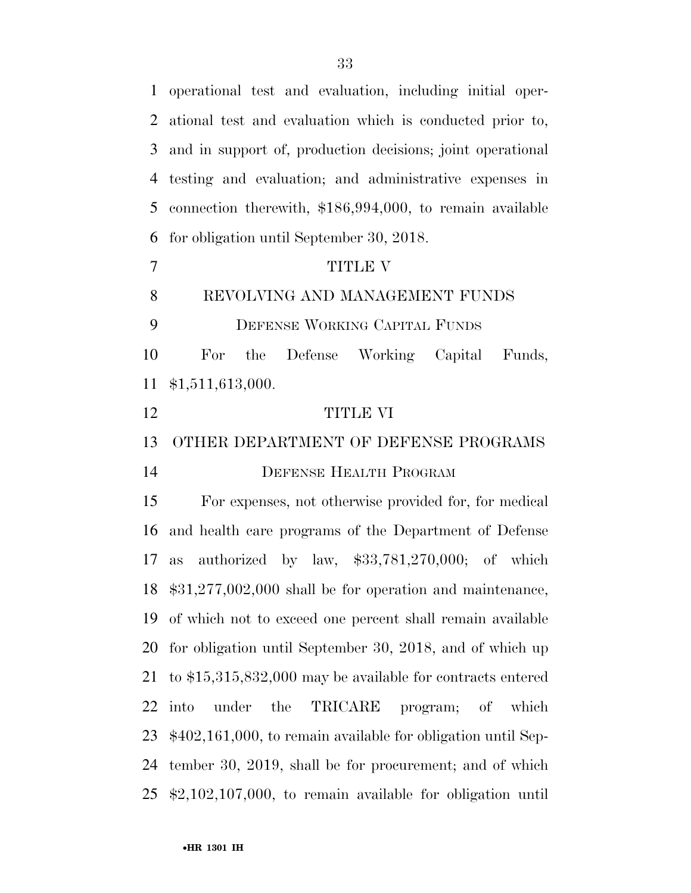operational test and evaluation, including initial operational test and evaluation which is conducted prior to, and in support of, production decisions; joint operational testing and evaluation; and administrative expenses in connection therewith, $186,994,000, to remain available for obligation until September 30, 2018.

## TITLE V

## REVOLVING AND MANAGEMENT FUNDS

### DEFENSE WORKING CAPITAL FUNDS

For the Defense Working Capital Funds, $1,511,613,000.

## TITLE VI

## OTHER DEPARTMENT OF DEFENSE PROGRAMS

### DEFENSE HEALTH PROGRAM

For expenses, not otherwise provided for, for medical and health care programs of the Department of Defense as authorized by law, $33,781,270,000; of which $31,277,002,000 shall be for operation and maintenance, of which not to exceed one percent shall remain available for obligation until September 30, 2018, and of which up to $15,315,832,000 may be available for contracts entered into under the TRICARE program; of which $402,161,000, to remain available for obligation until September 30, 2019, shall be for procurement; and of which $2,102,107,000, to remain available for obligation until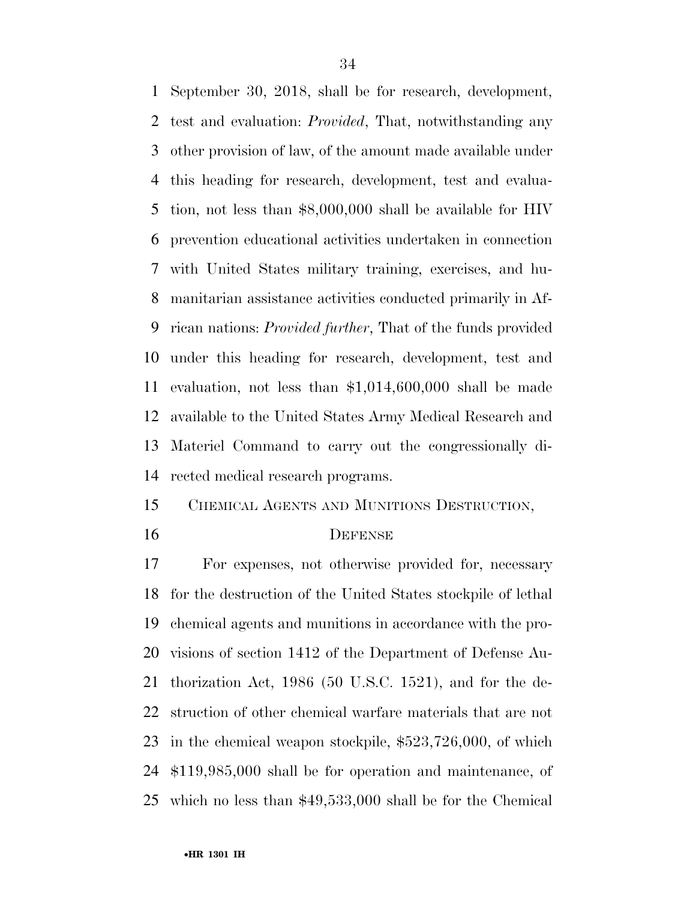September 30, 2018, shall be for research, development, test and evaluation: *Provided*, That, notwithstanding any other provision of law, of the amount made available under this heading for research, development, test and evaluation, not less than $8,000,000 shall be available for HIV prevention educational activities undertaken in connection with United States military training, exercises, and humanitarian assistance activities conducted primarily in African nations: *Provided further*, That of the funds provided under this heading for research, development, test and evaluation, not less than $1,014,600,000 shall be made available to the United States Army Medical Research and Materiel Command to carry out the congressionally directed medical research programs.

CHEMICAL AGENTS AND MUNITIONS DESTRUCTION, DEFENSE

For expenses, not otherwise provided for, necessary for the destruction of the United States stockpile of lethal chemical agents and munitions in accordance with the provisions of section 1412 of the Department of Defense Authorization Act, 1986 (50 U.S.C. 1521), and for the destruction of other chemical warfare materials that are not in the chemical weapon stockpile, $523,726,000, of which $119,985,000 shall be for operation and maintenance, of which no less than $49,533,000 shall be for the Chemical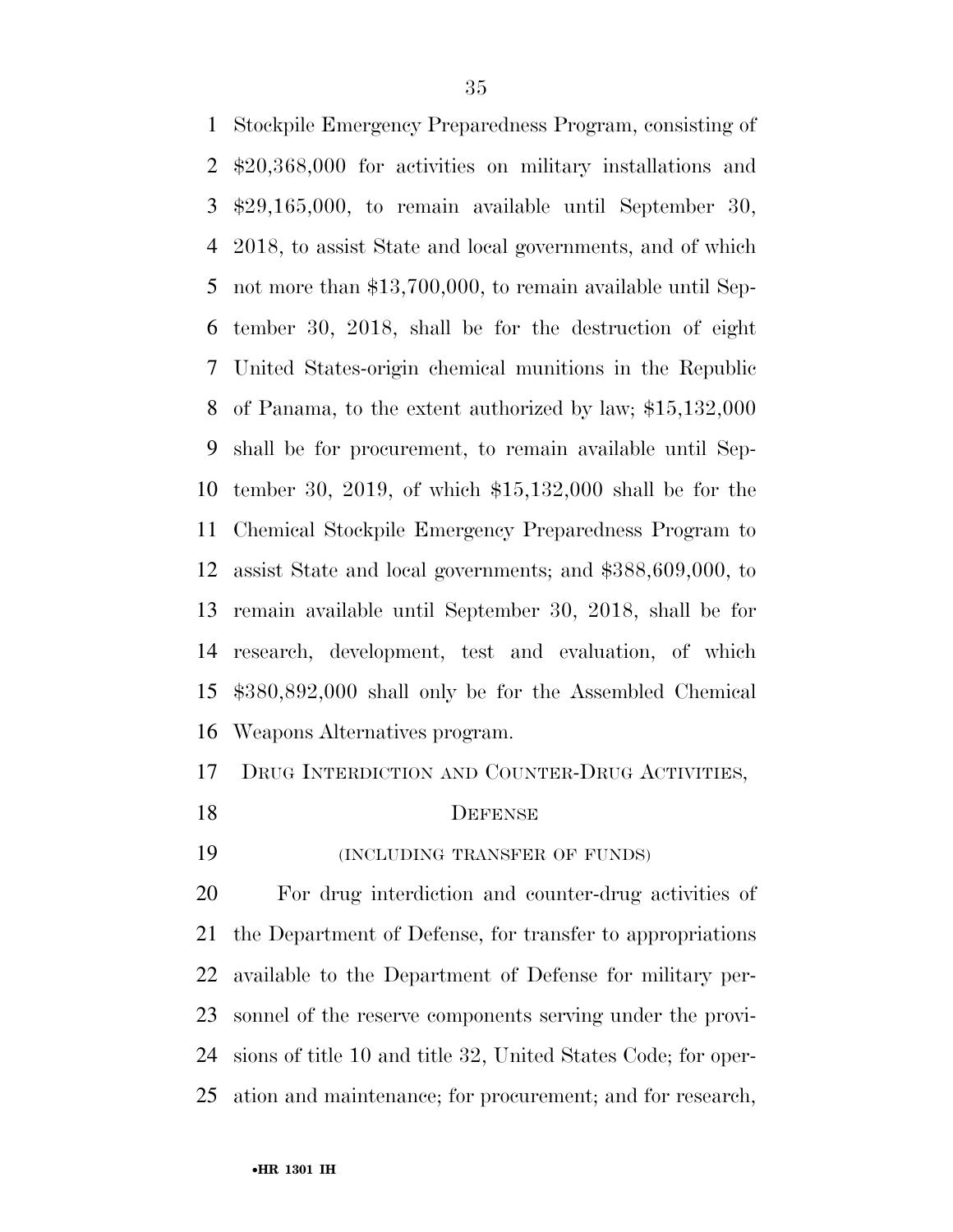Stockpile Emergency Preparedness Program, consisting of $20,368,000 for activities on military installations and $29,165,000, to remain available until September 30, 2018, to assist State and local governments, and of which not more than $13,700,000, to remain available until September 30, 2018, shall be for the destruction of eight United States-origin chemical munitions in the Republic of Panama, to the extent authorized by law; $15,132,000 shall be for procurement, to remain available until September 30, 2019, of which $15,132,000 shall be for the Chemical Stockpile Emergency Preparedness Program to assist State and local governments; and $388,609,000, to remain available until September 30, 2018, shall be for research, development, test and evaluation, of which $380,892,000 shall only be for the Assembled Chemical Weapons Alternatives program.

DRUG INTERDICTION AND COUNTER-DRUG ACTIVITIES, DEFENSE

(INCLUDING TRANSFER OF FUNDS)

For drug interdiction and counter-drug activities of the Department of Defense, for transfer to appropriations available to the Department of Defense for military personnel of the reserve components serving under the provisions of title 10 and title 32, United States Code; for operation and maintenance; for procurement; and for research,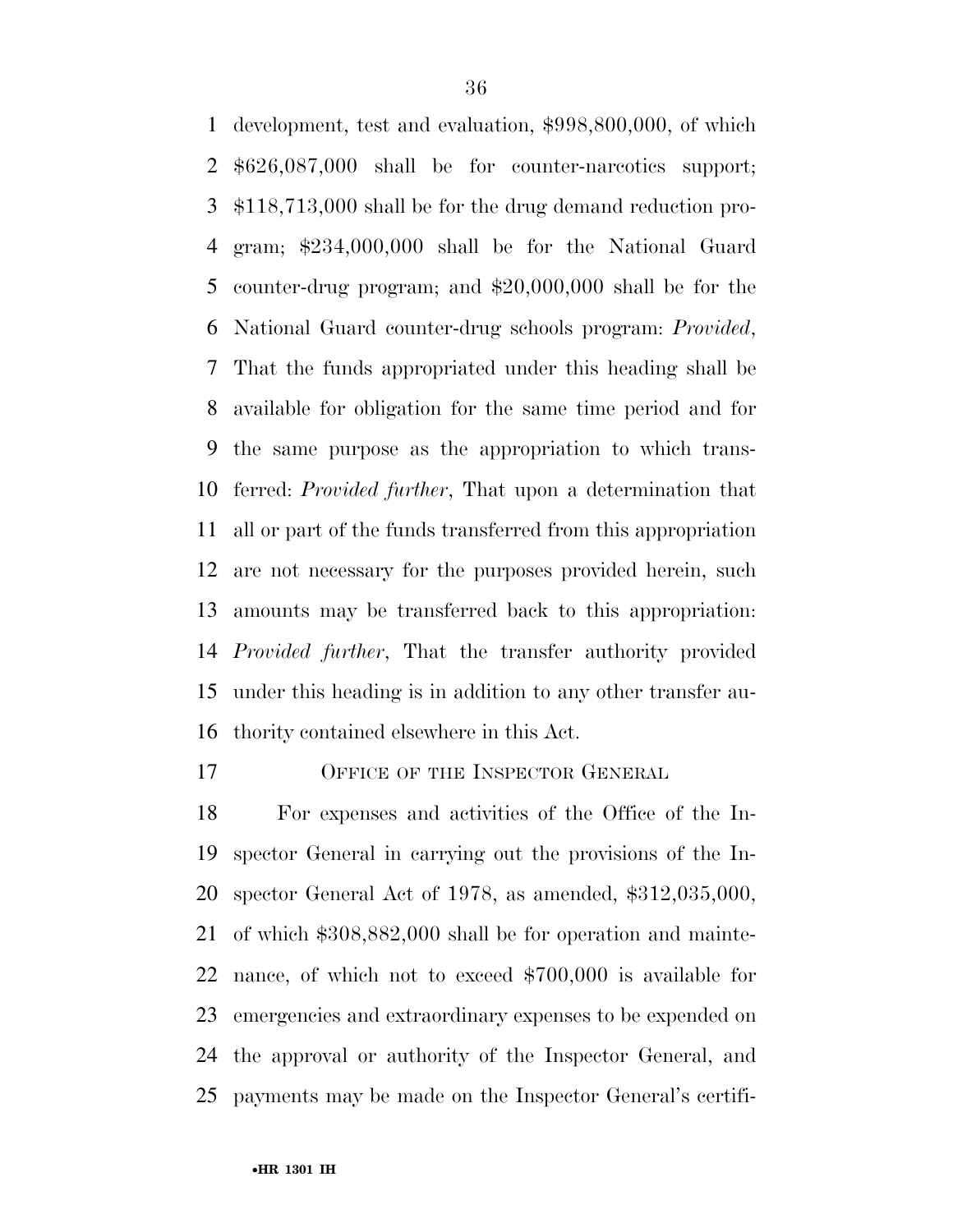development, test and evaluation, $998,800,000, of which $626,087,000 shall be for counter-narcotics support; $118,713,000 shall be for the drug demand reduction program; $234,000,000 shall be for the National Guard counter-drug program; and $20,000,000 shall be for the National Guard counter-drug schools program: *Provided*, That the funds appropriated under this heading shall be available for obligation for the same time period and for the same purpose as the appropriation to which transferred: *Provided further*, That upon a determination that all or part of the funds transferred from this appropriation are not necessary for the purposes provided herein, such amounts may be transferred back to this appropriation: *Provided further*, That the transfer authority provided under this heading is in addition to any other transfer authority contained elsewhere in this Act.

OFFICE OF THE INSPECTOR GENERAL

For expenses and activities of the Office of the Inspector General in carrying out the provisions of the Inspector General Act of 1978, as amended, $312,035,000, of which $308,882,000 shall be for operation and maintenance, of which not to exceed $700,000 is available for emergencies and extraordinary expenses to be expended on the approval or authority of the Inspector General, and payments may be made on the Inspector General's certifi-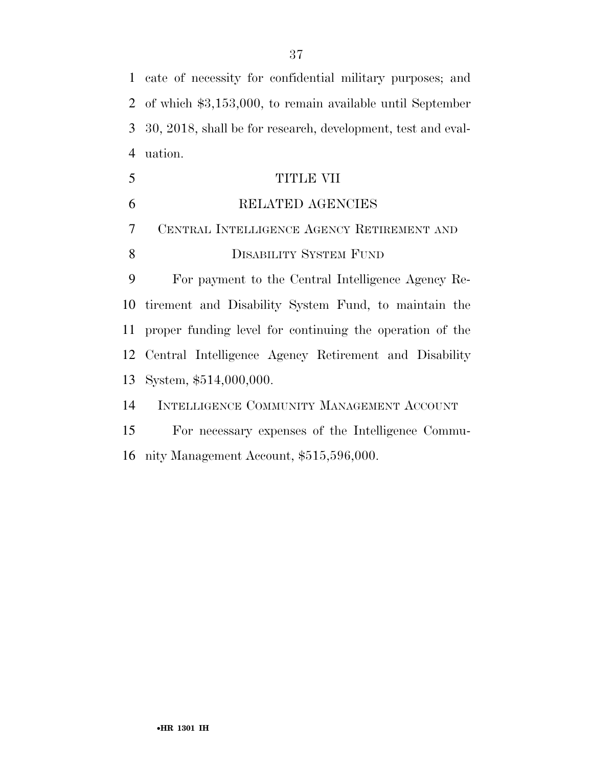cate of necessity for confidential military purposes; and of which $3,153,000, to remain available until September 30, 2018, shall be for research, development, test and evaluation.

## TITLE VII

## RELATED AGENCIES

### Central Intelligence Agency Retirement and Disability System Fund

For payment to the Central Intelligence Agency Retirement and Disability System Fund, to maintain the proper funding level for continuing the operation of the Central Intelligence Agency Retirement and Disability System, $514,000,000.

### Intelligence Community Management Account

For necessary expenses of the Intelligence Community Management Account, $515,596,000.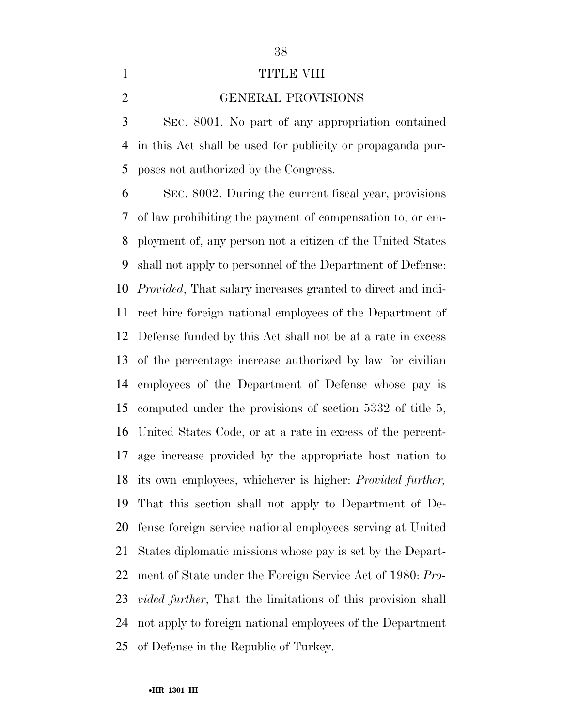# TITLE VIII

## GENERAL PROVISIONS

SEC. 8001. No part of any appropriation contained in this Act shall be used for publicity or propaganda purposes not authorized by the Congress.

SEC. 8002. During the current fiscal year, provisions of law prohibiting the payment of compensation to, or employment of, any person not a citizen of the United States shall not apply to personnel of the Department of Defense: *Provided*, That salary increases granted to direct and indirect hire foreign national employees of the Department of Defense funded by this Act shall not be at a rate in excess of the percentage increase authorized by law for civilian employees of the Department of Defense whose pay is computed under the provisions of section 5332 of title 5, United States Code, or at a rate in excess of the percentage increase provided by the appropriate host nation to its own employees, whichever is higher: *Provided further,* That this section shall not apply to Department of Defense foreign service national employees serving at United States diplomatic missions whose pay is set by the Department of State under the Foreign Service Act of 1980: *Provided further*, That the limitations of this provision shall not apply to foreign national employees of the Department of Defense in the Republic of Turkey.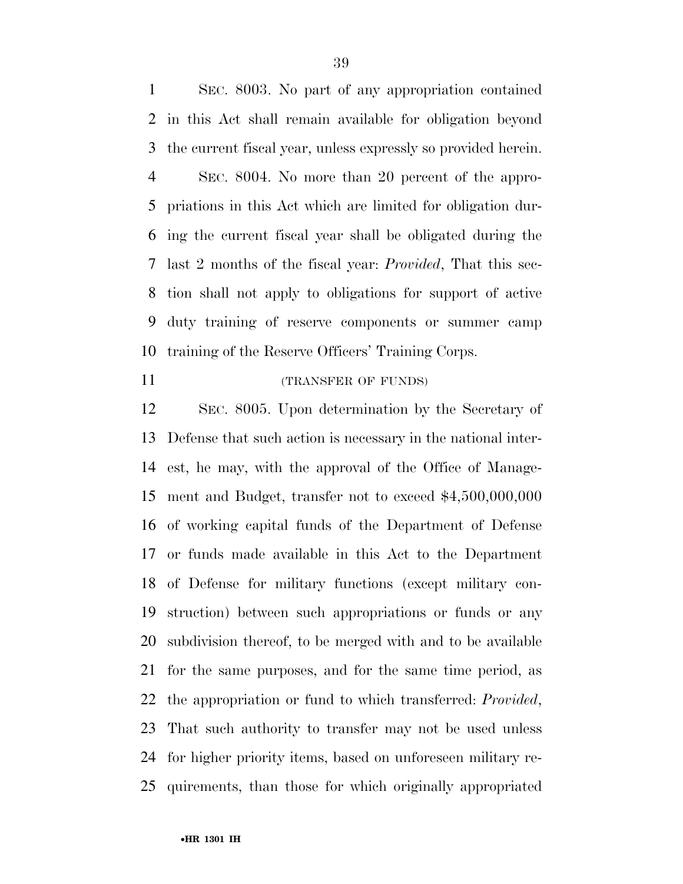SEC. 8003. No part of any appropriation contained in this Act shall remain available for obligation beyond the current fiscal year, unless expressly so provided herein.

SEC. 8004. No more than 20 percent of the appropriations in this Act which are limited for obligation during the current fiscal year shall be obligated during the last 2 months of the fiscal year: *Provided*, That this section shall not apply to obligations for support of active duty training of reserve components or summer camp training of the Reserve Officers' Training Corps.

(TRANSFER OF FUNDS)

SEC. 8005. Upon determination by the Secretary of Defense that such action is necessary in the national interest, he may, with the approval of the Office of Management and Budget, transfer not to exceed $4,500,000,000 of working capital funds of the Department of Defense or funds made available in this Act to the Department of Defense for military functions (except military construction) between such appropriations or funds or any subdivision thereof, to be merged with and to be available for the same purposes, and for the same time period, as the appropriation or fund to which transferred: *Provided*, That such authority to transfer may not be used unless for higher priority items, based on unforeseen military requirements, than those for which originally appropriated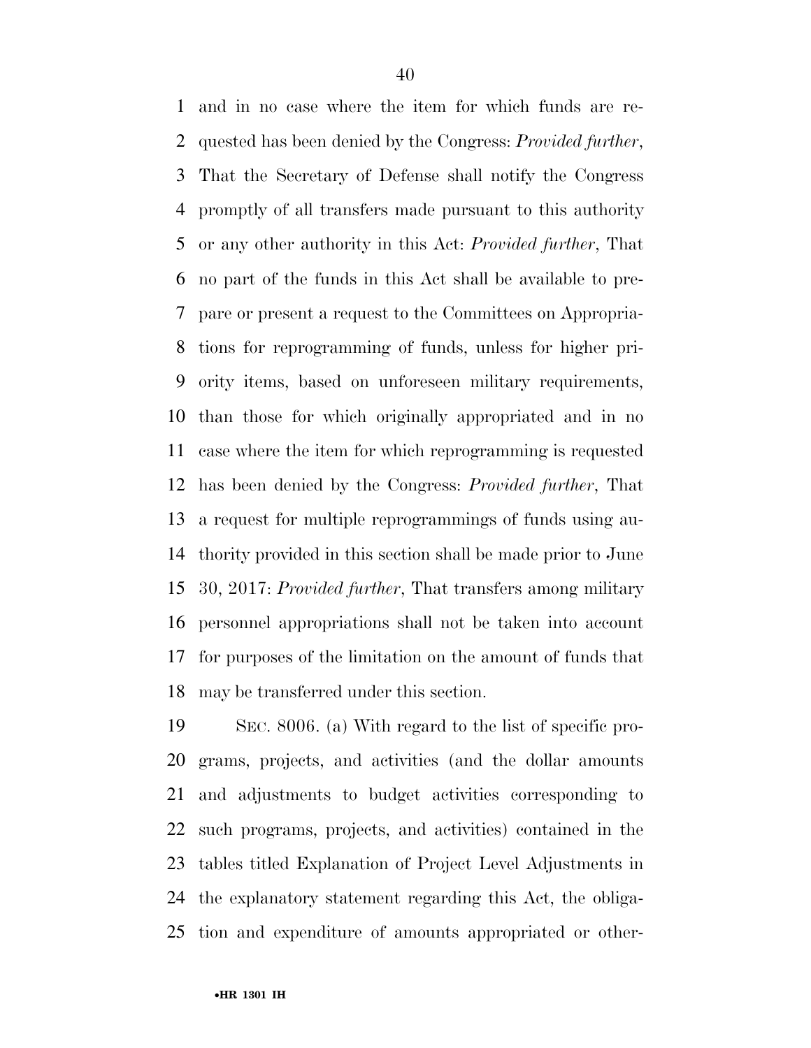and in no case where the item for which funds are requested has been denied by the Congress: *Provided further*, That the Secretary of Defense shall notify the Congress promptly of all transfers made pursuant to this authority or any other authority in this Act: *Provided further*, That no part of the funds in this Act shall be available to prepare or present a request to the Committees on Appropriations for reprogramming of funds, unless for higher priority items, based on unforeseen military requirements, than those for which originally appropriated and in no case where the item for which reprogramming is requested has been denied by the Congress: *Provided further*, That a request for multiple reprogrammings of funds using authority provided in this section shall be made prior to June 30, 2017: *Provided further*, That transfers among military personnel appropriations shall not be taken into account for purposes of the limitation on the amount of funds that may be transferred under this section.

SEC. 8006. (a) With regard to the list of specific programs, projects, and activities (and the dollar amounts and adjustments to budget activities corresponding to such programs, projects, and activities) contained in the tables titled Explanation of Project Level Adjustments in the explanatory statement regarding this Act, the obligation and expenditure of amounts appropriated or other-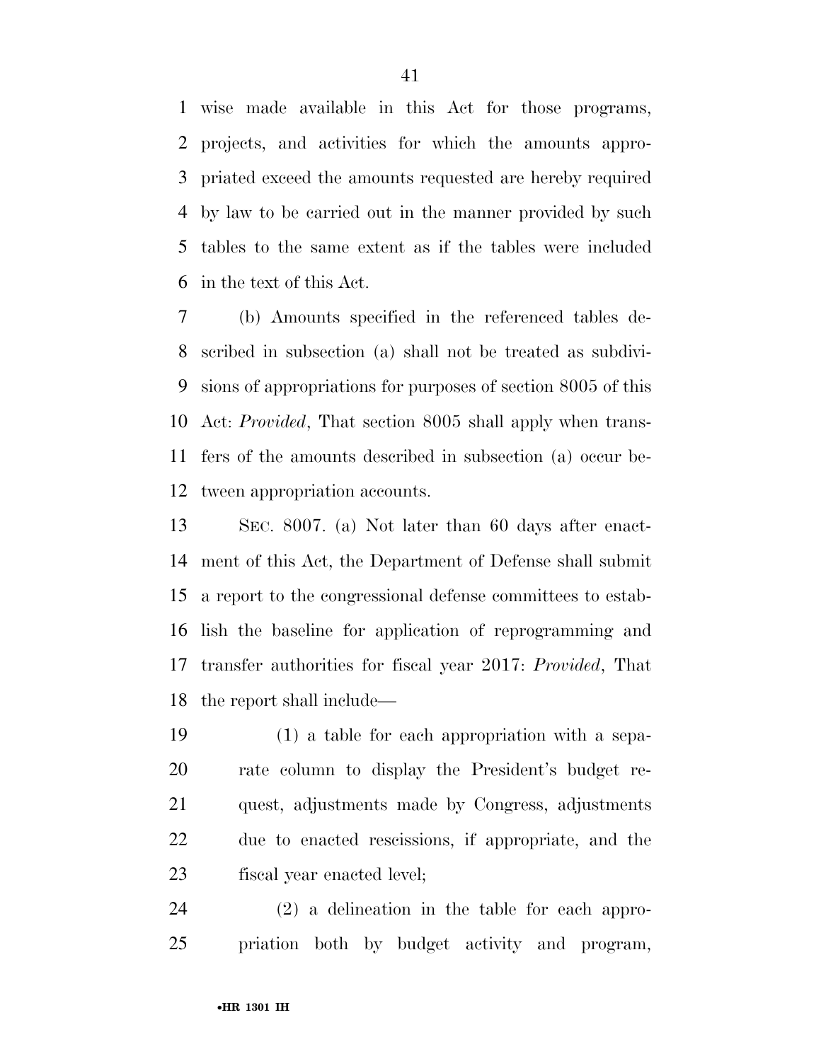wise made available in this Act for those programs, projects, and activities for which the amounts appropriated exceed the amounts requested are hereby required by law to be carried out in the manner provided by such tables to the same extent as if the tables were included in the text of this Act.

(b) Amounts specified in the referenced tables described in subsection (a) shall not be treated as subdivisions of appropriations for purposes of section 8005 of this Act: *Provided*, That section 8005 shall apply when transfers of the amounts described in subsection (a) occur between appropriation accounts.

SEC. 8007. (a) Not later than 60 days after enactment of this Act, the Department of Defense shall submit a report to the congressional defense committees to establish the baseline for application of reprogramming and transfer authorities for fiscal year 2017: *Provided*, That the report shall include—

(1) a table for each appropriation with a separate column to display the President's budget request, adjustments made by Congress, adjustments due to enacted rescissions, if appropriate, and the fiscal year enacted level;

(2) a delineation in the table for each appropriation both by budget activity and program,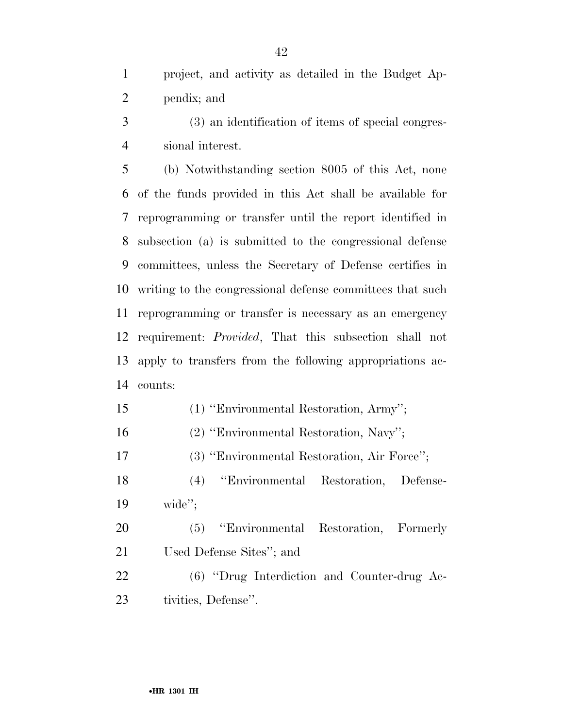project, and activity as detailed in the Budget Appendix; and

(3) an identification of items of special congressional interest.

(b) Notwithstanding section 8005 of this Act, none of the funds provided in this Act shall be available for reprogramming or transfer until the report identified in subsection (a) is submitted to the congressional defense committees, unless the Secretary of Defense certifies in writing to the congressional defense committees that such reprogramming or transfer is necessary as an emergency requirement: *Provided*, That this subsection shall not apply to transfers from the following appropriations accounts:

(1) ''Environmental Restoration, Army'';

(2) ''Environmental Restoration, Navy'';

(3) ''Environmental Restoration, Air Force'';

(4) ''Environmental Restoration, Defense-wide'';

(5) ''Environmental Restoration, Formerly Used Defense Sites''; and

(6) ''Drug Interdiction and Counter-drug Activities, Defense''.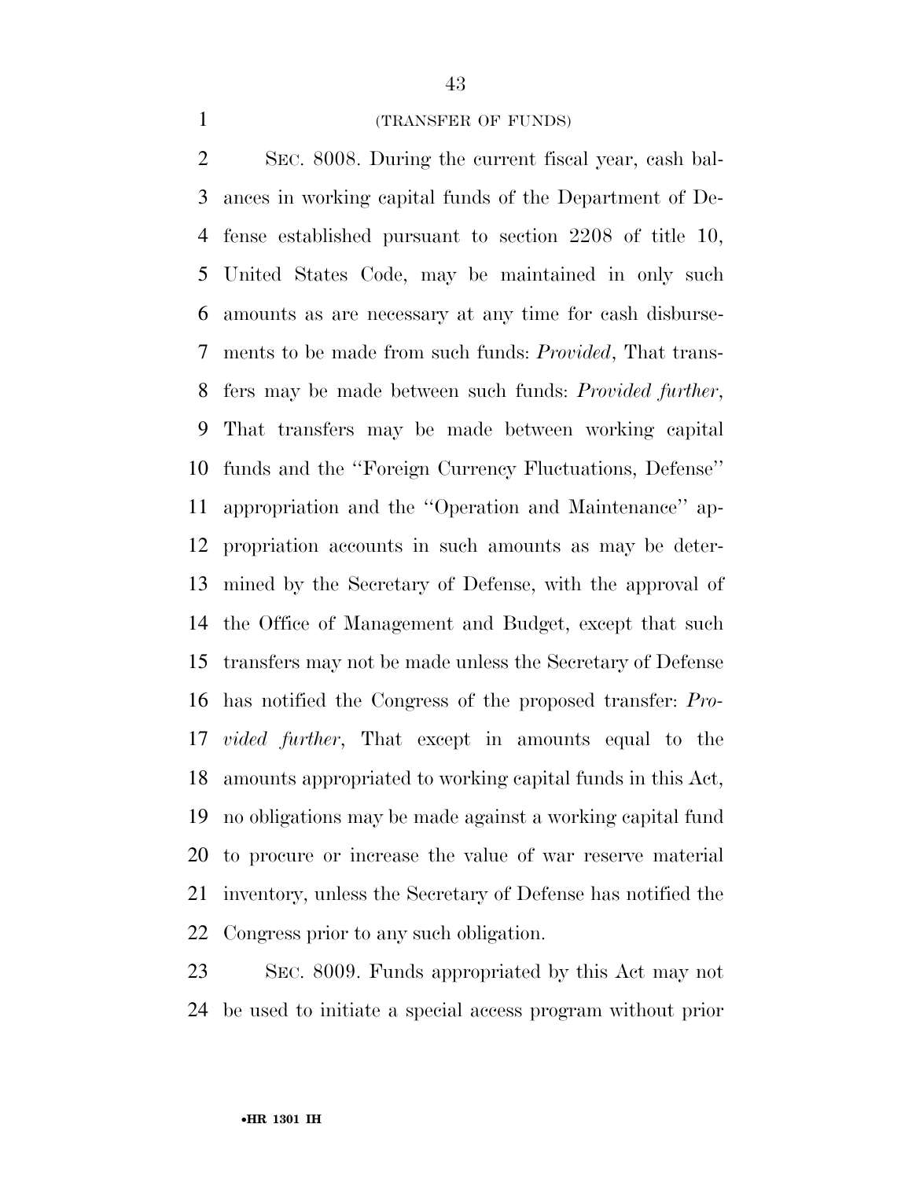(TRANSFER OF FUNDS)

SEC. 8008. During the current fiscal year, cash balances in working capital funds of the Department of Defense established pursuant to section 2208 of title 10, United States Code, may be maintained in only such amounts as are necessary at any time for cash disbursements to be made from such funds: *Provided*, That transfers may be made between such funds: *Provided further*, That transfers may be made between working capital funds and the ''Foreign Currency Fluctuations, Defense'' appropriation and the ''Operation and Maintenance'' appropriation accounts in such amounts as may be determined by the Secretary of Defense, with the approval of the Office of Management and Budget, except that such transfers may not be made unless the Secretary of Defense has notified the Congress of the proposed transfer: *Provided further*, That except in amounts equal to the amounts appropriated to working capital funds in this Act, no obligations may be made against a working capital fund to procure or increase the value of war reserve material inventory, unless the Secretary of Defense has notified the Congress prior to any such obligation.

SEC. 8009. Funds appropriated by this Act may not be used to initiate a special access program without prior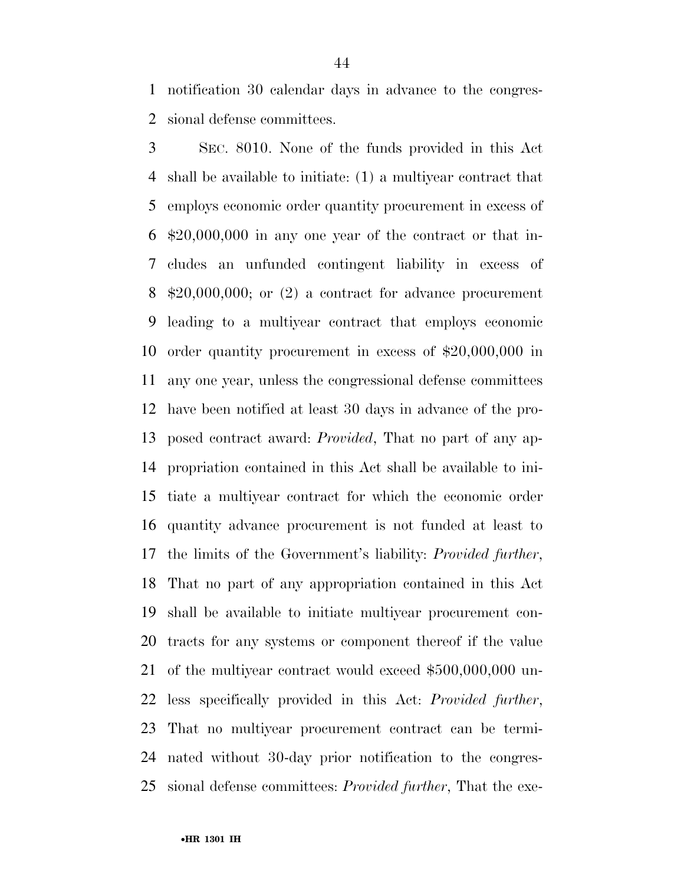notification 30 calendar days in advance to the congressional defense committees.

SEC. 8010. None of the funds provided in this Act shall be available to initiate: (1) a multiyear contract that employs economic order quantity procurement in excess of $20,000,000 in any one year of the contract or that includes an unfunded contingent liability in excess of $20,000,000; or (2) a contract for advance procurement leading to a multiyear contract that employs economic order quantity procurement in excess of $20,000,000 in any one year, unless the congressional defense committees have been notified at least 30 days in advance of the proposed contract award: *Provided*, That no part of any appropriation contained in this Act shall be available to initiate a multiyear contract for which the economic order quantity advance procurement is not funded at least to the limits of the Government's liability: *Provided further*, That no part of any appropriation contained in this Act shall be available to initiate multiyear procurement contracts for any systems or component thereof if the value of the multiyear contract would exceed $500,000,000 unless specifically provided in this Act: *Provided further*, That no multiyear procurement contract can be terminated without 30-day prior notification to the congressional defense committees: *Provided further*, That the exe-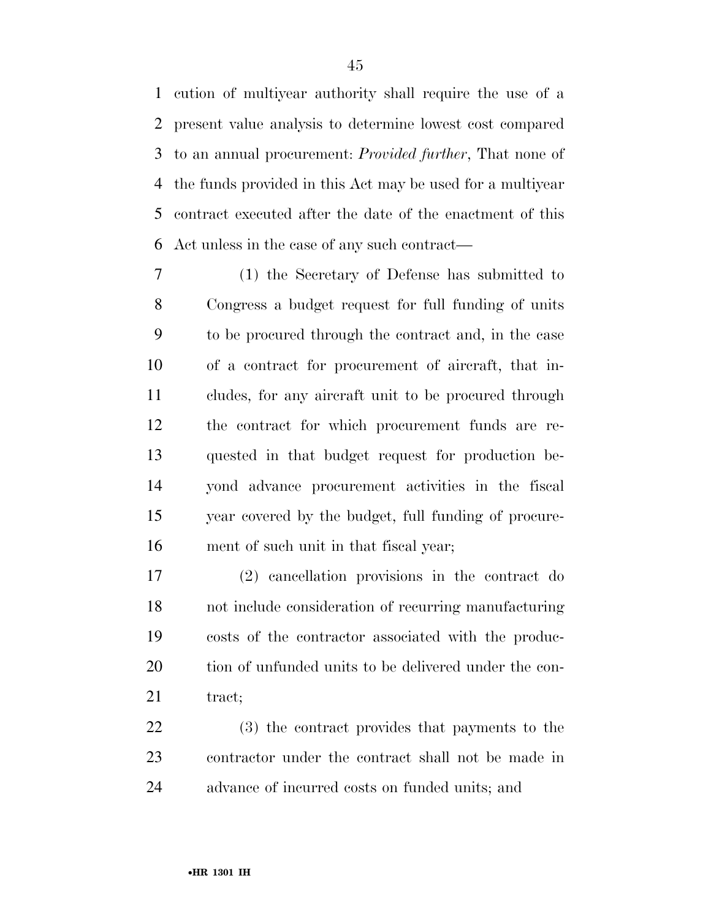cution of multiyear authority shall require the use of a present value analysis to determine lowest cost compared to an annual procurement: *Provided further*, That none of the funds provided in this Act may be used for a multiyear contract executed after the date of the enactment of this Act unless in the case of any such contract—

(1) the Secretary of Defense has submitted to Congress a budget request for full funding of units to be procured through the contract and, in the case of a contract for procurement of aircraft, that includes, for any aircraft unit to be procured through the contract for which procurement funds are requested in that budget request for production beyond advance procurement activities in the fiscal year covered by the budget, full funding of procurement of such unit in that fiscal year;

(2) cancellation provisions in the contract do not include consideration of recurring manufacturing costs of the contractor associated with the production of unfunded units to be delivered under the contract;

(3) the contract provides that payments to the contractor under the contract shall not be made in advance of incurred costs on funded units; and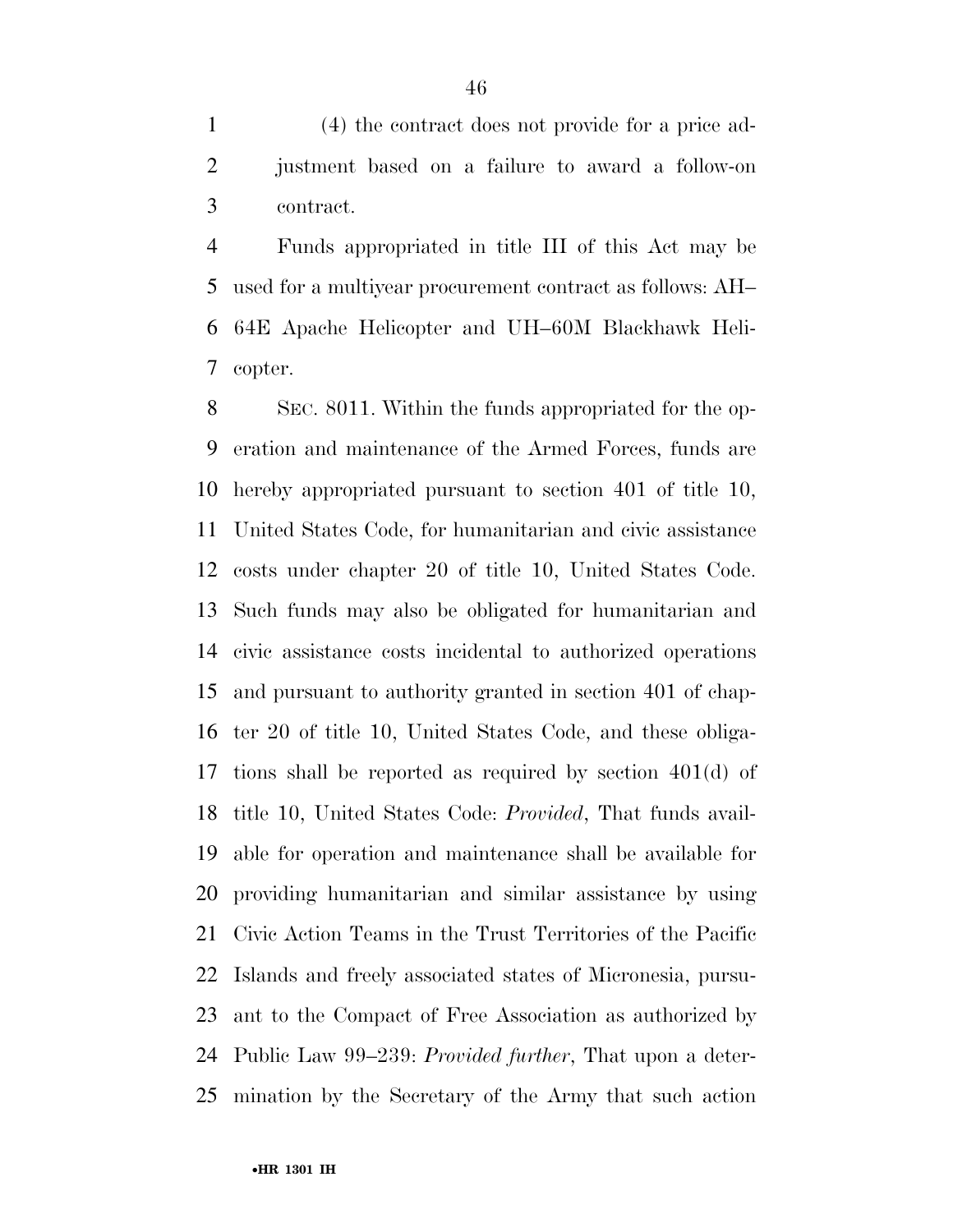(4) the contract does not provide for a price adjustment based on a failure to award a follow-on contract.

Funds appropriated in title III of this Act may be used for a multiyear procurement contract as follows: AH–64E Apache Helicopter and UH–60M Blackhawk Helicopter.

SEC. 8011. Within the funds appropriated for the operation and maintenance of the Armed Forces, funds are hereby appropriated pursuant to section 401 of title 10, United States Code, for humanitarian and civic assistance costs under chapter 20 of title 10, United States Code. Such funds may also be obligated for humanitarian and civic assistance costs incidental to authorized operations and pursuant to authority granted in section 401 of chapter 20 of title 10, United States Code, and these obligations shall be reported as required by section 401(d) of title 10, United States Code: *Provided*, That funds available for operation and maintenance shall be available for providing humanitarian and similar assistance by using Civic Action Teams in the Trust Territories of the Pacific Islands and freely associated states of Micronesia, pursuant to the Compact of Free Association as authorized by Public Law 99–239: *Provided further*, That upon a determination by the Secretary of the Army that such action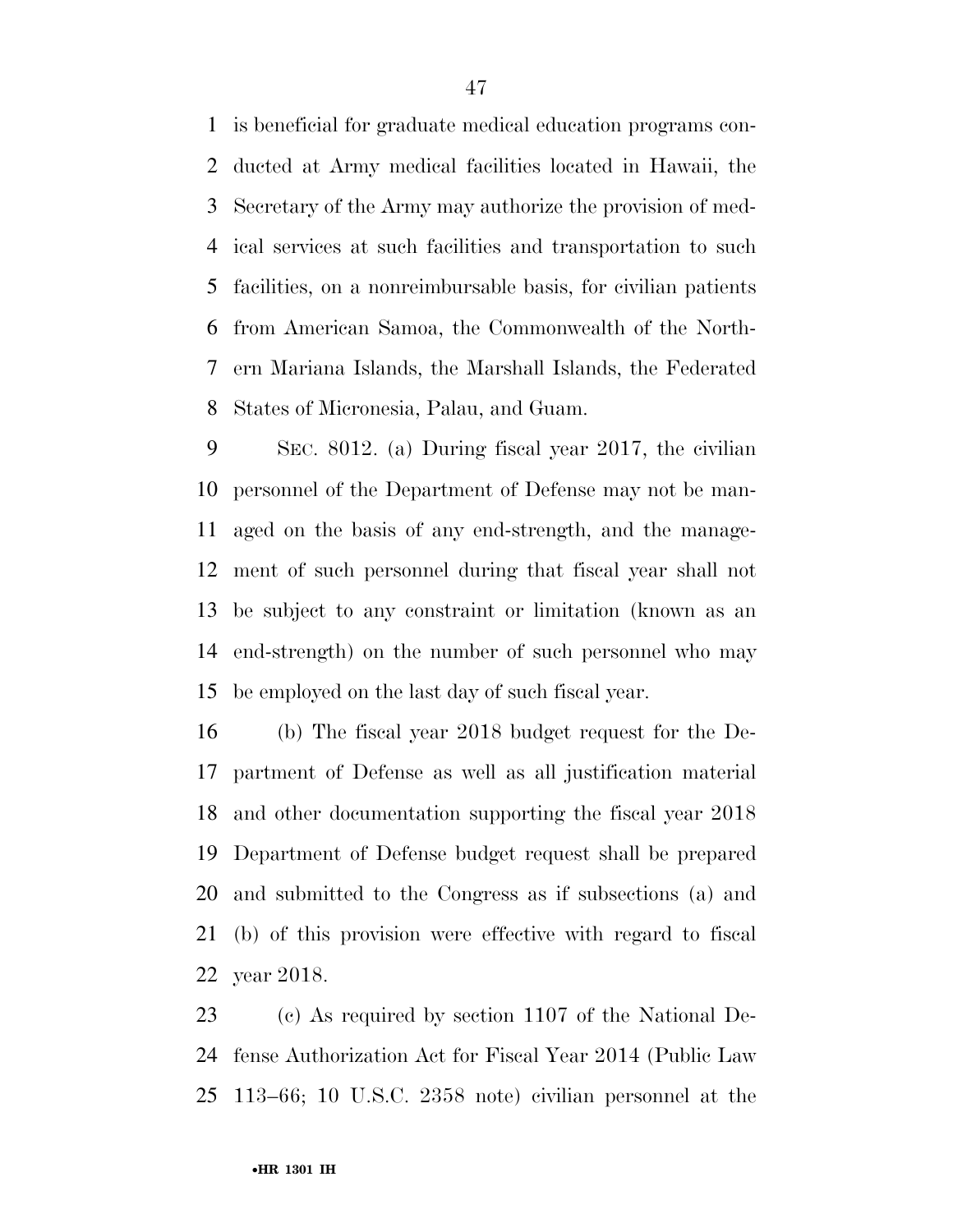is beneficial for graduate medical education programs conducted at Army medical facilities located in Hawaii, the Secretary of the Army may authorize the provision of medical services at such facilities and transportation to such facilities, on a nonreimbursable basis, for civilian patients from American Samoa, the Commonwealth of the Northern Mariana Islands, the Marshall Islands, the Federated States of Micronesia, Palau, and Guam.

SEC. 8012. (a) During fiscal year 2017, the civilian personnel of the Department of Defense may not be managed on the basis of any end-strength, and the management of such personnel during that fiscal year shall not be subject to any constraint or limitation (known as an end-strength) on the number of such personnel who may be employed on the last day of such fiscal year.

(b) The fiscal year 2018 budget request for the Department of Defense as well as all justification material and other documentation supporting the fiscal year 2018 Department of Defense budget request shall be prepared and submitted to the Congress as if subsections (a) and (b) of this provision were effective with regard to fiscal year 2018.

(c) As required by section 1107 of the National Defense Authorization Act for Fiscal Year 2014 (Public Law 113–66; 10 U.S.C. 2358 note) civilian personnel at the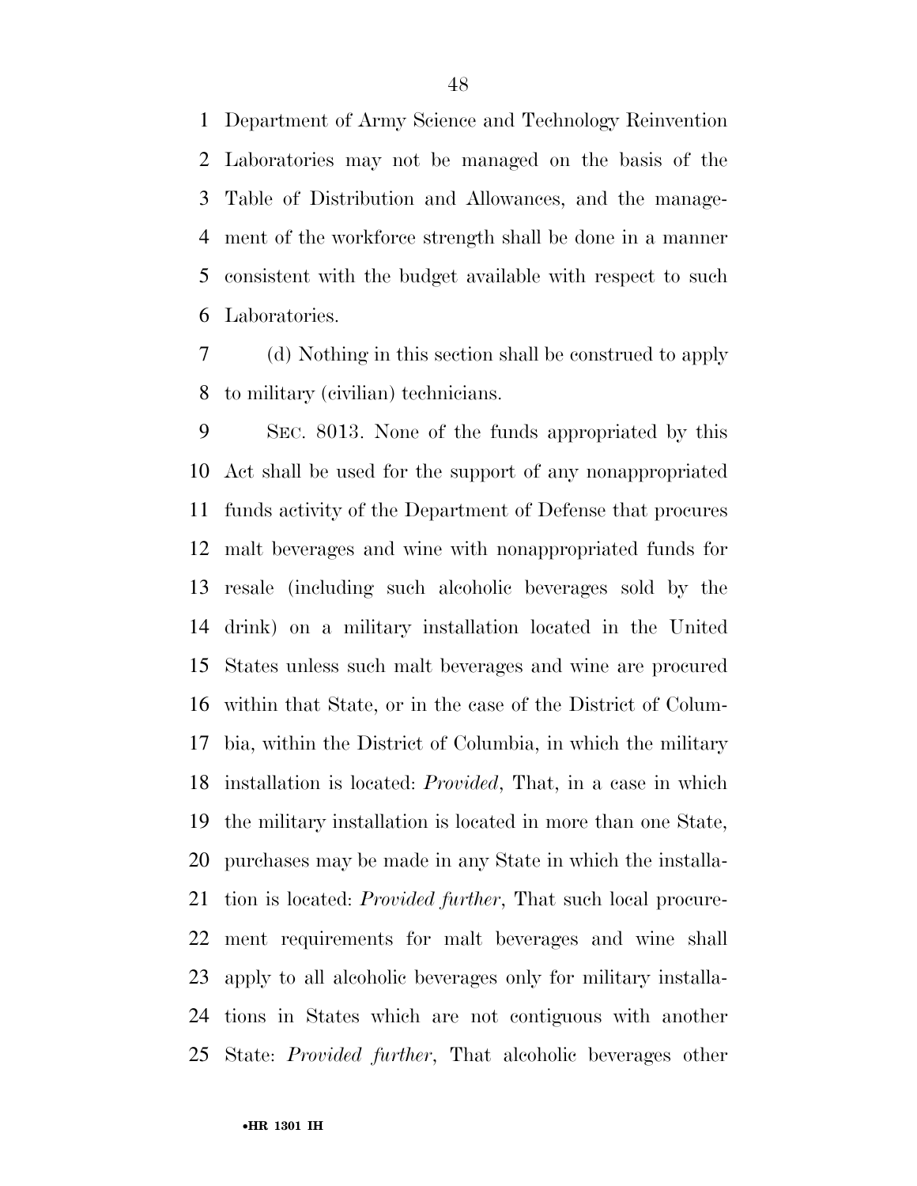Department of Army Science and Technology Reinvention Laboratories may not be managed on the basis of the Table of Distribution and Allowances, and the management of the workforce strength shall be done in a manner consistent with the budget available with respect to such Laboratories.

(d) Nothing in this section shall be construed to apply to military (civilian) technicians.

SEC. 8013. None of the funds appropriated by this Act shall be used for the support of any nonappropriated funds activity of the Department of Defense that procures malt beverages and wine with nonappropriated funds for resale (including such alcoholic beverages sold by the drink) on a military installation located in the United States unless such malt beverages and wine are procured within that State, or in the case of the District of Columbia, within the District of Columbia, in which the military installation is located: *Provided*, That, in a case in which the military installation is located in more than one State, purchases may be made in any State in which the installation is located: *Provided further*, That such local procurement requirements for malt beverages and wine shall apply to all alcoholic beverages only for military installations in States which are not contiguous with another State: *Provided further*, That alcoholic beverages other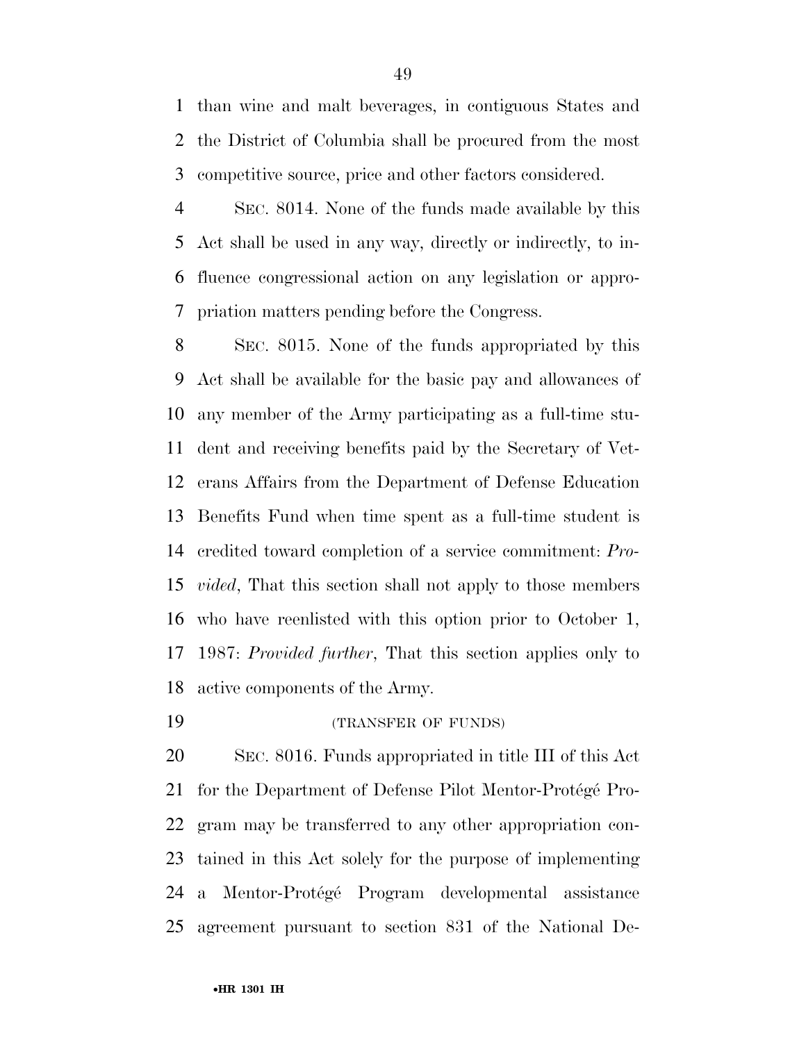than wine and malt beverages, in contiguous States and the District of Columbia shall be procured from the most competitive source, price and other factors considered.

SEC. 8014. None of the funds made available by this Act shall be used in any way, directly or indirectly, to influence congressional action on any legislation or appropriation matters pending before the Congress.

SEC. 8015. None of the funds appropriated by this Act shall be available for the basic pay and allowances of any member of the Army participating as a full-time student and receiving benefits paid by the Secretary of Veterans Affairs from the Department of Defense Education Benefits Fund when time spent as a full-time student is credited toward completion of a service commitment: *Provided*, That this section shall not apply to those members who have reenlisted with this option prior to October 1, 1987: *Provided further*, That this section applies only to active components of the Army.

(TRANSFER OF FUNDS)

SEC. 8016. Funds appropriated in title III of this Act for the Department of Defense Pilot Mentor-Protégé Program may be transferred to any other appropriation contained in this Act solely for the purpose of implementing a Mentor-Protégé Program developmental assistance agreement pursuant to section 831 of the National De-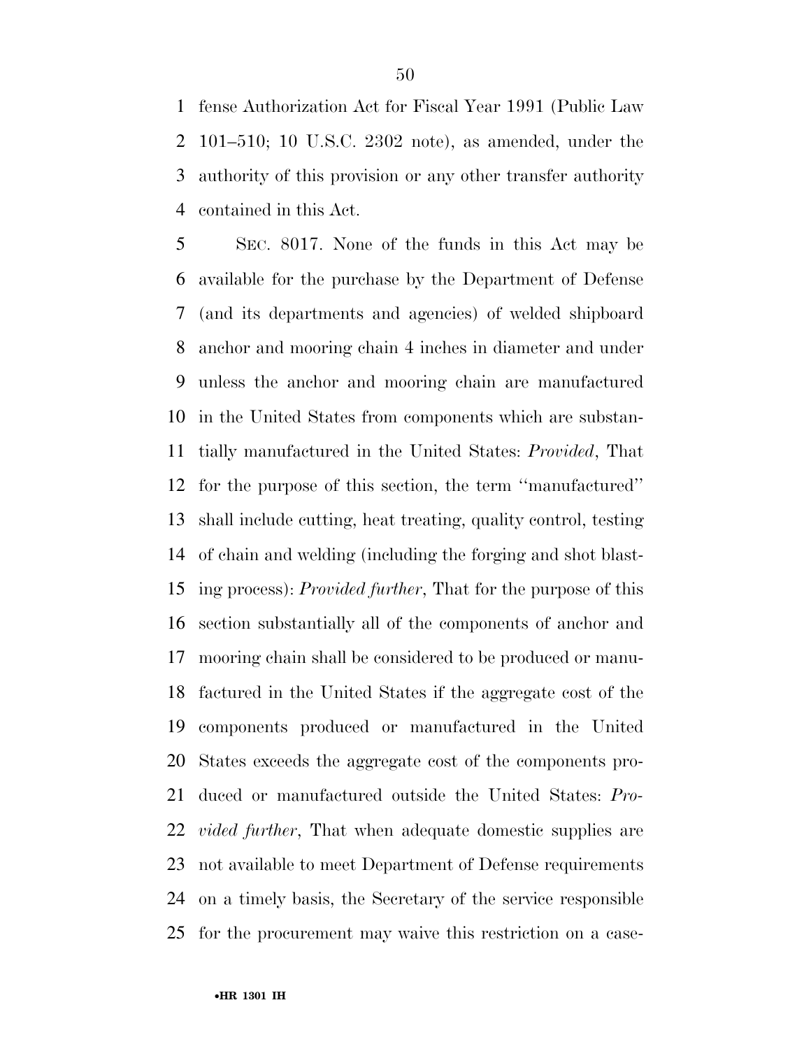fense Authorization Act for Fiscal Year 1991 (Public Law 101–510; 10 U.S.C. 2302 note), as amended, under the authority of this provision or any other transfer authority contained in this Act.

SEC. 8017. None of the funds in this Act may be available for the purchase by the Department of Defense (and its departments and agencies) of welded shipboard anchor and mooring chain 4 inches in diameter and under unless the anchor and mooring chain are manufactured in the United States from components which are substantially manufactured in the United States: *Provided*, That for the purpose of this section, the term ''manufactured'' shall include cutting, heat treating, quality control, testing of chain and welding (including the forging and shot blasting process): *Provided further*, That for the purpose of this section substantially all of the components of anchor and mooring chain shall be considered to be produced or manufactured in the United States if the aggregate cost of the components produced or manufactured in the United States exceeds the aggregate cost of the components produced or manufactured outside the United States: *Provided further*, That when adequate domestic supplies are not available to meet Department of Defense requirements on a timely basis, the Secretary of the service responsible for the procurement may waive this restriction on a case-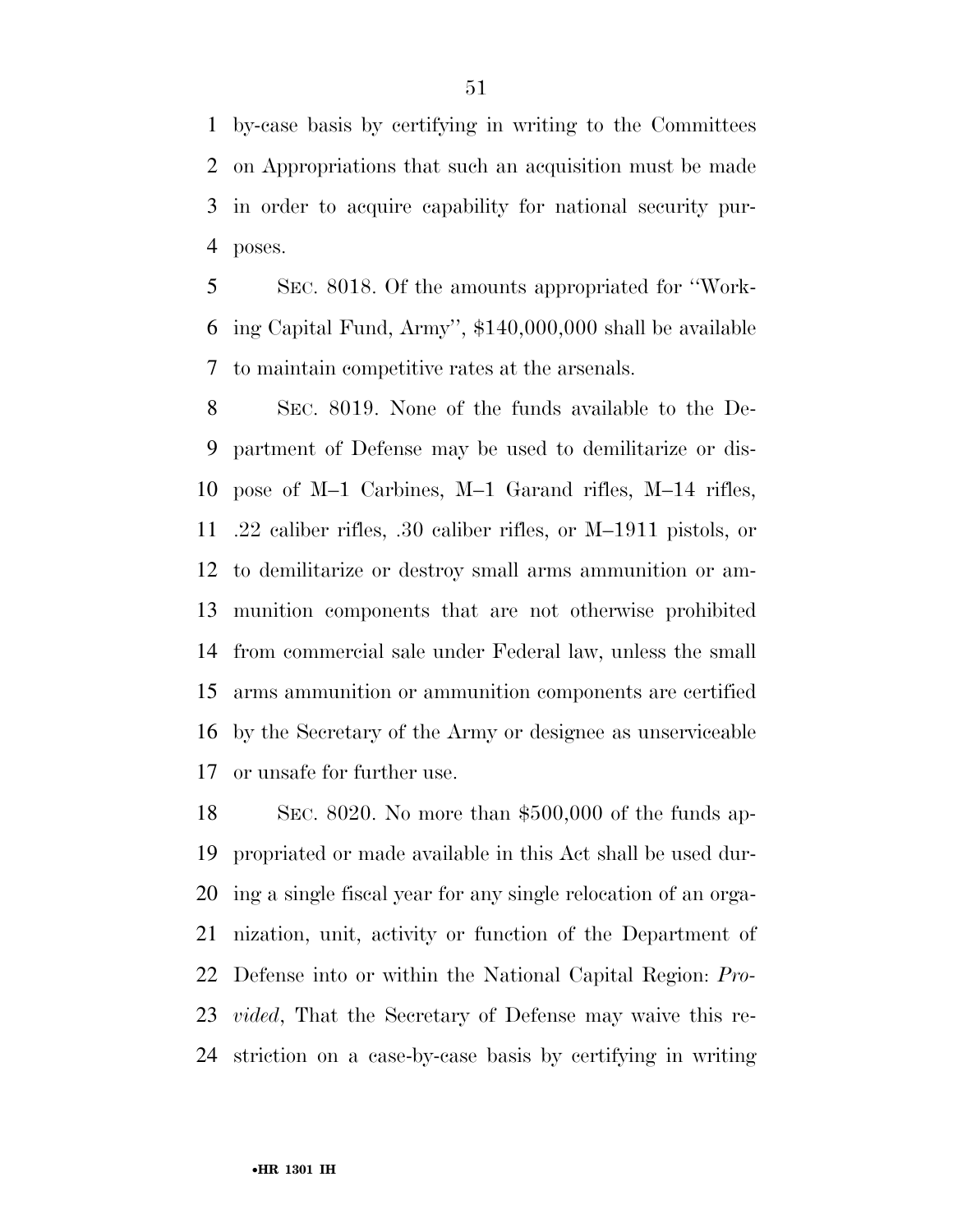by-case basis by certifying in writing to the Committees on Appropriations that such an acquisition must be made in order to acquire capability for national security purposes.

SEC. 8018. Of the amounts appropriated for "Working Capital Fund, Army", $140,000,000 shall be available to maintain competitive rates at the arsenals.

SEC. 8019. None of the funds available to the Department of Defense may be used to demilitarize or dispose of M–1 Carbines, M–1 Garand rifles, M–14 rifles, .22 caliber rifles, .30 caliber rifles, or M–1911 pistols, or to demilitarize or destroy small arms ammunition or ammunition components that are not otherwise prohibited from commercial sale under Federal law, unless the small arms ammunition or ammunition components are certified by the Secretary of the Army or designee as unserviceable or unsafe for further use.

SEC. 8020. No more than $500,000 of the funds appropriated or made available in this Act shall be used during a single fiscal year for any single relocation of an organization, unit, activity or function of the Department of Defense into or within the National Capital Region: *Provided*, That the Secretary of Defense may waive this restriction on a case-by-case basis by certifying in writing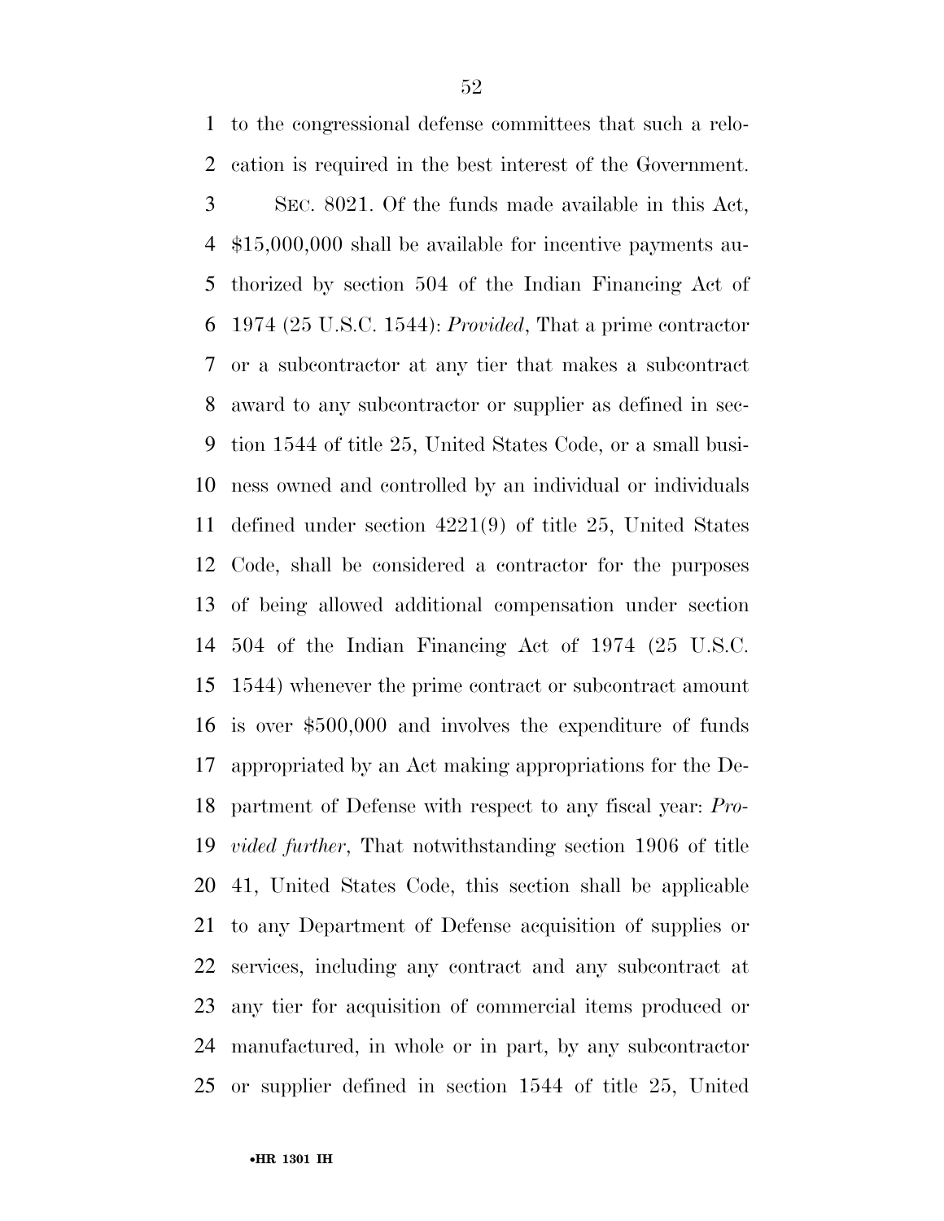to the congressional defense committees that such a relocation is required in the best interest of the Government.

SEC. 8021. Of the funds made available in this Act, $15,000,000 shall be available for incentive payments authorized by section 504 of the Indian Financing Act of 1974 (25 U.S.C. 1544): *Provided*, That a prime contractor or a subcontractor at any tier that makes a subcontract award to any subcontractor or supplier as defined in section 1544 of title 25, United States Code, or a small business owned and controlled by an individual or individuals defined under section 4221(9) of title 25, United States Code, shall be considered a contractor for the purposes of being allowed additional compensation under section 504 of the Indian Financing Act of 1974 (25 U.S.C. 1544) whenever the prime contract or subcontract amount is over $500,000 and involves the expenditure of funds appropriated by an Act making appropriations for the Department of Defense with respect to any fiscal year: *Provided further*, That notwithstanding section 1906 of title 41, United States Code, this section shall be applicable to any Department of Defense acquisition of supplies or services, including any contract and any subcontract at any tier for acquisition of commercial items produced or manufactured, in whole or in part, by any subcontractor or supplier defined in section 1544 of title 25, United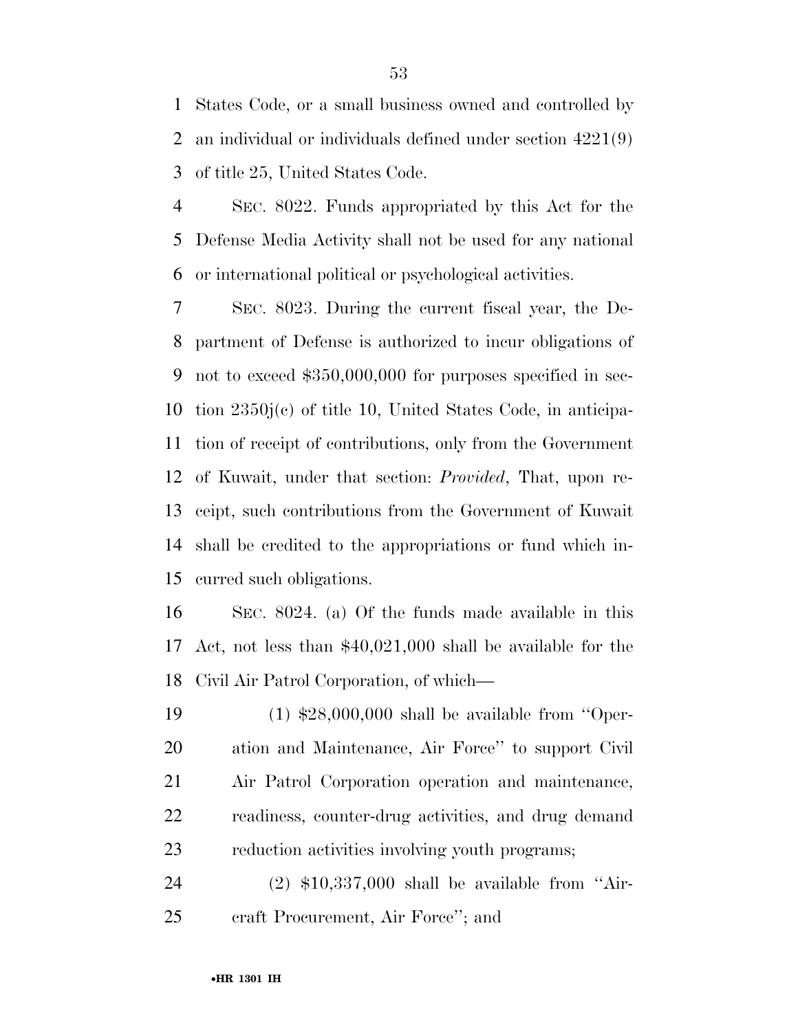States Code, or a small business owned and controlled by an individual or individuals defined under section 4221(9) of title 25, United States Code.

SEC. 8022. Funds appropriated by this Act for the Defense Media Activity shall not be used for any national or international political or psychological activities.

SEC. 8023. During the current fiscal year, the Department of Defense is authorized to incur obligations of not to exceed $350,000,000 for purposes specified in section 2350j(c) of title 10, United States Code, in anticipation of receipt of contributions, only from the Government of Kuwait, under that section: *Provided*, That, upon receipt, such contributions from the Government of Kuwait shall be credited to the appropriations or fund which incurred such obligations.

SEC. 8024. (a) Of the funds made available in this Act, not less than $40,021,000 shall be available for the Civil Air Patrol Corporation, of which—

(1) $28,000,000 shall be available from ''Operation and Maintenance, Air Force'' to support Civil Air Patrol Corporation operation and maintenance, readiness, counter-drug activities, and drug demand reduction activities involving youth programs;

(2) $10,337,000 shall be available from ''Aircraft Procurement, Air Force''; and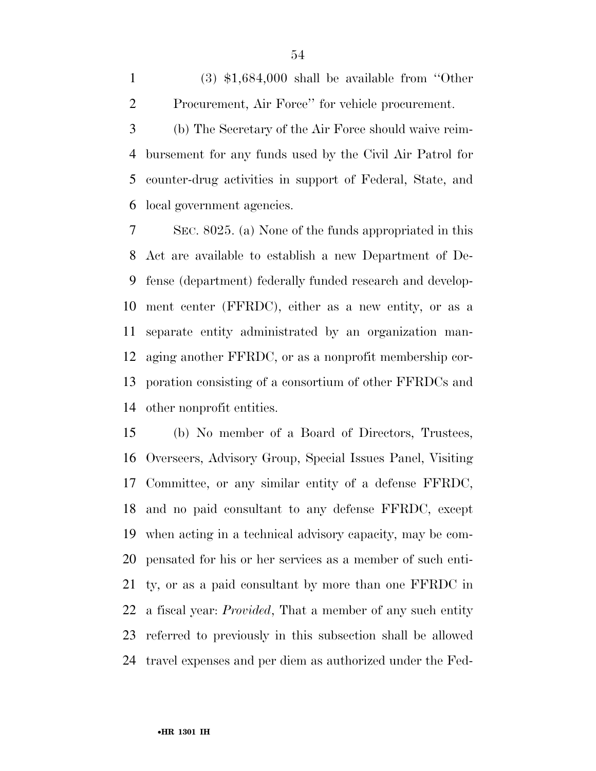(3) $1,684,000 shall be available from ''Other Procurement, Air Force'' for vehicle procurement.

(b) The Secretary of the Air Force should waive reimbursement for any funds used by the Civil Air Patrol for counter-drug activities in support of Federal, State, and local government agencies.

SEC. 8025. (a) None of the funds appropriated in this Act are available to establish a new Department of Defense (department) federally funded research and development center (FFRDC), either as a new entity, or as a separate entity administrated by an organization managing another FFRDC, or as a nonprofit membership corporation consisting of a consortium of other FFRDCs and other nonprofit entities.

(b) No member of a Board of Directors, Trustees, Overseers, Advisory Group, Special Issues Panel, Visiting Committee, or any similar entity of a defense FFRDC, and no paid consultant to any defense FFRDC, except when acting in a technical advisory capacity, may be compensated for his or her services as a member of such entity, or as a paid consultant by more than one FFRDC in a fiscal year: *Provided*, That a member of any such entity referred to previously in this subsection shall be allowed travel expenses and per diem as authorized under the Fed-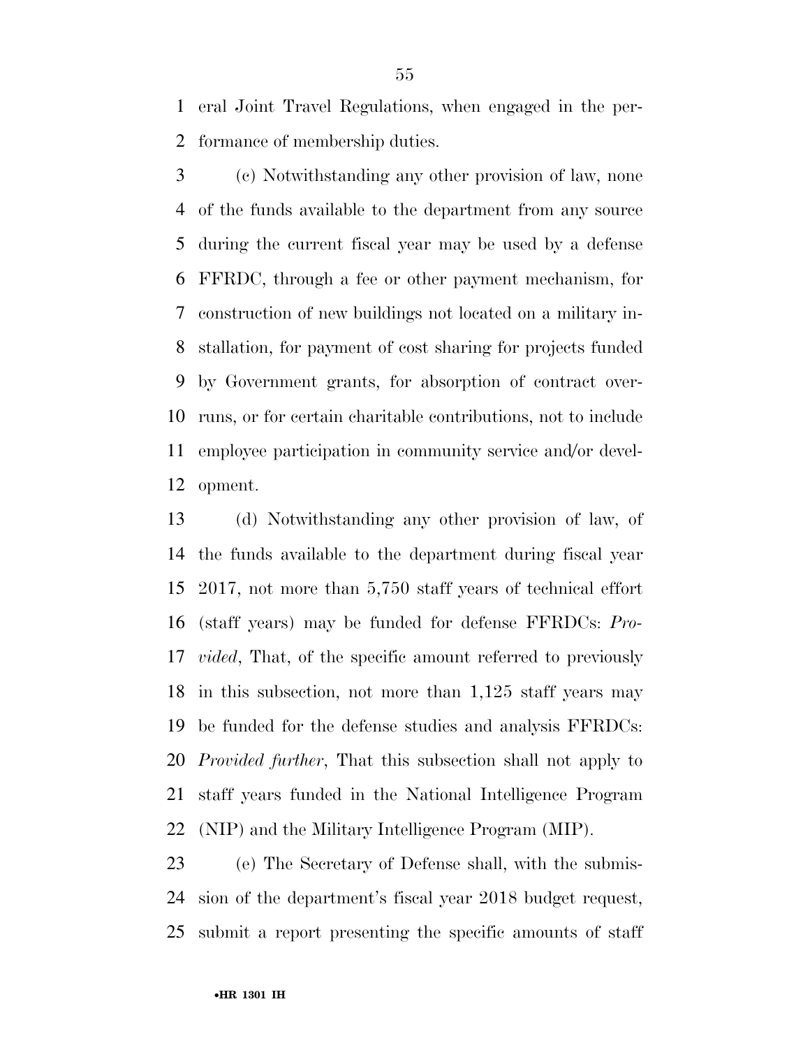eral Joint Travel Regulations, when engaged in the performance of membership duties.

(c) Notwithstanding any other provision of law, none of the funds available to the department from any source during the current fiscal year may be used by a defense FFRDC, through a fee or other payment mechanism, for construction of new buildings not located on a military installation, for payment of cost sharing for projects funded by Government grants, for absorption of contract overruns, or for certain charitable contributions, not to include employee participation in community service and/or development.

(d) Notwithstanding any other provision of law, of the funds available to the department during fiscal year 2017, not more than 5,750 staff years of technical effort (staff years) may be funded for defense FFRDCs: *Provided*, That, of the specific amount referred to previously in this subsection, not more than 1,125 staff years may be funded for the defense studies and analysis FFRDCs: *Provided further*, That this subsection shall not apply to staff years funded in the National Intelligence Program (NIP) and the Military Intelligence Program (MIP).

(e) The Secretary of Defense shall, with the submission of the department's fiscal year 2018 budget request, submit a report presenting the specific amounts of staff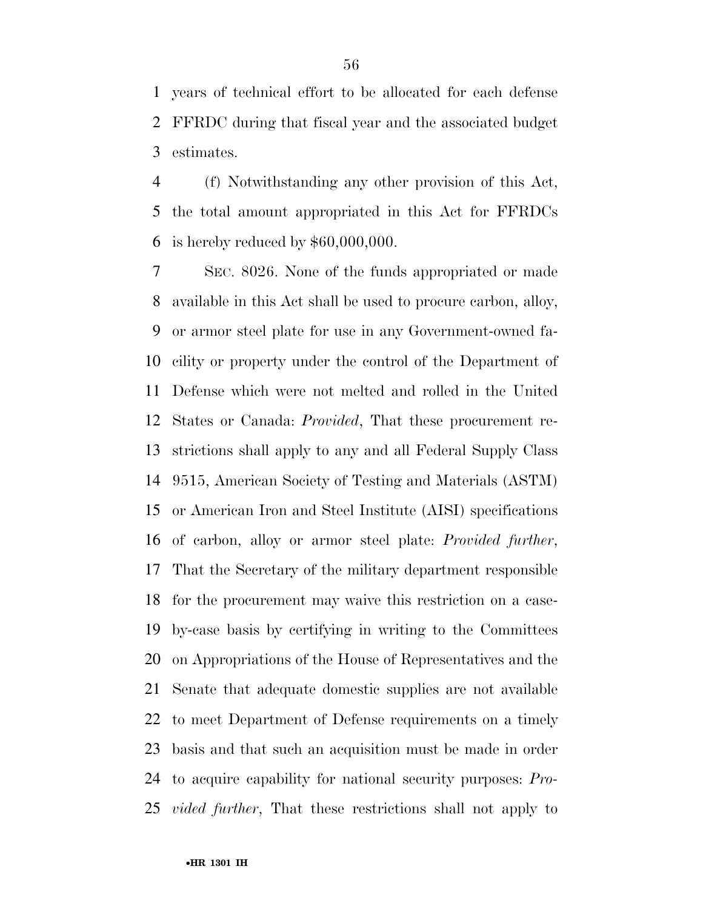years of technical effort to be allocated for each defense FFRDC during that fiscal year and the associated budget estimates.

(f) Notwithstanding any other provision of this Act, the total amount appropriated in this Act for FFRDCs is hereby reduced by $60,000,000.

SEC. 8026. None of the funds appropriated or made available in this Act shall be used to procure carbon, alloy, or armor steel plate for use in any Government-owned facility or property under the control of the Department of Defense which were not melted and rolled in the United States or Canada: *Provided*, That these procurement restrictions shall apply to any and all Federal Supply Class 9515, American Society of Testing and Materials (ASTM) or American Iron and Steel Institute (AISI) specifications of carbon, alloy or armor steel plate: *Provided further*, That the Secretary of the military department responsible for the procurement may waive this restriction on a case-by-case basis by certifying in writing to the Committees on Appropriations of the House of Representatives and the Senate that adequate domestic supplies are not available to meet Department of Defense requirements on a timely basis and that such an acquisition must be made in order to acquire capability for national security purposes: *Provided further*, That these restrictions shall not apply to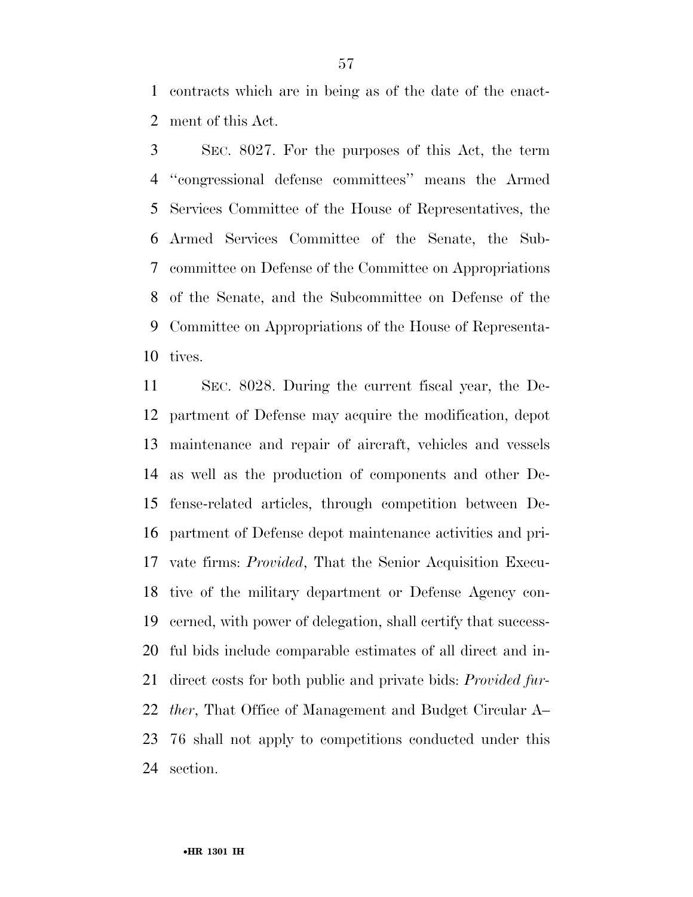contracts which are in being as of the date of the enactment of this Act.

SEC. 8027. For the purposes of this Act, the term ''congressional defense committees'' means the Armed Services Committee of the House of Representatives, the Armed Services Committee of the Senate, the Subcommittee on Defense of the Committee on Appropriations of the Senate, and the Subcommittee on Defense of the Committee on Appropriations of the House of Representatives.

SEC. 8028. During the current fiscal year, the Department of Defense may acquire the modification, depot maintenance and repair of aircraft, vehicles and vessels as well as the production of components and other Defense-related articles, through competition between Department of Defense depot maintenance activities and private firms: *Provided*, That the Senior Acquisition Executive of the military department or Defense Agency concerned, with power of delegation, shall certify that successful bids include comparable estimates of all direct and indirect costs for both public and private bids: *Provided further*, That Office of Management and Budget Circular A–76 shall not apply to competitions conducted under this section.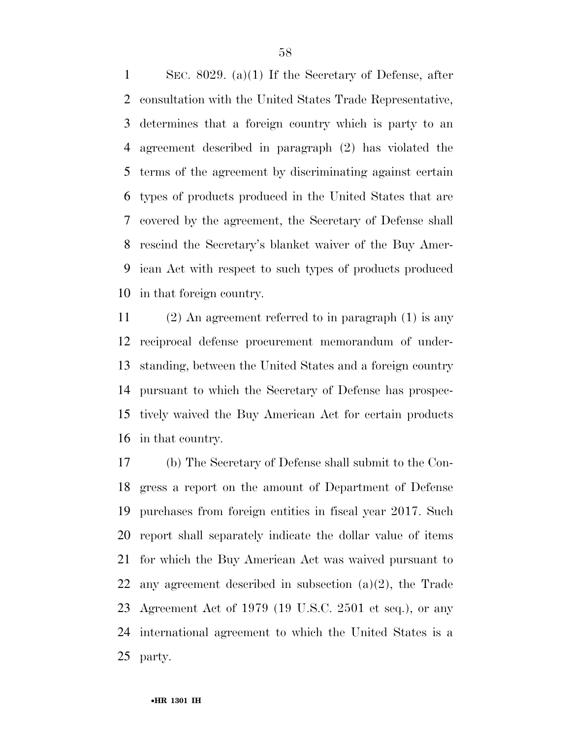SEC. 8029. (a)(1) If the Secretary of Defense, after consultation with the United States Trade Representative, determines that a foreign country which is party to an agreement described in paragraph (2) has violated the terms of the agreement by discriminating against certain types of products produced in the United States that are covered by the agreement, the Secretary of Defense shall rescind the Secretary's blanket waiver of the Buy American Act with respect to such types of products produced in that foreign country.

(2) An agreement referred to in paragraph (1) is any reciprocal defense procurement memorandum of understanding, between the United States and a foreign country pursuant to which the Secretary of Defense has prospectively waived the Buy American Act for certain products in that country.

(b) The Secretary of Defense shall submit to the Congress a report on the amount of Department of Defense purchases from foreign entities in fiscal year 2017. Such report shall separately indicate the dollar value of items for which the Buy American Act was waived pursuant to any agreement described in subsection (a)(2), the Trade Agreement Act of 1979 (19 U.S.C. 2501 et seq.), or any international agreement to which the United States is a party.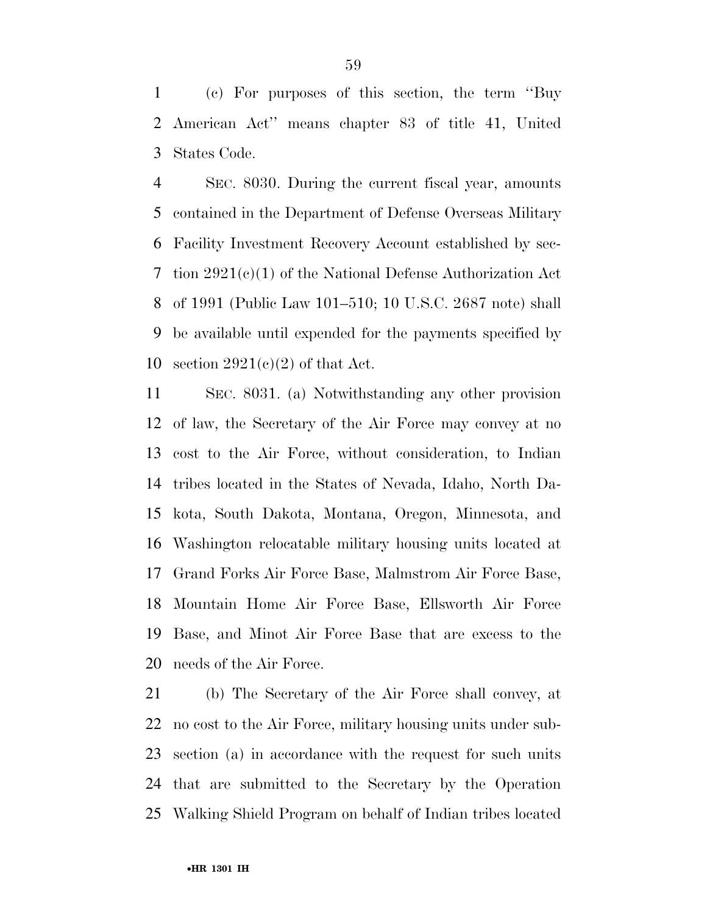(c) For purposes of this section, the term ''Buy American Act'' means chapter 83 of title 41, United States Code.

SEC. 8030. During the current fiscal year, amounts contained in the Department of Defense Overseas Military Facility Investment Recovery Account established by section 2921(c)(1) of the National Defense Authorization Act of 1991 (Public Law 101–510; 10 U.S.C. 2687 note) shall be available until expended for the payments specified by section 2921(c)(2) of that Act.

SEC. 8031. (a) Notwithstanding any other provision of law, the Secretary of the Air Force may convey at no cost to the Air Force, without consideration, to Indian tribes located in the States of Nevada, Idaho, North Dakota, South Dakota, Montana, Oregon, Minnesota, and Washington relocatable military housing units located at Grand Forks Air Force Base, Malmstrom Air Force Base, Mountain Home Air Force Base, Ellsworth Air Force Base, and Minot Air Force Base that are excess to the needs of the Air Force.

(b) The Secretary of the Air Force shall convey, at no cost to the Air Force, military housing units under subsection (a) in accordance with the request for such units that are submitted to the Secretary by the Operation Walking Shield Program on behalf of Indian tribes located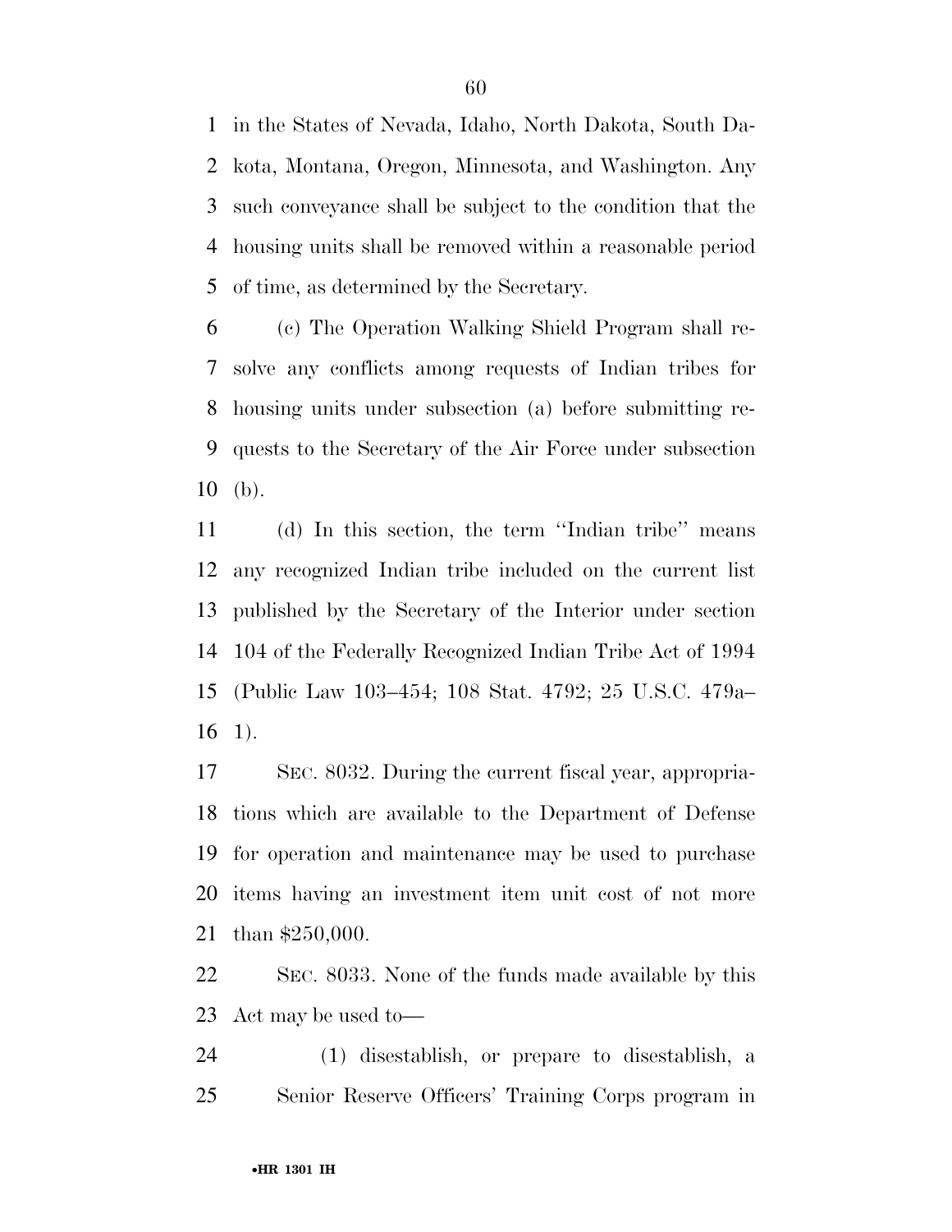in the States of Nevada, Idaho, North Dakota, South Dakota, Montana, Oregon, Minnesota, and Washington. Any such conveyance shall be subject to the condition that the housing units shall be removed within a reasonable period of time, as determined by the Secretary.

(c) The Operation Walking Shield Program shall resolve any conflicts among requests of Indian tribes for housing units under subsection (a) before submitting requests to the Secretary of the Air Force under subsection (b).

(d) In this section, the term ''Indian tribe'' means any recognized Indian tribe included on the current list published by the Secretary of the Interior under section 104 of the Federally Recognized Indian Tribe Act of 1994 (Public Law 103–454; 108 Stat. 4792; 25 U.S.C. 479a–1).

SEC. 8032. During the current fiscal year, appropriations which are available to the Department of Defense for operation and maintenance may be used to purchase items having an investment item unit cost of not more than $250,000.

SEC. 8033. None of the funds made available by this Act may be used to—

(1) disestablish, or prepare to disestablish, a Senior Reserve Officers' Training Corps program in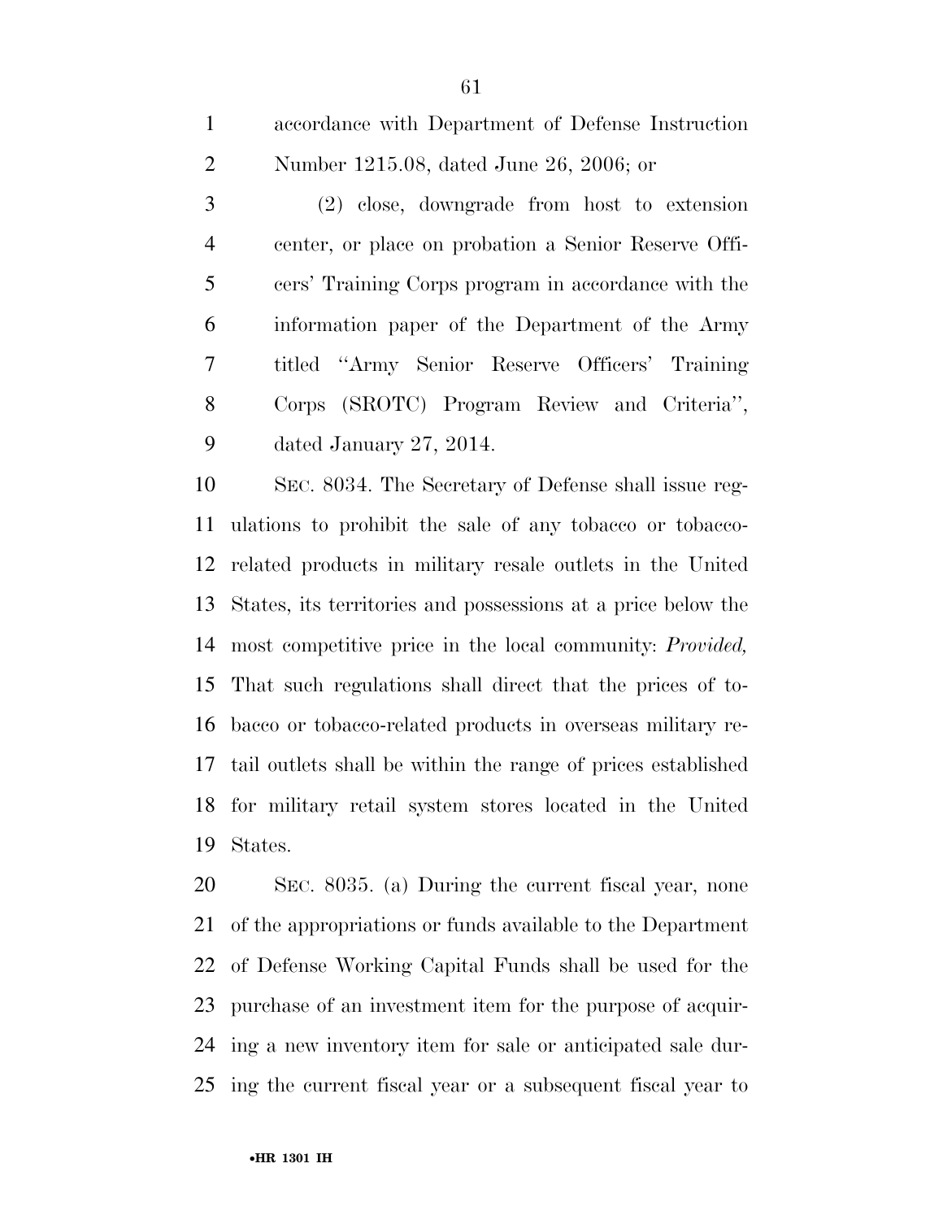accordance with Department of Defense Instruction Number 1215.08, dated June 26, 2006; or

(2) close, downgrade from host to extension center, or place on probation a Senior Reserve Officers' Training Corps program in accordance with the information paper of the Department of the Army titled "Army Senior Reserve Officers' Training Corps (SROTC) Program Review and Criteria", dated January 27, 2014.

SEC. 8034. The Secretary of Defense shall issue regulations to prohibit the sale of any tobacco or tobacco-related products in military resale outlets in the United States, its territories and possessions at a price below the most competitive price in the local community: *Provided,* That such regulations shall direct that the prices of tobacco or tobacco-related products in overseas military retail outlets shall be within the range of prices established for military retail system stores located in the United States.

SEC. 8035. (a) During the current fiscal year, none of the appropriations or funds available to the Department of Defense Working Capital Funds shall be used for the purchase of an investment item for the purpose of acquiring a new inventory item for sale or anticipated sale during the current fiscal year or a subsequent fiscal year to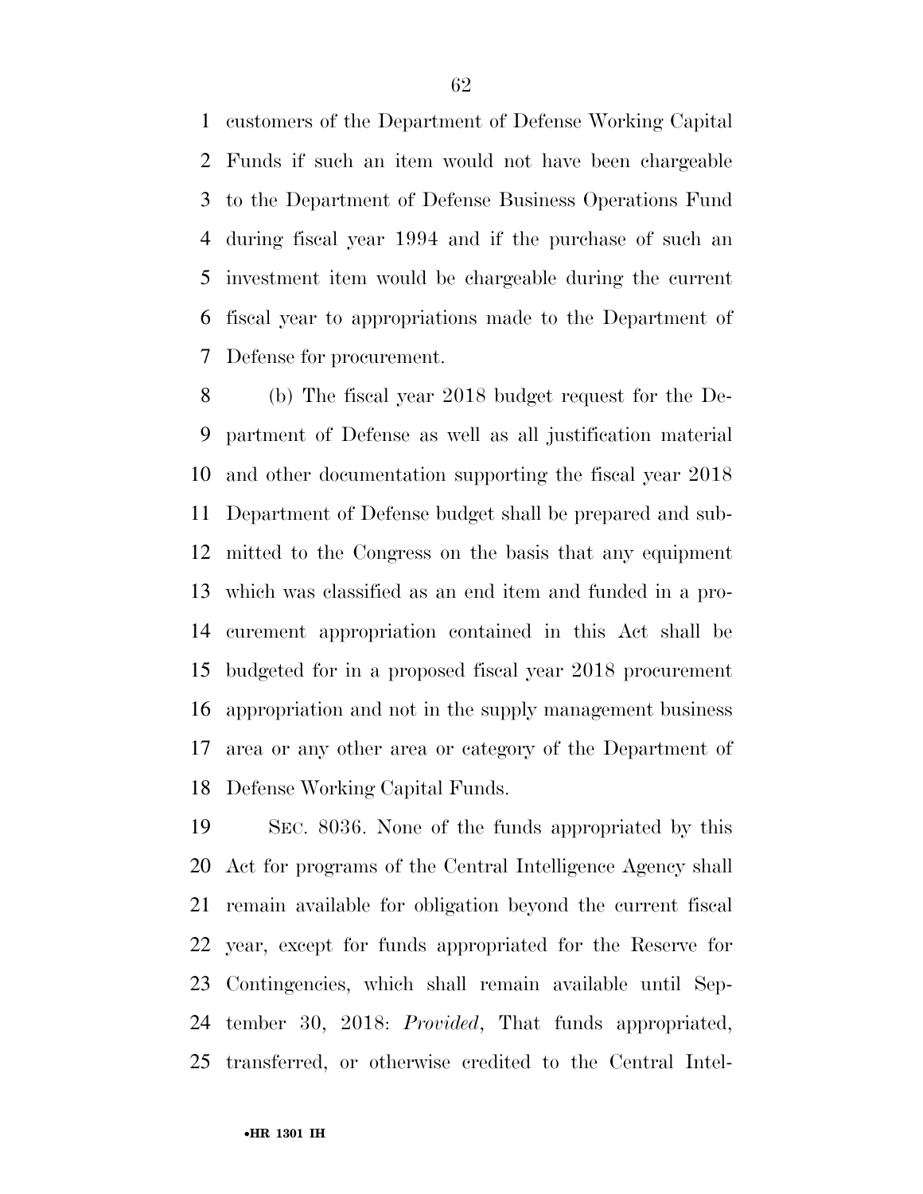customers of the Department of Defense Working Capital Funds if such an item would not have been chargeable to the Department of Defense Business Operations Fund during fiscal year 1994 and if the purchase of such an investment item would be chargeable during the current fiscal year to appropriations made to the Department of Defense for procurement.

(b) The fiscal year 2018 budget request for the Department of Defense as well as all justification material and other documentation supporting the fiscal year 2018 Department of Defense budget shall be prepared and submitted to the Congress on the basis that any equipment which was classified as an end item and funded in a procurement appropriation contained in this Act shall be budgeted for in a proposed fiscal year 2018 procurement appropriation and not in the supply management business area or any other area or category of the Department of Defense Working Capital Funds.

SEC. 8036. None of the funds appropriated by this Act for programs of the Central Intelligence Agency shall remain available for obligation beyond the current fiscal year, except for funds appropriated for the Reserve for Contingencies, which shall remain available until September 30, 2018: *Provided*, That funds appropriated, transferred, or otherwise credited to the Central Intel-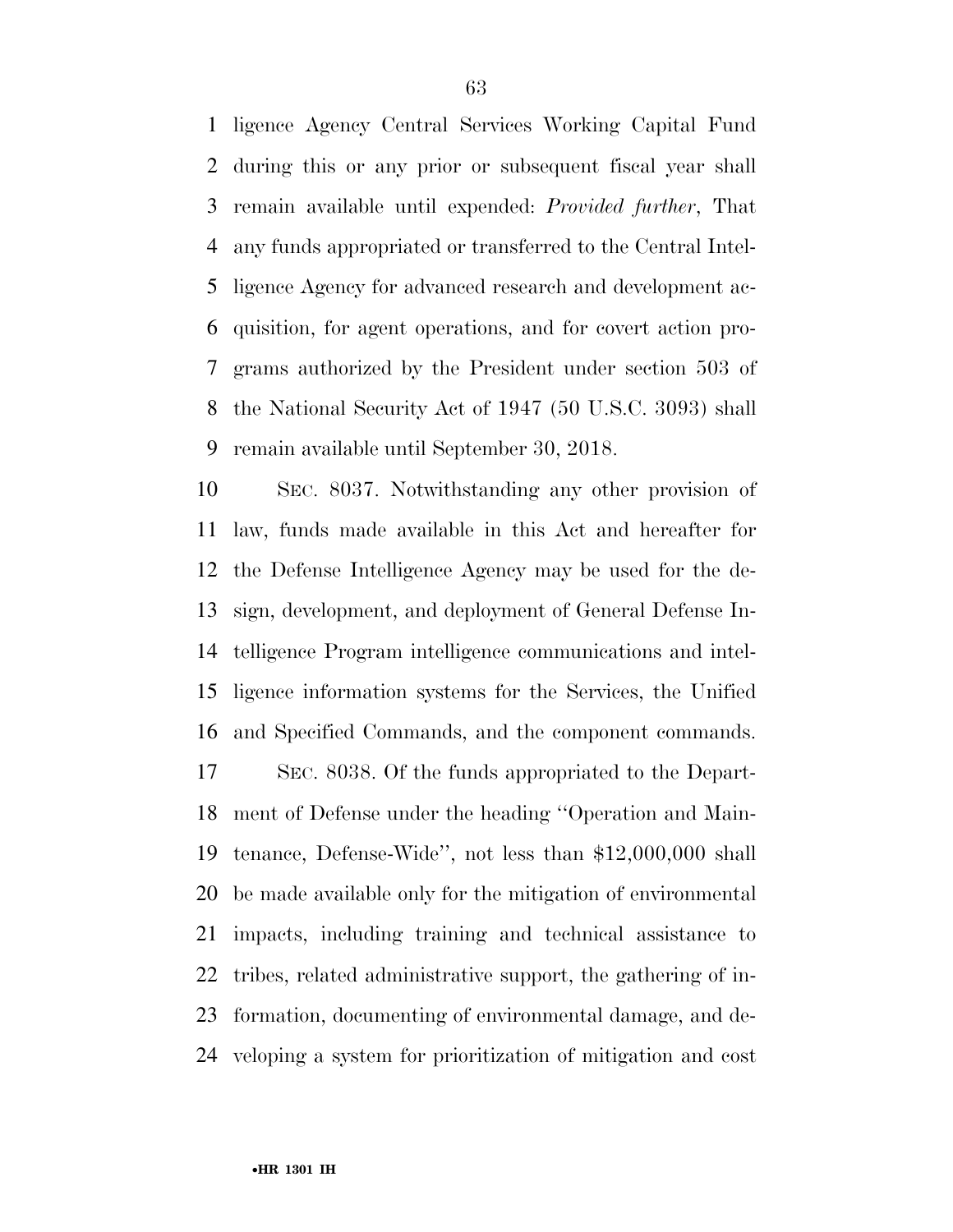ligence Agency Central Services Working Capital Fund during this or any prior or subsequent fiscal year shall remain available until expended: *Provided further*, That any funds appropriated or transferred to the Central Intelligence Agency for advanced research and development acquisition, for agent operations, and for covert action programs authorized by the President under section 503 of the National Security Act of 1947 (50 U.S.C. 3093) shall remain available until September 30, 2018.

SEC. 8037. Notwithstanding any other provision of law, funds made available in this Act and hereafter for the Defense Intelligence Agency may be used for the design, development, and deployment of General Defense Intelligence Program intelligence communications and intelligence information systems for the Services, the Unified and Specified Commands, and the component commands.

SEC. 8038. Of the funds appropriated to the Department of Defense under the heading ''Operation and Maintenance, Defense-Wide'', not less than $12,000,000 shall be made available only for the mitigation of environmental impacts, including training and technical assistance to tribes, related administrative support, the gathering of information, documenting of environmental damage, and developing a system for prioritization of mitigation and cost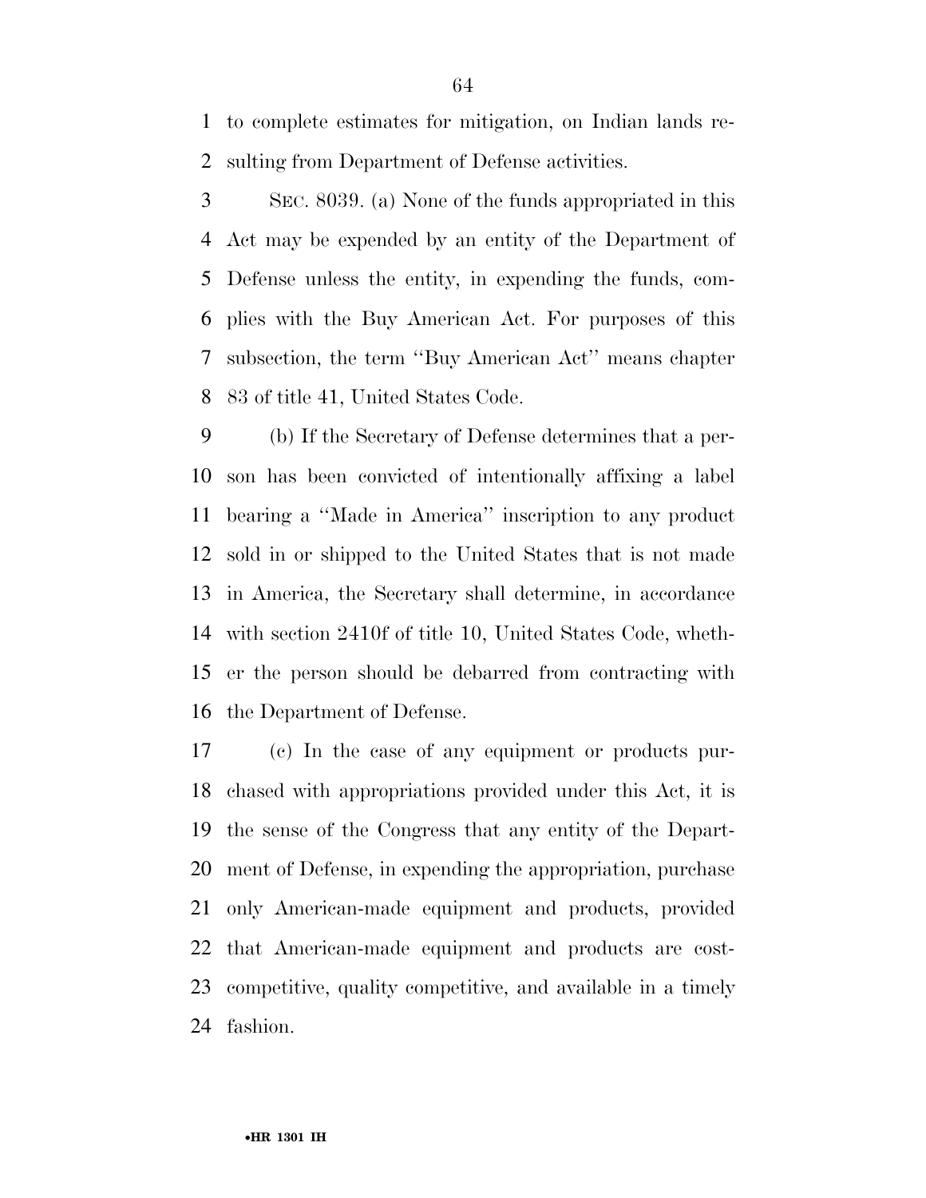to complete estimates for mitigation, on Indian lands resulting from Department of Defense activities.

SEC. 8039. (a) None of the funds appropriated in this Act may be expended by an entity of the Department of Defense unless the entity, in expending the funds, complies with the Buy American Act. For purposes of this subsection, the term "Buy American Act" means chapter 83 of title 41, United States Code.

(b) If the Secretary of Defense determines that a person has been convicted of intentionally affixing a label bearing a "Made in America" inscription to any product sold in or shipped to the United States that is not made in America, the Secretary shall determine, in accordance with section 2410f of title 10, United States Code, whether the person should be debarred from contracting with the Department of Defense.

(c) In the case of any equipment or products purchased with appropriations provided under this Act, it is the sense of the Congress that any entity of the Department of Defense, in expending the appropriation, purchase only American-made equipment and products, provided that American-made equipment and products are cost-competitive, quality competitive, and available in a timely fashion.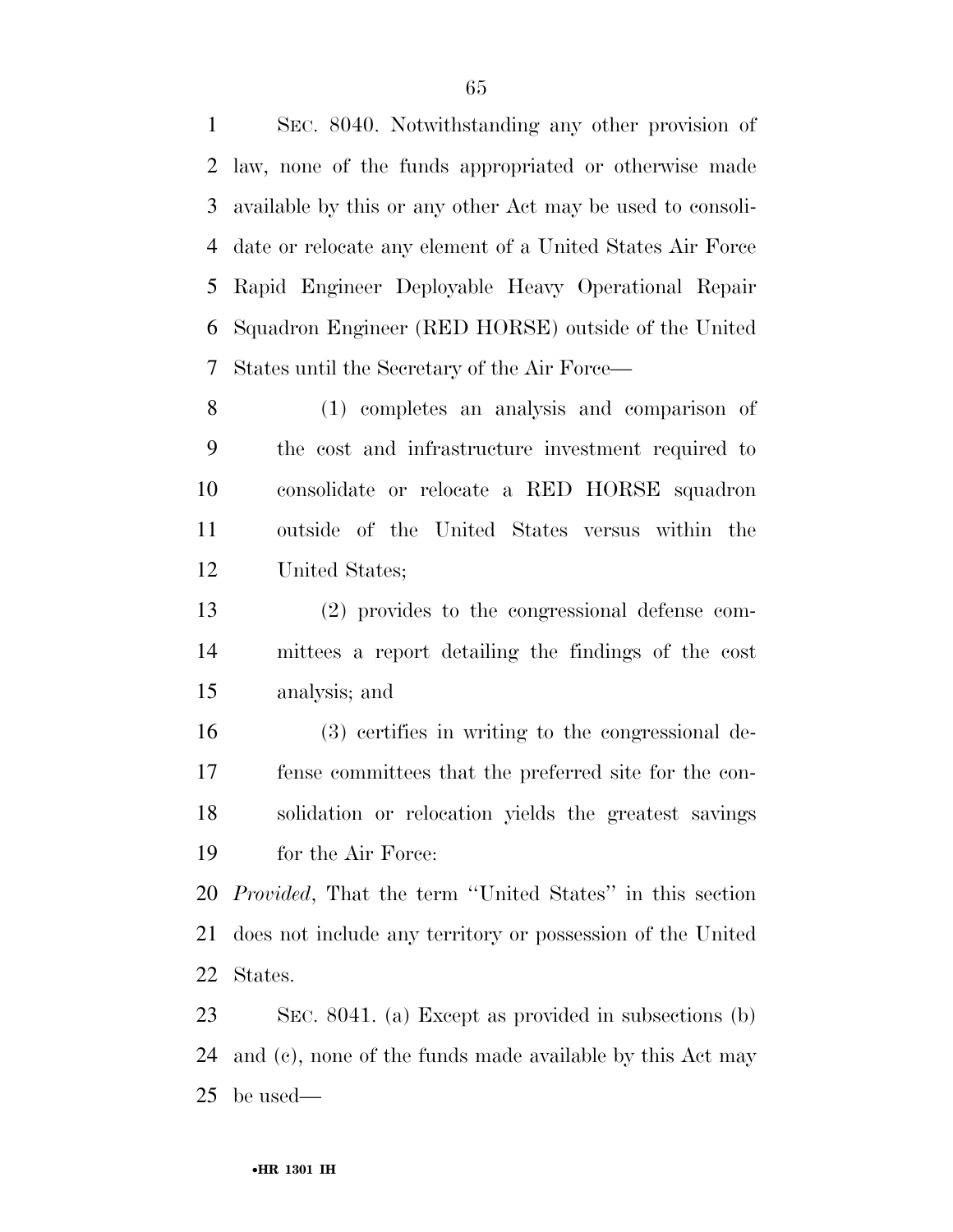SEC. 8040. Notwithstanding any other provision of law, none of the funds appropriated or otherwise made available by this or any other Act may be used to consolidate or relocate any element of a United States Air Force Rapid Engineer Deployable Heavy Operational Repair Squadron Engineer (RED HORSE) outside of the United States until the Secretary of the Air Force—

(1) completes an analysis and comparison of the cost and infrastructure investment required to consolidate or relocate a RED HORSE squadron outside of the United States versus within the United States;

(2) provides to the congressional defense committees a report detailing the findings of the cost analysis; and

(3) certifies in writing to the congressional defense committees that the preferred site for the consolidation or relocation yields the greatest savings for the Air Force:

*Provided*, That the term ''United States'' in this section does not include any territory or possession of the United States.

SEC. 8041. (a) Except as provided in subsections (b) and (c), none of the funds made available by this Act may be used—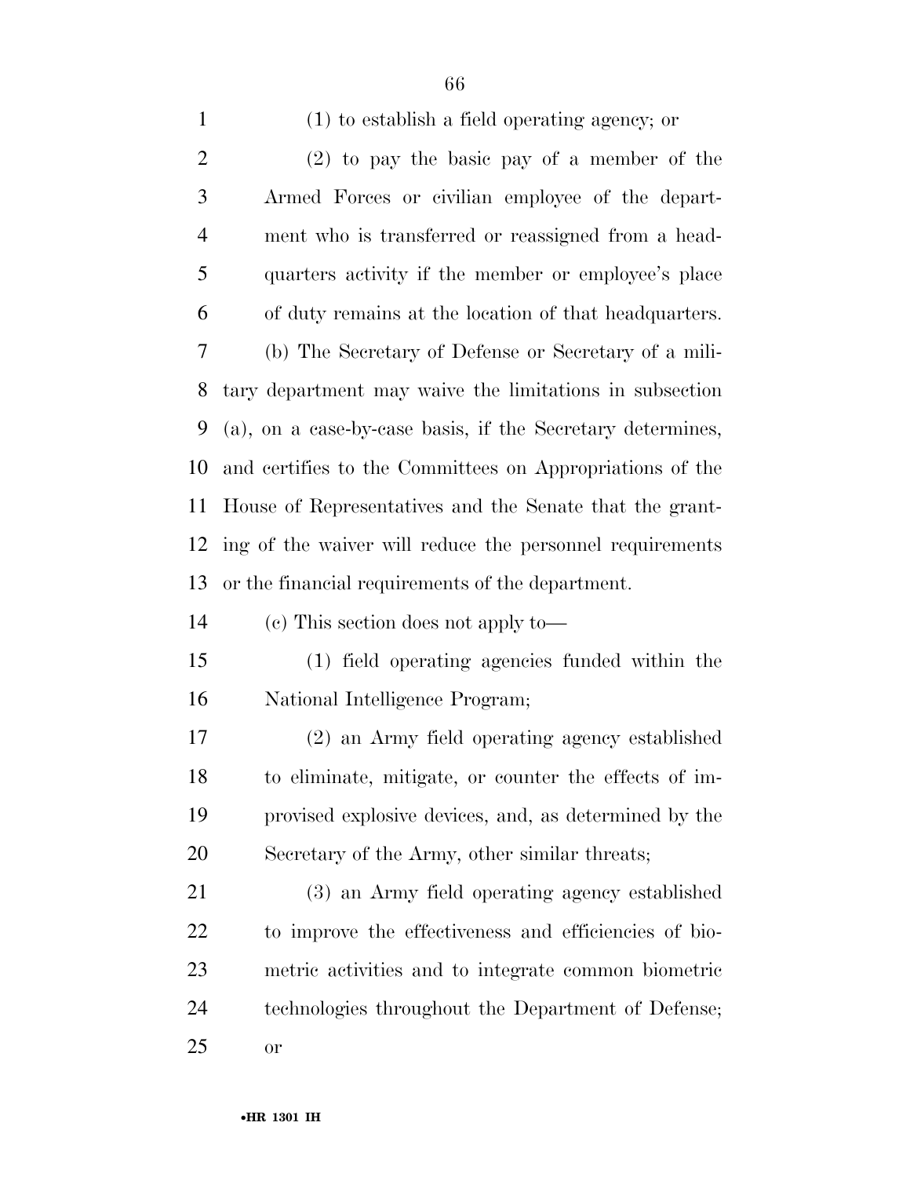(1) to establish a field operating agency; or

(2) to pay the basic pay of a member of the Armed Forces or civilian employee of the department who is transferred or reassigned from a headquarters activity if the member or employee's place of duty remains at the location of that headquarters.

(b) The Secretary of Defense or Secretary of a military department may waive the limitations in subsection (a), on a case-by-case basis, if the Secretary determines, and certifies to the Committees on Appropriations of the House of Representatives and the Senate that the granting of the waiver will reduce the personnel requirements or the financial requirements of the department.

(c) This section does not apply to—

(1) field operating agencies funded within the National Intelligence Program;

(2) an Army field operating agency established to eliminate, mitigate, or counter the effects of improvised explosive devices, and, as determined by the Secretary of the Army, other similar threats;

(3) an Army field operating agency established to improve the effectiveness and efficiencies of biometric activities and to integrate common biometric technologies throughout the Department of Defense; or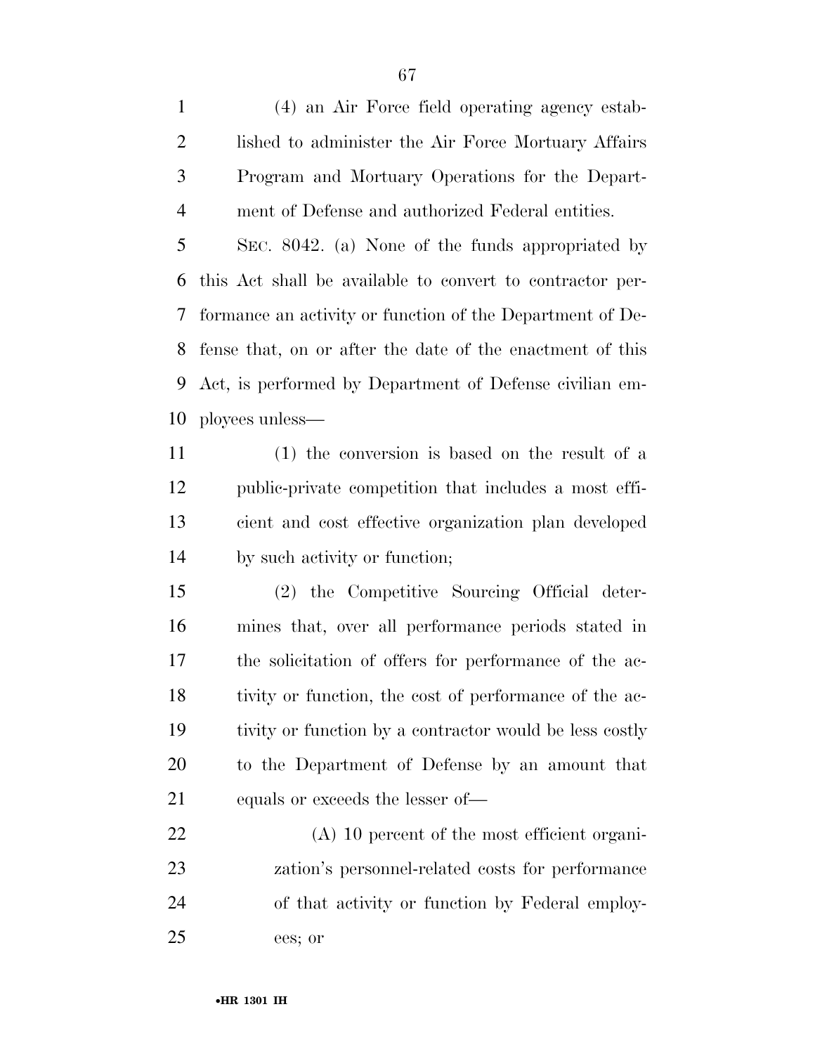(4) an Air Force field operating agency established to administer the Air Force Mortuary Affairs Program and Mortuary Operations for the Department of Defense and authorized Federal entities.

SEC. 8042. (a) None of the funds appropriated by this Act shall be available to convert to contractor performance an activity or function of the Department of Defense that, on or after the date of the enactment of this Act, is performed by Department of Defense civilian employees unless—

(1) the conversion is based on the result of a public-private competition that includes a most efficient and cost effective organization plan developed by such activity or function;

(2) the Competitive Sourcing Official determines that, over all performance periods stated in the solicitation of offers for performance of the activity or function, the cost of performance of the activity or function by a contractor would be less costly to the Department of Defense by an amount that equals or exceeds the lesser of—

(A) 10 percent of the most efficient organization's personnel-related costs for performance of that activity or function by Federal employees; or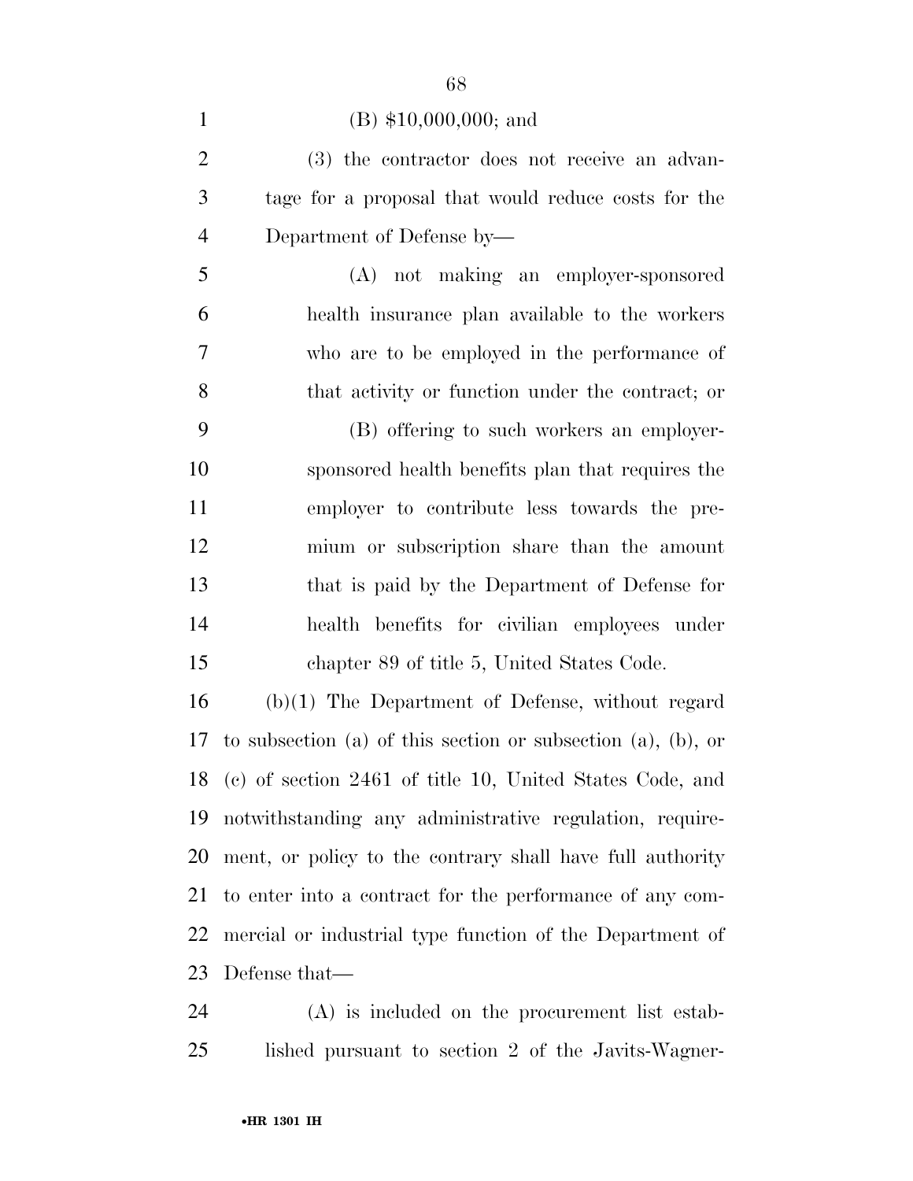(B) $10,000,000; and

(3) the contractor does not receive an advantage for a proposal that would reduce costs for the Department of Defense by—

(A) not making an employer-sponsored health insurance plan available to the workers who are to be employed in the performance of that activity or function under the contract; or

(B) offering to such workers an employer-sponsored health benefits plan that requires the employer to contribute less towards the premium or subscription share than the amount that is paid by the Department of Defense for health benefits for civilian employees under chapter 89 of title 5, United States Code.

(b)(1) The Department of Defense, without regard to subsection (a) of this section or subsection (a), (b), or (c) of section 2461 of title 10, United States Code, and notwithstanding any administrative regulation, requirement, or policy to the contrary shall have full authority to enter into a contract for the performance of any commercial or industrial type function of the Department of Defense that—

(A) is included on the procurement list established pursuant to section 2 of the Javits-Wagner-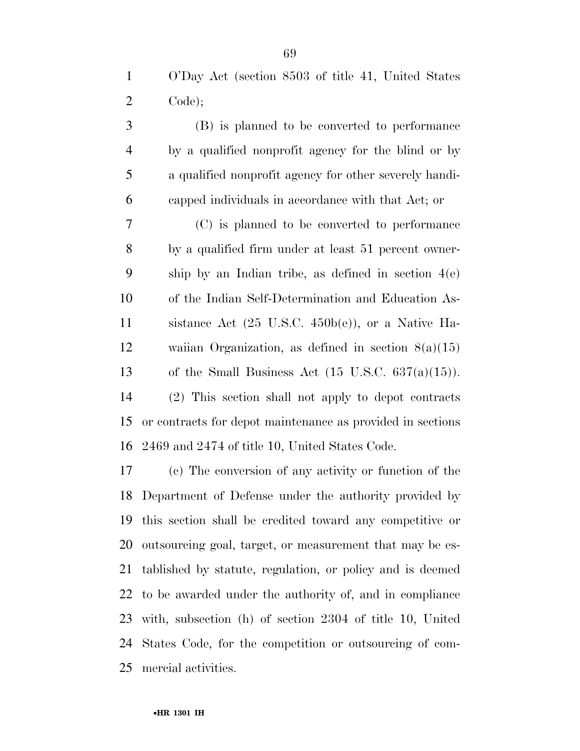O'Day Act (section 8503 of title 41, United States Code);

(B) is planned to be converted to performance by a qualified nonprofit agency for the blind or by a qualified nonprofit agency for other severely handicapped individuals in accordance with that Act; or

(C) is planned to be converted to performance by a qualified firm under at least 51 percent ownership by an Indian tribe, as defined in section 4(e) of the Indian Self-Determination and Education Assistance Act (25 U.S.C. 450b(e)), or a Native Hawaiian Organization, as defined in section 8(a)(15) of the Small Business Act (15 U.S.C. 637(a)(15)).

(2) This section shall not apply to depot contracts or contracts for depot maintenance as provided in sections 2469 and 2474 of title 10, United States Code.

(c) The conversion of any activity or function of the Department of Defense under the authority provided by this section shall be credited toward any competitive or outsourcing goal, target, or measurement that may be established by statute, regulation, or policy and is deemed to be awarded under the authority of, and in compliance with, subsection (h) of section 2304 of title 10, United States Code, for the competition or outsourcing of commercial activities.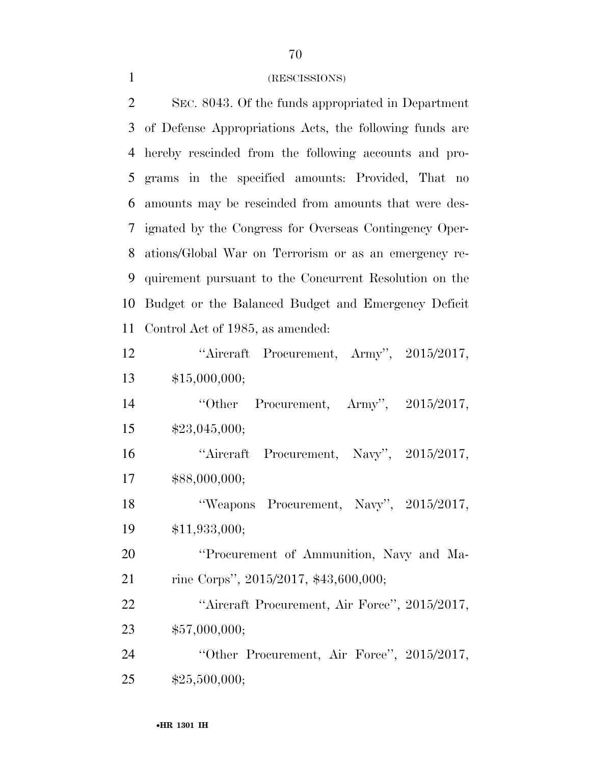(RESCISSIONS)

SEC. 8043. Of the funds appropriated in Department of Defense Appropriations Acts, the following funds are hereby rescinded from the following accounts and programs in the specified amounts: Provided, That no amounts may be rescinded from amounts that were designated by the Congress for Overseas Contingency Operations/Global War on Terrorism or as an emergency requirement pursuant to the Concurrent Resolution on the Budget or the Balanced Budget and Emergency Deficit Control Act of 1985, as amended:

''Aircraft Procurement, Army'', 2015/2017, $15,000,000;

''Other Procurement, Army'', 2015/2017, $23,045,000;

''Aircraft Procurement, Navy'', 2015/2017, $88,000,000;

''Weapons Procurement, Navy'', 2015/2017, $11,933,000;

''Procurement of Ammunition, Navy and Marine Corps'', 2015/2017, $43,600,000;

''Aircraft Procurement, Air Force'', 2015/2017, $57,000,000;

''Other Procurement, Air Force'', 2015/2017, $25,500,000;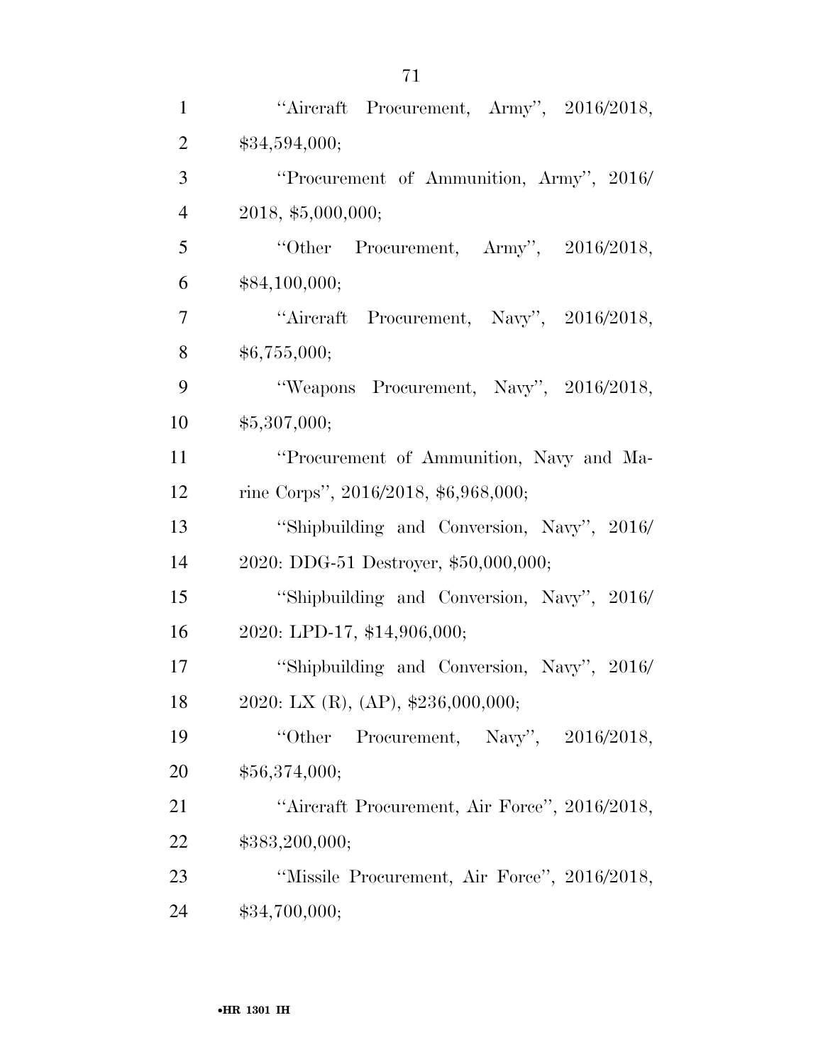"Aircraft Procurement, Army", 2016/2018, $34,594,000;

"Procurement of Ammunition, Army", 2016/2018, $5,000,000;

"Other Procurement, Army", 2016/2018, $84,100,000;

"Aircraft Procurement, Navy", 2016/2018, $6,755,000;

"Weapons Procurement, Navy", 2016/2018, $5,307,000;

"Procurement of Ammunition, Navy and Marine Corps", 2016/2018, $6,968,000;

"Shipbuilding and Conversion, Navy", 2016/2020: DDG-51 Destroyer, $50,000,000;

"Shipbuilding and Conversion, Navy", 2016/2020: LPD-17, $14,906,000;

"Shipbuilding and Conversion, Navy", 2016/2020: LX (R), (AP), $236,000,000;

"Other Procurement, Navy", 2016/2018, $56,374,000;

"Aircraft Procurement, Air Force", 2016/2018, $383,200,000;

"Missile Procurement, Air Force", 2016/2018, $34,700,000;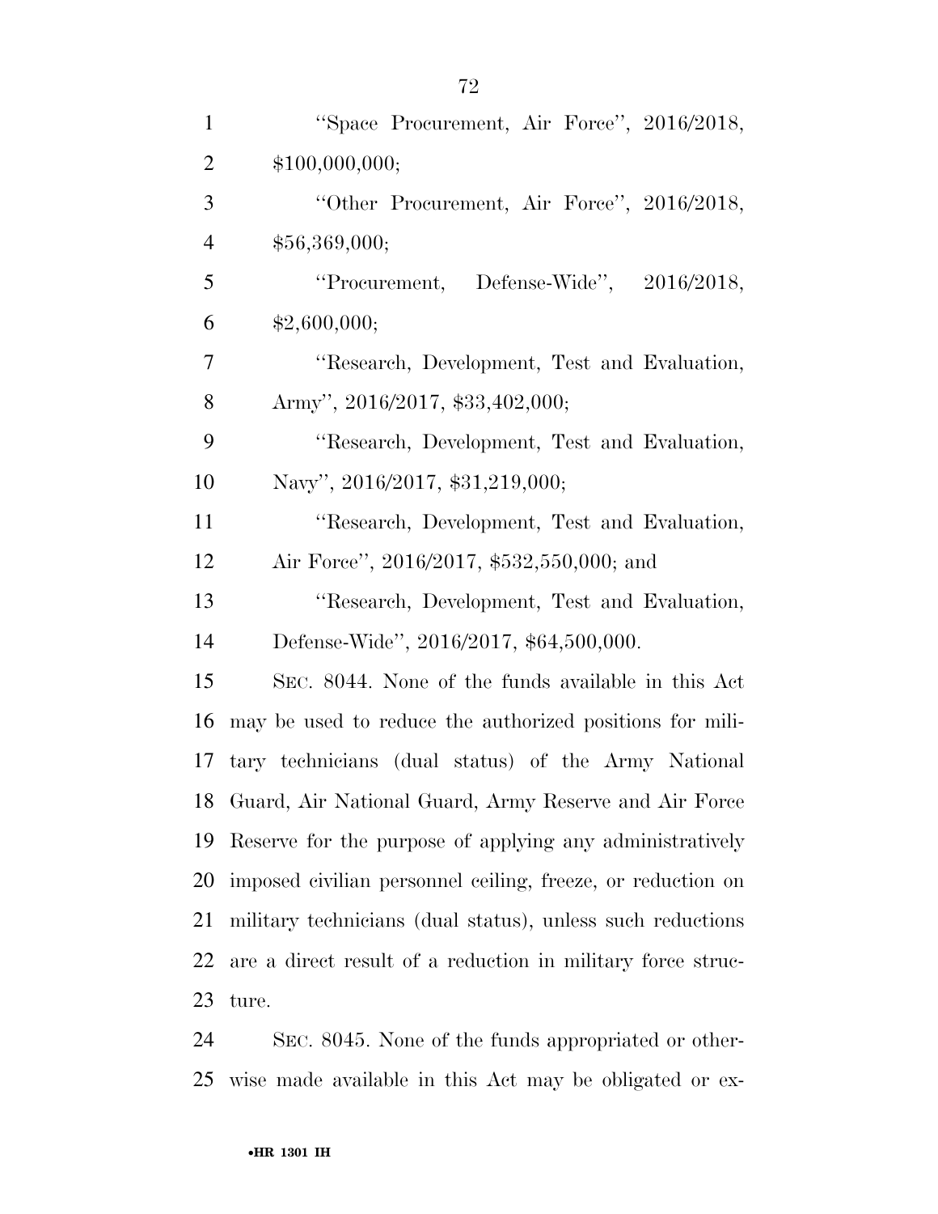"Space Procurement, Air Force", 2016/2018, $100,000,000;

"Other Procurement, Air Force", 2016/2018, $56,369,000;

"Procurement, Defense-Wide", 2016/2018, $2,600,000;

"Research, Development, Test and Evaluation, Army", 2016/2017, $33,402,000;

"Research, Development, Test and Evaluation, Navy", 2016/2017, $31,219,000;

"Research, Development, Test and Evaluation, Air Force", 2016/2017, $532,550,000; and

"Research, Development, Test and Evaluation, Defense-Wide", 2016/2017, $64,500,000.

SEC. 8044. None of the funds available in this Act may be used to reduce the authorized positions for military technicians (dual status) of the Army National Guard, Air National Guard, Army Reserve and Air Force Reserve for the purpose of applying any administratively imposed civilian personnel ceiling, freeze, or reduction on military technicians (dual status), unless such reductions are a direct result of a reduction in military force structure.

SEC. 8045. None of the funds appropriated or otherwise made available in this Act may be obligated or ex-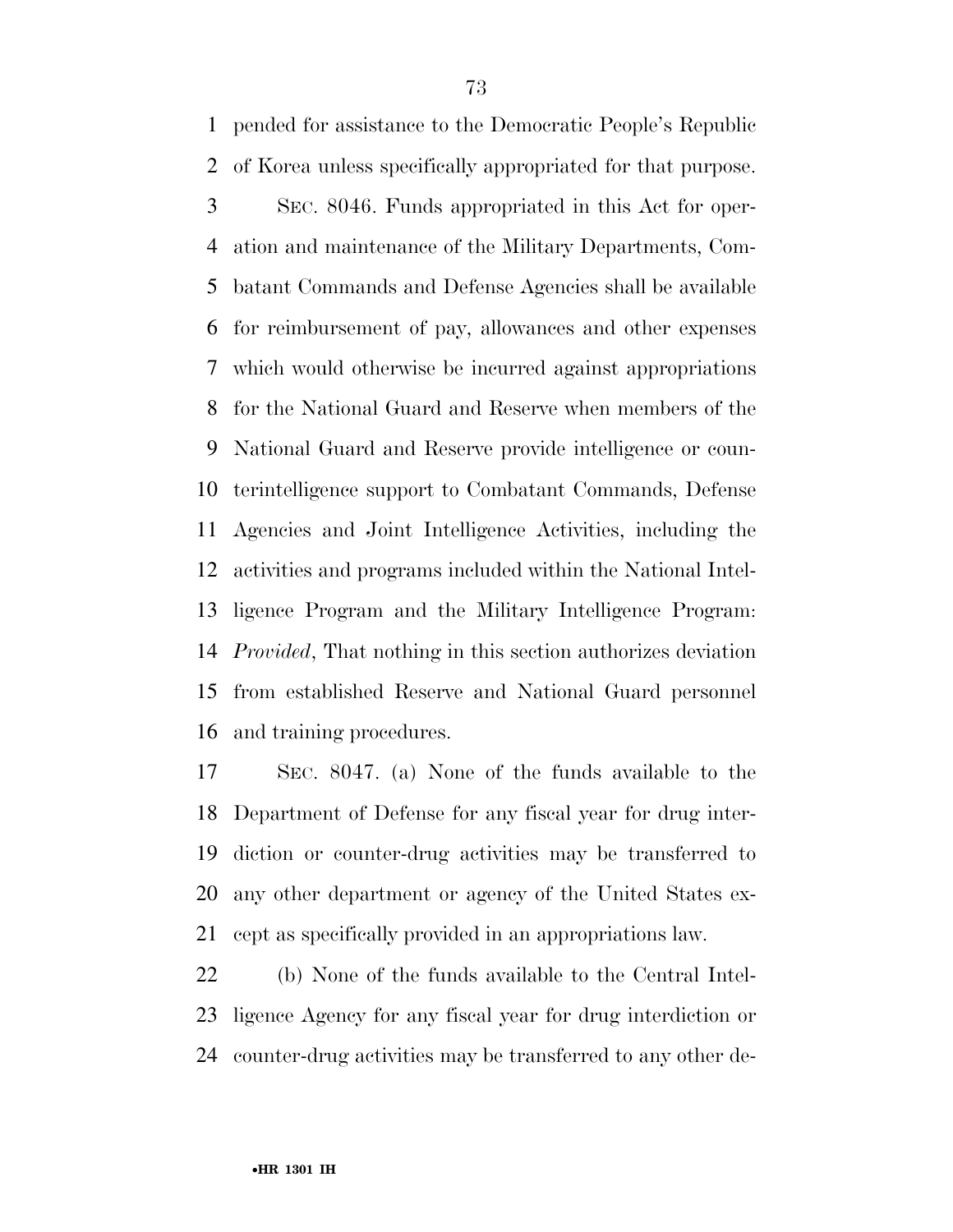pended for assistance to the Democratic People's Republic of Korea unless specifically appropriated for that purpose.

SEC. 8046. Funds appropriated in this Act for operation and maintenance of the Military Departments, Combatant Commands and Defense Agencies shall be available for reimbursement of pay, allowances and other expenses which would otherwise be incurred against appropriations for the National Guard and Reserve when members of the National Guard and Reserve provide intelligence or counterintelligence support to Combatant Commands, Defense Agencies and Joint Intelligence Activities, including the activities and programs included within the National Intelligence Program and the Military Intelligence Program: *Provided*, That nothing in this section authorizes deviation from established Reserve and National Guard personnel and training procedures.

SEC. 8047. (a) None of the funds available to the Department of Defense for any fiscal year for drug interdiction or counter-drug activities may be transferred to any other department or agency of the United States except as specifically provided in an appropriations law.

(b) None of the funds available to the Central Intelligence Agency for any fiscal year for drug interdiction or counter-drug activities may be transferred to any other de-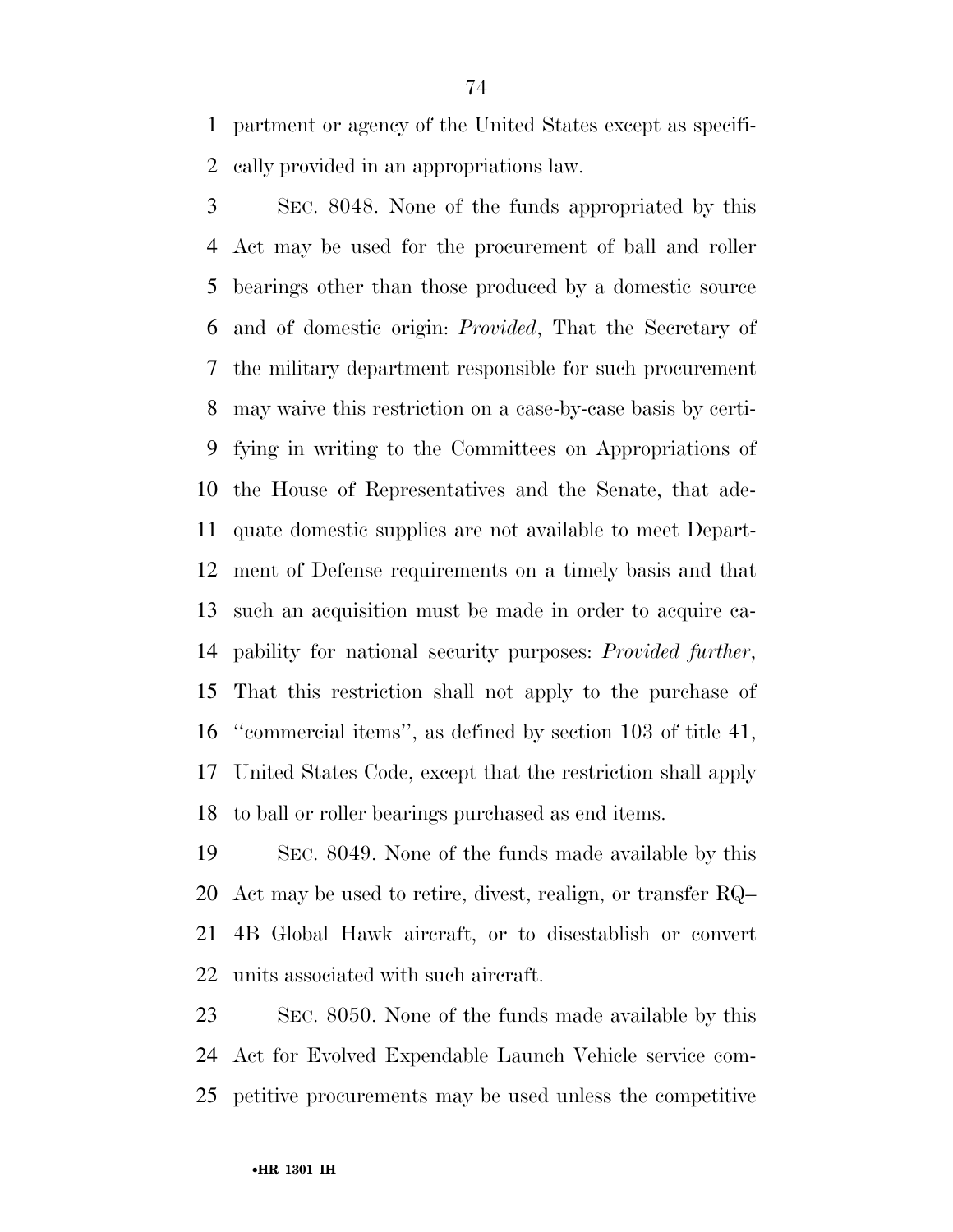partment or agency of the United States except as specifically provided in an appropriations law.

SEC. 8048. None of the funds appropriated by this Act may be used for the procurement of ball and roller bearings other than those produced by a domestic source and of domestic origin: *Provided*, That the Secretary of the military department responsible for such procurement may waive this restriction on a case-by-case basis by certifying in writing to the Committees on Appropriations of the House of Representatives and the Senate, that adequate domestic supplies are not available to meet Department of Defense requirements on a timely basis and that such an acquisition must be made in order to acquire capability for national security purposes: *Provided further*, That this restriction shall not apply to the purchase of ''commercial items'', as defined by section 103 of title 41, United States Code, except that the restriction shall apply to ball or roller bearings purchased as end items.

SEC. 8049. None of the funds made available by this Act may be used to retire, divest, realign, or transfer RQ–4B Global Hawk aircraft, or to disestablish or convert units associated with such aircraft.

SEC. 8050. None of the funds made available by this Act for Evolved Expendable Launch Vehicle service competitive procurements may be used unless the competitive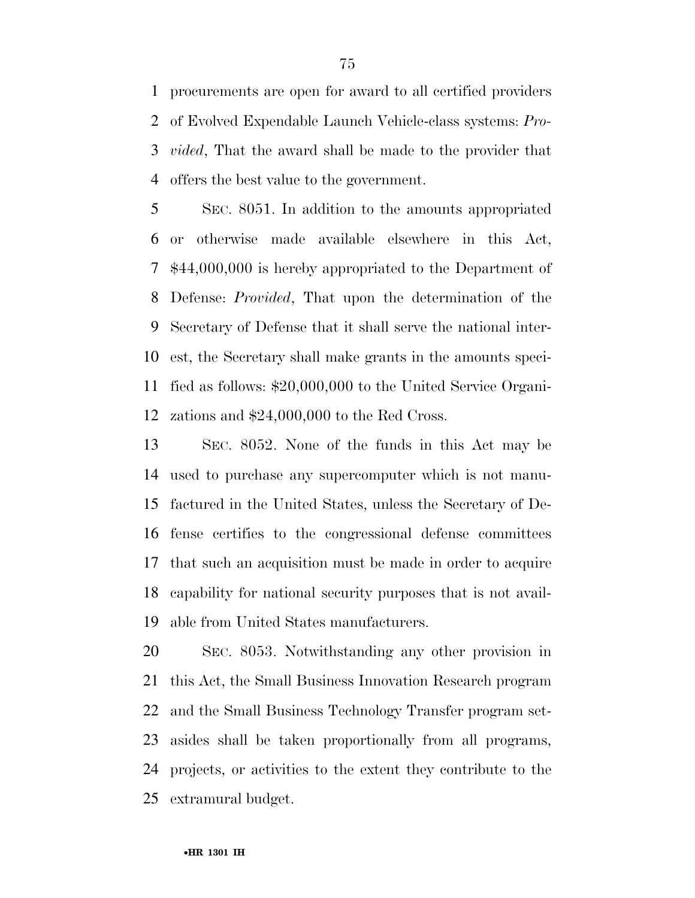procurements are open for award to all certified providers of Evolved Expendable Launch Vehicle-class systems: *Provided*, That the award shall be made to the provider that offers the best value to the government.

SEC. 8051. In addition to the amounts appropriated or otherwise made available elsewhere in this Act, $44,000,000 is hereby appropriated to the Department of Defense: *Provided*, That upon the determination of the Secretary of Defense that it shall serve the national interest, the Secretary shall make grants in the amounts specified as follows: $20,000,000 to the United Service Organizations and $24,000,000 to the Red Cross.

SEC. 8052. None of the funds in this Act may be used to purchase any supercomputer which is not manufactured in the United States, unless the Secretary of Defense certifies to the congressional defense committees that such an acquisition must be made in order to acquire capability for national security purposes that is not available from United States manufacturers.

SEC. 8053. Notwithstanding any other provision in this Act, the Small Business Innovation Research program and the Small Business Technology Transfer program set-asides shall be taken proportionally from all programs, projects, or activities to the extent they contribute to the extramural budget.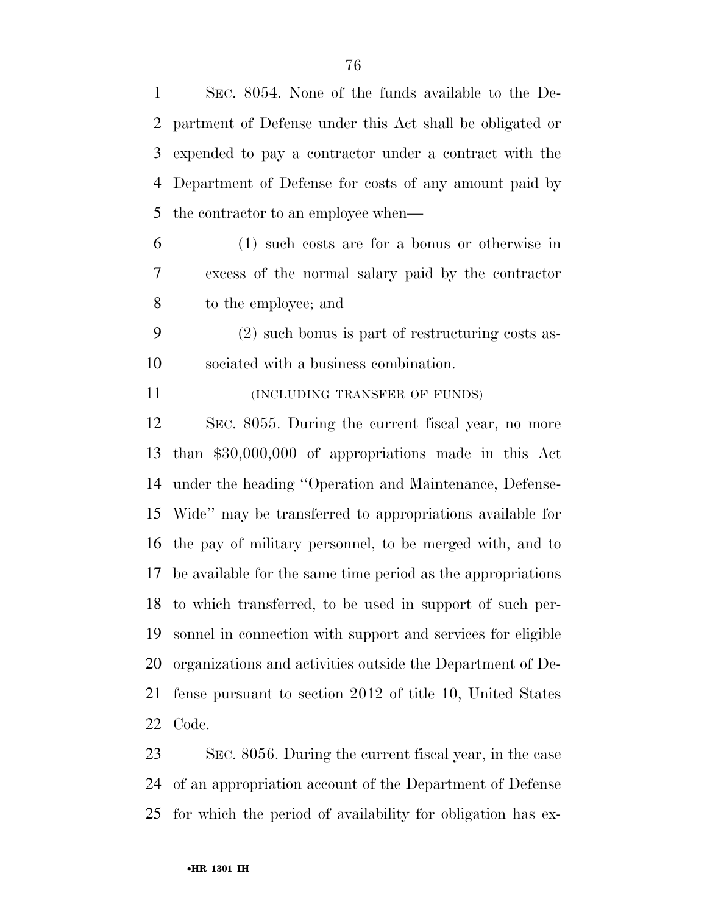SEC. 8054. None of the funds available to the Department of Defense under this Act shall be obligated or expended to pay a contractor under a contract with the Department of Defense for costs of any amount paid by the contractor to an employee when—

(1) such costs are for a bonus or otherwise in excess of the normal salary paid by the contractor to the employee; and

(2) such bonus is part of restructuring costs associated with a business combination.

(INCLUDING TRANSFER OF FUNDS)

SEC. 8055. During the current fiscal year, no more than $30,000,000 of appropriations made in this Act under the heading ''Operation and Maintenance, Defense-Wide'' may be transferred to appropriations available for the pay of military personnel, to be merged with, and to be available for the same time period as the appropriations to which transferred, to be used in support of such personnel in connection with support and services for eligible organizations and activities outside the Department of Defense pursuant to section 2012 of title 10, United States Code.

SEC. 8056. During the current fiscal year, in the case of an appropriation account of the Department of Defense for which the period of availability for obligation has ex-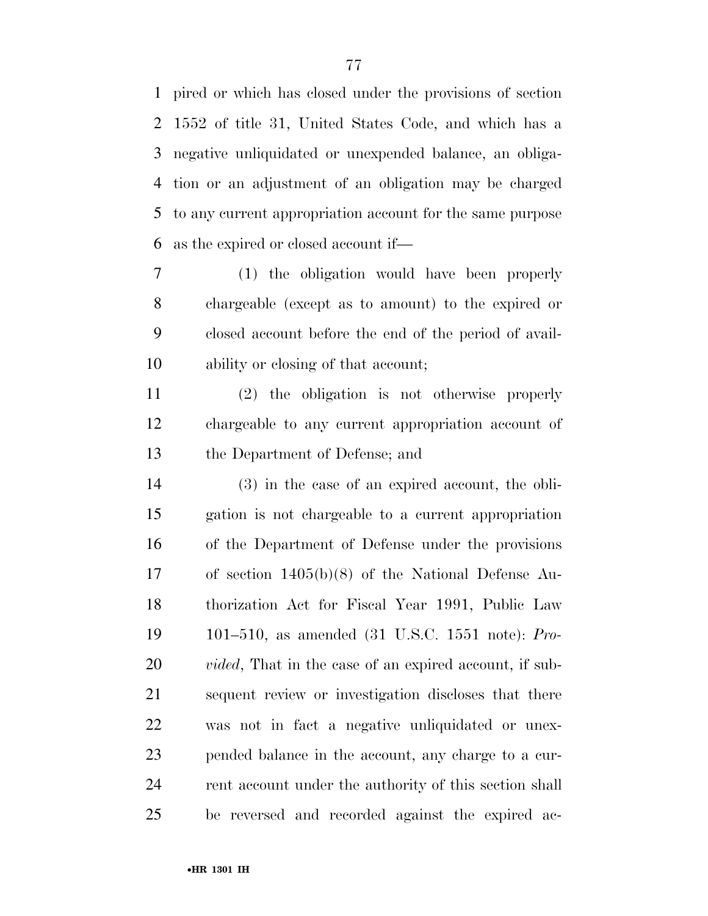pired or which has closed under the provisions of section 1552 of title 31, United States Code, and which has a negative unliquidated or unexpended balance, an obligation or an adjustment of an obligation may be charged to any current appropriation account for the same purpose as the expired or closed account if—

(1) the obligation would have been properly chargeable (except as to amount) to the expired or closed account before the end of the period of availability or closing of that account;

(2) the obligation is not otherwise properly chargeable to any current appropriation account of the Department of Defense; and

(3) in the case of an expired account, the obligation is not chargeable to a current appropriation of the Department of Defense under the provisions of section 1405(b)(8) of the National Defense Authorization Act for Fiscal Year 1991, Public Law 101–510, as amended (31 U.S.C. 1551 note): *Provided*, That in the case of an expired account, if subsequent review or investigation discloses that there was not in fact a negative unliquidated or unexpended balance in the account, any charge to a current account under the authority of this section shall be reversed and recorded against the expired ac-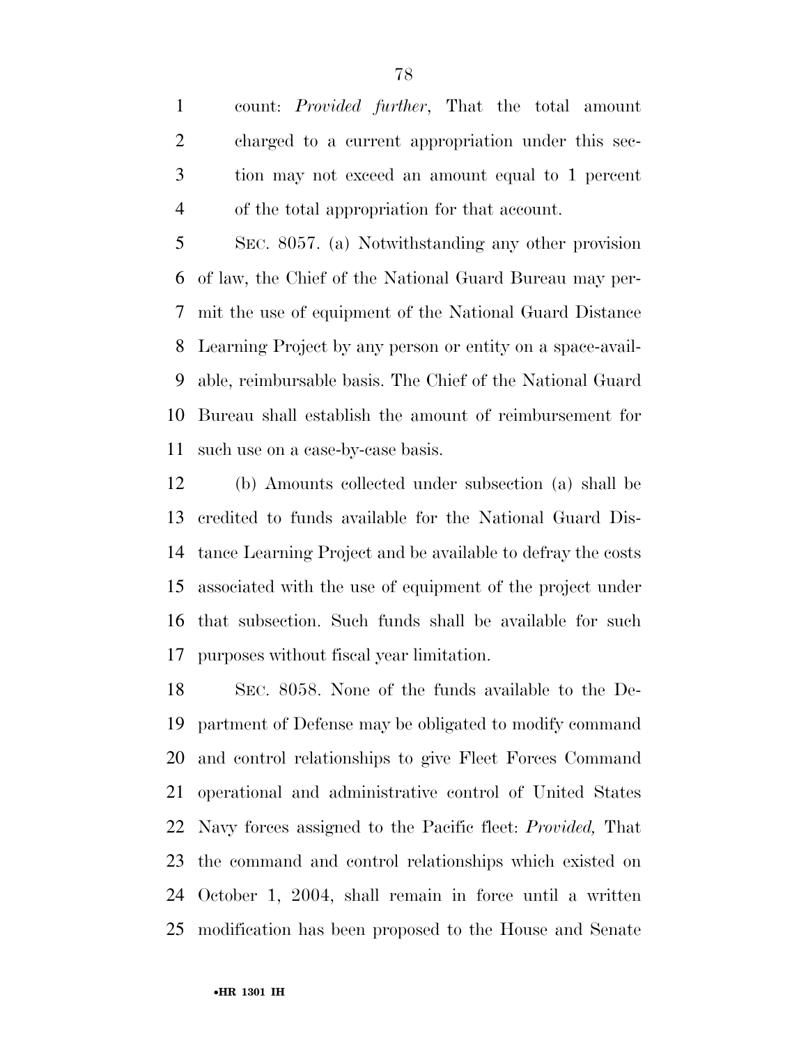count: *Provided further*, That the total amount charged to a current appropriation under this section may not exceed an amount equal to 1 percent of the total appropriation for that account.

SEC. 8057. (a) Notwithstanding any other provision of law, the Chief of the National Guard Bureau may permit the use of equipment of the National Guard Distance Learning Project by any person or entity on a space-available, reimbursable basis. The Chief of the National Guard Bureau shall establish the amount of reimbursement for such use on a case-by-case basis.

(b) Amounts collected under subsection (a) shall be credited to funds available for the National Guard Distance Learning Project and be available to defray the costs associated with the use of equipment of the project under that subsection. Such funds shall be available for such purposes without fiscal year limitation.

SEC. 8058. None of the funds available to the Department of Defense may be obligated to modify command and control relationships to give Fleet Forces Command operational and administrative control of United States Navy forces assigned to the Pacific fleet: *Provided,* That the command and control relationships which existed on October 1, 2004, shall remain in force until a written modification has been proposed to the House and Senate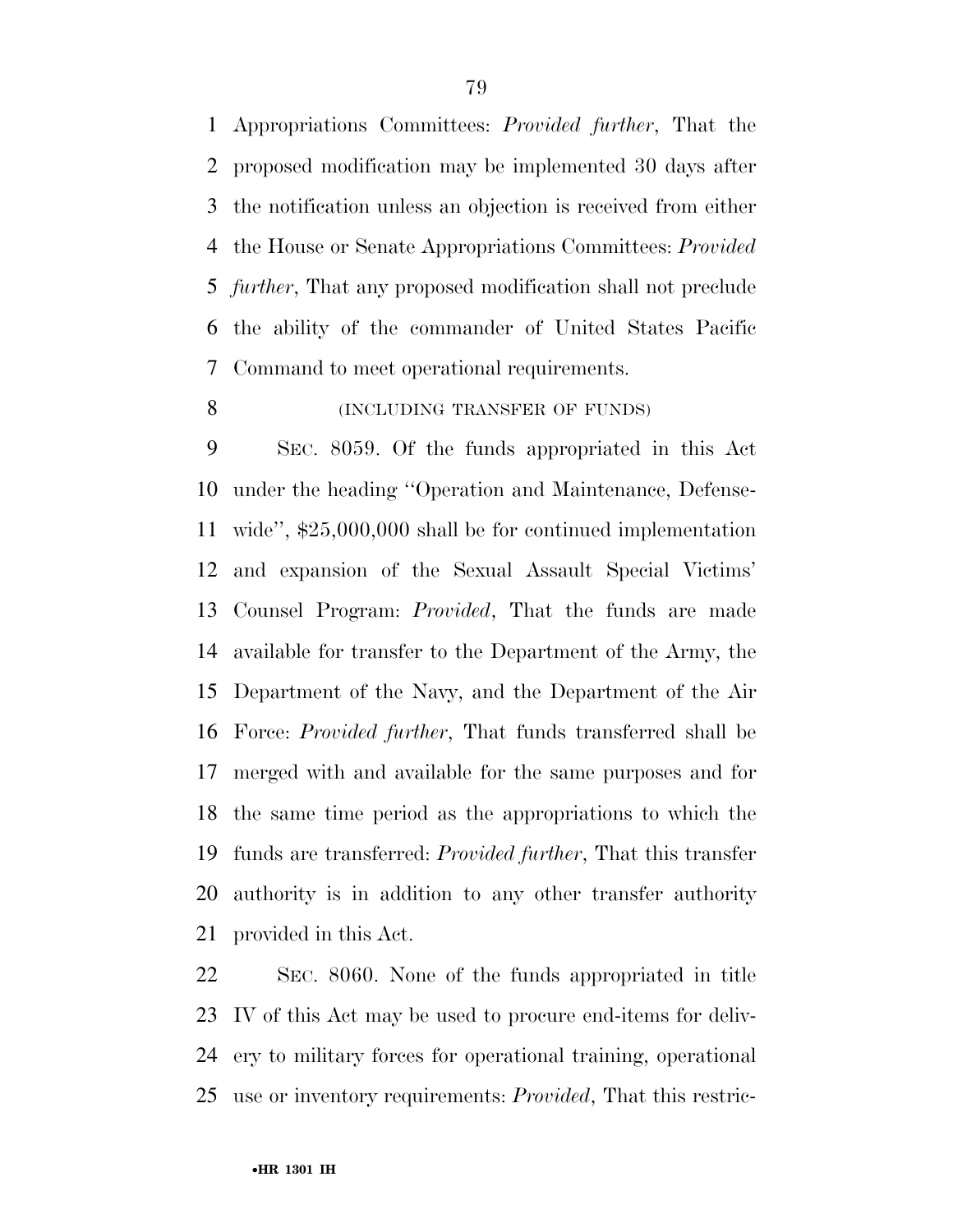Appropriations Committees: *Provided further*, That the proposed modification may be implemented 30 days after the notification unless an objection is received from either the House or Senate Appropriations Committees: *Provided further*, That any proposed modification shall not preclude the ability of the commander of United States Pacific Command to meet operational requirements.

(INCLUDING TRANSFER OF FUNDS)

SEC. 8059. Of the funds appropriated in this Act under the heading ''Operation and Maintenance, Defense-wide'', $25,000,000 shall be for continued implementation and expansion of the Sexual Assault Special Victims' Counsel Program: *Provided*, That the funds are made available for transfer to the Department of the Army, the Department of the Navy, and the Department of the Air Force: *Provided further*, That funds transferred shall be merged with and available for the same purposes and for the same time period as the appropriations to which the funds are transferred: *Provided further*, That this transfer authority is in addition to any other transfer authority provided in this Act.

SEC. 8060. None of the funds appropriated in title IV of this Act may be used to procure end-items for delivery to military forces for operational training, operational use or inventory requirements: *Provided*, That this restric-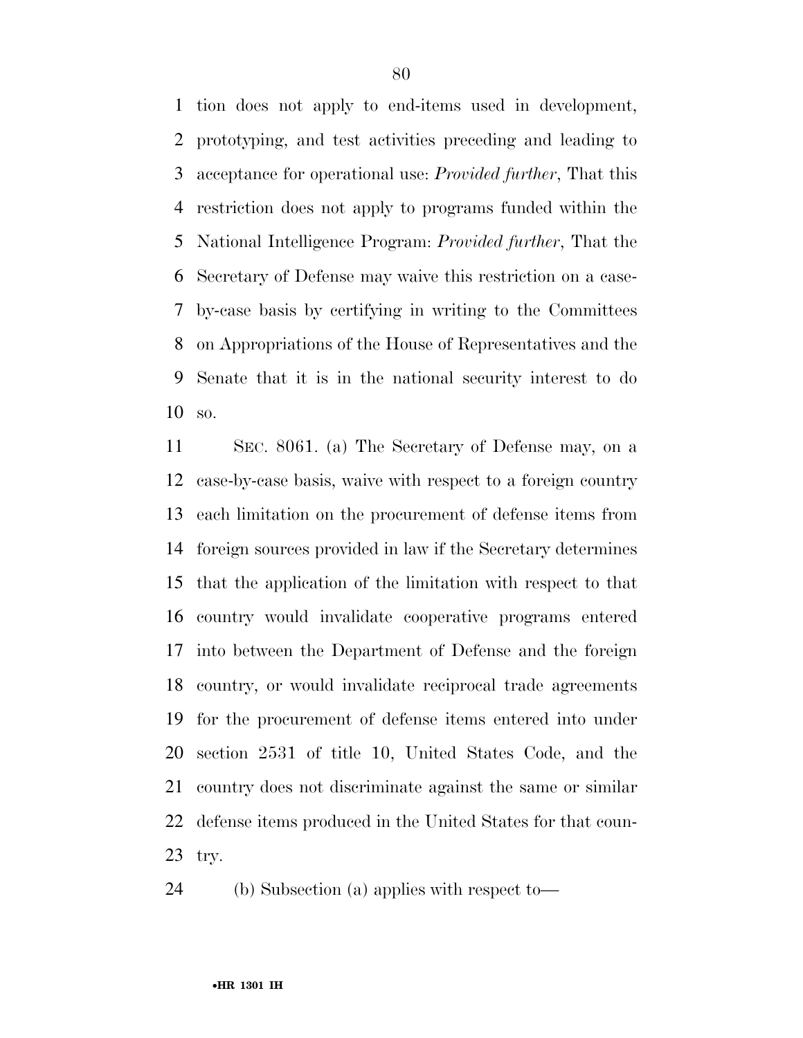tion does not apply to end-items used in development, prototyping, and test activities preceding and leading to acceptance for operational use: *Provided further*, That this restriction does not apply to programs funded within the National Intelligence Program: *Provided further*, That the Secretary of Defense may waive this restriction on a case-by-case basis by certifying in writing to the Committees on Appropriations of the House of Representatives and the Senate that it is in the national security interest to do so.

SEC. 8061. (a) The Secretary of Defense may, on a case-by-case basis, waive with respect to a foreign country each limitation on the procurement of defense items from foreign sources provided in law if the Secretary determines that the application of the limitation with respect to that country would invalidate cooperative programs entered into between the Department of Defense and the foreign country, or would invalidate reciprocal trade agreements for the procurement of defense items entered into under section 2531 of title 10, United States Code, and the country does not discriminate against the same or similar defense items produced in the United States for that country.

(b) Subsection (a) applies with respect to—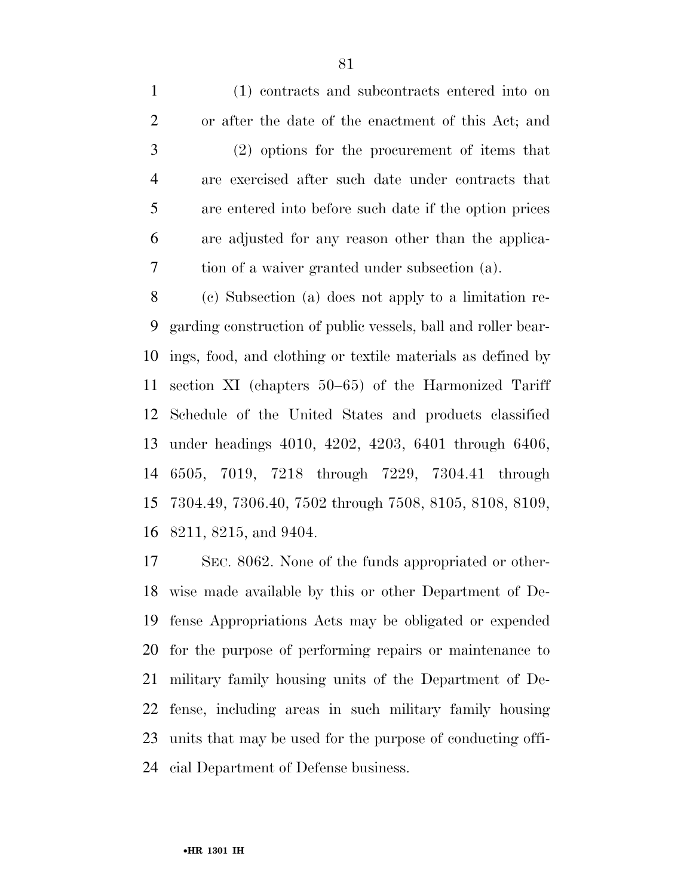(1) contracts and subcontracts entered into on or after the date of the enactment of this Act; and

(2) options for the procurement of items that are exercised after such date under contracts that are entered into before such date if the option prices are adjusted for any reason other than the application of a waiver granted under subsection (a).

(c) Subsection (a) does not apply to a limitation regarding construction of public vessels, ball and roller bearings, food, and clothing or textile materials as defined by section XI (chapters 50–65) of the Harmonized Tariff Schedule of the United States and products classified under headings 4010, 4202, 4203, 6401 through 6406, 6505, 7019, 7218 through 7229, 7304.41 through 7304.49, 7306.40, 7502 through 7508, 8105, 8108, 8109, 8211, 8215, and 9404.

SEC. 8062. None of the funds appropriated or otherwise made available by this or other Department of Defense Appropriations Acts may be obligated or expended for the purpose of performing repairs or maintenance to military family housing units of the Department of Defense, including areas in such military family housing units that may be used for the purpose of conducting official Department of Defense business.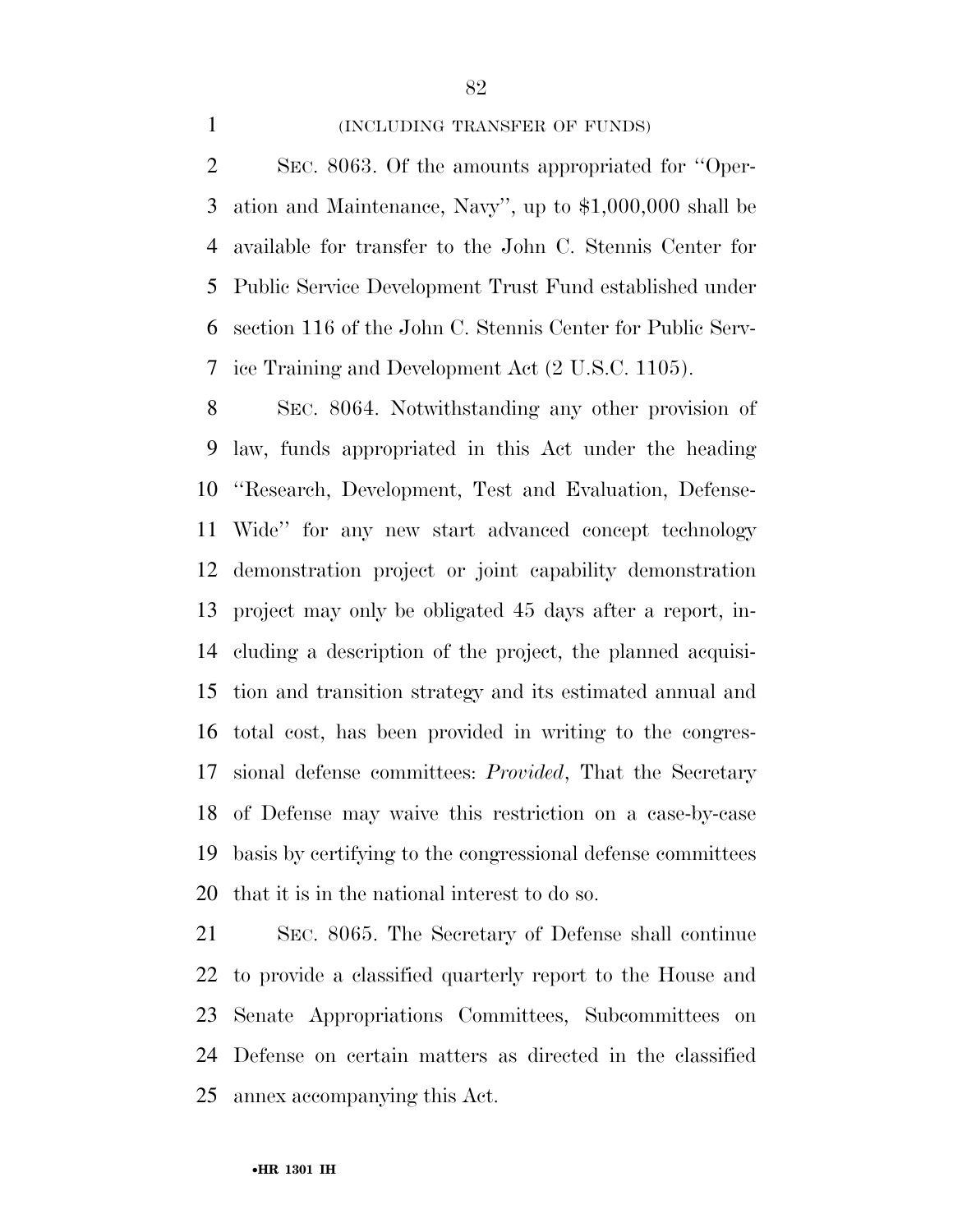(INCLUDING TRANSFER OF FUNDS)

SEC. 8063. Of the amounts appropriated for ''Operation and Maintenance, Navy'', up to $1,000,000 shall be available for transfer to the John C. Stennis Center for Public Service Development Trust Fund established under section 116 of the John C. Stennis Center for Public Service Training and Development Act (2 U.S.C. 1105).

SEC. 8064. Notwithstanding any other provision of law, funds appropriated in this Act under the heading ''Research, Development, Test and Evaluation, Defense-Wide'' for any new start advanced concept technology demonstration project or joint capability demonstration project may only be obligated 45 days after a report, including a description of the project, the planned acquisition and transition strategy and its estimated annual and total cost, has been provided in writing to the congressional defense committees: *Provided*, That the Secretary of Defense may waive this restriction on a case-by-case basis by certifying to the congressional defense committees that it is in the national interest to do so.

SEC. 8065. The Secretary of Defense shall continue to provide a classified quarterly report to the House and Senate Appropriations Committees, Subcommittees on Defense on certain matters as directed in the classified annex accompanying this Act.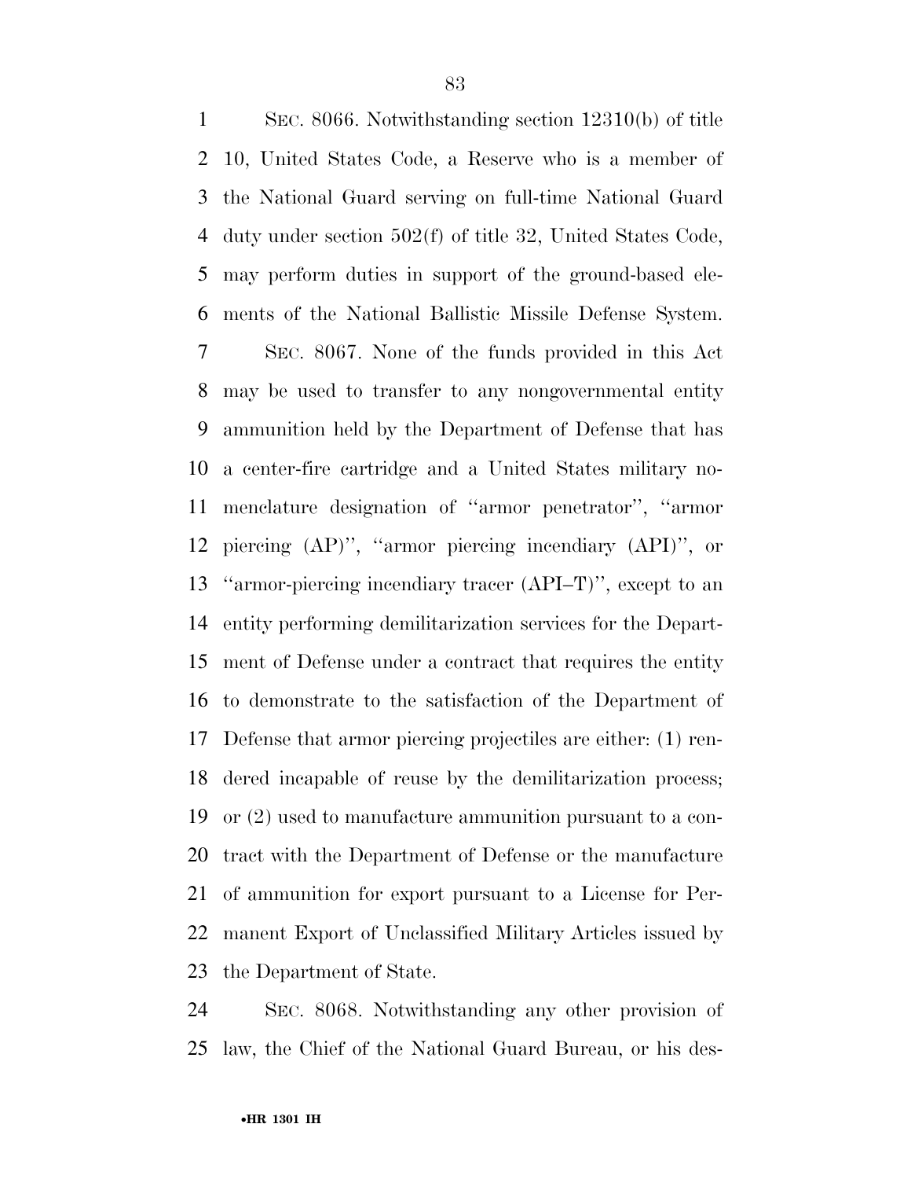SEC. 8066. Notwithstanding section 12310(b) of title 10, United States Code, a Reserve who is a member of the National Guard serving on full-time National Guard duty under section 502(f) of title 32, United States Code, may perform duties in support of the ground-based elements of the National Ballistic Missile Defense System.

SEC. 8067. None of the funds provided in this Act may be used to transfer to any nongovernmental entity ammunition held by the Department of Defense that has a center-fire cartridge and a United States military nomenclature designation of "armor penetrator", "armor piercing (AP)", "armor piercing incendiary (API)", or "armor-piercing incendiary tracer (API–T)", except to an entity performing demilitarization services for the Department of Defense under a contract that requires the entity to demonstrate to the satisfaction of the Department of Defense that armor piercing projectiles are either: (1) rendered incapable of reuse by the demilitarization process; or (2) used to manufacture ammunition pursuant to a contract with the Department of Defense or the manufacture of ammunition for export pursuant to a License for Permanent Export of Unclassified Military Articles issued by the Department of State.

SEC. 8068. Notwithstanding any other provision of law, the Chief of the National Guard Bureau, or his des-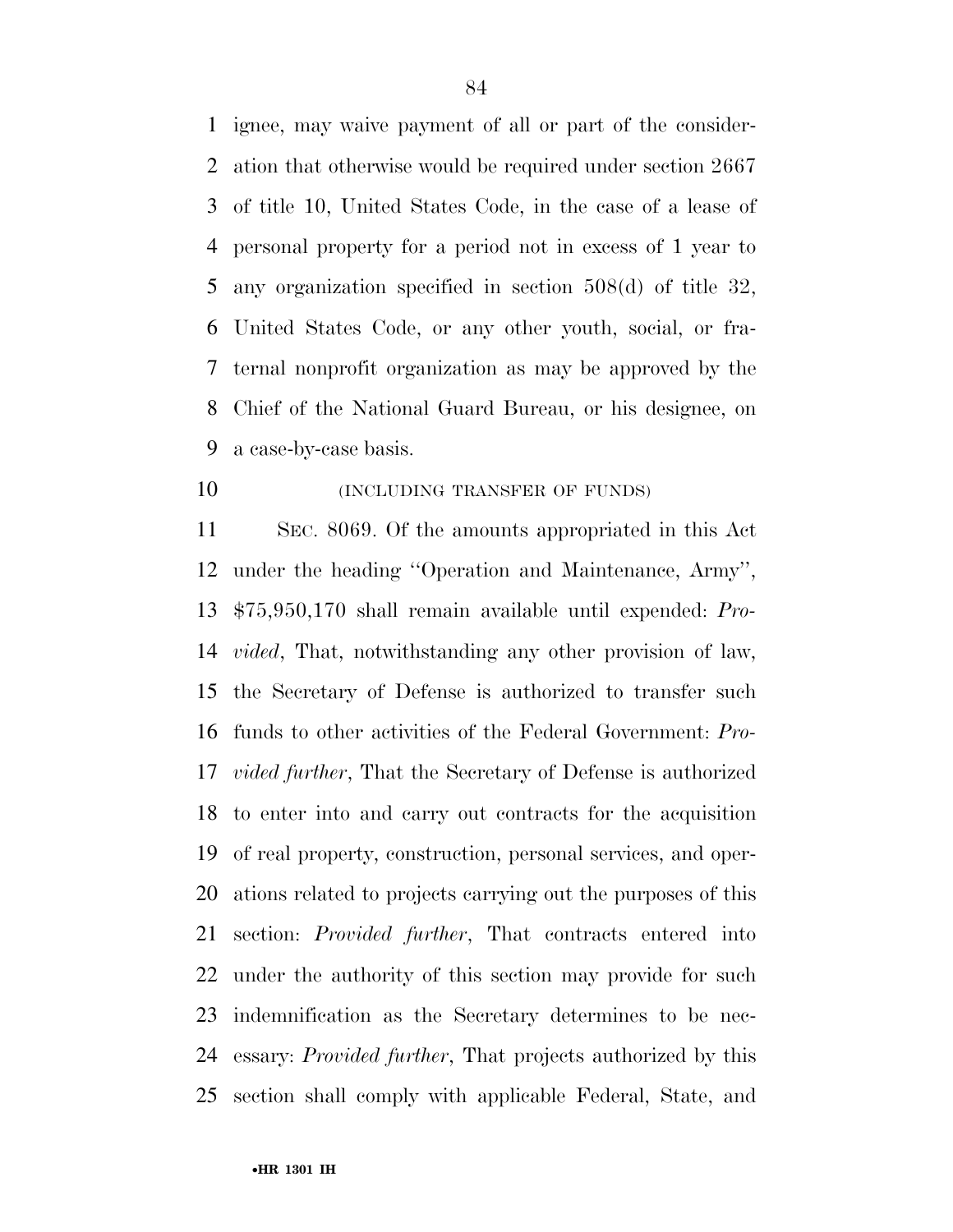ignee, may waive payment of all or part of the consideration that otherwise would be required under section 2667 of title 10, United States Code, in the case of a lease of personal property for a period not in excess of 1 year to any organization specified in section 508(d) of title 32, United States Code, or any other youth, social, or fraternal nonprofit organization as may be approved by the Chief of the National Guard Bureau, or his designee, on a case-by-case basis.

(INCLUDING TRANSFER OF FUNDS)

SEC. 8069. Of the amounts appropriated in this Act under the heading ''Operation and Maintenance, Army'', $75,950,170 shall remain available until expended: *Provided*, That, notwithstanding any other provision of law, the Secretary of Defense is authorized to transfer such funds to other activities of the Federal Government: *Provided further*, That the Secretary of Defense is authorized to enter into and carry out contracts for the acquisition of real property, construction, personal services, and operations related to projects carrying out the purposes of this section: *Provided further*, That contracts entered into under the authority of this section may provide for such indemnification as the Secretary determines to be necessary: *Provided further*, That projects authorized by this section shall comply with applicable Federal, State, and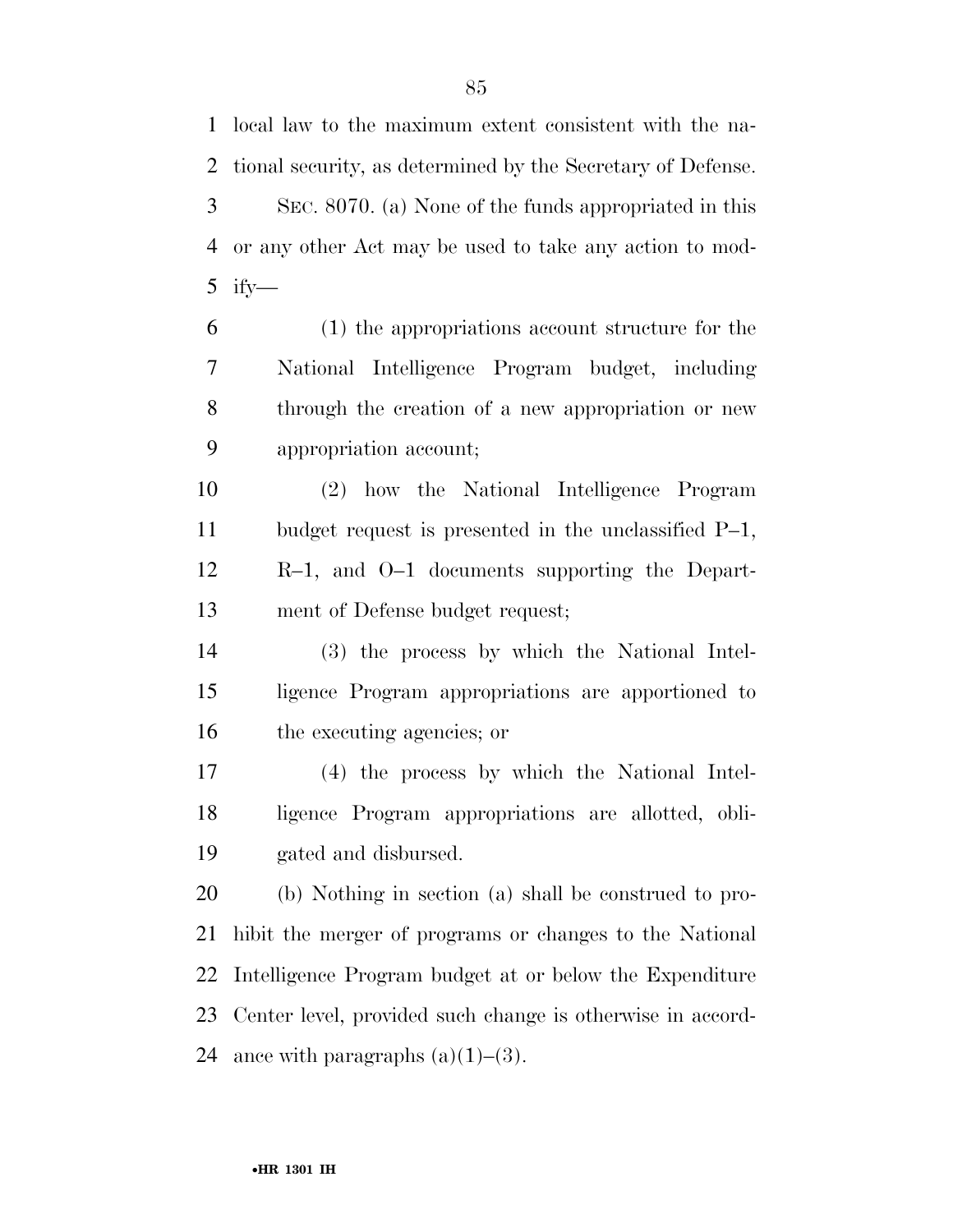local law to the maximum extent consistent with the national security, as determined by the Secretary of Defense.

SEC. 8070. (a) None of the funds appropriated in this or any other Act may be used to take any action to modify—

(1) the appropriations account structure for the National Intelligence Program budget, including through the creation of a new appropriation or new appropriation account;

(2) how the National Intelligence Program budget request is presented in the unclassified P–1, R–1, and O–1 documents supporting the Department of Defense budget request;

(3) the process by which the National Intelligence Program appropriations are apportioned to the executing agencies; or

(4) the process by which the National Intelligence Program appropriations are allotted, obligated and disbursed.

(b) Nothing in section (a) shall be construed to prohibit the merger of programs or changes to the National Intelligence Program budget at or below the Expenditure Center level, provided such change is otherwise in accordance with paragraphs (a)(1)–(3).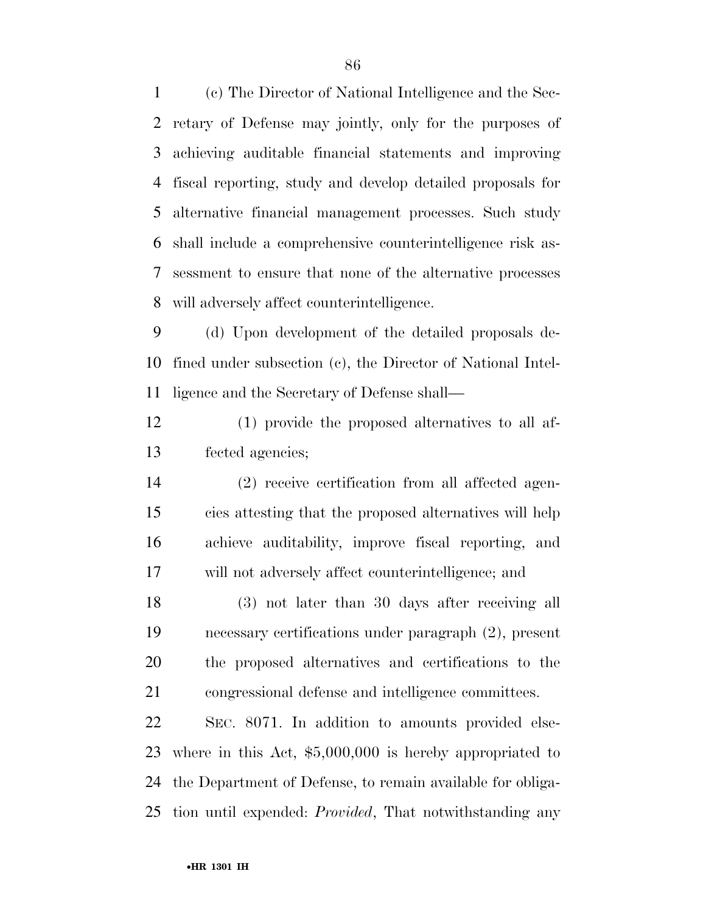(c) The Director of National Intelligence and the Secretary of Defense may jointly, only for the purposes of achieving auditable financial statements and improving fiscal reporting, study and develop detailed proposals for alternative financial management processes. Such study shall include a comprehensive counterintelligence risk assessment to ensure that none of the alternative processes will adversely affect counterintelligence.

(d) Upon development of the detailed proposals defined under subsection (c), the Director of National Intelligence and the Secretary of Defense shall—

(1) provide the proposed alternatives to all affected agencies;

(2) receive certification from all affected agencies attesting that the proposed alternatives will help achieve auditability, improve fiscal reporting, and will not adversely affect counterintelligence; and

(3) not later than 30 days after receiving all necessary certifications under paragraph (2), present the proposed alternatives and certifications to the congressional defense and intelligence committees.

SEC. 8071. In addition to amounts provided elsewhere in this Act, $5,000,000 is hereby appropriated to the Department of Defense, to remain available for obligation until expended: *Provided*, That notwithstanding any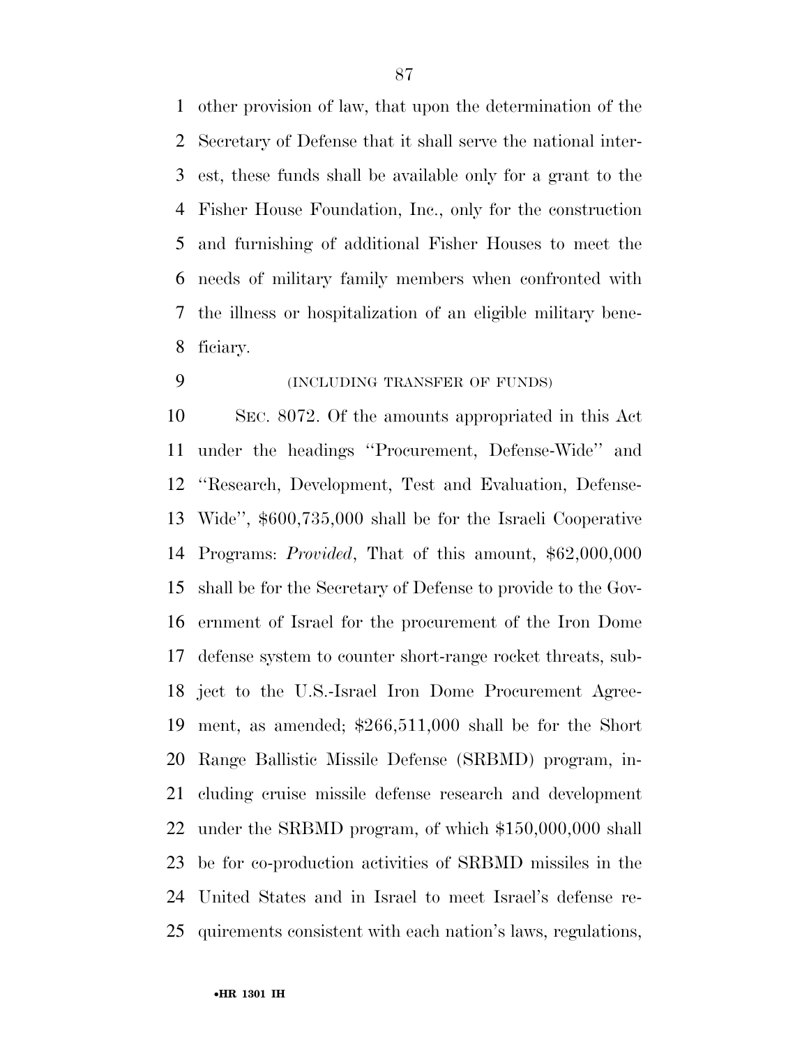other provision of law, that upon the determination of the Secretary of Defense that it shall serve the national interest, these funds shall be available only for a grant to the Fisher House Foundation, Inc., only for the construction and furnishing of additional Fisher Houses to meet the needs of military family members when confronted with the illness or hospitalization of an eligible military beneficiary.

(INCLUDING TRANSFER OF FUNDS)

SEC. 8072. Of the amounts appropriated in this Act under the headings ''Procurement, Defense-Wide'' and ''Research, Development, Test and Evaluation, Defense-Wide'', $600,735,000 shall be for the Israeli Cooperative Programs: *Provided*, That of this amount, $62,000,000 shall be for the Secretary of Defense to provide to the Government of Israel for the procurement of the Iron Dome defense system to counter short-range rocket threats, subject to the U.S.-Israel Iron Dome Procurement Agreement, as amended; $266,511,000 shall be for the Short Range Ballistic Missile Defense (SRBMD) program, including cruise missile defense research and development under the SRBMD program, of which $150,000,000 shall be for co-production activities of SRBMD missiles in the United States and in Israel to meet Israel's defense requirements consistent with each nation's laws, regulations,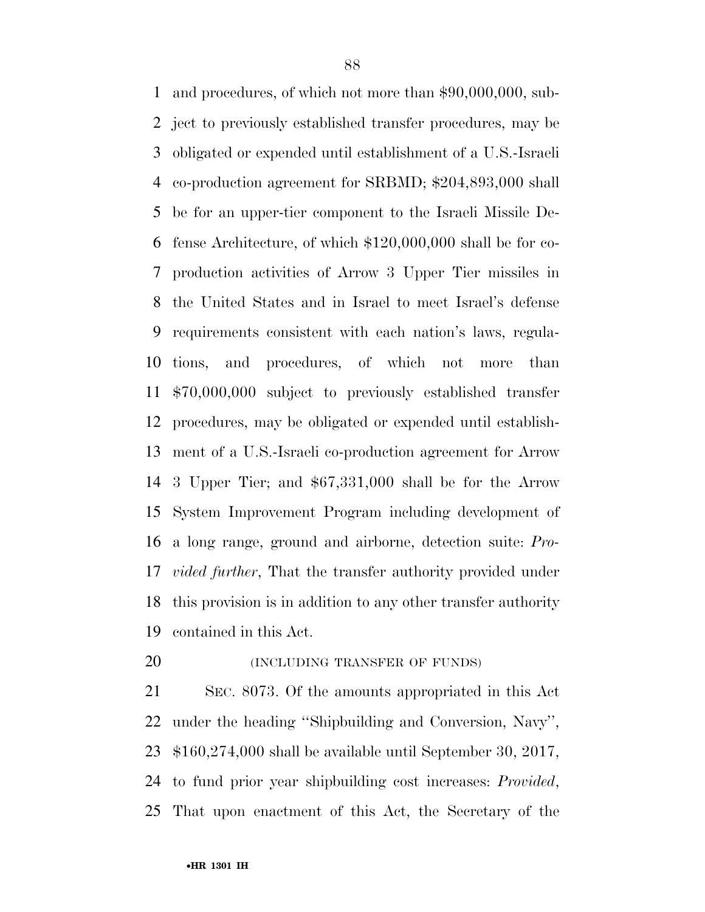and procedures, of which not more than $90,000,000, subject to previously established transfer procedures, may be obligated or expended until establishment of a U.S.-Israeli co-production agreement for SRBMD; $204,893,000 shall be for an upper-tier component to the Israeli Missile Defense Architecture, of which $120,000,000 shall be for co-production activities of Arrow 3 Upper Tier missiles in the United States and in Israel to meet Israel's defense requirements consistent with each nation's laws, regulations, and procedures, of which not more than $70,000,000 subject to previously established transfer procedures, may be obligated or expended until establishment of a U.S.-Israeli co-production agreement for Arrow 3 Upper Tier; and $67,331,000 shall be for the Arrow System Improvement Program including development of a long range, ground and airborne, detection suite: *Provided further*, That the transfer authority provided under this provision is in addition to any other transfer authority contained in this Act.

(INCLUDING TRANSFER OF FUNDS)

SEC. 8073. Of the amounts appropriated in this Act under the heading ''Shipbuilding and Conversion, Navy'', $160,274,000 shall be available until September 30, 2017, to fund prior year shipbuilding cost increases: *Provided*, That upon enactment of this Act, the Secretary of the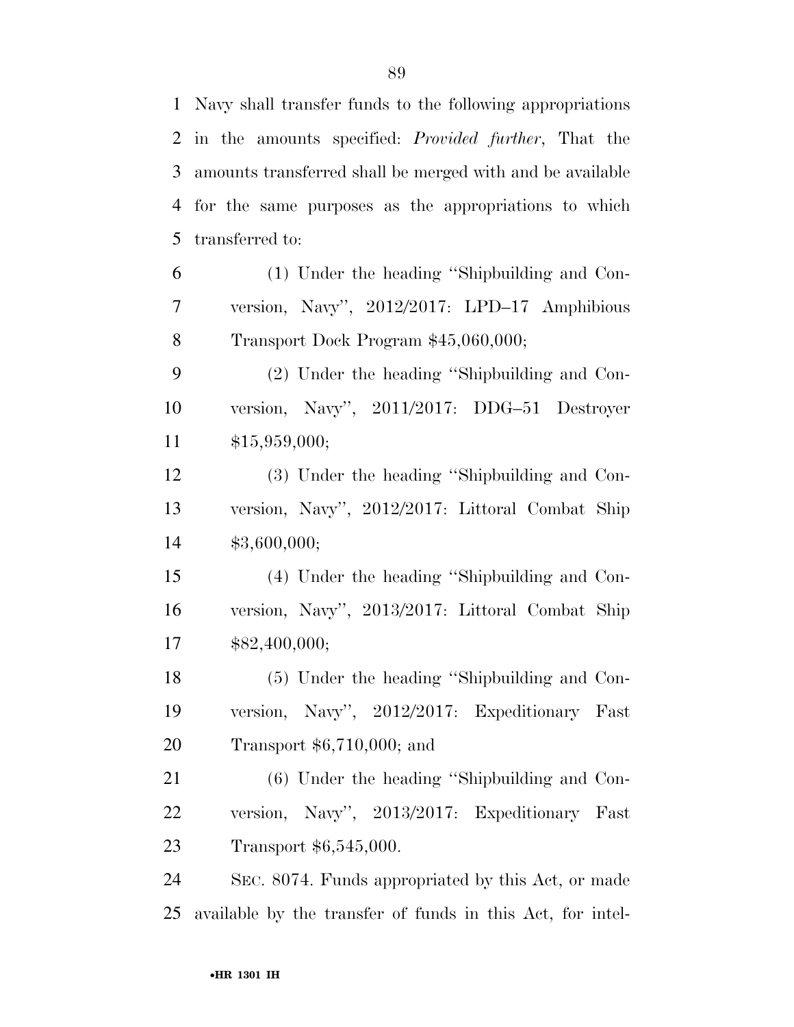Navy shall transfer funds to the following appropriations in the amounts specified: *Provided further*, That the amounts transferred shall be merged with and be available for the same purposes as the appropriations to which transferred to:

(1) Under the heading "Shipbuilding and Conversion, Navy", 2012/2017: LPD–17 Amphibious Transport Dock Program $45,060,000;

(2) Under the heading "Shipbuilding and Conversion, Navy", 2011/2017: DDG–51 Destroyer $15,959,000;

(3) Under the heading "Shipbuilding and Conversion, Navy", 2012/2017: Littoral Combat Ship $3,600,000;

(4) Under the heading "Shipbuilding and Conversion, Navy", 2013/2017: Littoral Combat Ship $82,400,000;

(5) Under the heading "Shipbuilding and Conversion, Navy", 2012/2017: Expeditionary Fast Transport $6,710,000; and

(6) Under the heading "Shipbuilding and Conversion, Navy", 2013/2017: Expeditionary Fast Transport $6,545,000.

SEC. 8074. Funds appropriated by this Act, or made available by the transfer of funds in this Act, for intel-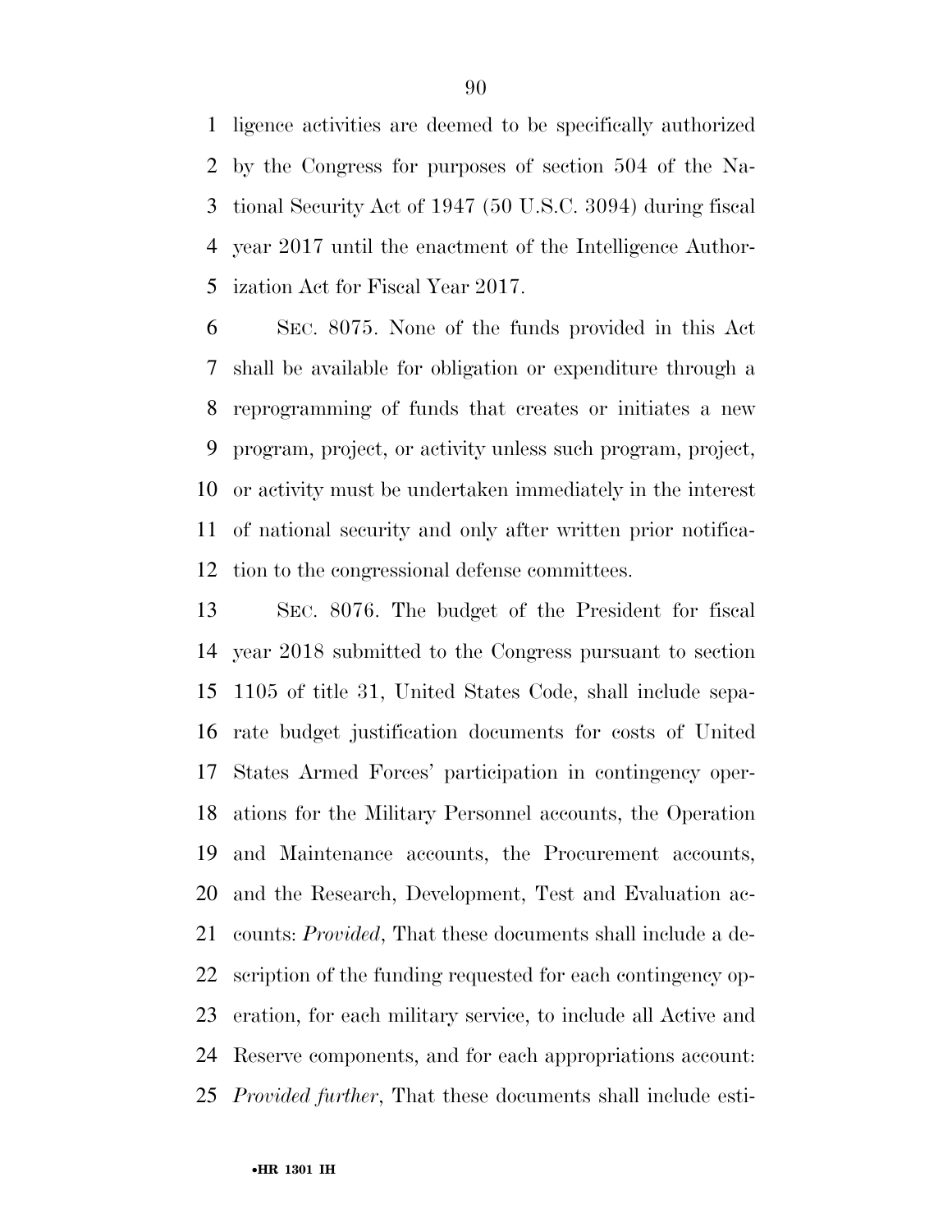ligence activities are deemed to be specifically authorized by the Congress for purposes of section 504 of the National Security Act of 1947 (50 U.S.C. 3094) during fiscal year 2017 until the enactment of the Intelligence Authorization Act for Fiscal Year 2017.

SEC. 8075. None of the funds provided in this Act shall be available for obligation or expenditure through a reprogramming of funds that creates or initiates a new program, project, or activity unless such program, project, or activity must be undertaken immediately in the interest of national security and only after written prior notification to the congressional defense committees.

SEC. 8076. The budget of the President for fiscal year 2018 submitted to the Congress pursuant to section 1105 of title 31, United States Code, shall include separate budget justification documents for costs of United States Armed Forces' participation in contingency operations for the Military Personnel accounts, the Operation and Maintenance accounts, the Procurement accounts, and the Research, Development, Test and Evaluation accounts: *Provided*, That these documents shall include a description of the funding requested for each contingency operation, for each military service, to include all Active and Reserve components, and for each appropriations account: *Provided further*, That these documents shall include esti-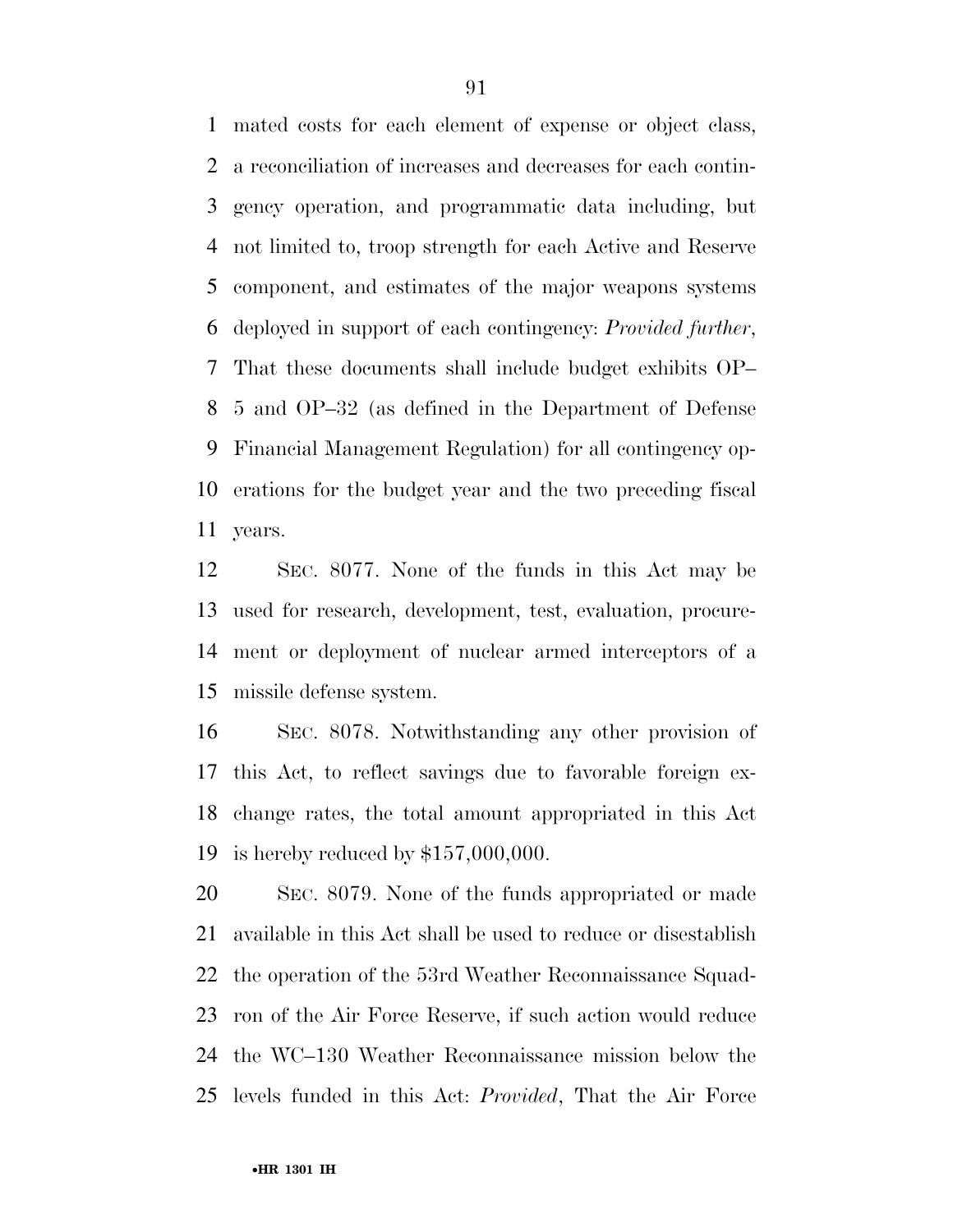mated costs for each element of expense or object class, a reconciliation of increases and decreases for each contingency operation, and programmatic data including, but not limited to, troop strength for each Active and Reserve component, and estimates of the major weapons systems deployed in support of each contingency: *Provided further*, That these documents shall include budget exhibits OP–5 and OP–32 (as defined in the Department of Defense Financial Management Regulation) for all contingency operations for the budget year and the two preceding fiscal years.

SEC. 8077. None of the funds in this Act may be used for research, development, test, evaluation, procurement or deployment of nuclear armed interceptors of a missile defense system.

SEC. 8078. Notwithstanding any other provision of this Act, to reflect savings due to favorable foreign exchange rates, the total amount appropriated in this Act is hereby reduced by $157,000,000.

SEC. 8079. None of the funds appropriated or made available in this Act shall be used to reduce or disestablish the operation of the 53rd Weather Reconnaissance Squadron of the Air Force Reserve, if such action would reduce the WC–130 Weather Reconnaissance mission below the levels funded in this Act: *Provided*, That the Air Force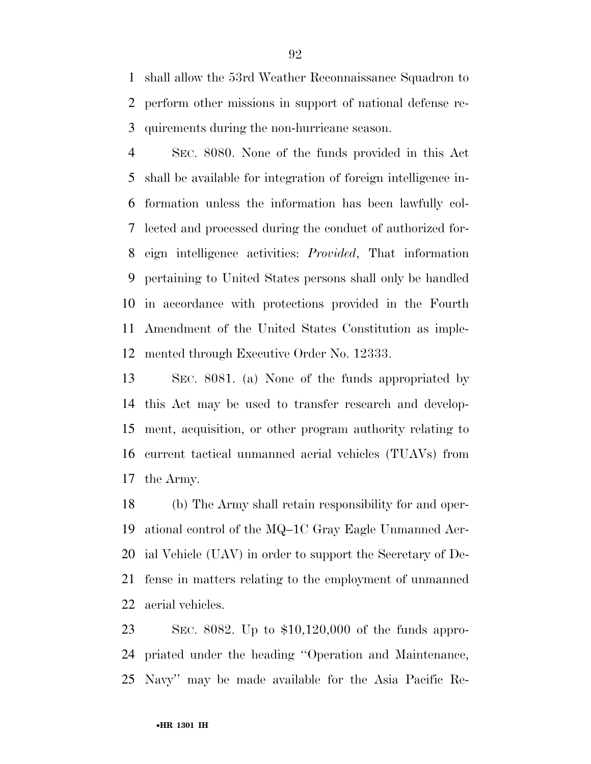shall allow the 53rd Weather Reconnaissance Squadron to perform other missions in support of national defense requirements during the non-hurricane season.

SEC. 8080. None of the funds provided in this Act shall be available for integration of foreign intelligence information unless the information has been lawfully collected and processed during the conduct of authorized foreign intelligence activities: *Provided*, That information pertaining to United States persons shall only be handled in accordance with protections provided in the Fourth Amendment of the United States Constitution as implemented through Executive Order No. 12333.

SEC. 8081. (a) None of the funds appropriated by this Act may be used to transfer research and development, acquisition, or other program authority relating to current tactical unmanned aerial vehicles (TUAVs) from the Army.

(b) The Army shall retain responsibility for and operational control of the MQ–1C Gray Eagle Unmanned Aerial Vehicle (UAV) in order to support the Secretary of Defense in matters relating to the employment of unmanned aerial vehicles.

SEC. 8082. Up to $10,120,000 of the funds appropriated under the heading ''Operation and Maintenance, Navy'' may be made available for the Asia Pacific Re-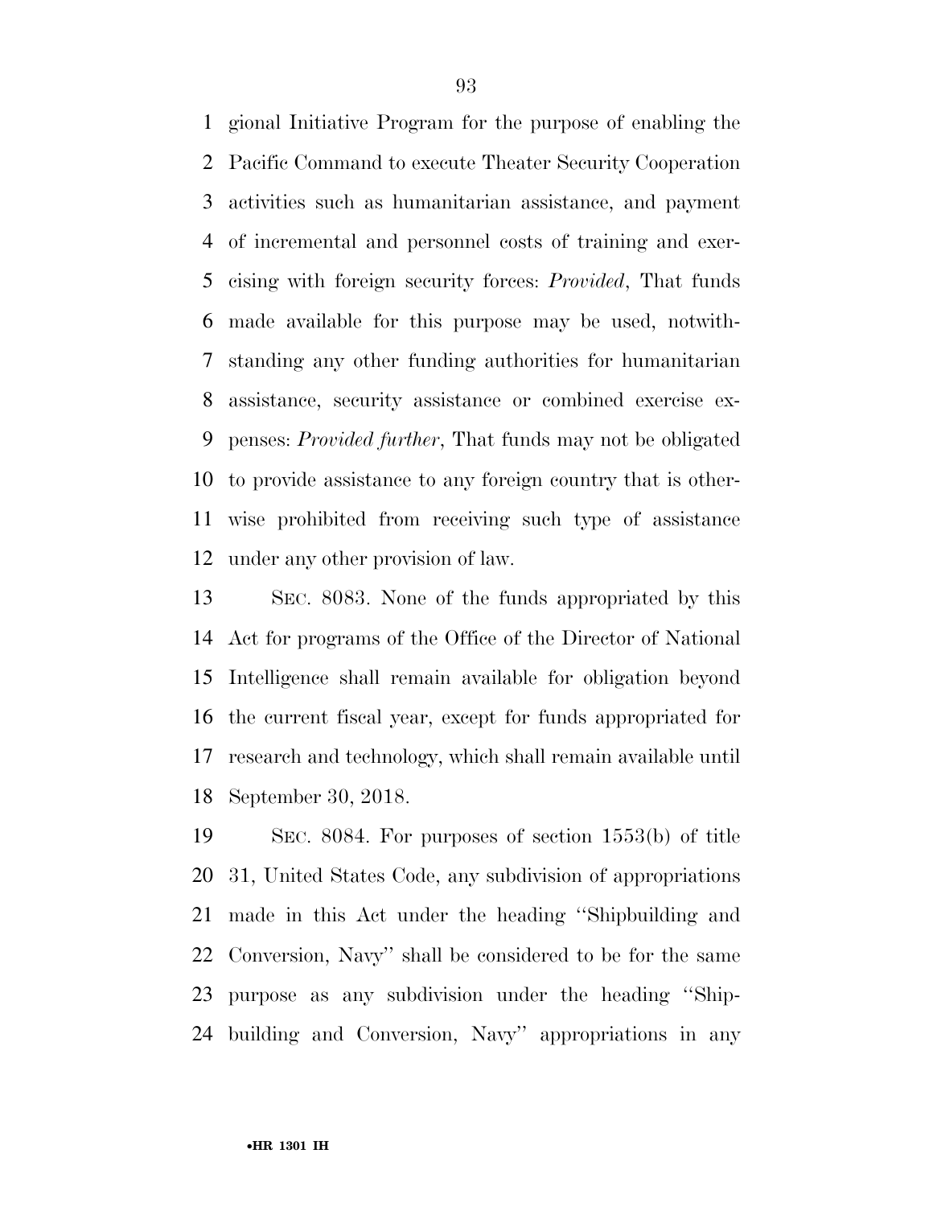gional Initiative Program for the purpose of enabling the Pacific Command to execute Theater Security Cooperation activities such as humanitarian assistance, and payment of incremental and personnel costs of training and exercising with foreign security forces: *Provided*, That funds made available for this purpose may be used, notwithstanding any other funding authorities for humanitarian assistance, security assistance or combined exercise expenses: *Provided further*, That funds may not be obligated to provide assistance to any foreign country that is otherwise prohibited from receiving such type of assistance under any other provision of law.

SEC. 8083. None of the funds appropriated by this Act for programs of the Office of the Director of National Intelligence shall remain available for obligation beyond the current fiscal year, except for funds appropriated for research and technology, which shall remain available until September 30, 2018.

SEC. 8084. For purposes of section 1553(b) of title 31, United States Code, any subdivision of appropriations made in this Act under the heading ''Shipbuilding and Conversion, Navy'' shall be considered to be for the same purpose as any subdivision under the heading ''Shipbuilding and Conversion, Navy'' appropriations in any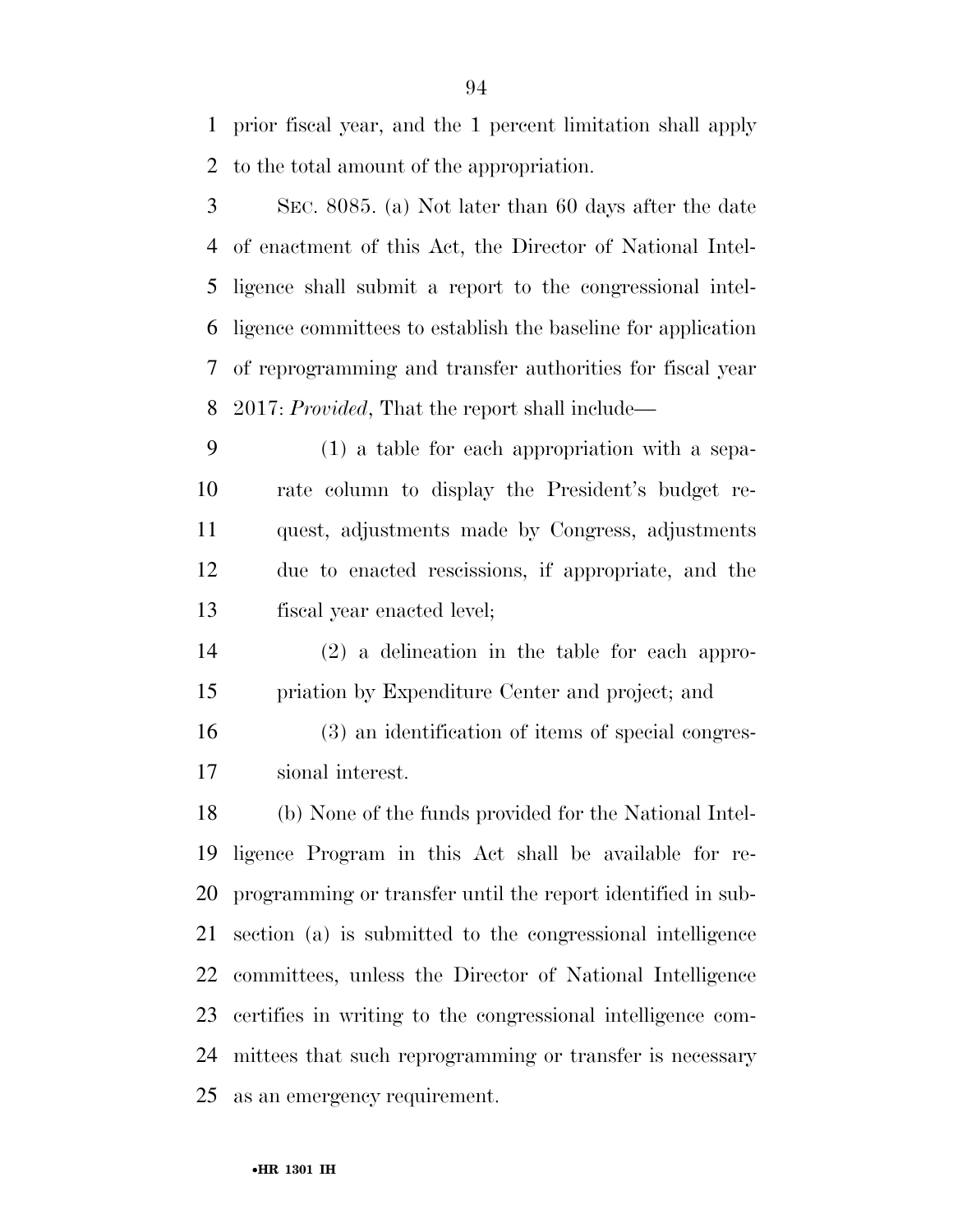prior fiscal year, and the 1 percent limitation shall apply to the total amount of the appropriation.

SEC. 8085. (a) Not later than 60 days after the date of enactment of this Act, the Director of National Intelligence shall submit a report to the congressional intelligence committees to establish the baseline for application of reprogramming and transfer authorities for fiscal year 2017: *Provided*, That the report shall include—

(1) a table for each appropriation with a separate column to display the President's budget request, adjustments made by Congress, adjustments due to enacted rescissions, if appropriate, and the fiscal year enacted level;

(2) a delineation in the table for each appropriation by Expenditure Center and project; and

(3) an identification of items of special congressional interest.

(b) None of the funds provided for the National Intelligence Program in this Act shall be available for reprogramming or transfer until the report identified in subsection (a) is submitted to the congressional intelligence committees, unless the Director of National Intelligence certifies in writing to the congressional intelligence committees that such reprogramming or transfer is necessary as an emergency requirement.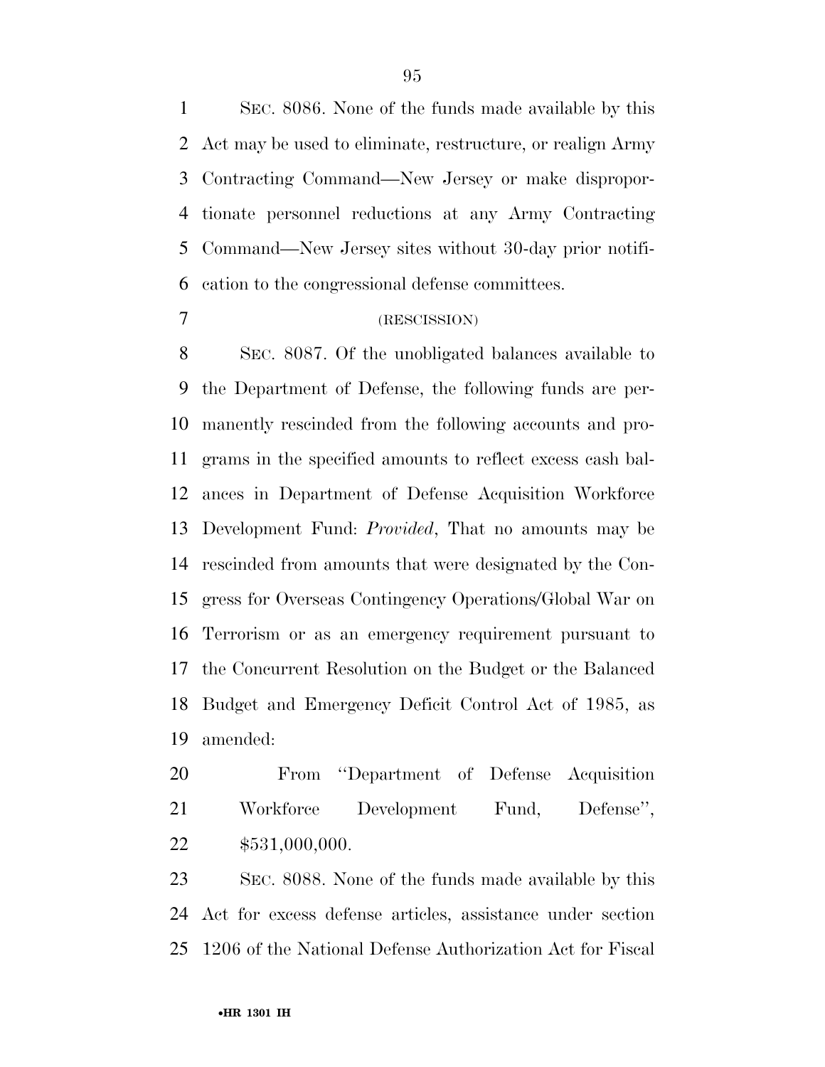SEC. 8086. None of the funds made available by this Act may be used to eliminate, restructure, or realign Army Contracting Command—New Jersey or make disproportionate personnel reductions at any Army Contracting Command—New Jersey sites without 30-day prior notification to the congressional defense committees.

(RESCISSION)

SEC. 8087. Of the unobligated balances available to the Department of Defense, the following funds are permanently rescinded from the following accounts and programs in the specified amounts to reflect excess cash balances in Department of Defense Acquisition Workforce Development Fund: *Provided*, That no amounts may be rescinded from amounts that were designated by the Congress for Overseas Contingency Operations/Global War on Terrorism or as an emergency requirement pursuant to the Concurrent Resolution on the Budget or the Balanced Budget and Emergency Deficit Control Act of 1985, as amended:

From "Department of Defense Acquisition Workforce Development Fund, Defense", $531,000,000.

SEC. 8088. None of the funds made available by this Act for excess defense articles, assistance under section 1206 of the National Defense Authorization Act for Fiscal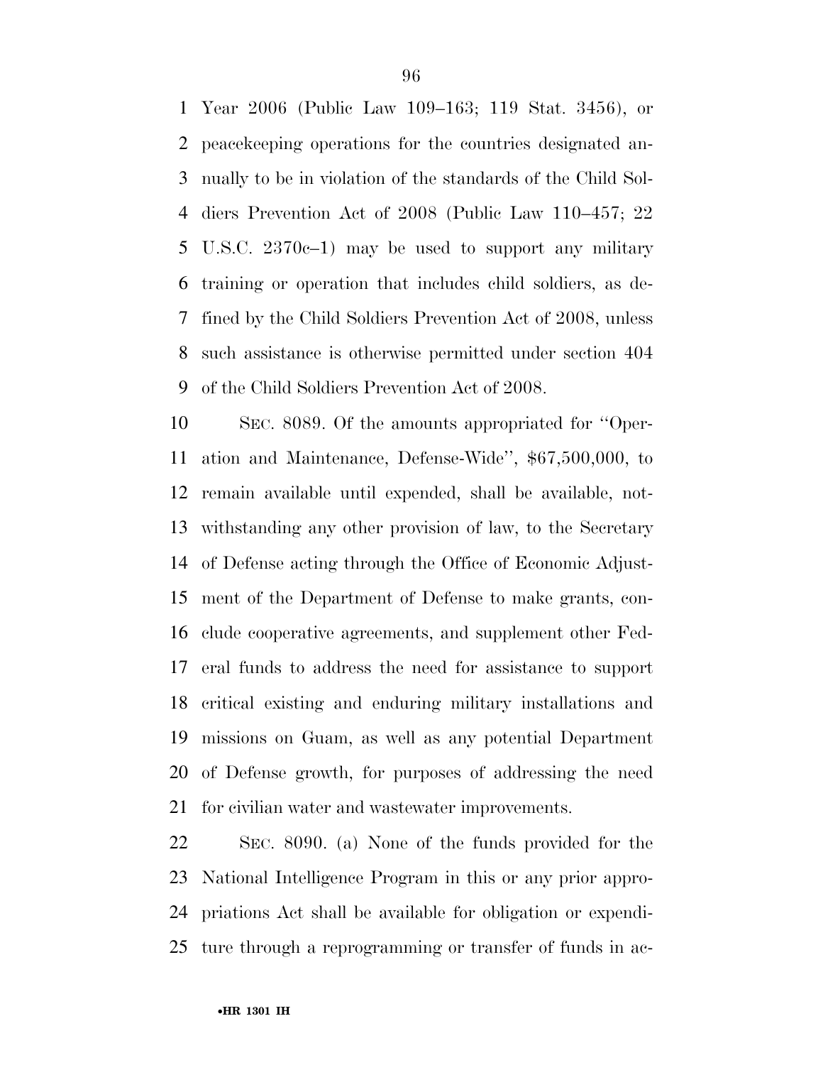Year 2006 (Public Law 109–163; 119 Stat. 3456), or peacekeeping operations for the countries designated annually to be in violation of the standards of the Child Soldiers Prevention Act of 2008 (Public Law 110–457; 22 U.S.C. 2370c–1) may be used to support any military training or operation that includes child soldiers, as defined by the Child Soldiers Prevention Act of 2008, unless such assistance is otherwise permitted under section 404 of the Child Soldiers Prevention Act of 2008.

SEC. 8089. Of the amounts appropriated for ''Operation and Maintenance, Defense-Wide'', $67,500,000, to remain available until expended, shall be available, notwithstanding any other provision of law, to the Secretary of Defense acting through the Office of Economic Adjustment of the Department of Defense to make grants, conclude cooperative agreements, and supplement other Federal funds to address the need for assistance to support critical existing and enduring military installations and missions on Guam, as well as any potential Department of Defense growth, for purposes of addressing the need for civilian water and wastewater improvements.

SEC. 8090. (a) None of the funds provided for the National Intelligence Program in this or any prior appropriations Act shall be available for obligation or expenditure through a reprogramming or transfer of funds in ac-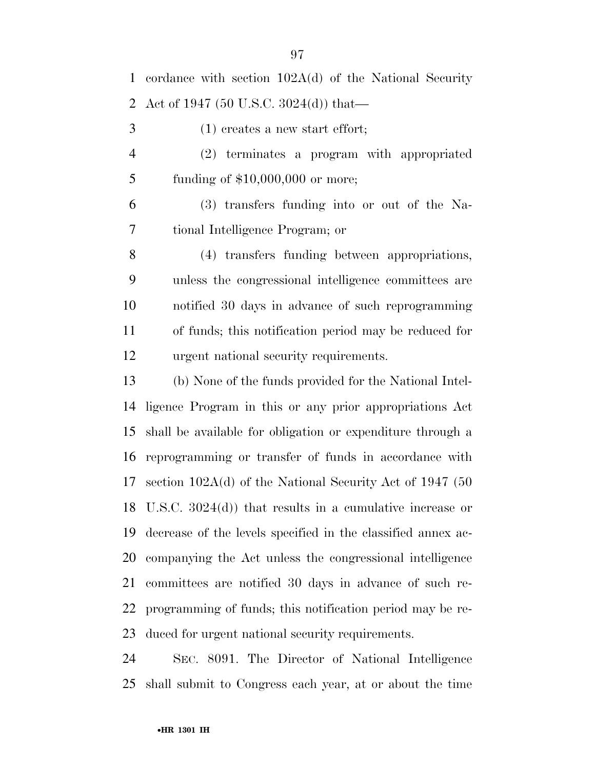cordance with section 102A(d) of the National Security Act of 1947 (50 U.S.C. 3024(d)) that—

(1) creates a new start effort;

(2) terminates a program with appropriated funding of $10,000,000 or more;

(3) transfers funding into or out of the National Intelligence Program; or

(4) transfers funding between appropriations, unless the congressional intelligence committees are notified 30 days in advance of such reprogramming of funds; this notification period may be reduced for urgent national security requirements.

(b) None of the funds provided for the National Intelligence Program in this or any prior appropriations Act shall be available for obligation or expenditure through a reprogramming or transfer of funds in accordance with section 102A(d) of the National Security Act of 1947 (50 U.S.C. 3024(d)) that results in a cumulative increase or decrease of the levels specified in the classified annex accompanying the Act unless the congressional intelligence committees are notified 30 days in advance of such reprogramming of funds; this notification period may be reduced for urgent national security requirements.

SEC. 8091. The Director of National Intelligence shall submit to Congress each year, at or about the time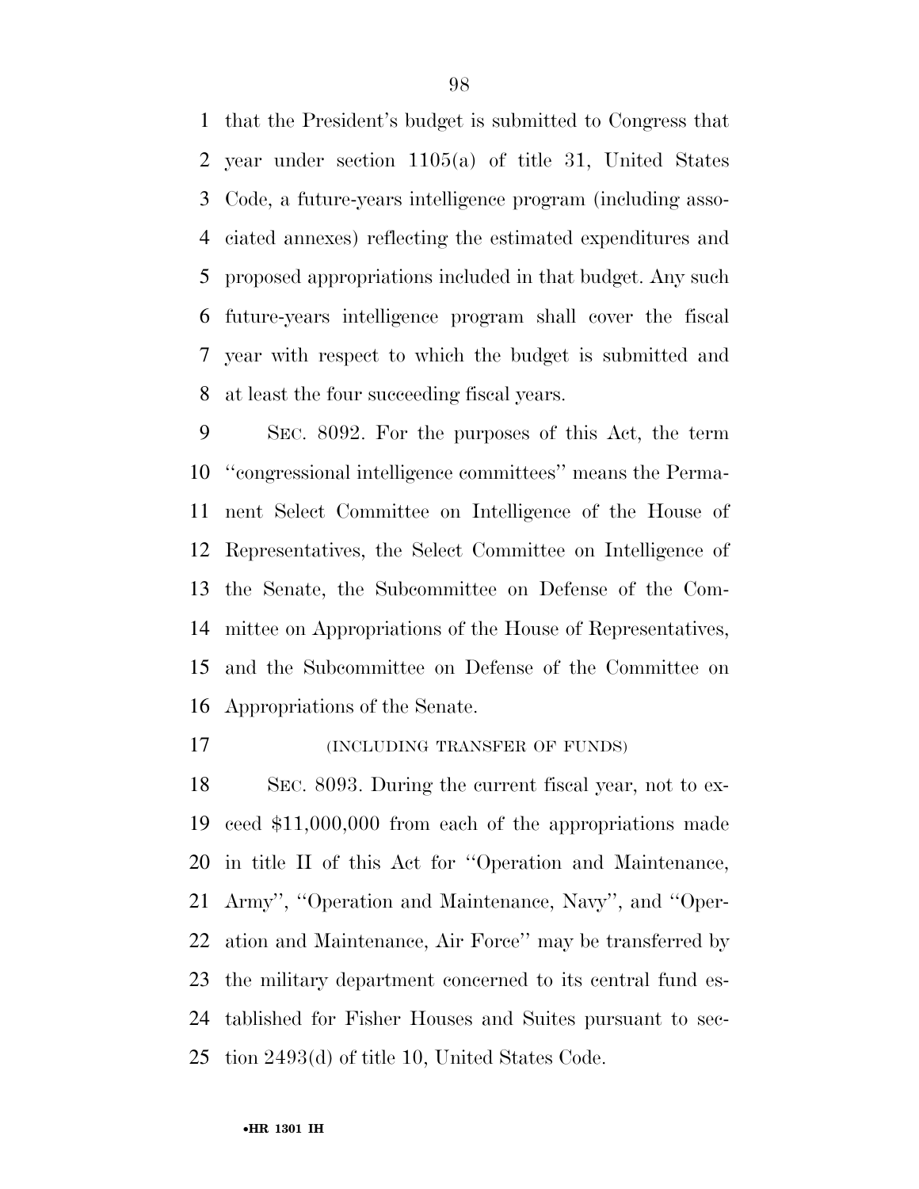that the President's budget is submitted to Congress that year under section 1105(a) of title 31, United States Code, a future-years intelligence program (including associated annexes) reflecting the estimated expenditures and proposed appropriations included in that budget. Any such future-years intelligence program shall cover the fiscal year with respect to which the budget is submitted and at least the four succeeding fiscal years.

SEC. 8092. For the purposes of this Act, the term ''congressional intelligence committees'' means the Permanent Select Committee on Intelligence of the House of Representatives, the Select Committee on Intelligence of the Senate, the Subcommittee on Defense of the Committee on Appropriations of the House of Representatives, and the Subcommittee on Defense of the Committee on Appropriations of the Senate.

(INCLUDING TRANSFER OF FUNDS)

SEC. 8093. During the current fiscal year, not to exceed $11,000,000 from each of the appropriations made in title II of this Act for ''Operation and Maintenance, Army'', ''Operation and Maintenance, Navy'', and ''Operation and Maintenance, Air Force'' may be transferred by the military department concerned to its central fund established for Fisher Houses and Suites pursuant to section 2493(d) of title 10, United States Code.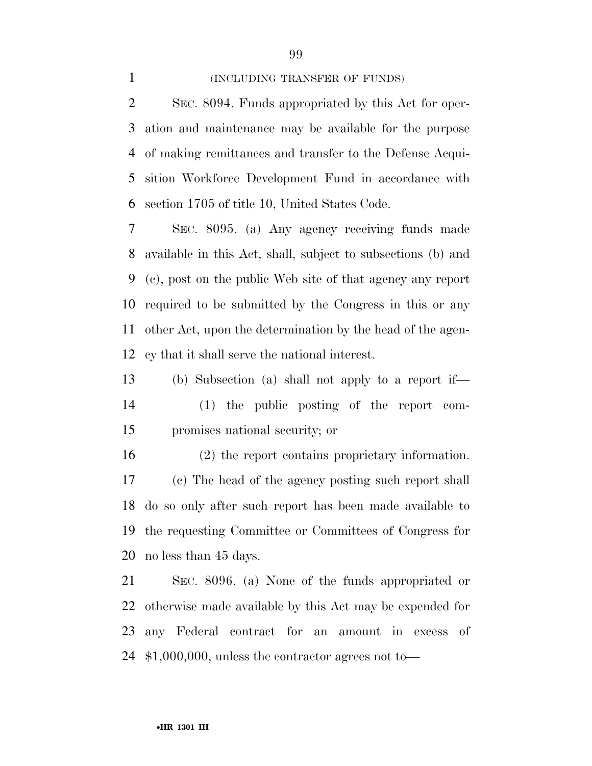(INCLUDING TRANSFER OF FUNDS)

SEC. 8094. Funds appropriated by this Act for operation and maintenance may be available for the purpose of making remittances and transfer to the Defense Acquisition Workforce Development Fund in accordance with section 1705 of title 10, United States Code.

SEC. 8095. (a) Any agency receiving funds made available in this Act, shall, subject to subsections (b) and (c), post on the public Web site of that agency any report required to be submitted by the Congress in this or any other Act, upon the determination by the head of the agency that it shall serve the national interest.

(b) Subsection (a) shall not apply to a report if—

(1) the public posting of the report compromises national security; or

(2) the report contains proprietary information.

(c) The head of the agency posting such report shall do so only after such report has been made available to the requesting Committee or Committees of Congress for no less than 45 days.

SEC. 8096. (a) None of the funds appropriated or otherwise made available by this Act may be expended for any Federal contract for an amount in excess of $1,000,000, unless the contractor agrees not to—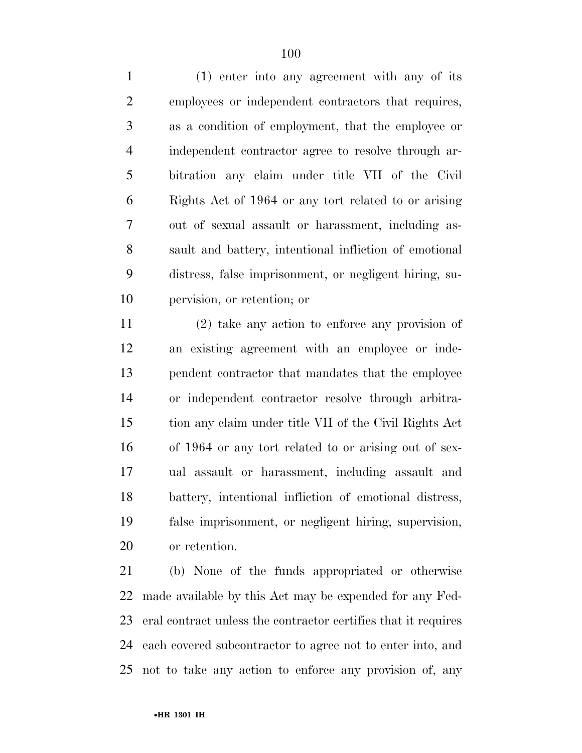(1) enter into any agreement with any of its employees or independent contractors that requires, as a condition of employment, that the employee or independent contractor agree to resolve through arbitration any claim under title VII of the Civil Rights Act of 1964 or any tort related to or arising out of sexual assault or harassment, including assault and battery, intentional infliction of emotional distress, false imprisonment, or negligent hiring, supervision, or retention; or

(2) take any action to enforce any provision of an existing agreement with an employee or independent contractor that mandates that the employee or independent contractor resolve through arbitration any claim under title VII of the Civil Rights Act of 1964 or any tort related to or arising out of sexual assault or harassment, including assault and battery, intentional infliction of emotional distress, false imprisonment, or negligent hiring, supervision, or retention.

(b) None of the funds appropriated or otherwise made available by this Act may be expended for any Federal contract unless the contractor certifies that it requires each covered subcontractor to agree not to enter into, and not to take any action to enforce any provision of, any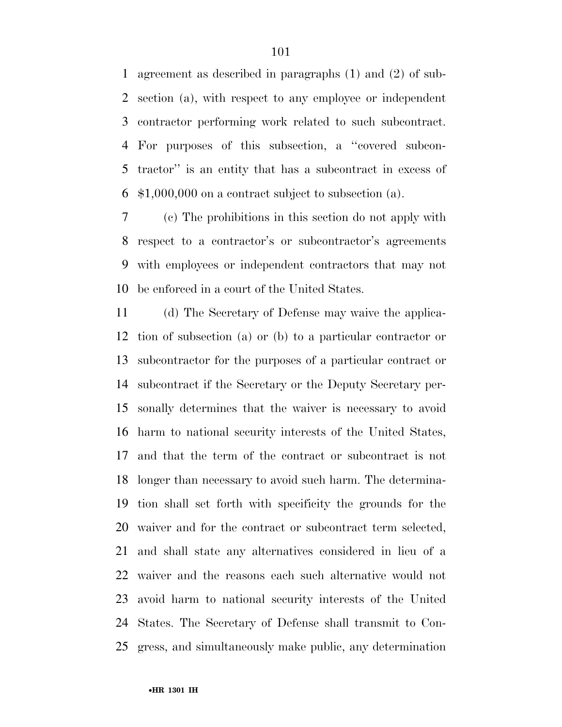agreement as described in paragraphs (1) and (2) of subsection (a), with respect to any employee or independent contractor performing work related to such subcontract. For purposes of this subsection, a ''covered subcontractor'' is an entity that has a subcontract in excess of $1,000,000 on a contract subject to subsection (a).

(c) The prohibitions in this section do not apply with respect to a contractor's or subcontractor's agreements with employees or independent contractors that may not be enforced in a court of the United States.

(d) The Secretary of Defense may waive the application of subsection (a) or (b) to a particular contractor or subcontractor for the purposes of a particular contract or subcontract if the Secretary or the Deputy Secretary personally determines that the waiver is necessary to avoid harm to national security interests of the United States, and that the term of the contract or subcontract is not longer than necessary to avoid such harm. The determination shall set forth with specificity the grounds for the waiver and for the contract or subcontract term selected, and shall state any alternatives considered in lieu of a waiver and the reasons each such alternative would not avoid harm to national security interests of the United States. The Secretary of Defense shall transmit to Congress, and simultaneously make public, any determination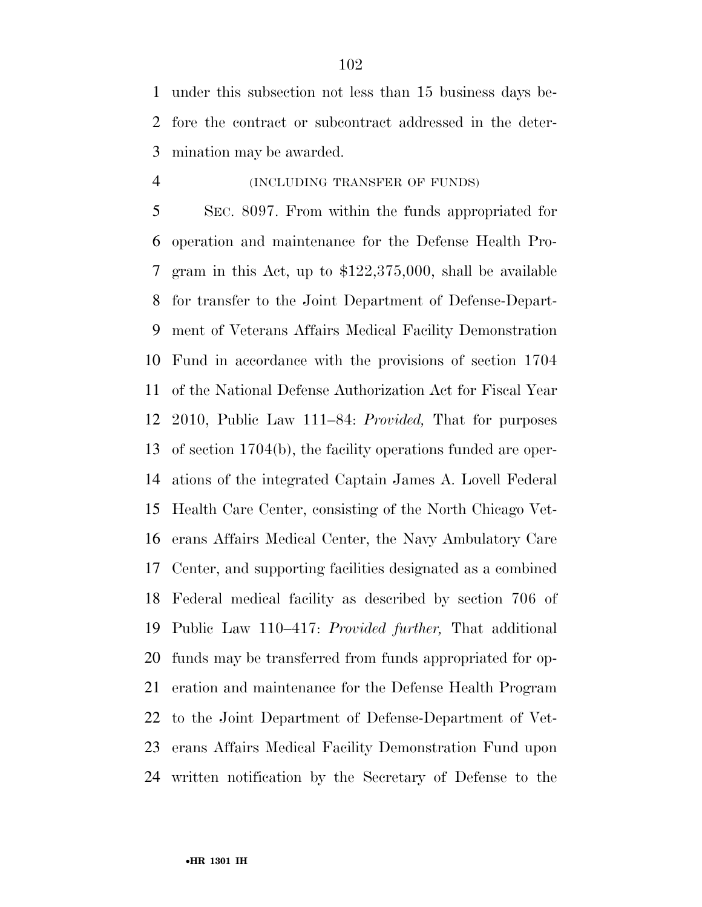under this subsection not less than 15 business days before the contract or subcontract addressed in the determination may be awarded.

(INCLUDING TRANSFER OF FUNDS)

SEC. 8097. From within the funds appropriated for operation and maintenance for the Defense Health Program in this Act, up to $122,375,000, shall be available for transfer to the Joint Department of Defense-Department of Veterans Affairs Medical Facility Demonstration Fund in accordance with the provisions of section 1704 of the National Defense Authorization Act for Fiscal Year 2010, Public Law 111–84: *Provided,* That for purposes of section 1704(b), the facility operations funded are operations of the integrated Captain James A. Lovell Federal Health Care Center, consisting of the North Chicago Veterans Affairs Medical Center, the Navy Ambulatory Care Center, and supporting facilities designated as a combined Federal medical facility as described by section 706 of Public Law 110–417: *Provided further,* That additional funds may be transferred from funds appropriated for operation and maintenance for the Defense Health Program to the Joint Department of Defense-Department of Veterans Affairs Medical Facility Demonstration Fund upon written notification by the Secretary of Defense to the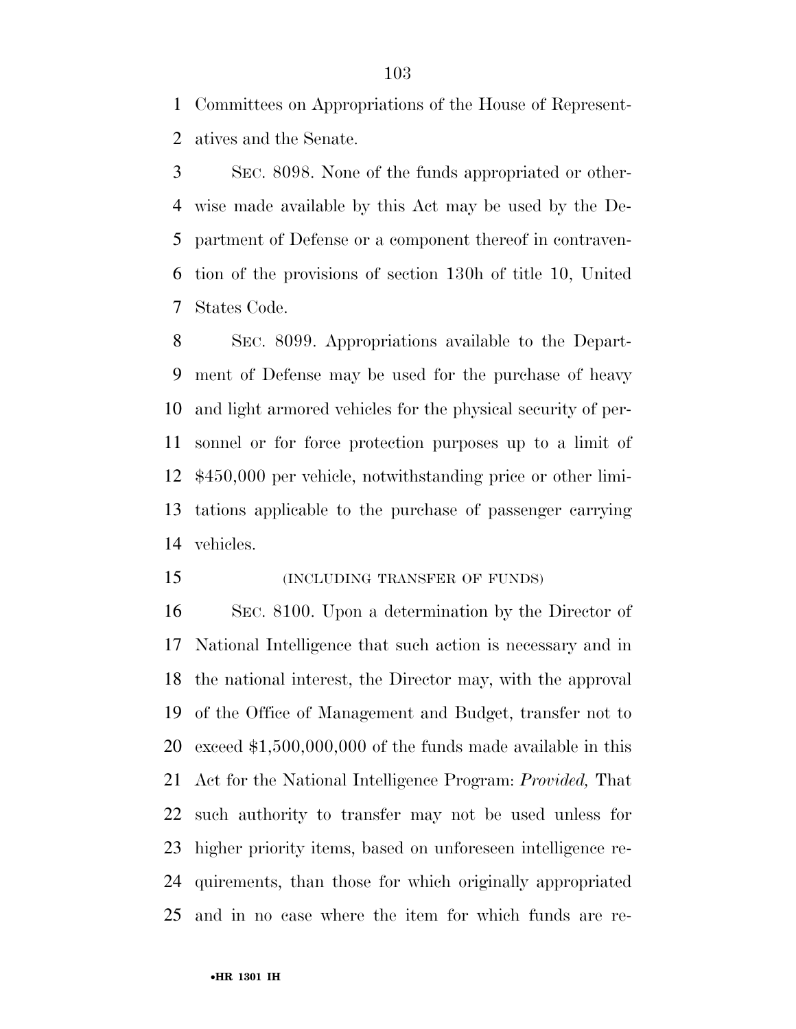Committees on Appropriations of the House of Representatives and the Senate.

SEC. 8098. None of the funds appropriated or otherwise made available by this Act may be used by the Department of Defense or a component thereof in contravention of the provisions of section 130h of title 10, United States Code.

SEC. 8099. Appropriations available to the Department of Defense may be used for the purchase of heavy and light armored vehicles for the physical security of personnel or for force protection purposes up to a limit of $450,000 per vehicle, notwithstanding price or other limitations applicable to the purchase of passenger carrying vehicles.

(INCLUDING TRANSFER OF FUNDS)

SEC. 8100. Upon a determination by the Director of National Intelligence that such action is necessary and in the national interest, the Director may, with the approval of the Office of Management and Budget, transfer not to exceed $1,500,000,000 of the funds made available in this Act for the National Intelligence Program: *Provided,* That such authority to transfer may not be used unless for higher priority items, based on unforeseen intelligence requirements, than those for which originally appropriated and in no case where the item for which funds are re-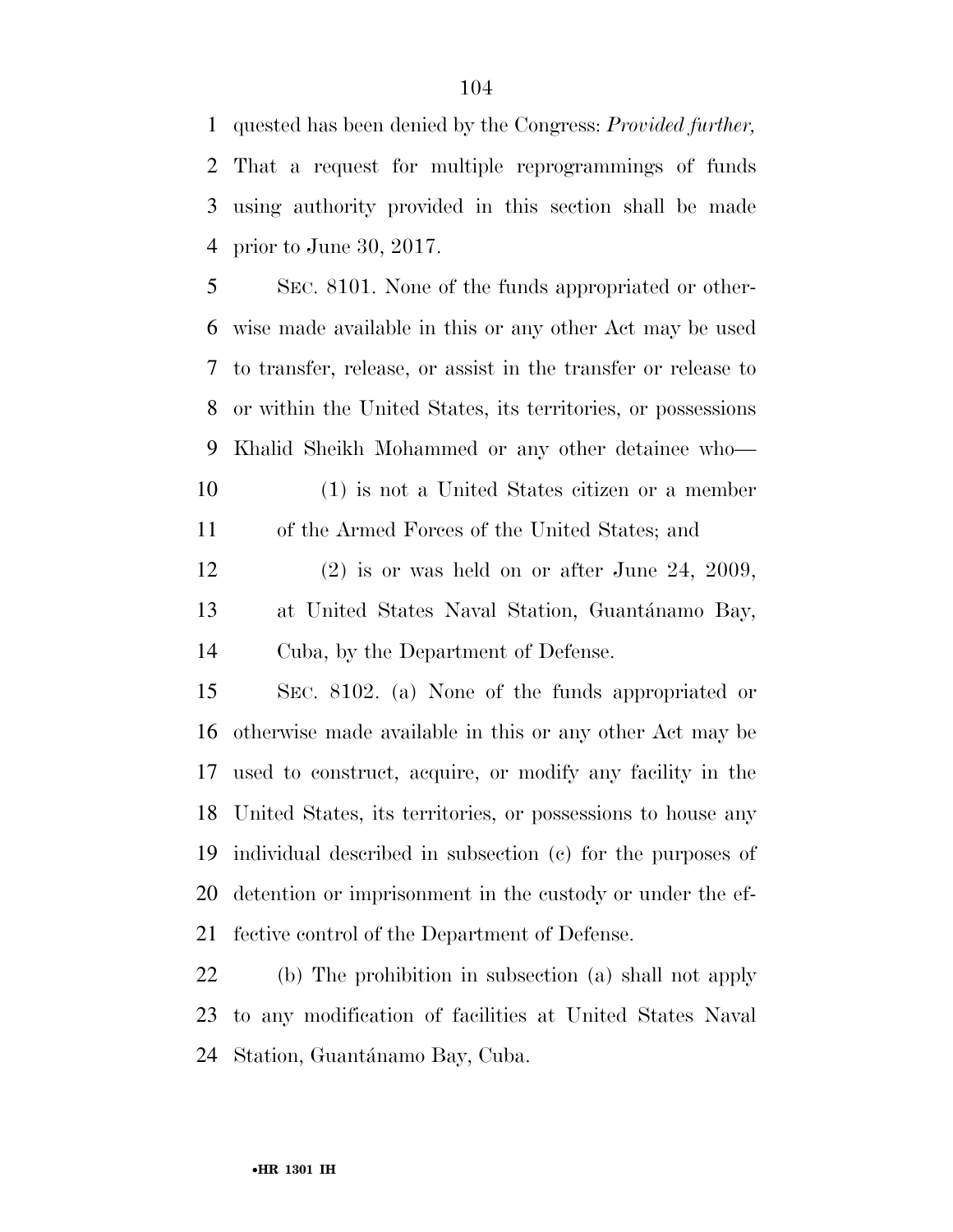quested has been denied by the Congress: *Provided further,* That a request for multiple reprogrammings of funds using authority provided in this section shall be made prior to June 30, 2017.

SEC. 8101. None of the funds appropriated or otherwise made available in this or any other Act may be used to transfer, release, or assist in the transfer or release to or within the United States, its territories, or possessions Khalid Sheikh Mohammed or any other detainee who—

(1) is not a United States citizen or a member of the Armed Forces of the United States; and

(2) is or was held on or after June 24, 2009, at United States Naval Station, Guantánamo Bay, Cuba, by the Department of Defense.

SEC. 8102. (a) None of the funds appropriated or otherwise made available in this or any other Act may be used to construct, acquire, or modify any facility in the United States, its territories, or possessions to house any individual described in subsection (c) for the purposes of detention or imprisonment in the custody or under the effective control of the Department of Defense.

(b) The prohibition in subsection (a) shall not apply to any modification of facilities at United States Naval Station, Guantánamo Bay, Cuba.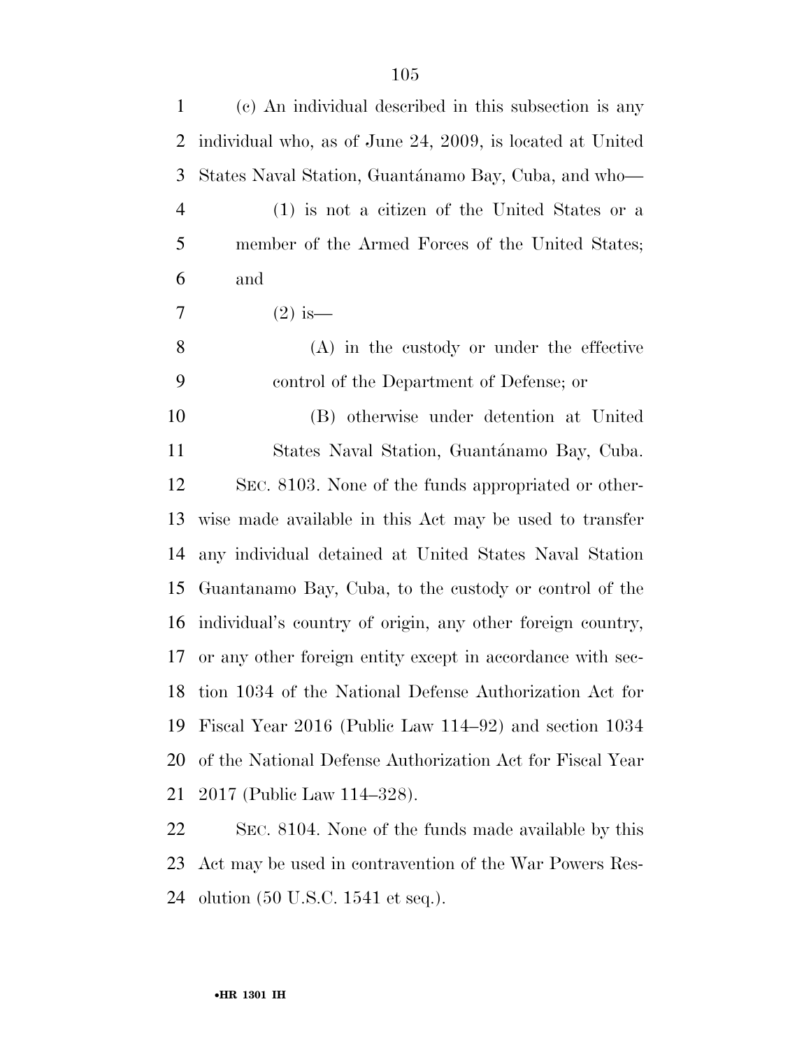(c) An individual described in this subsection is any individual who, as of June 24, 2009, is located at United States Naval Station, Guantánamo Bay, Cuba, and who—

(1) is not a citizen of the United States or a member of the Armed Forces of the United States; and

(2) is—

(A) in the custody or under the effective control of the Department of Defense; or

(B) otherwise under detention at United States Naval Station, Guantánamo Bay, Cuba.

SEC. 8103. None of the funds appropriated or otherwise made available in this Act may be used to transfer any individual detained at United States Naval Station Guantanamo Bay, Cuba, to the custody or control of the individual's country of origin, any other foreign country, or any other foreign entity except in accordance with section 1034 of the National Defense Authorization Act for Fiscal Year 2016 (Public Law 114–92) and section 1034 of the National Defense Authorization Act for Fiscal Year 2017 (Public Law 114–328).

SEC. 8104. None of the funds made available by this Act may be used in contravention of the War Powers Resolution (50 U.S.C. 1541 et seq.).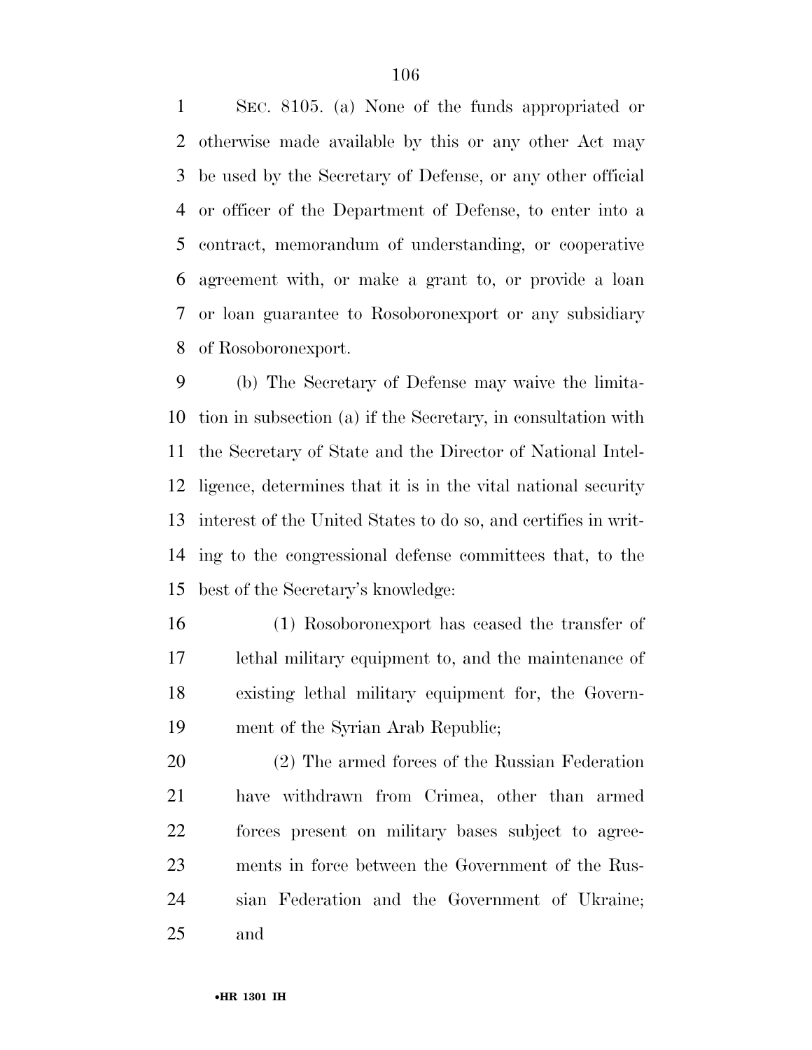SEC. 8105. (a) None of the funds appropriated or otherwise made available by this or any other Act may be used by the Secretary of Defense, or any other official or officer of the Department of Defense, to enter into a contract, memorandum of understanding, or cooperative agreement with, or make a grant to, or provide a loan or loan guarantee to Rosoboronexport or any subsidiary of Rosoboronexport.

(b) The Secretary of Defense may waive the limitation in subsection (a) if the Secretary, in consultation with the Secretary of State and the Director of National Intelligence, determines that it is in the vital national security interest of the United States to do so, and certifies in writing to the congressional defense committees that, to the best of the Secretary's knowledge:

(1) Rosoboronexport has ceased the transfer of lethal military equipment to, and the maintenance of existing lethal military equipment for, the Government of the Syrian Arab Republic;

(2) The armed forces of the Russian Federation have withdrawn from Crimea, other than armed forces present on military bases subject to agreements in force between the Government of the Russian Federation and the Government of Ukraine; and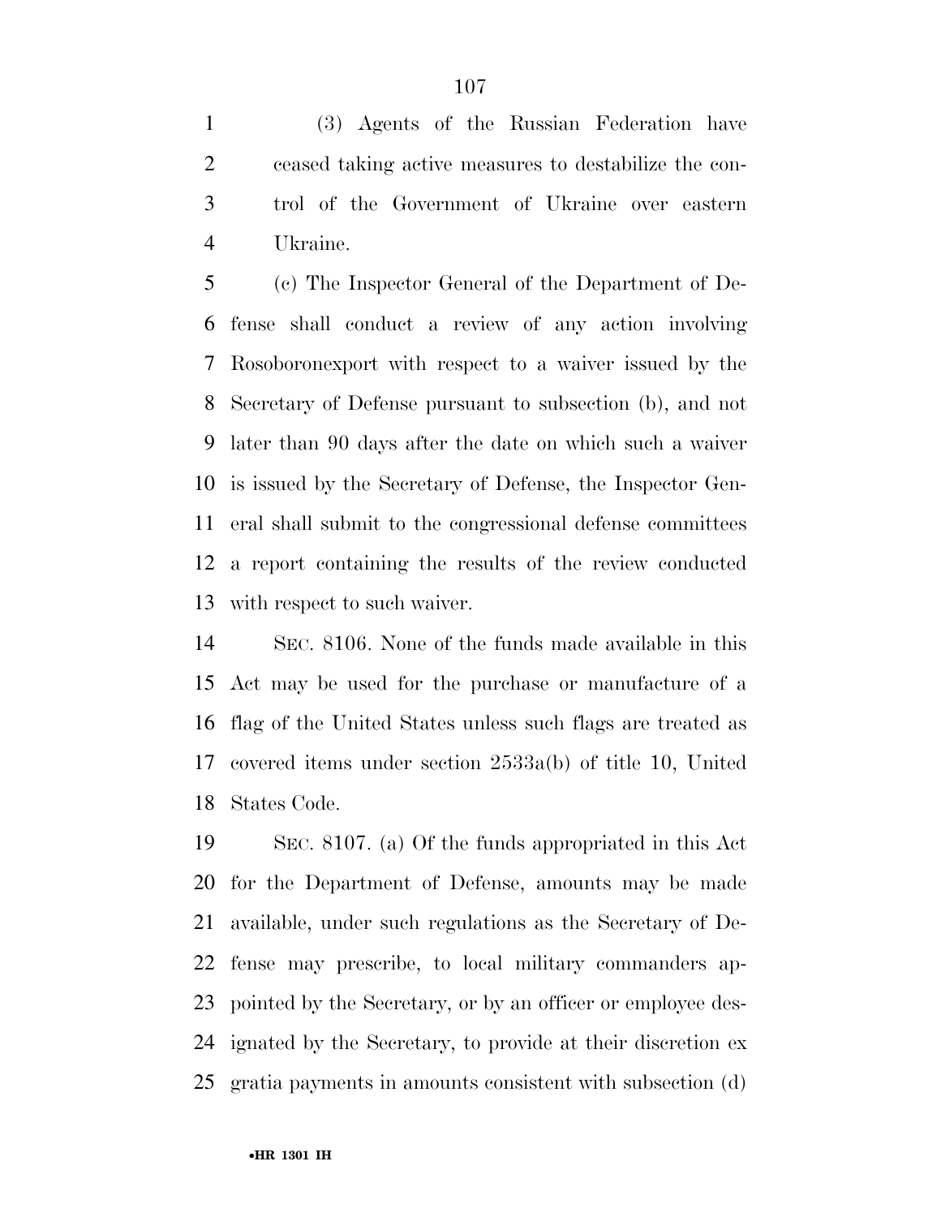(3) Agents of the Russian Federation have ceased taking active measures to destabilize the control of the Government of Ukraine over eastern Ukraine.

(c) The Inspector General of the Department of Defense shall conduct a review of any action involving Rosoboronexport with respect to a waiver issued by the Secretary of Defense pursuant to subsection (b), and not later than 90 days after the date on which such a waiver is issued by the Secretary of Defense, the Inspector General shall submit to the congressional defense committees a report containing the results of the review conducted with respect to such waiver.

SEC. 8106. None of the funds made available in this Act may be used for the purchase or manufacture of a flag of the United States unless such flags are treated as covered items under section 2533a(b) of title 10, United States Code.

SEC. 8107. (a) Of the funds appropriated in this Act for the Department of Defense, amounts may be made available, under such regulations as the Secretary of Defense may prescribe, to local military commanders appointed by the Secretary, or by an officer or employee designated by the Secretary, to provide at their discretion ex gratia payments in amounts consistent with subsection (d)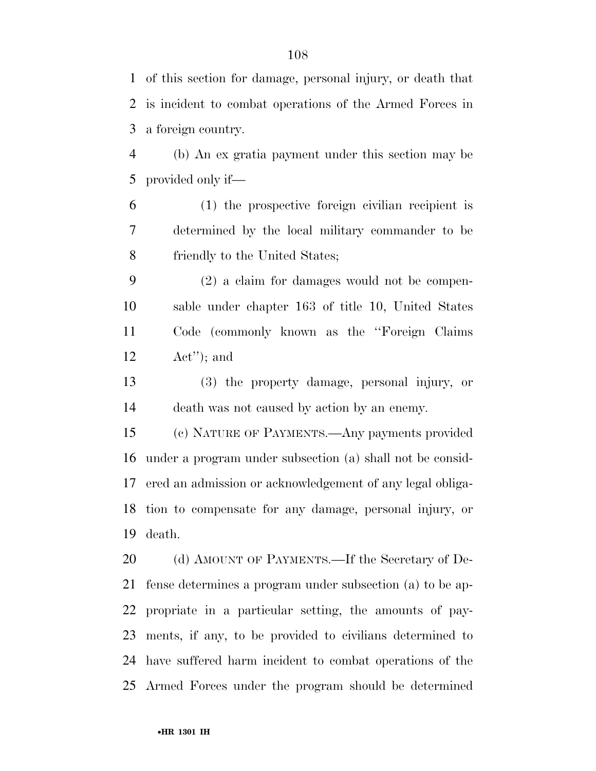of this section for damage, personal injury, or death that is incident to combat operations of the Armed Forces in a foreign country.

(b) An ex gratia payment under this section may be provided only if—

(1) the prospective foreign civilian recipient is determined by the local military commander to be friendly to the United States;

(2) a claim for damages would not be compensable under chapter 163 of title 10, United States Code (commonly known as the ''Foreign Claims Act''); and

(3) the property damage, personal injury, or death was not caused by action by an enemy.

(c) NATURE OF PAYMENTS.—Any payments provided under a program under subsection (a) shall not be considered an admission or acknowledgement of any legal obligation to compensate for any damage, personal injury, or death.

(d) AMOUNT OF PAYMENTS.—If the Secretary of Defense determines a program under subsection (a) to be appropriate in a particular setting, the amounts of payments, if any, to be provided to civilians determined to have suffered harm incident to combat operations of the Armed Forces under the program should be determined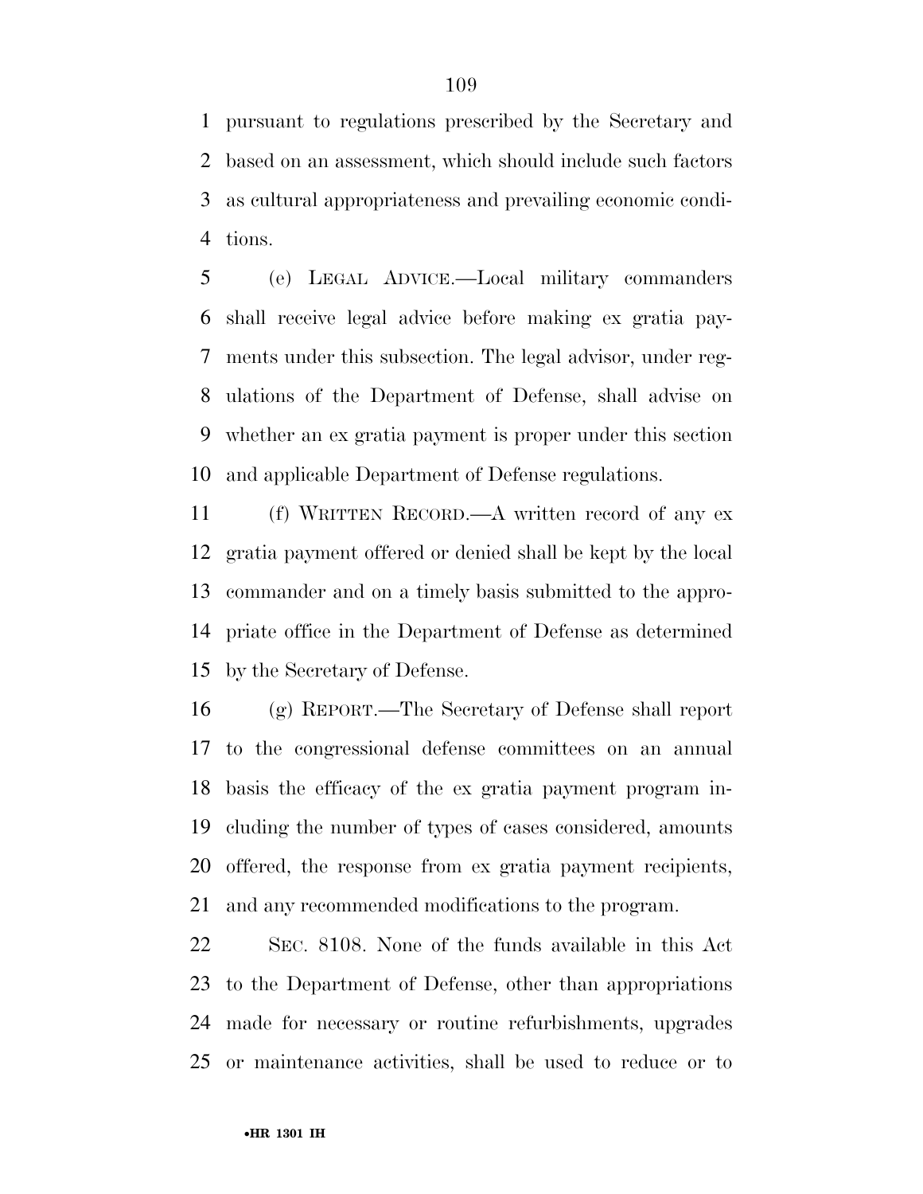pursuant to regulations prescribed by the Secretary and based on an assessment, which should include such factors as cultural appropriateness and prevailing economic conditions.

(e) LEGAL ADVICE.—Local military commanders shall receive legal advice before making ex gratia payments under this subsection. The legal advisor, under regulations of the Department of Defense, shall advise on whether an ex gratia payment is proper under this section and applicable Department of Defense regulations.

(f) WRITTEN RECORD.—A written record of any ex gratia payment offered or denied shall be kept by the local commander and on a timely basis submitted to the appropriate office in the Department of Defense as determined by the Secretary of Defense.

(g) REPORT.—The Secretary of Defense shall report to the congressional defense committees on an annual basis the efficacy of the ex gratia payment program including the number of types of cases considered, amounts offered, the response from ex gratia payment recipients, and any recommended modifications to the program.

SEC. 8108. None of the funds available in this Act to the Department of Defense, other than appropriations made for necessary or routine refurbishments, upgrades or maintenance activities, shall be used to reduce or to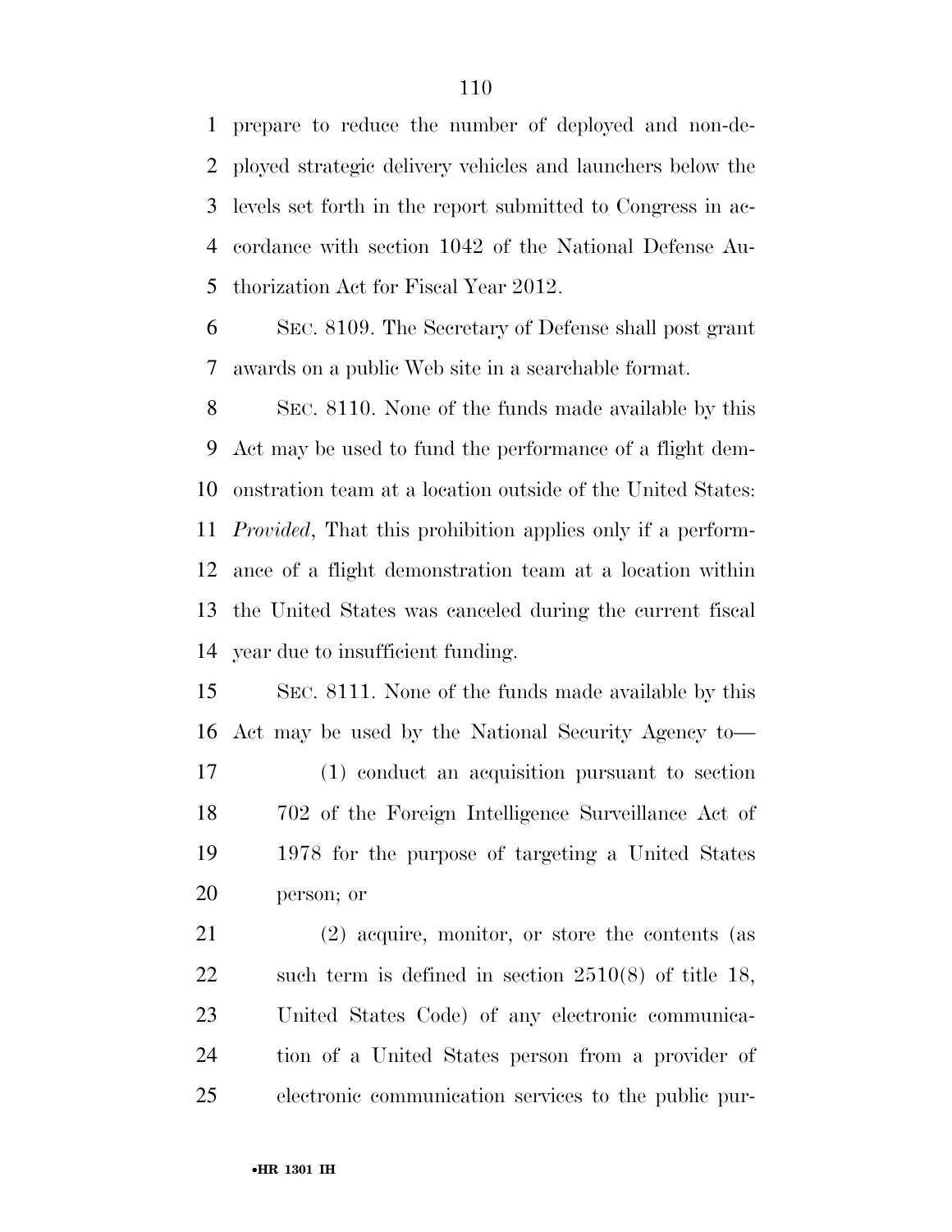prepare to reduce the number of deployed and non-deployed strategic delivery vehicles and launchers below the levels set forth in the report submitted to Congress in accordance with section 1042 of the National Defense Authorization Act for Fiscal Year 2012.

SEC. 8109. The Secretary of Defense shall post grant awards on a public Web site in a searchable format.

SEC. 8110. None of the funds made available by this Act may be used to fund the performance of a flight demonstration team at a location outside of the United States: *Provided*, That this prohibition applies only if a performance of a flight demonstration team at a location within the United States was canceled during the current fiscal year due to insufficient funding.

SEC. 8111. None of the funds made available by this Act may be used by the National Security Agency to—

(1) conduct an acquisition pursuant to section 702 of the Foreign Intelligence Surveillance Act of 1978 for the purpose of targeting a United States person; or

(2) acquire, monitor, or store the contents (as such term is defined in section 2510(8) of title 18, United States Code) of any electronic communication of a United States person from a provider of electronic communication services to the public pur-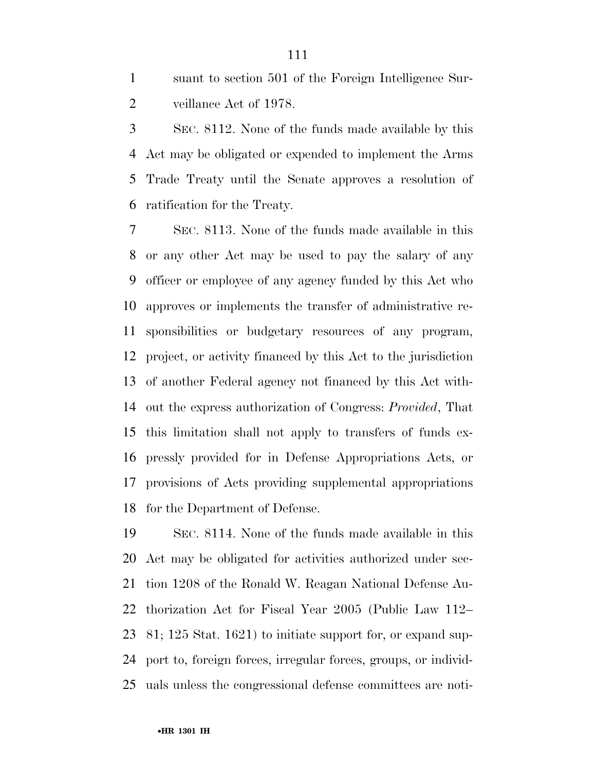suant to section 501 of the Foreign Intelligence Surveillance Act of 1978.

SEC. 8112. None of the funds made available by this Act may be obligated or expended to implement the Arms Trade Treaty until the Senate approves a resolution of ratification for the Treaty.

SEC. 8113. None of the funds made available in this or any other Act may be used to pay the salary of any officer or employee of any agency funded by this Act who approves or implements the transfer of administrative responsibilities or budgetary resources of any program, project, or activity financed by this Act to the jurisdiction of another Federal agency not financed by this Act without the express authorization of Congress: *Provided*, That this limitation shall not apply to transfers of funds expressly provided for in Defense Appropriations Acts, or provisions of Acts providing supplemental appropriations for the Department of Defense.

SEC. 8114. None of the funds made available in this Act may be obligated for activities authorized under section 1208 of the Ronald W. Reagan National Defense Authorization Act for Fiscal Year 2005 (Public Law 112–81; 125 Stat. 1621) to initiate support for, or expand support to, foreign forces, irregular forces, groups, or individuals unless the congressional defense committees are noti-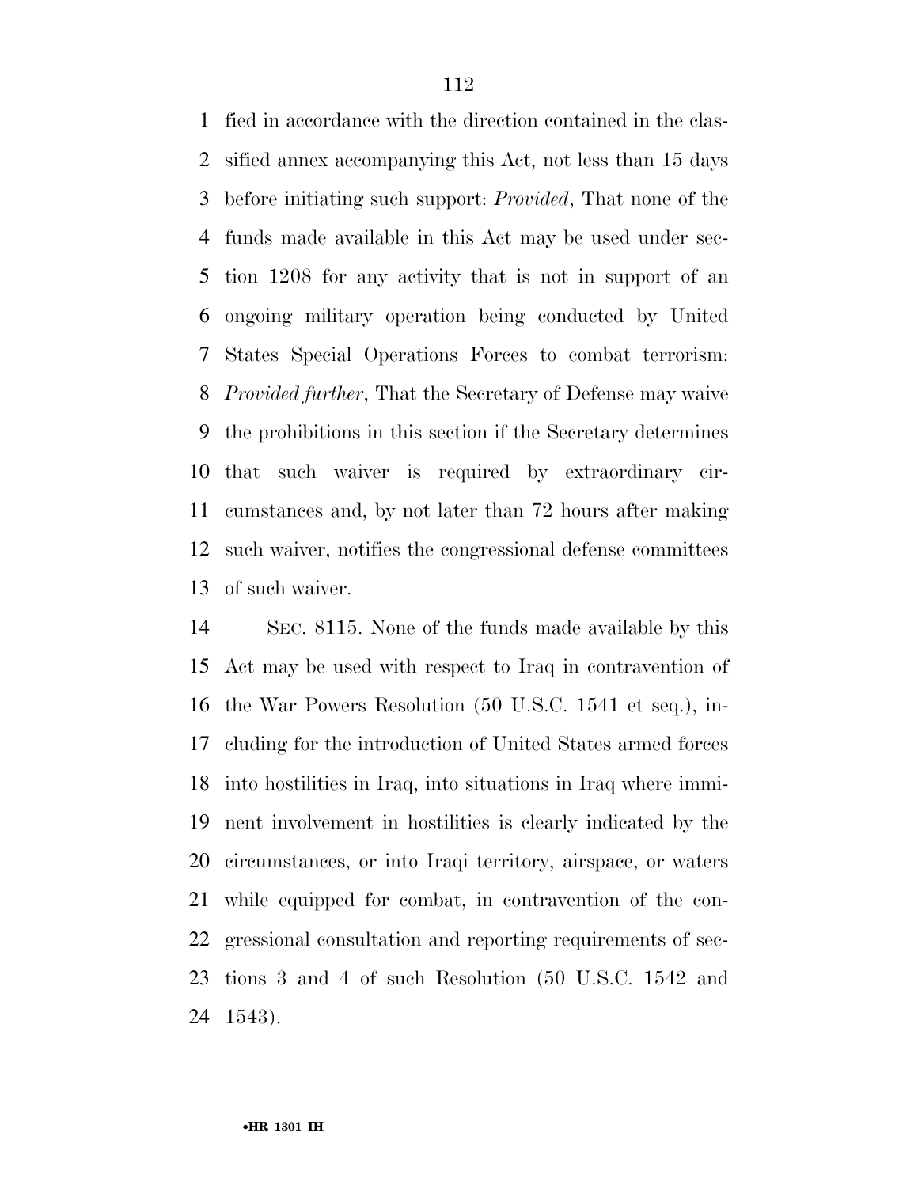fied in accordance with the direction contained in the classified annex accompanying this Act, not less than 15 days before initiating such support: *Provided*, That none of the funds made available in this Act may be used under section 1208 for any activity that is not in support of an ongoing military operation being conducted by United States Special Operations Forces to combat terrorism: *Provided further*, That the Secretary of Defense may waive the prohibitions in this section if the Secretary determines that such waiver is required by extraordinary circumstances and, by not later than 72 hours after making such waiver, notifies the congressional defense committees of such waiver.

SEC. 8115. None of the funds made available by this Act may be used with respect to Iraq in contravention of the War Powers Resolution (50 U.S.C. 1541 et seq.), including for the introduction of United States armed forces into hostilities in Iraq, into situations in Iraq where imminent involvement in hostilities is clearly indicated by the circumstances, or into Iraqi territory, airspace, or waters while equipped for combat, in contravention of the congressional consultation and reporting requirements of sections 3 and 4 of such Resolution (50 U.S.C. 1542 and 1543).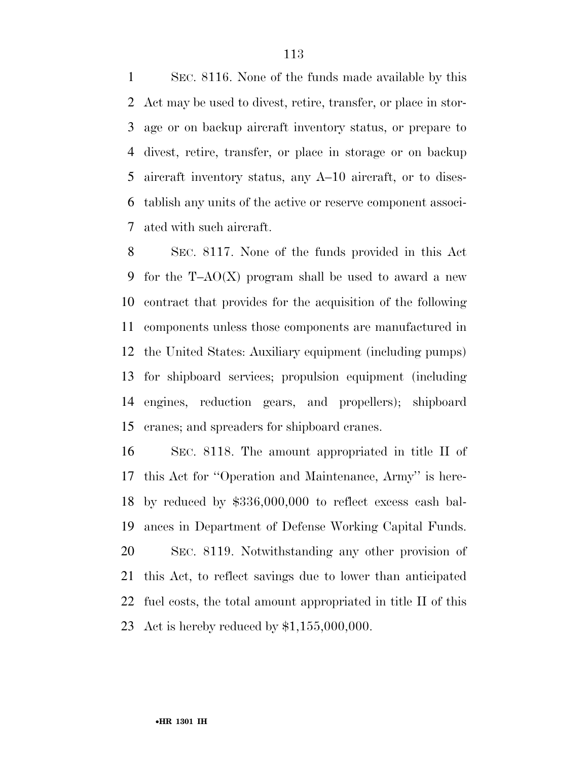SEC. 8116. None of the funds made available by this Act may be used to divest, retire, transfer, or place in storage or on backup aircraft inventory status, or prepare to divest, retire, transfer, or place in storage or on backup aircraft inventory status, any A–10 aircraft, or to disestablish any units of the active or reserve component associated with such aircraft.

SEC. 8117. None of the funds provided in this Act for the T–AO(X) program shall be used to award a new contract that provides for the acquisition of the following components unless those components are manufactured in the United States: Auxiliary equipment (including pumps) for shipboard services; propulsion equipment (including engines, reduction gears, and propellers); shipboard cranes; and spreaders for shipboard cranes.

SEC. 8118. The amount appropriated in title II of this Act for ''Operation and Maintenance, Army'' is hereby reduced by $336,000,000 to reflect excess cash balances in Department of Defense Working Capital Funds.

SEC. 8119. Notwithstanding any other provision of this Act, to reflect savings due to lower than anticipated fuel costs, the total amount appropriated in title II of this Act is hereby reduced by $1,155,000,000.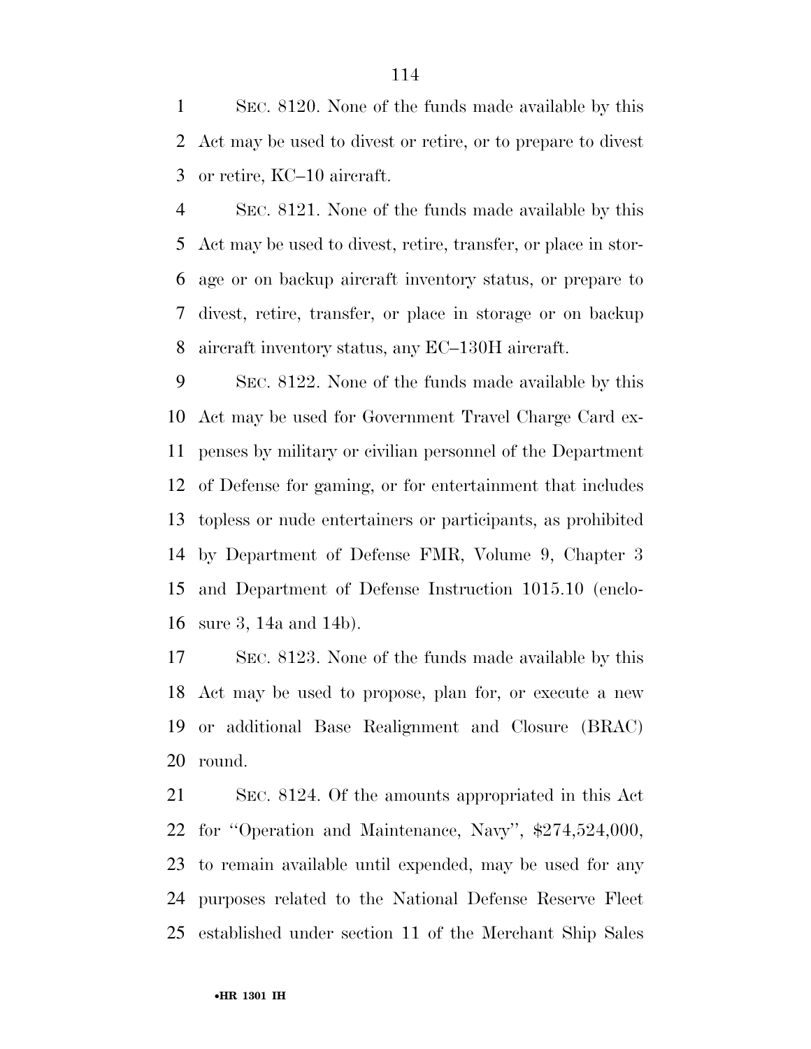SEC. 8120. None of the funds made available by this Act may be used to divest or retire, or to prepare to divest or retire, KC–10 aircraft.

SEC. 8121. None of the funds made available by this Act may be used to divest, retire, transfer, or place in storage or on backup aircraft inventory status, or prepare to divest, retire, transfer, or place in storage or on backup aircraft inventory status, any EC–130H aircraft.

SEC. 8122. None of the funds made available by this Act may be used for Government Travel Charge Card expenses by military or civilian personnel of the Department of Defense for gaming, or for entertainment that includes topless or nude entertainers or participants, as prohibited by Department of Defense FMR, Volume 9, Chapter 3 and Department of Defense Instruction 1015.10 (enclosure 3, 14a and 14b).

SEC. 8123. None of the funds made available by this Act may be used to propose, plan for, or execute a new or additional Base Realignment and Closure (BRAC) round.

SEC. 8124. Of the amounts appropriated in this Act for ''Operation and Maintenance, Navy'', $274,524,000, to remain available until expended, may be used for any purposes related to the National Defense Reserve Fleet established under section 11 of the Merchant Ship Sales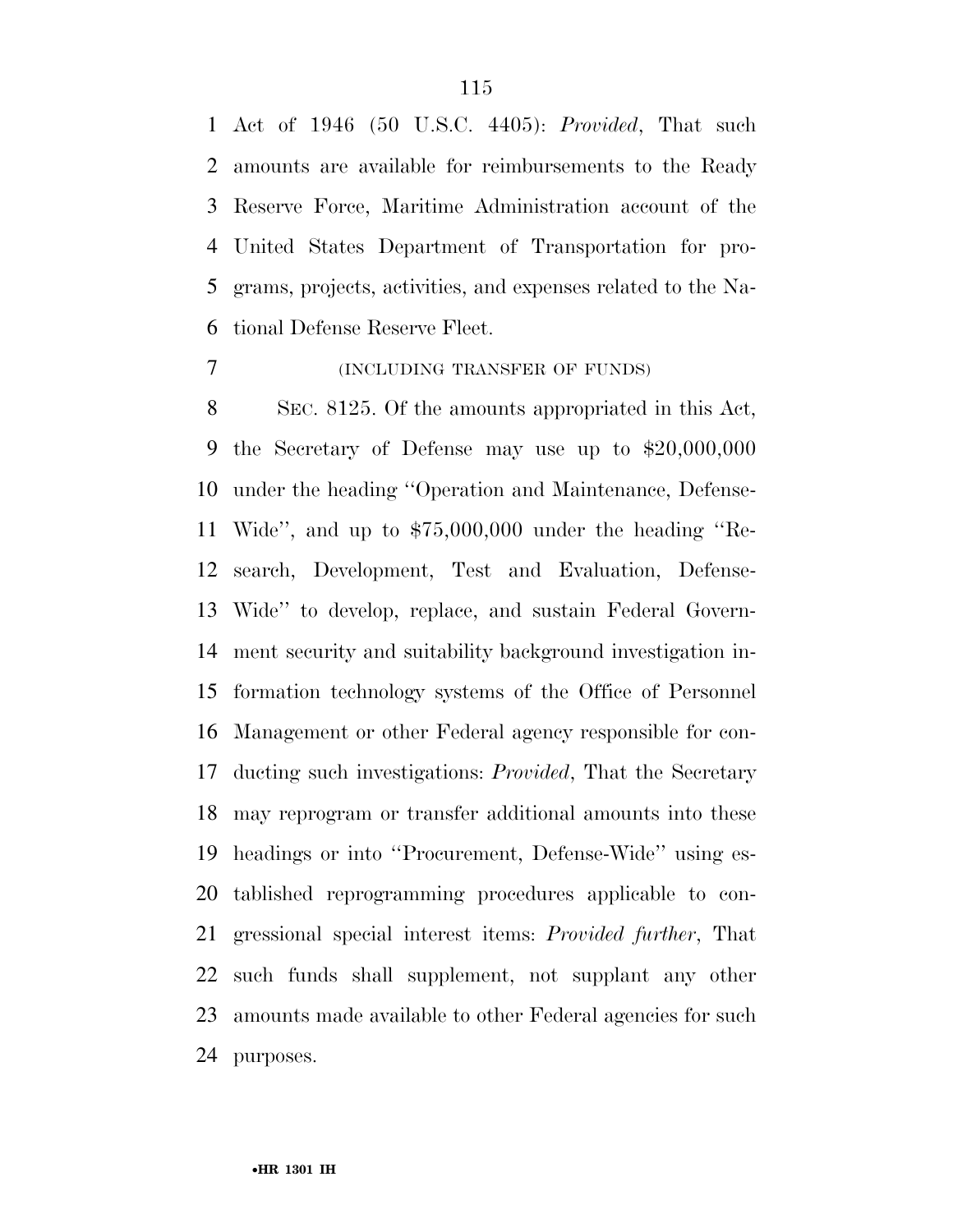Act of 1946 (50 U.S.C. 4405): *Provided*, That such amounts are available for reimbursements to the Ready Reserve Force, Maritime Administration account of the United States Department of Transportation for programs, projects, activities, and expenses related to the National Defense Reserve Fleet.

(INCLUDING TRANSFER OF FUNDS)

SEC. 8125. Of the amounts appropriated in this Act, the Secretary of Defense may use up to $20,000,000 under the heading ''Operation and Maintenance, Defense-Wide'', and up to $75,000,000 under the heading ''Research, Development, Test and Evaluation, Defense-Wide'' to develop, replace, and sustain Federal Government security and suitability background investigation information technology systems of the Office of Personnel Management or other Federal agency responsible for conducting such investigations: *Provided*, That the Secretary may reprogram or transfer additional amounts into these headings or into ''Procurement, Defense-Wide'' using established reprogramming procedures applicable to congressional special interest items: *Provided further*, That such funds shall supplement, not supplant any other amounts made available to other Federal agencies for such purposes.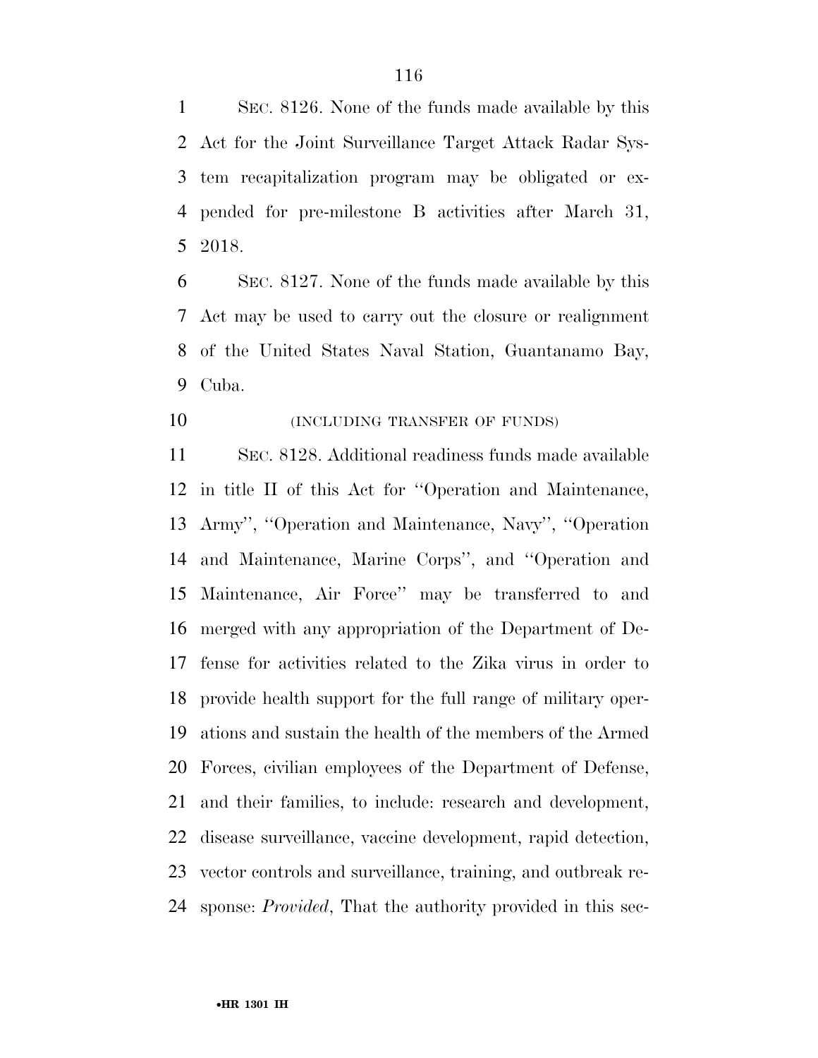SEC. 8126. None of the funds made available by this Act for the Joint Surveillance Target Attack Radar System recapitalization program may be obligated or expended for pre-milestone B activities after March 31, 2018.

SEC. 8127. None of the funds made available by this Act may be used to carry out the closure or realignment of the United States Naval Station, Guantanamo Bay, Cuba.

(INCLUDING TRANSFER OF FUNDS)

SEC. 8128. Additional readiness funds made available in title II of this Act for ''Operation and Maintenance, Army'', ''Operation and Maintenance, Navy'', ''Operation and Maintenance, Marine Corps'', and ''Operation and Maintenance, Air Force'' may be transferred to and merged with any appropriation of the Department of Defense for activities related to the Zika virus in order to provide health support for the full range of military operations and sustain the health of the members of the Armed Forces, civilian employees of the Department of Defense, and their families, to include: research and development, disease surveillance, vaccine development, rapid detection, vector controls and surveillance, training, and outbreak response: *Provided*, That the authority provided in this sec-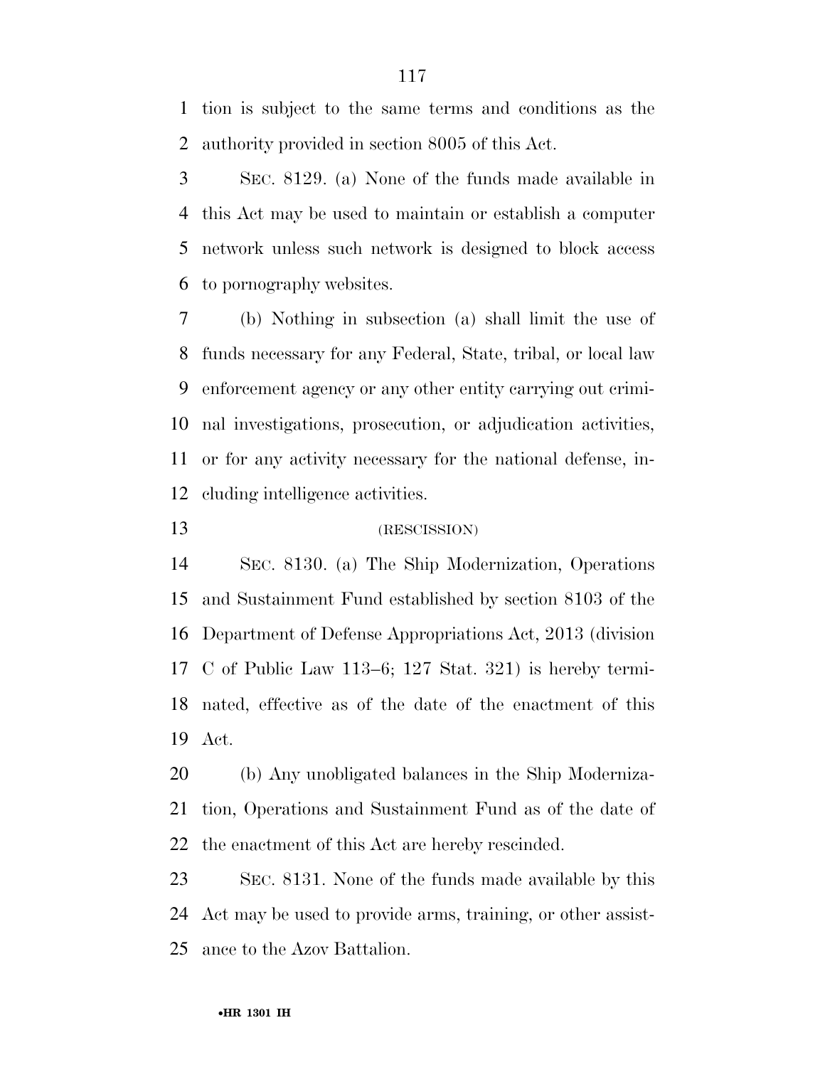tion is subject to the same terms and conditions as the authority provided in section 8005 of this Act.

SEC. 8129. (a) None of the funds made available in this Act may be used to maintain or establish a computer network unless such network is designed to block access to pornography websites.

(b) Nothing in subsection (a) shall limit the use of funds necessary for any Federal, State, tribal, or local law enforcement agency or any other entity carrying out criminal investigations, prosecution, or adjudication activities, or for any activity necessary for the national defense, including intelligence activities.

(RESCISSION)

SEC. 8130. (a) The Ship Modernization, Operations and Sustainment Fund established by section 8103 of the Department of Defense Appropriations Act, 2013 (division C of Public Law 113–6; 127 Stat. 321) is hereby terminated, effective as of the date of the enactment of this Act.

(b) Any unobligated balances in the Ship Modernization, Operations and Sustainment Fund as of the date of the enactment of this Act are hereby rescinded.

SEC. 8131. None of the funds made available by this Act may be used to provide arms, training, or other assistance to the Azov Battalion.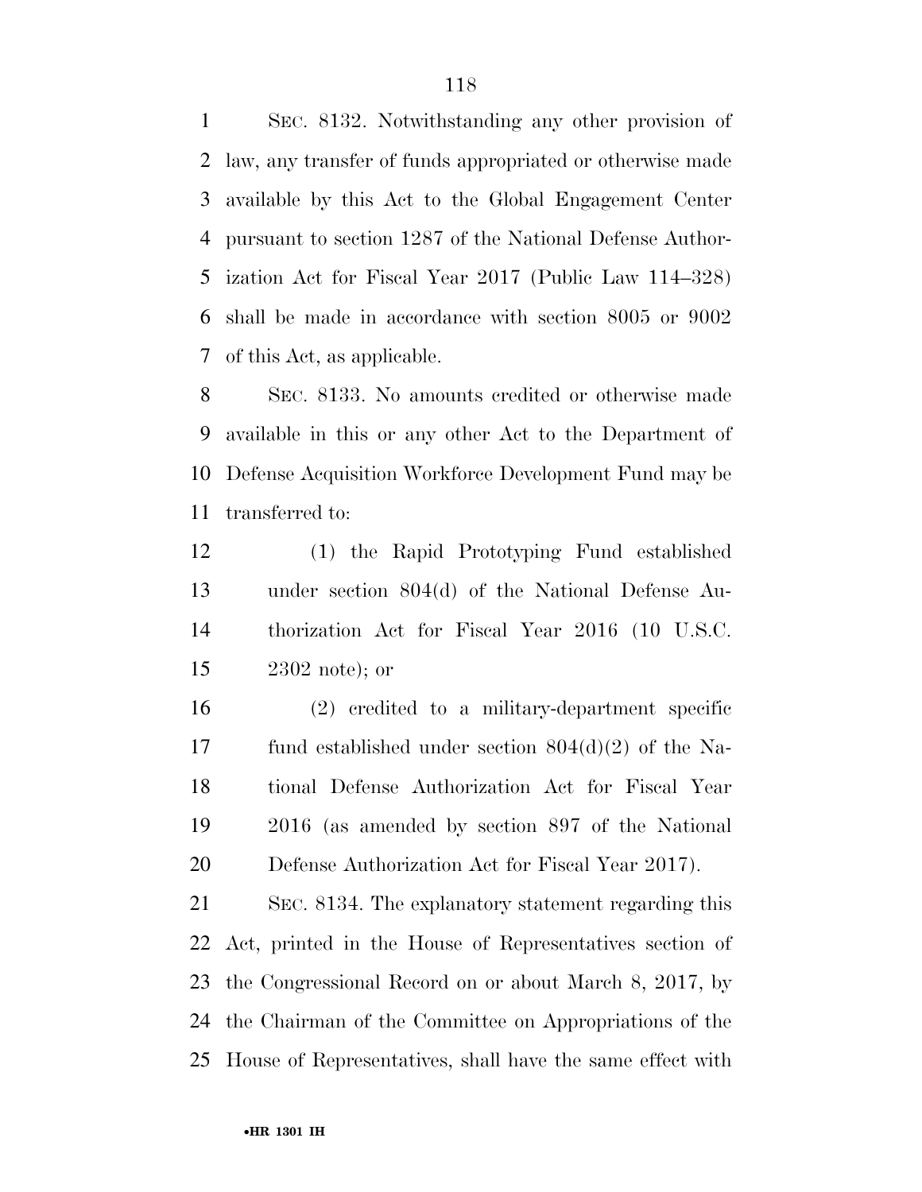SEC. 8132. Notwithstanding any other provision of law, any transfer of funds appropriated or otherwise made available by this Act to the Global Engagement Center pursuant to section 1287 of the National Defense Authorization Act for Fiscal Year 2017 (Public Law 114–328) shall be made in accordance with section 8005 or 9002 of this Act, as applicable.

SEC. 8133. No amounts credited or otherwise made available in this or any other Act to the Department of Defense Acquisition Workforce Development Fund may be transferred to:

(1) the Rapid Prototyping Fund established under section 804(d) of the National Defense Authorization Act for Fiscal Year 2016 (10 U.S.C. 2302 note); or

(2) credited to a military-department specific fund established under section 804(d)(2) of the National Defense Authorization Act for Fiscal Year 2016 (as amended by section 897 of the National Defense Authorization Act for Fiscal Year 2017).

SEC. 8134. The explanatory statement regarding this Act, printed in the House of Representatives section of the Congressional Record on or about March 8, 2017, by the Chairman of the Committee on Appropriations of the House of Representatives, shall have the same effect with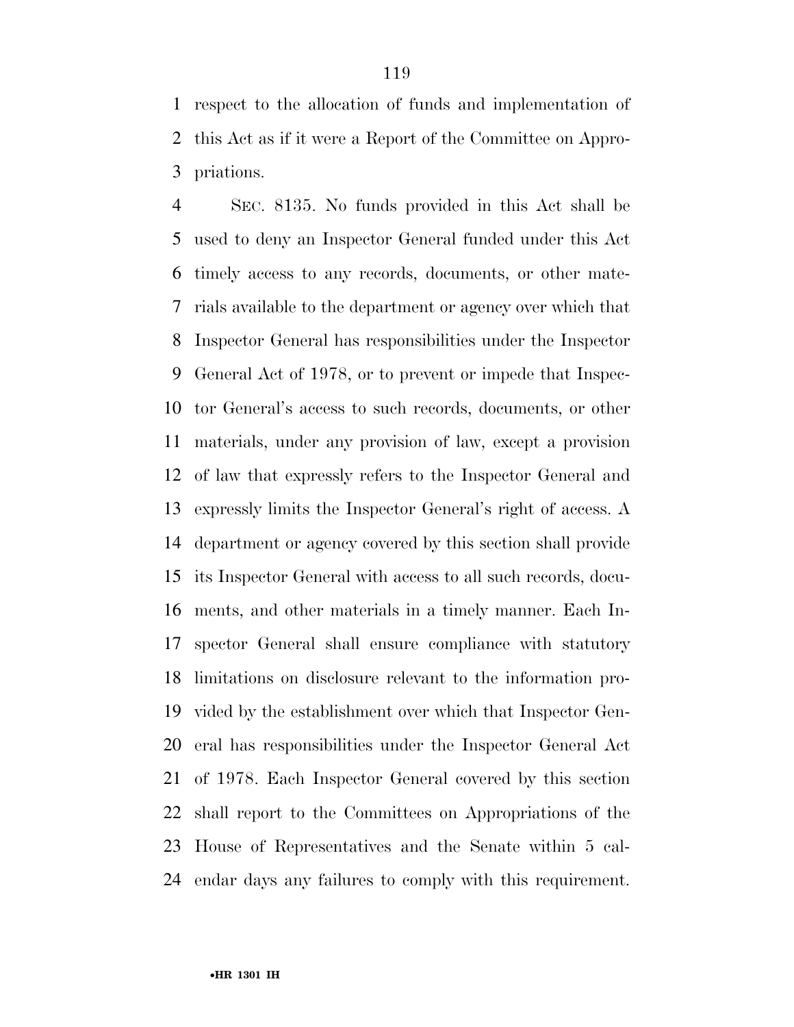respect to the allocation of funds and implementation of this Act as if it were a Report of the Committee on Appropriations.

SEC. 8135. No funds provided in this Act shall be used to deny an Inspector General funded under this Act timely access to any records, documents, or other materials available to the department or agency over which that Inspector General has responsibilities under the Inspector General Act of 1978, or to prevent or impede that Inspector General's access to such records, documents, or other materials, under any provision of law, except a provision of law that expressly refers to the Inspector General and expressly limits the Inspector General's right of access. A department or agency covered by this section shall provide its Inspector General with access to all such records, documents, and other materials in a timely manner. Each Inspector General shall ensure compliance with statutory limitations on disclosure relevant to the information provided by the establishment over which that Inspector General has responsibilities under the Inspector General Act of 1978. Each Inspector General covered by this section shall report to the Committees on Appropriations of the House of Representatives and the Senate within 5 calendar days any failures to comply with this requirement.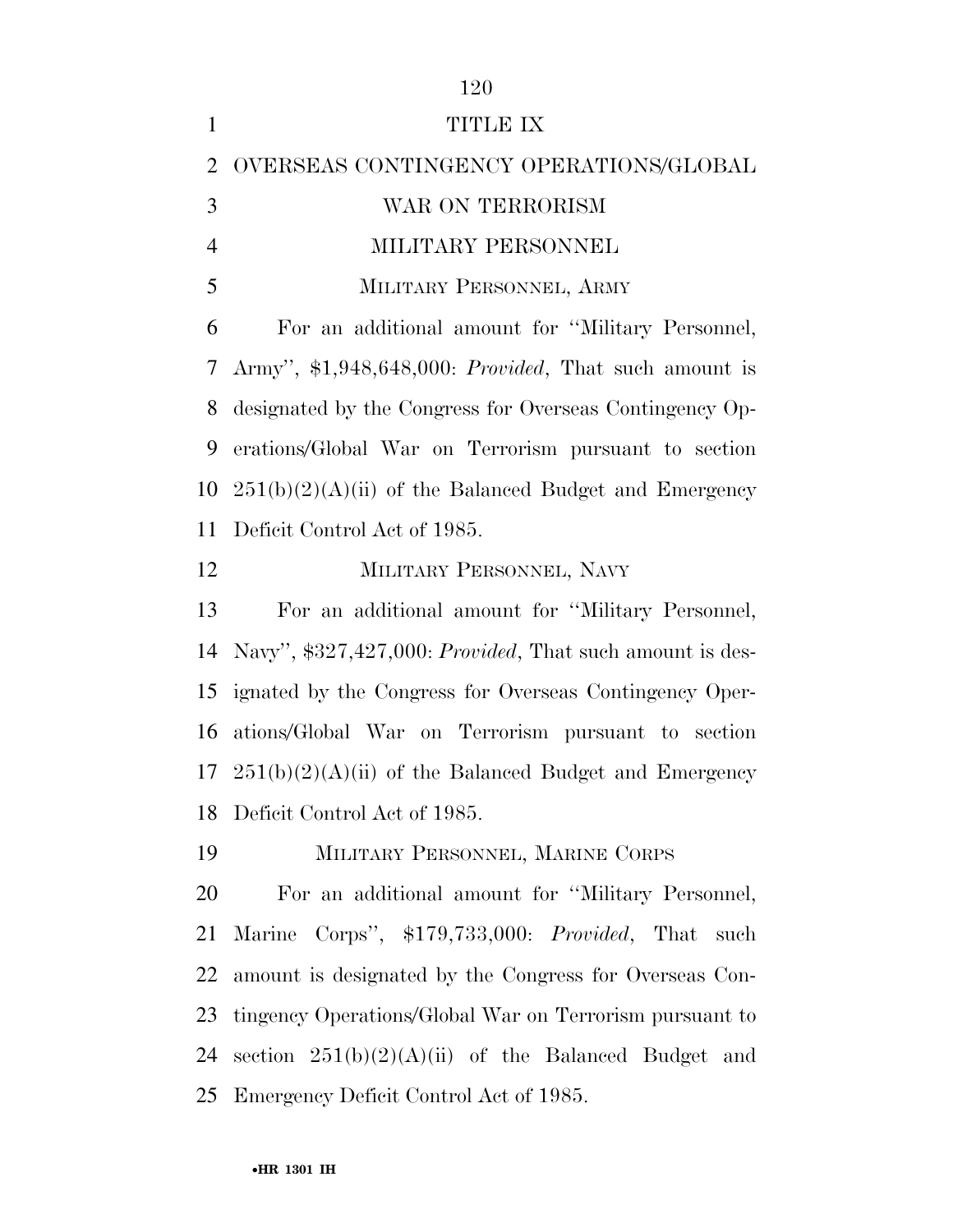# TITLE IX

## OVERSEAS CONTINGENCY OPERATIONS/GLOBAL WAR ON TERRORISM

## MILITARY PERSONNEL

### MILITARY PERSONNEL, ARMY

For an additional amount for ''Military Personnel, Army'', $1,948,648,000: *Provided*, That such amount is designated by the Congress for Overseas Contingency Operations/Global War on Terrorism pursuant to section 251(b)(2)(A)(ii) of the Balanced Budget and Emergency Deficit Control Act of 1985.

### MILITARY PERSONNEL, NAVY

For an additional amount for ''Military Personnel, Navy'', $327,427,000: *Provided*, That such amount is designated by the Congress for Overseas Contingency Operations/Global War on Terrorism pursuant to section 251(b)(2)(A)(ii) of the Balanced Budget and Emergency Deficit Control Act of 1985.

### MILITARY PERSONNEL, MARINE CORPS

For an additional amount for ''Military Personnel, Marine Corps'', $179,733,000: *Provided*, That such amount is designated by the Congress for Overseas Contingency Operations/Global War on Terrorism pursuant to section 251(b)(2)(A)(ii) of the Balanced Budget and Emergency Deficit Control Act of 1985.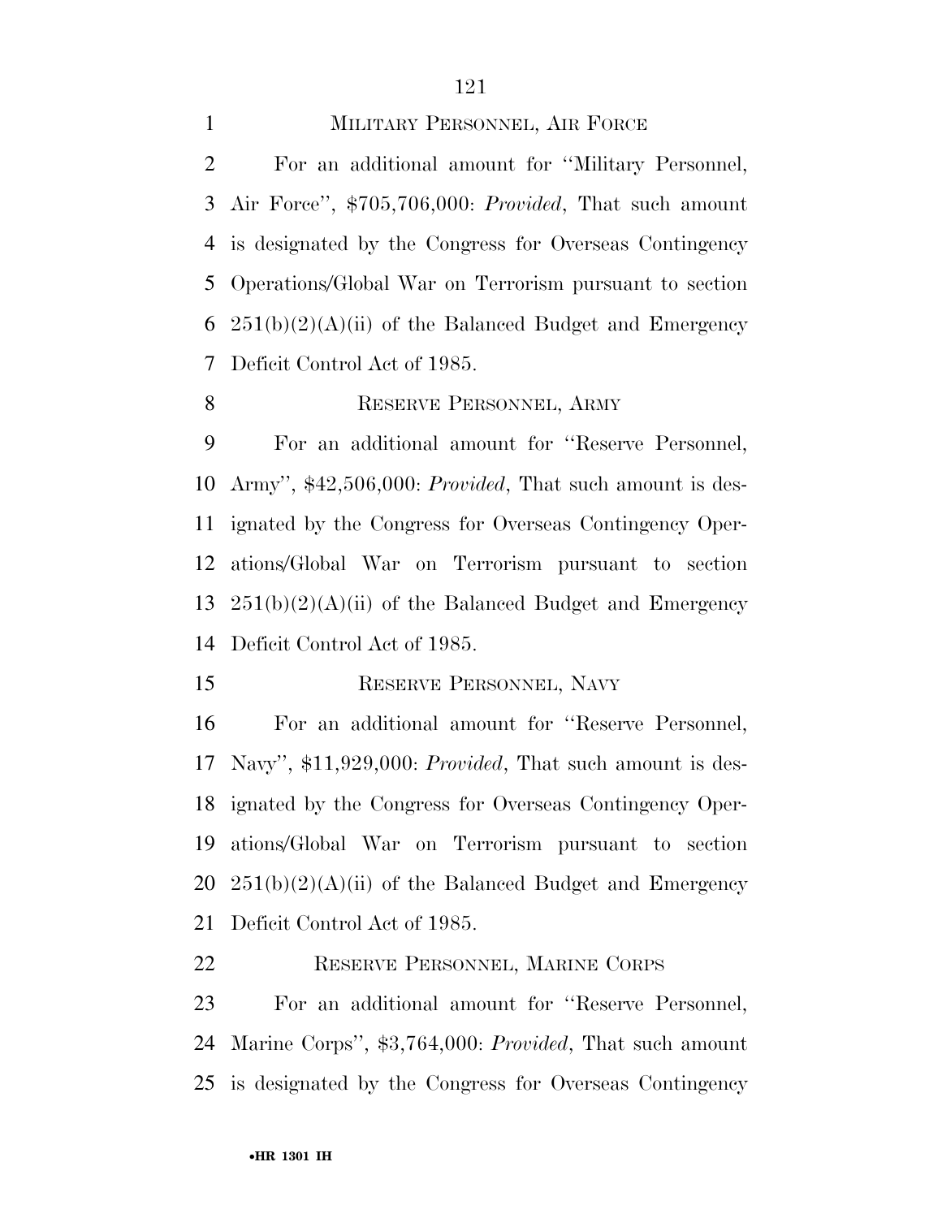MILITARY PERSONNEL, AIR FORCE

For an additional amount for ''Military Personnel, Air Force'', $705,706,000: *Provided*, That such amount is designated by the Congress for Overseas Contingency Operations/Global War on Terrorism pursuant to section 251(b)(2)(A)(ii) of the Balanced Budget and Emergency Deficit Control Act of 1985.

RESERVE PERSONNEL, ARMY

For an additional amount for ''Reserve Personnel, Army'', $42,506,000: *Provided*, That such amount is designated by the Congress for Overseas Contingency Operations/Global War on Terrorism pursuant to section 251(b)(2)(A)(ii) of the Balanced Budget and Emergency Deficit Control Act of 1985.

RESERVE PERSONNEL, NAVY

For an additional amount for ''Reserve Personnel, Navy'', $11,929,000: *Provided*, That such amount is designated by the Congress for Overseas Contingency Operations/Global War on Terrorism pursuant to section 251(b)(2)(A)(ii) of the Balanced Budget and Emergency Deficit Control Act of 1985.

RESERVE PERSONNEL, MARINE CORPS

For an additional amount for ''Reserve Personnel, Marine Corps'', $3,764,000: *Provided*, That such amount is designated by the Congress for Overseas Contingency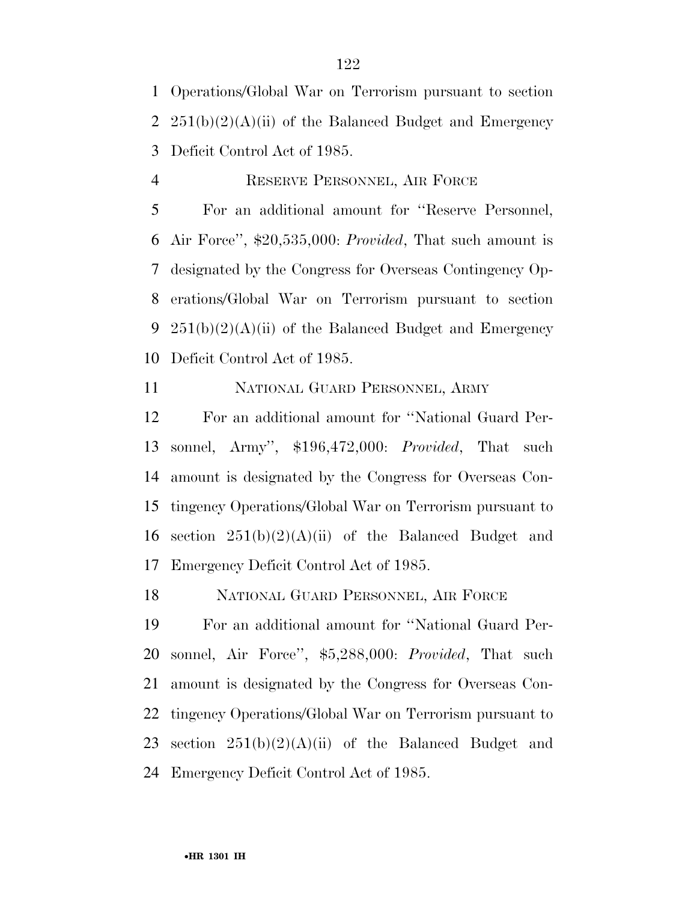Operations/Global War on Terrorism pursuant to section 251(b)(2)(A)(ii) of the Balanced Budget and Emergency Deficit Control Act of 1985.

### RESERVE PERSONNEL, AIR FORCE

For an additional amount for ''Reserve Personnel, Air Force'', $20,535,000: *Provided*, That such amount is designated by the Congress for Overseas Contingency Operations/Global War on Terrorism pursuant to section 251(b)(2)(A)(ii) of the Balanced Budget and Emergency Deficit Control Act of 1985.

### NATIONAL GUARD PERSONNEL, ARMY

For an additional amount for ''National Guard Personnel, Army'', $196,472,000: *Provided*, That such amount is designated by the Congress for Overseas Contingency Operations/Global War on Terrorism pursuant to section 251(b)(2)(A)(ii) of the Balanced Budget and Emergency Deficit Control Act of 1985.

### NATIONAL GUARD PERSONNEL, AIR FORCE

For an additional amount for ''National Guard Personnel, Air Force'', $5,288,000: *Provided*, That such amount is designated by the Congress for Overseas Contingency Operations/Global War on Terrorism pursuant to section 251(b)(2)(A)(ii) of the Balanced Budget and Emergency Deficit Control Act of 1985.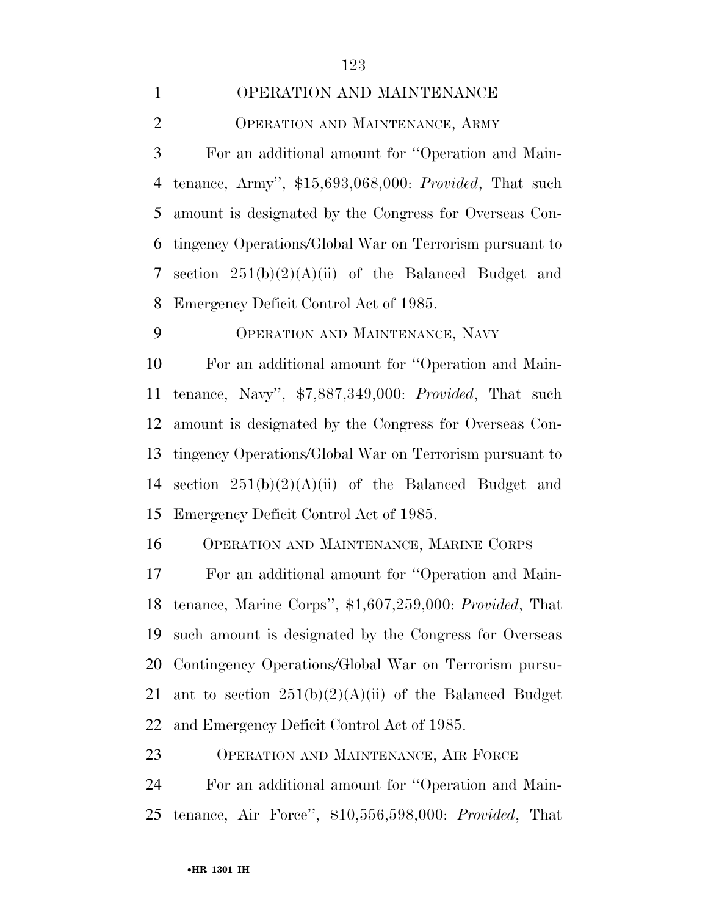## OPERATION AND MAINTENANCE

### OPERATION AND MAINTENANCE, ARMY

For an additional amount for ''Operation and Maintenance, Army'', $15,693,068,000: *Provided*, That such amount is designated by the Congress for Overseas Contingency Operations/Global War on Terrorism pursuant to section 251(b)(2)(A)(ii) of the Balanced Budget and Emergency Deficit Control Act of 1985.

### OPERATION AND MAINTENANCE, NAVY

For an additional amount for ''Operation and Maintenance, Navy'', $7,887,349,000: *Provided*, That such amount is designated by the Congress for Overseas Contingency Operations/Global War on Terrorism pursuant to section 251(b)(2)(A)(ii) of the Balanced Budget and Emergency Deficit Control Act of 1985.

### OPERATION AND MAINTENANCE, MARINE CORPS

For an additional amount for ''Operation and Maintenance, Marine Corps'', $1,607,259,000: *Provided*, That such amount is designated by the Congress for Overseas Contingency Operations/Global War on Terrorism pursuant to section 251(b)(2)(A)(ii) of the Balanced Budget and Emergency Deficit Control Act of 1985.

### OPERATION AND MAINTENANCE, AIR FORCE

For an additional amount for ''Operation and Maintenance, Air Force'', $10,556,598,000: *Provided*, That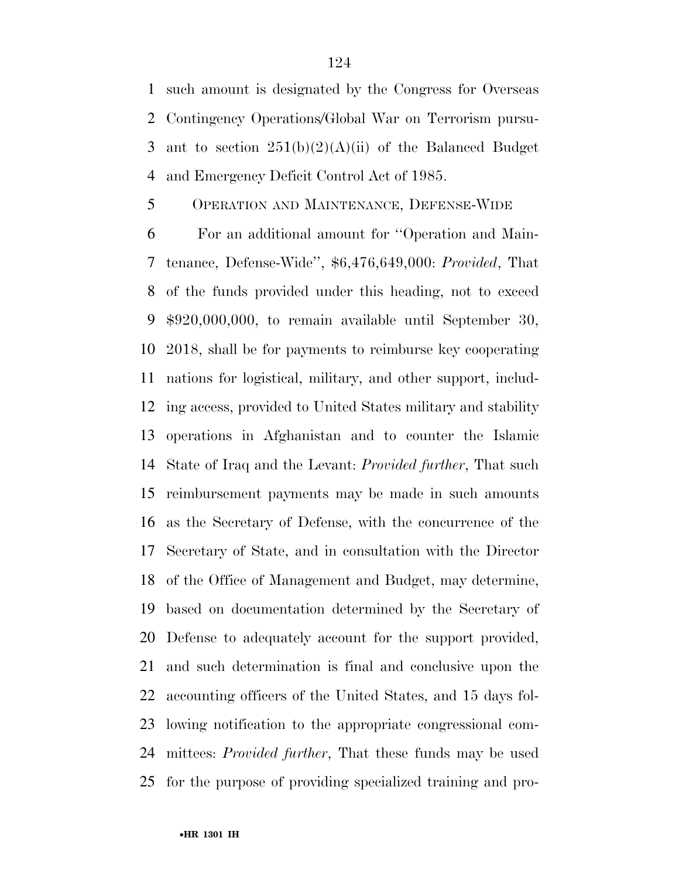such amount is designated by the Congress for Overseas Contingency Operations/Global War on Terrorism pursuant to section 251(b)(2)(A)(ii) of the Balanced Budget and Emergency Deficit Control Act of 1985.

OPERATION AND MAINTENANCE, DEFENSE-WIDE

For an additional amount for ''Operation and Maintenance, Defense-Wide'', $6,476,649,000: *Provided*, That of the funds provided under this heading, not to exceed $920,000,000, to remain available until September 30, 2018, shall be for payments to reimburse key cooperating nations for logistical, military, and other support, including access, provided to United States military and stability operations in Afghanistan and to counter the Islamic State of Iraq and the Levant: *Provided further*, That such reimbursement payments may be made in such amounts as the Secretary of Defense, with the concurrence of the Secretary of State, and in consultation with the Director of the Office of Management and Budget, may determine, based on documentation determined by the Secretary of Defense to adequately account for the support provided, and such determination is final and conclusive upon the accounting officers of the United States, and 15 days following notification to the appropriate congressional committees: *Provided further*, That these funds may be used for the purpose of providing specialized training and pro-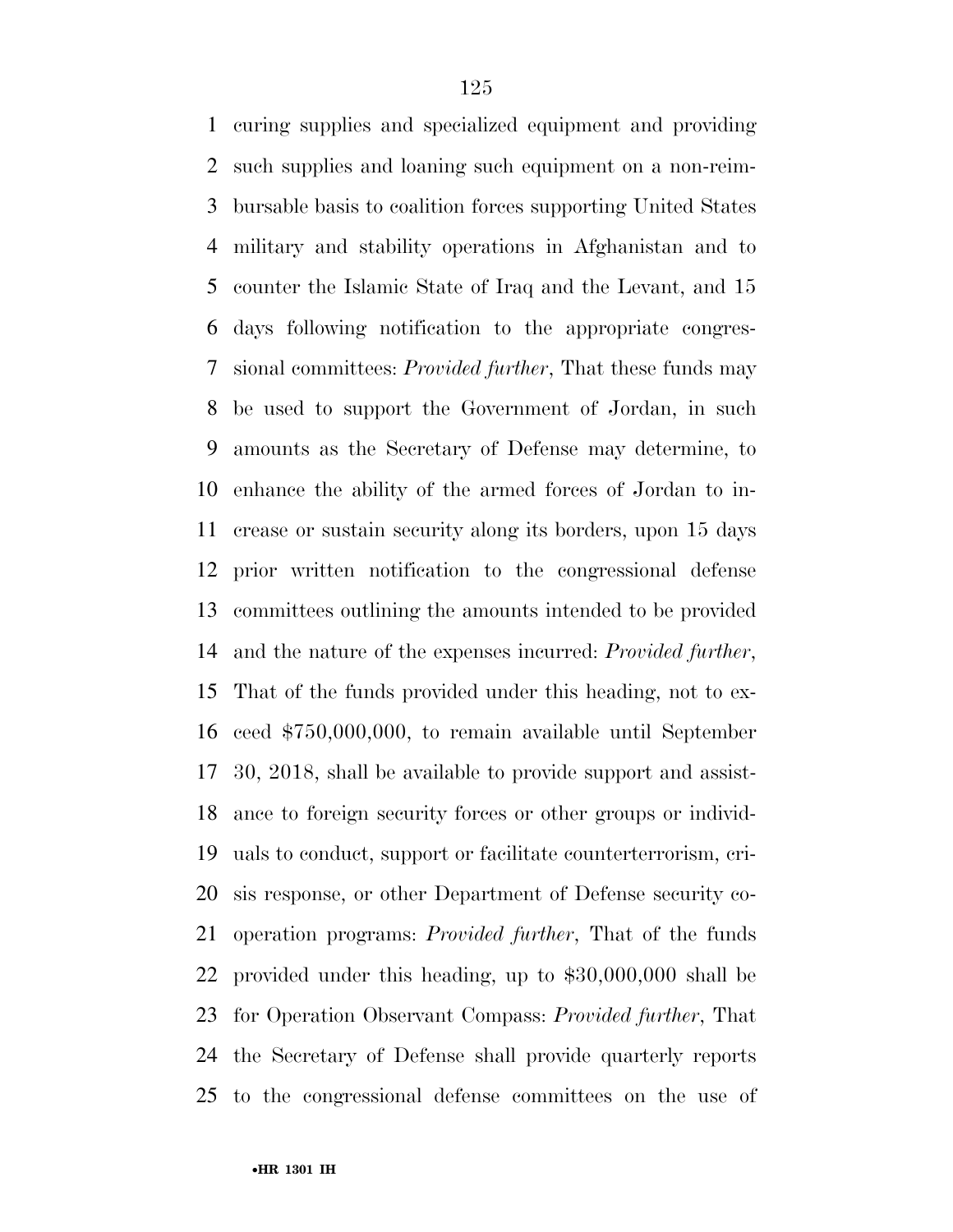curing supplies and specialized equipment and providing such supplies and loaning such equipment on a non-reimbursable basis to coalition forces supporting United States military and stability operations in Afghanistan and to counter the Islamic State of Iraq and the Levant, and 15 days following notification to the appropriate congressional committees: *Provided further*, That these funds may be used to support the Government of Jordan, in such amounts as the Secretary of Defense may determine, to enhance the ability of the armed forces of Jordan to increase or sustain security along its borders, upon 15 days prior written notification to the congressional defense committees outlining the amounts intended to be provided and the nature of the expenses incurred: *Provided further*, That of the funds provided under this heading, not to exceed $750,000,000, to remain available until September 30, 2018, shall be available to provide support and assistance to foreign security forces or other groups or individuals to conduct, support or facilitate counterterrorism, crisis response, or other Department of Defense security cooperation programs: *Provided further*, That of the funds provided under this heading, up to $30,000,000 shall be for Operation Observant Compass: *Provided further*, That the Secretary of Defense shall provide quarterly reports to the congressional defense committees on the use of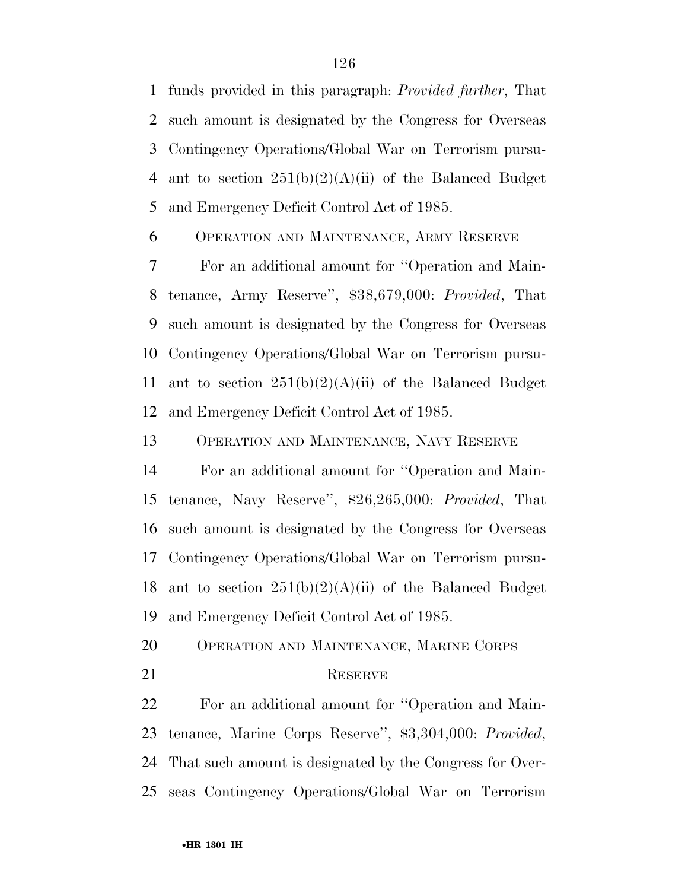funds provided in this paragraph: *Provided further*, That such amount is designated by the Congress for Overseas Contingency Operations/Global War on Terrorism pursuant to section 251(b)(2)(A)(ii) of the Balanced Budget and Emergency Deficit Control Act of 1985.

OPERATION AND MAINTENANCE, ARMY RESERVE

For an additional amount for ''Operation and Maintenance, Army Reserve'', $38,679,000: *Provided*, That such amount is designated by the Congress for Overseas Contingency Operations/Global War on Terrorism pursuant to section 251(b)(2)(A)(ii) of the Balanced Budget and Emergency Deficit Control Act of 1985.

OPERATION AND MAINTENANCE, NAVY RESERVE

For an additional amount for ''Operation and Maintenance, Navy Reserve'', $26,265,000: *Provided*, That such amount is designated by the Congress for Overseas Contingency Operations/Global War on Terrorism pursuant to section 251(b)(2)(A)(ii) of the Balanced Budget and Emergency Deficit Control Act of 1985.

OPERATION AND MAINTENANCE, MARINE CORPS RESERVE

For an additional amount for ''Operation and Maintenance, Marine Corps Reserve'', $3,304,000: *Provided*, That such amount is designated by the Congress for Overseas Contingency Operations/Global War on Terrorism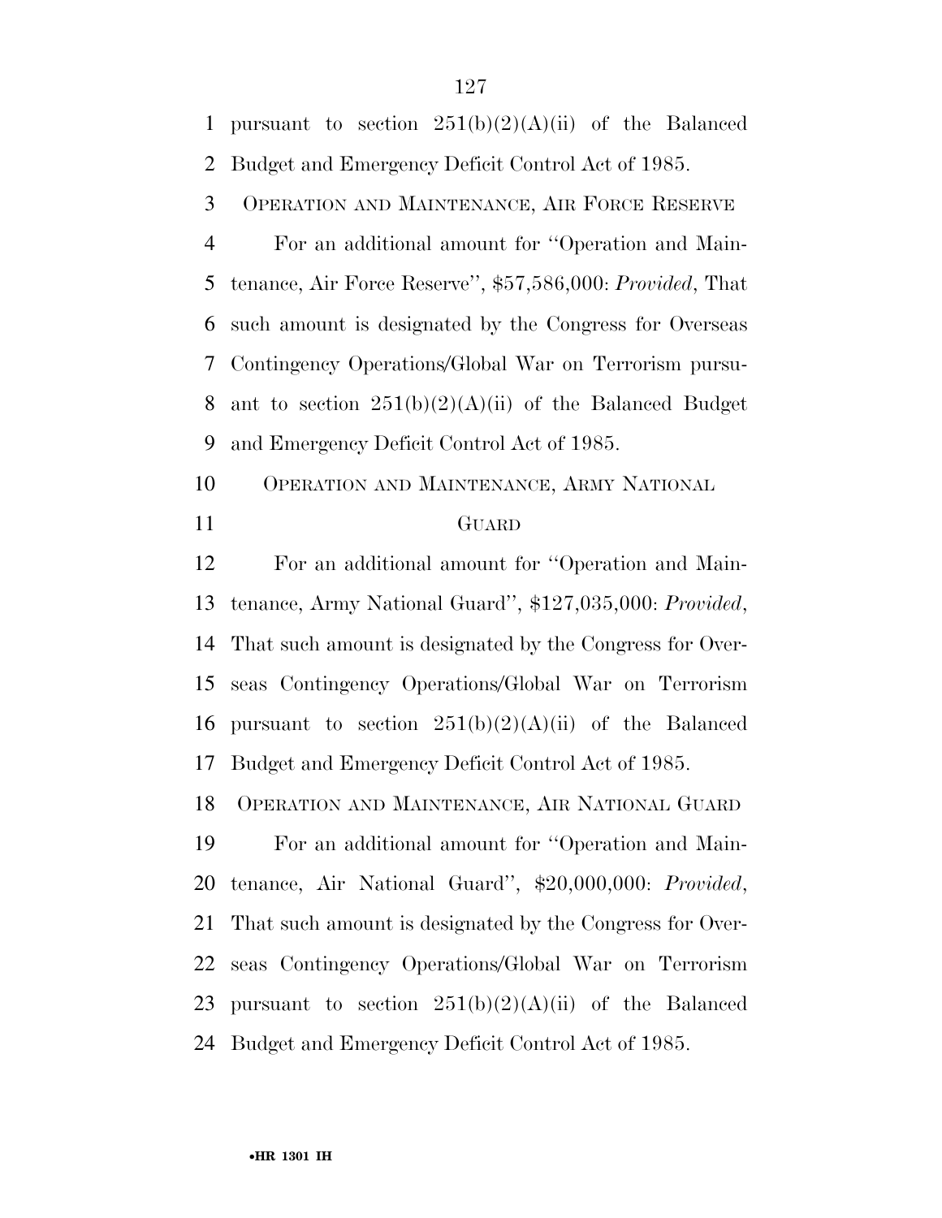pursuant to section 251(b)(2)(A)(ii) of the Balanced Budget and Emergency Deficit Control Act of 1985.

OPERATION AND MAINTENANCE, AIR FORCE RESERVE

For an additional amount for ''Operation and Maintenance, Air Force Reserve'', $57,586,000: *Provided*, That such amount is designated by the Congress for Overseas Contingency Operations/Global War on Terrorism pursuant to section 251(b)(2)(A)(ii) of the Balanced Budget and Emergency Deficit Control Act of 1985.

OPERATION AND MAINTENANCE, ARMY NATIONAL GUARD

For an additional amount for ''Operation and Maintenance, Army National Guard'', $127,035,000: *Provided*, That such amount is designated by the Congress for Overseas Contingency Operations/Global War on Terrorism pursuant to section 251(b)(2)(A)(ii) of the Balanced Budget and Emergency Deficit Control Act of 1985.

OPERATION AND MAINTENANCE, AIR NATIONAL GUARD

For an additional amount for ''Operation and Maintenance, Air National Guard'', $20,000,000: *Provided*, That such amount is designated by the Congress for Overseas Contingency Operations/Global War on Terrorism pursuant to section 251(b)(2)(A)(ii) of the Balanced Budget and Emergency Deficit Control Act of 1985.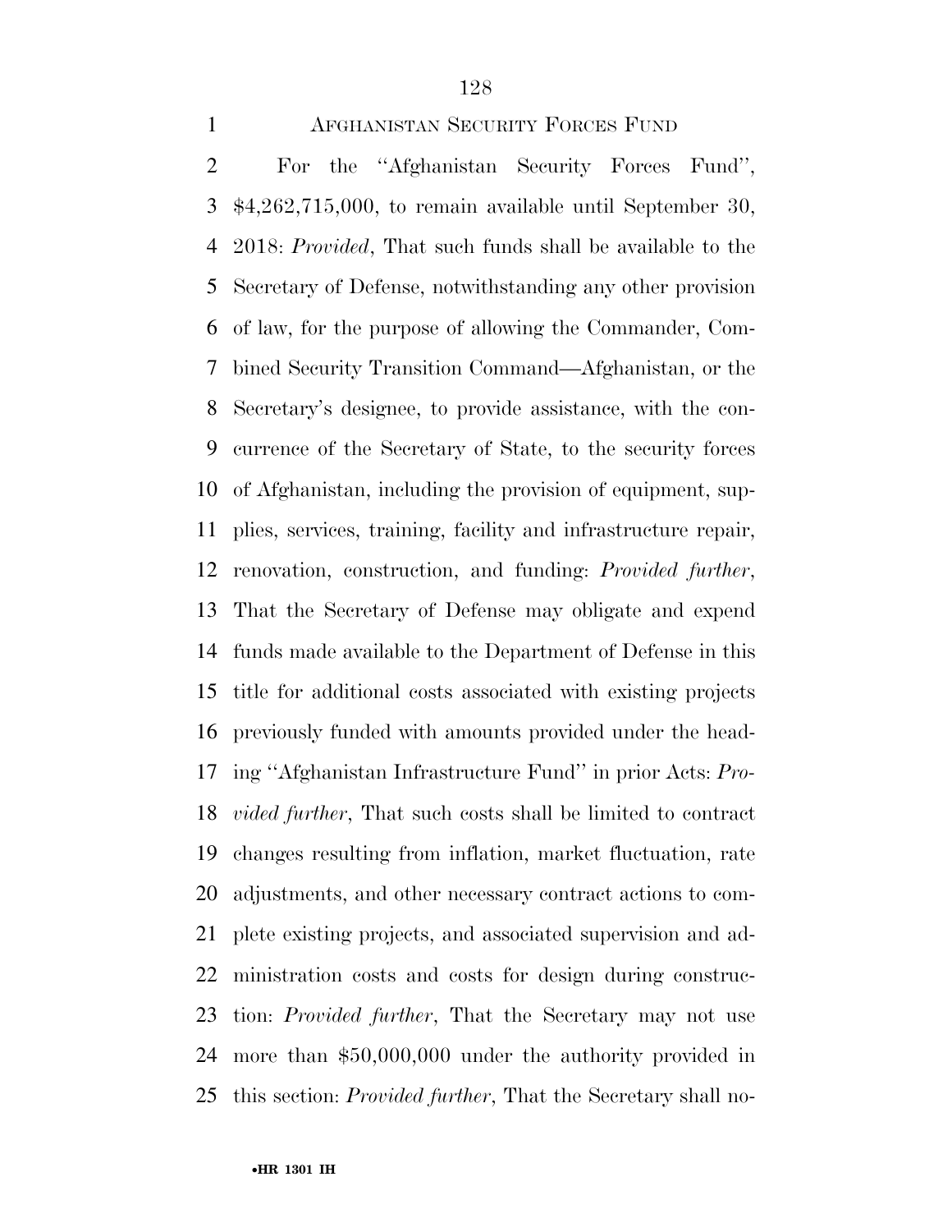AFGHANISTAN SECURITY FORCES FUND

For the ''Afghanistan Security Forces Fund'', $4,262,715,000, to remain available until September 30, 2018: *Provided*, That such funds shall be available to the Secretary of Defense, notwithstanding any other provision of law, for the purpose of allowing the Commander, Combined Security Transition Command—Afghanistan, or the Secretary's designee, to provide assistance, with the concurrence of the Secretary of State, to the security forces of Afghanistan, including the provision of equipment, supplies, services, training, facility and infrastructure repair, renovation, construction, and funding: *Provided further*, That the Secretary of Defense may obligate and expend funds made available to the Department of Defense in this title for additional costs associated with existing projects previously funded with amounts provided under the heading ''Afghanistan Infrastructure Fund'' in prior Acts: *Provided further*, That such costs shall be limited to contract changes resulting from inflation, market fluctuation, rate adjustments, and other necessary contract actions to complete existing projects, and associated supervision and administration costs and costs for design during construction: *Provided further*, That the Secretary may not use more than $50,000,000 under the authority provided in this section: *Provided further*, That the Secretary shall no-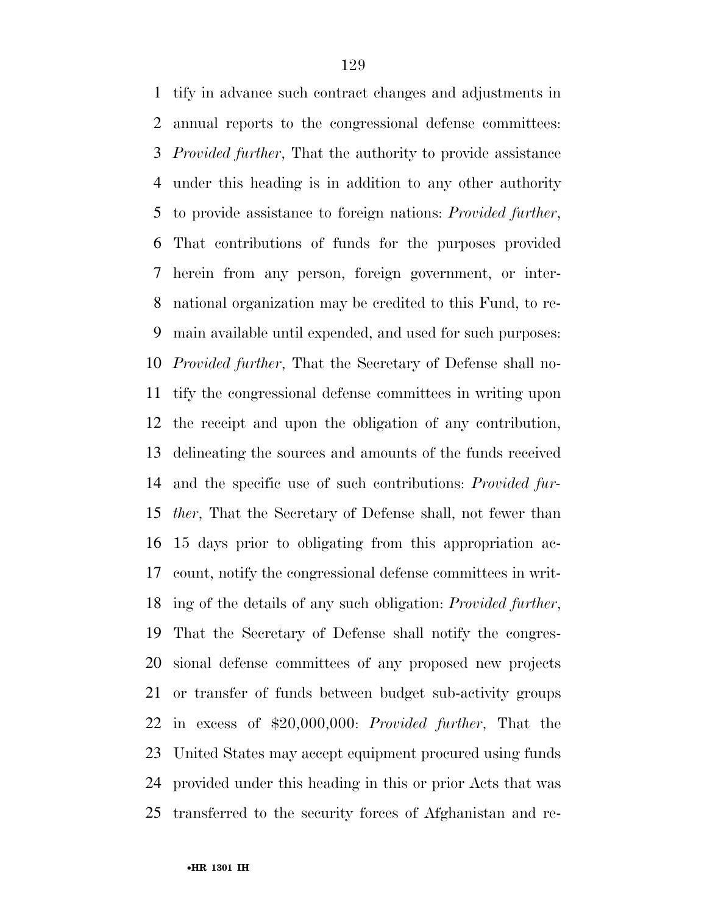tify in advance such contract changes and adjustments in annual reports to the congressional defense committees: *Provided further*, That the authority to provide assistance under this heading is in addition to any other authority to provide assistance to foreign nations: *Provided further*, That contributions of funds for the purposes provided herein from any person, foreign government, or international organization may be credited to this Fund, to remain available until expended, and used for such purposes: *Provided further*, That the Secretary of Defense shall notify the congressional defense committees in writing upon the receipt and upon the obligation of any contribution, delineating the sources and amounts of the funds received and the specific use of such contributions: *Provided further*, That the Secretary of Defense shall, not fewer than 15 days prior to obligating from this appropriation account, notify the congressional defense committees in writing of the details of any such obligation: *Provided further*, That the Secretary of Defense shall notify the congressional defense committees of any proposed new projects or transfer of funds between budget sub-activity groups in excess of $20,000,000: *Provided further*, That the United States may accept equipment procured using funds provided under this heading in this or prior Acts that was transferred to the security forces of Afghanistan and re-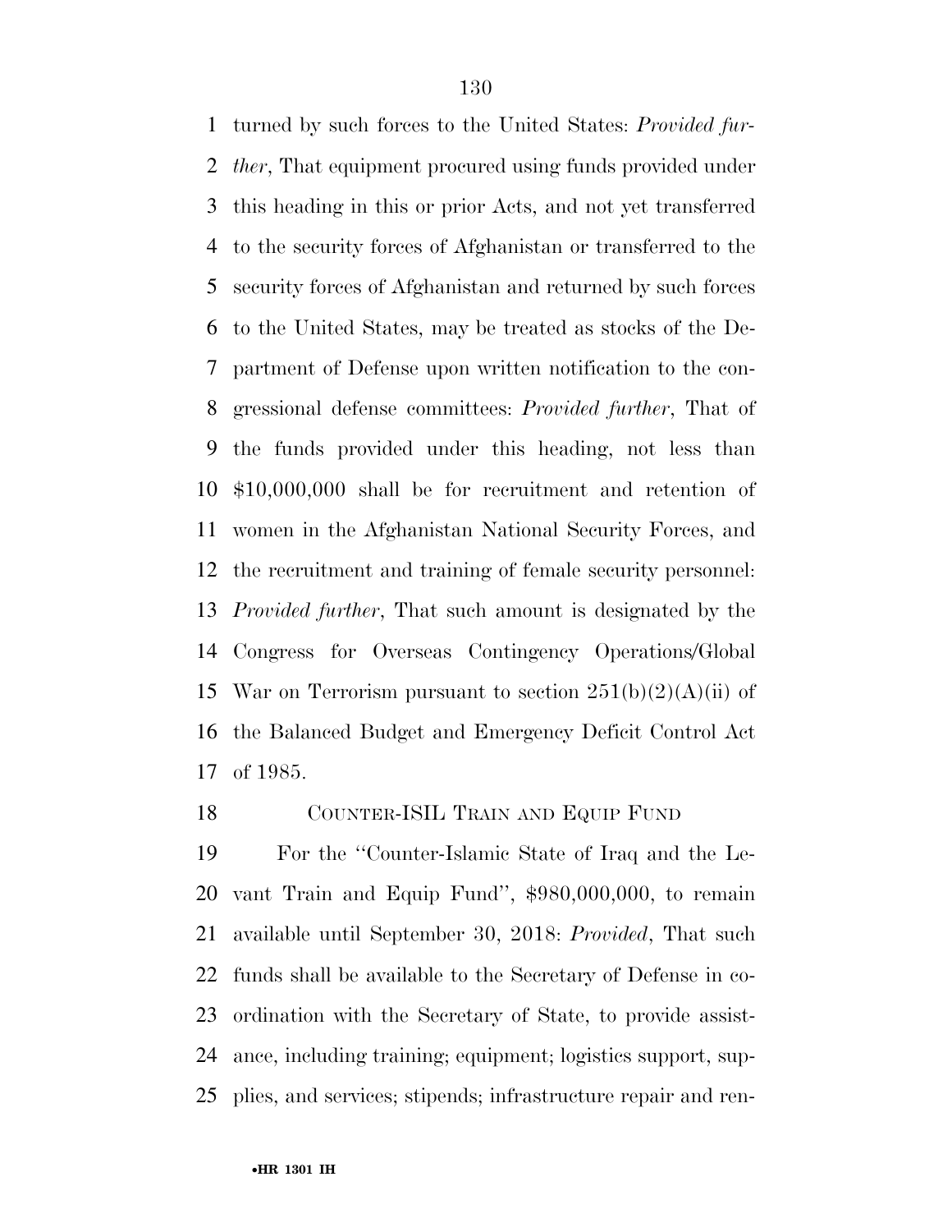turned by such forces to the United States: *Provided further*, That equipment procured using funds provided under this heading in this or prior Acts, and not yet transferred to the security forces of Afghanistan or transferred to the security forces of Afghanistan and returned by such forces to the United States, may be treated as stocks of the Department of Defense upon written notification to the congressional defense committees: *Provided further*, That of the funds provided under this heading, not less than $10,000,000 shall be for recruitment and retention of women in the Afghanistan National Security Forces, and the recruitment and training of female security personnel: *Provided further*, That such amount is designated by the Congress for Overseas Contingency Operations/Global War on Terrorism pursuant to section 251(b)(2)(A)(ii) of the Balanced Budget and Emergency Deficit Control Act of 1985.

COUNTER-ISIL TRAIN AND EQUIP FUND

For the ''Counter-Islamic State of Iraq and the Levant Train and Equip Fund'', $980,000,000, to remain available until September 30, 2018: *Provided*, That such funds shall be available to the Secretary of Defense in coordination with the Secretary of State, to provide assistance, including training; equipment; logistics support, supplies, and services; stipends; infrastructure repair and ren-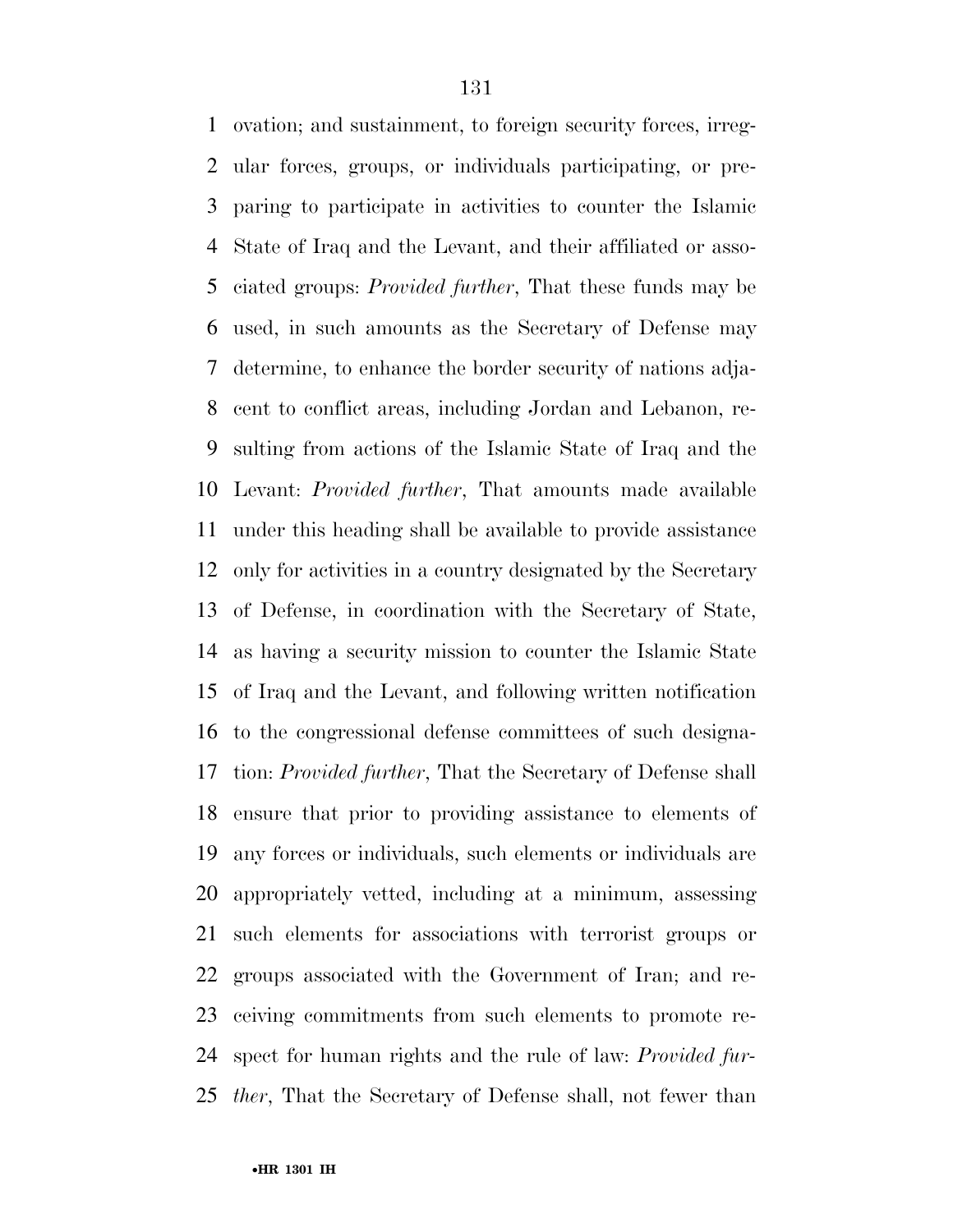ovation; and sustainment, to foreign security forces, irregular forces, groups, or individuals participating, or preparing to participate in activities to counter the Islamic State of Iraq and the Levant, and their affiliated or associated groups: *Provided further*, That these funds may be used, in such amounts as the Secretary of Defense may determine, to enhance the border security of nations adjacent to conflict areas, including Jordan and Lebanon, resulting from actions of the Islamic State of Iraq and the Levant: *Provided further*, That amounts made available under this heading shall be available to provide assistance only for activities in a country designated by the Secretary of Defense, in coordination with the Secretary of State, as having a security mission to counter the Islamic State of Iraq and the Levant, and following written notification to the congressional defense committees of such designation: *Provided further*, That the Secretary of Defense shall ensure that prior to providing assistance to elements of any forces or individuals, such elements or individuals are appropriately vetted, including at a minimum, assessing such elements for associations with terrorist groups or groups associated with the Government of Iran; and receiving commitments from such elements to promote respect for human rights and the rule of law: *Provided further*, That the Secretary of Defense shall, not fewer than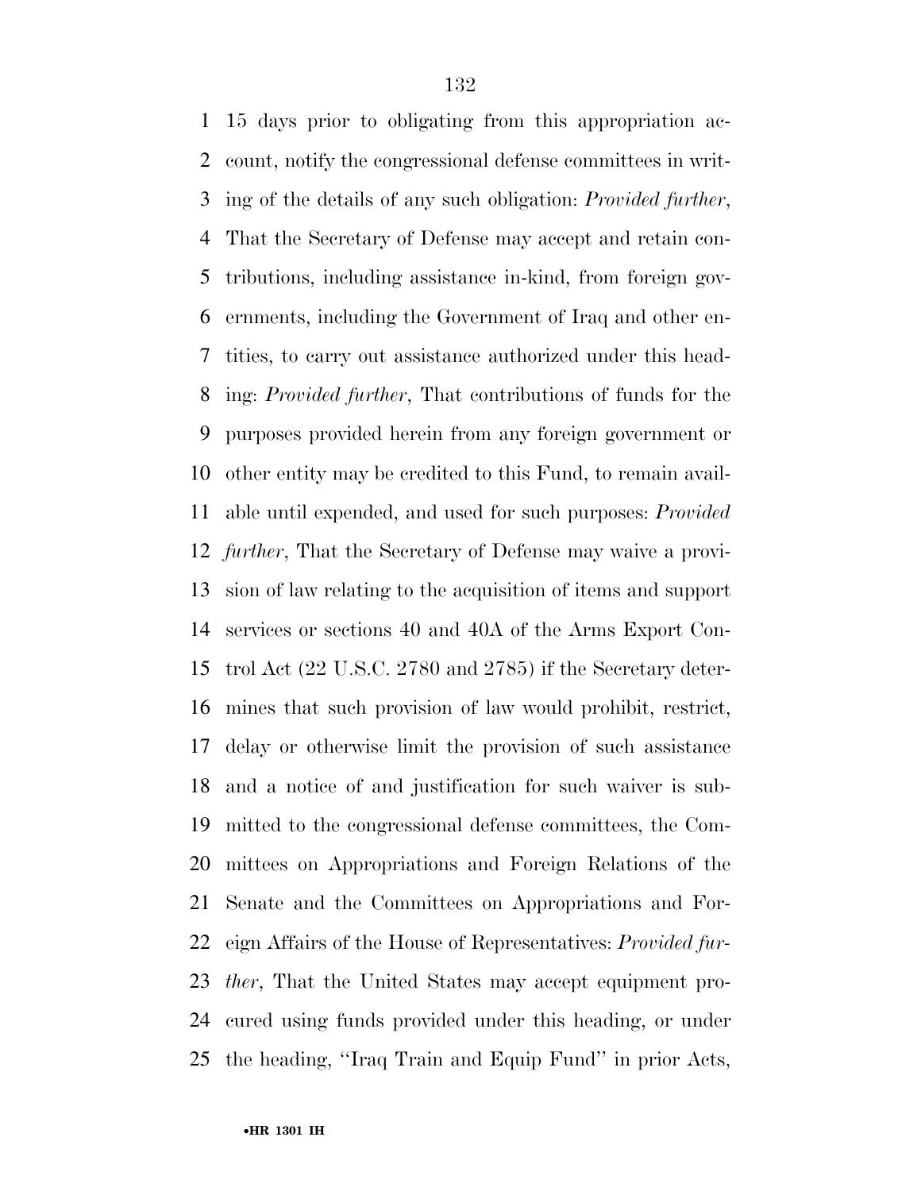15 days prior to obligating from this appropriation account, notify the congressional defense committees in writing of the details of any such obligation: *Provided further*, That the Secretary of Defense may accept and retain contributions, including assistance in-kind, from foreign governments, including the Government of Iraq and other entities, to carry out assistance authorized under this heading: *Provided further*, That contributions of funds for the purposes provided herein from any foreign government or other entity may be credited to this Fund, to remain available until expended, and used for such purposes: *Provided further*, That the Secretary of Defense may waive a provision of law relating to the acquisition of items and support services or sections 40 and 40A of the Arms Export Control Act (22 U.S.C. 2780 and 2785) if the Secretary determines that such provision of law would prohibit, restrict, delay or otherwise limit the provision of such assistance and a notice of and justification for such waiver is submitted to the congressional defense committees, the Committees on Appropriations and Foreign Relations of the Senate and the Committees on Appropriations and Foreign Affairs of the House of Representatives: *Provided further*, That the United States may accept equipment procured using funds provided under this heading, or under the heading, ''Iraq Train and Equip Fund'' in prior Acts,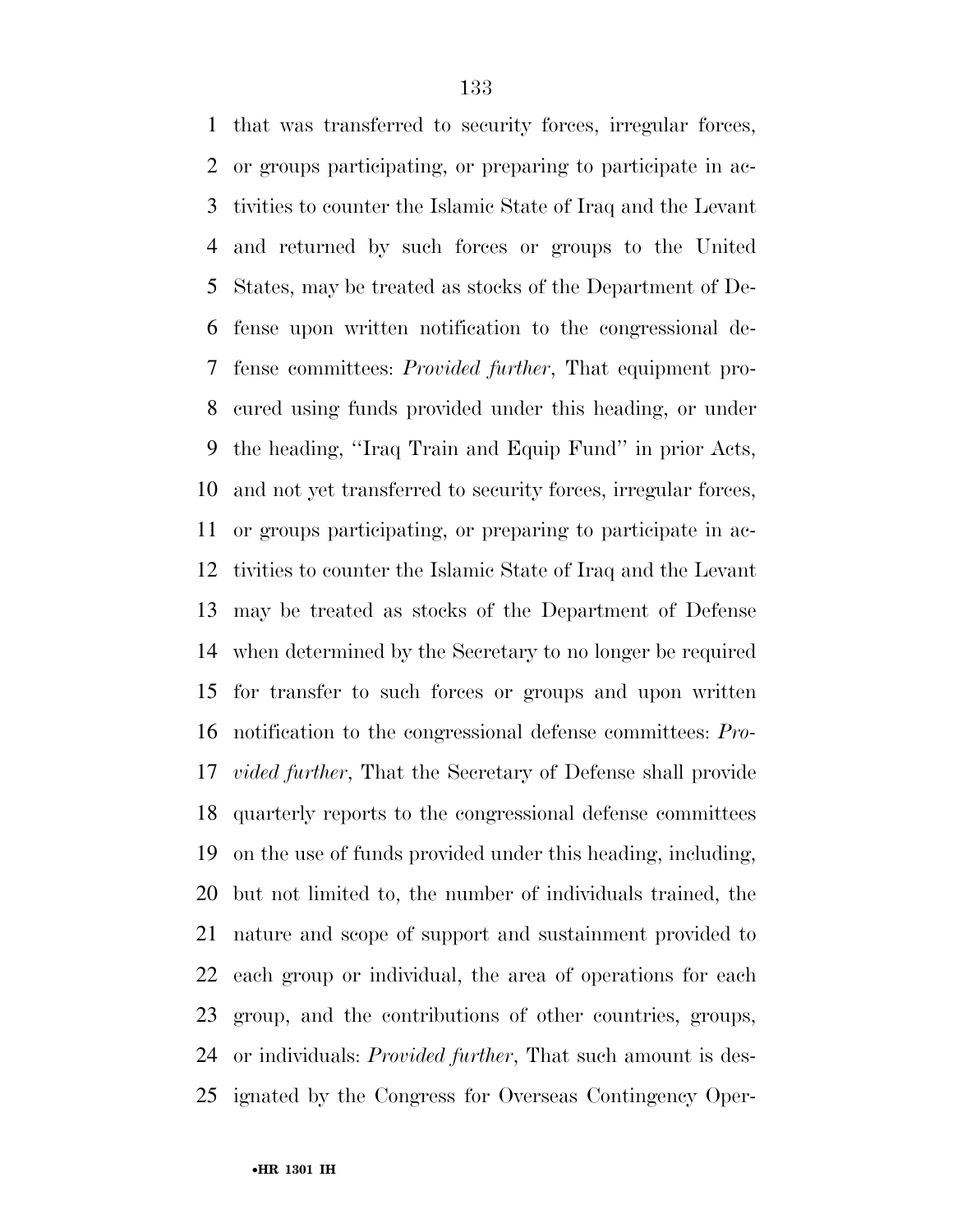that was transferred to security forces, irregular forces, or groups participating, or preparing to participate in activities to counter the Islamic State of Iraq and the Levant and returned by such forces or groups to the United States, may be treated as stocks of the Department of Defense upon written notification to the congressional defense committees: *Provided further*, That equipment procured using funds provided under this heading, or under the heading, ''Iraq Train and Equip Fund'' in prior Acts, and not yet transferred to security forces, irregular forces, or groups participating, or preparing to participate in activities to counter the Islamic State of Iraq and the Levant may be treated as stocks of the Department of Defense when determined by the Secretary to no longer be required for transfer to such forces or groups and upon written notification to the congressional defense committees: *Provided further*, That the Secretary of Defense shall provide quarterly reports to the congressional defense committees on the use of funds provided under this heading, including, but not limited to, the number of individuals trained, the nature and scope of support and sustainment provided to each group or individual, the area of operations for each group, and the contributions of other countries, groups, or individuals: *Provided further*, That such amount is designated by the Congress for Overseas Contingency Oper-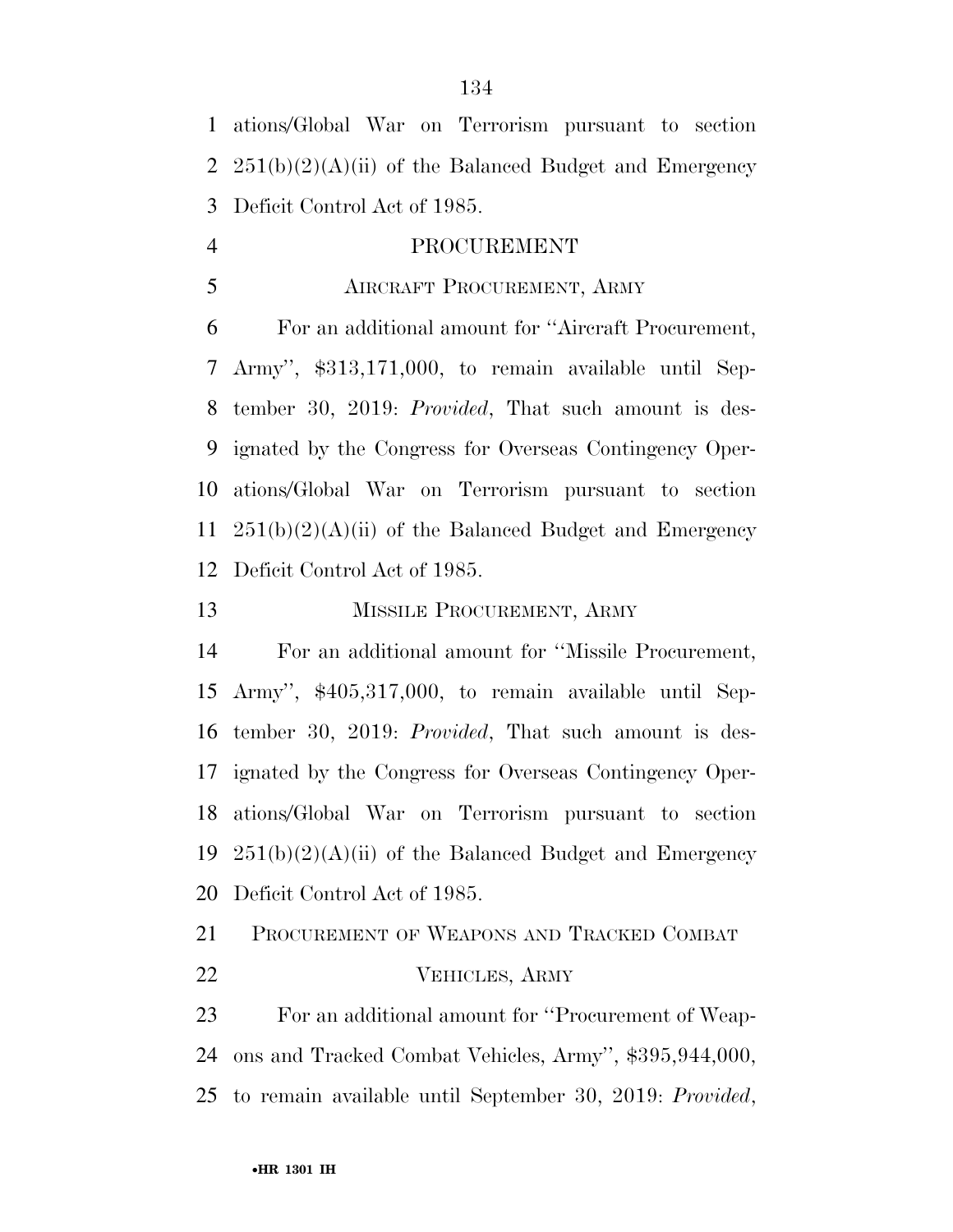ations/Global War on Terrorism pursuant to section 251(b)(2)(A)(ii) of the Balanced Budget and Emergency Deficit Control Act of 1985.

## PROCUREMENT

### AIRCRAFT PROCUREMENT, ARMY

For an additional amount for ''Aircraft Procurement, Army'', $313,171,000, to remain available until September 30, 2019: *Provided*, That such amount is designated by the Congress for Overseas Contingency Operations/Global War on Terrorism pursuant to section 251(b)(2)(A)(ii) of the Balanced Budget and Emergency Deficit Control Act of 1985.

### MISSILE PROCUREMENT, ARMY

For an additional amount for ''Missile Procurement, Army'', $405,317,000, to remain available until September 30, 2019: *Provided*, That such amount is designated by the Congress for Overseas Contingency Operations/Global War on Terrorism pursuant to section 251(b)(2)(A)(ii) of the Balanced Budget and Emergency Deficit Control Act of 1985.

### PROCUREMENT OF WEAPONS AND TRACKED COMBAT VEHICLES, ARMY

For an additional amount for ''Procurement of Weapons and Tracked Combat Vehicles, Army'', $395,944,000, to remain available until September 30, 2019: *Provided*,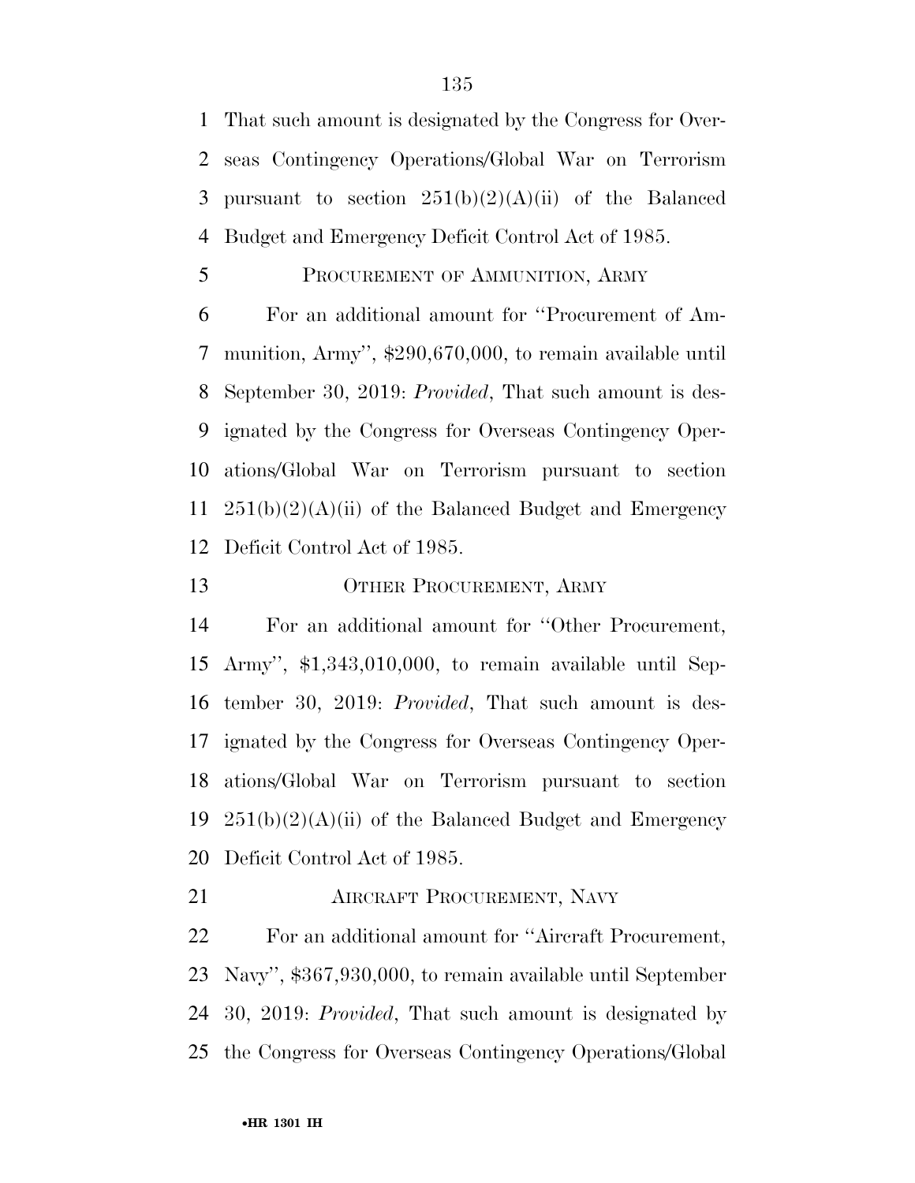That such amount is designated by the Congress for Overseas Contingency Operations/Global War on Terrorism pursuant to section 251(b)(2)(A)(ii) of the Balanced Budget and Emergency Deficit Control Act of 1985.

PROCUREMENT OF AMMUNITION, ARMY

For an additional amount for ''Procurement of Ammunition, Army'', $290,670,000, to remain available until September 30, 2019: *Provided*, That such amount is designated by the Congress for Overseas Contingency Operations/Global War on Terrorism pursuant to section 251(b)(2)(A)(ii) of the Balanced Budget and Emergency Deficit Control Act of 1985.

OTHER PROCUREMENT, ARMY

For an additional amount for ''Other Procurement, Army'', $1,343,010,000, to remain available until September 30, 2019: *Provided*, That such amount is designated by the Congress for Overseas Contingency Operations/Global War on Terrorism pursuant to section 251(b)(2)(A)(ii) of the Balanced Budget and Emergency Deficit Control Act of 1985.

AIRCRAFT PROCUREMENT, NAVY

For an additional amount for ''Aircraft Procurement, Navy'', $367,930,000, to remain available until September 30, 2019: *Provided*, That such amount is designated by the Congress for Overseas Contingency Operations/Global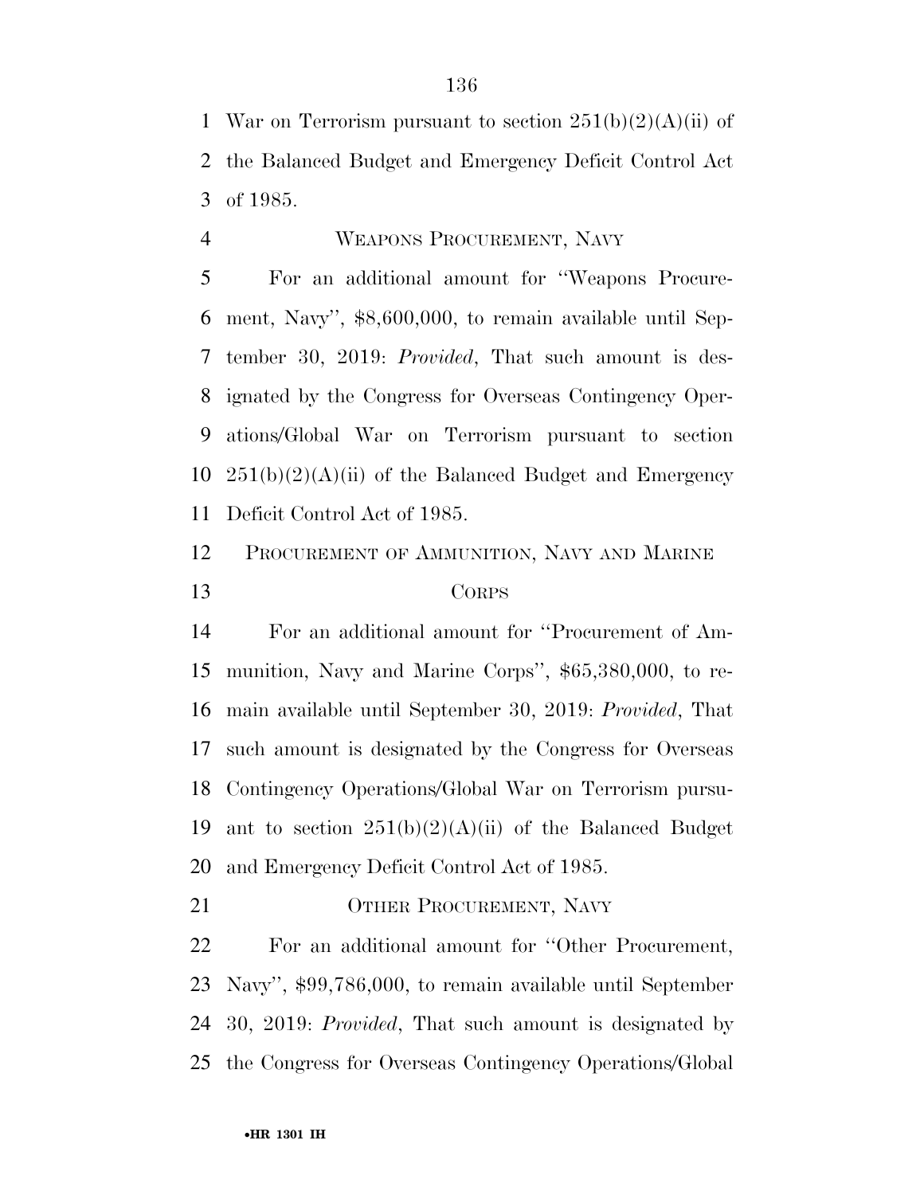War on Terrorism pursuant to section 251(b)(2)(A)(ii) of the Balanced Budget and Emergency Deficit Control Act of 1985.

WEAPONS PROCUREMENT, NAVY

For an additional amount for ''Weapons Procurement, Navy'', $8,600,000, to remain available until September 30, 2019: *Provided*, That such amount is designated by the Congress for Overseas Contingency Operations/Global War on Terrorism pursuant to section 251(b)(2)(A)(ii) of the Balanced Budget and Emergency Deficit Control Act of 1985.

PROCUREMENT OF AMMUNITION, NAVY AND MARINE CORPS

For an additional amount for ''Procurement of Ammunition, Navy and Marine Corps'', $65,380,000, to remain available until September 30, 2019: *Provided*, That such amount is designated by the Congress for Overseas Contingency Operations/Global War on Terrorism pursuant to section 251(b)(2)(A)(ii) of the Balanced Budget and Emergency Deficit Control Act of 1985.

OTHER PROCUREMENT, NAVY

For an additional amount for ''Other Procurement, Navy'', $99,786,000, to remain available until September 30, 2019: *Provided*, That such amount is designated by the Congress for Overseas Contingency Operations/Global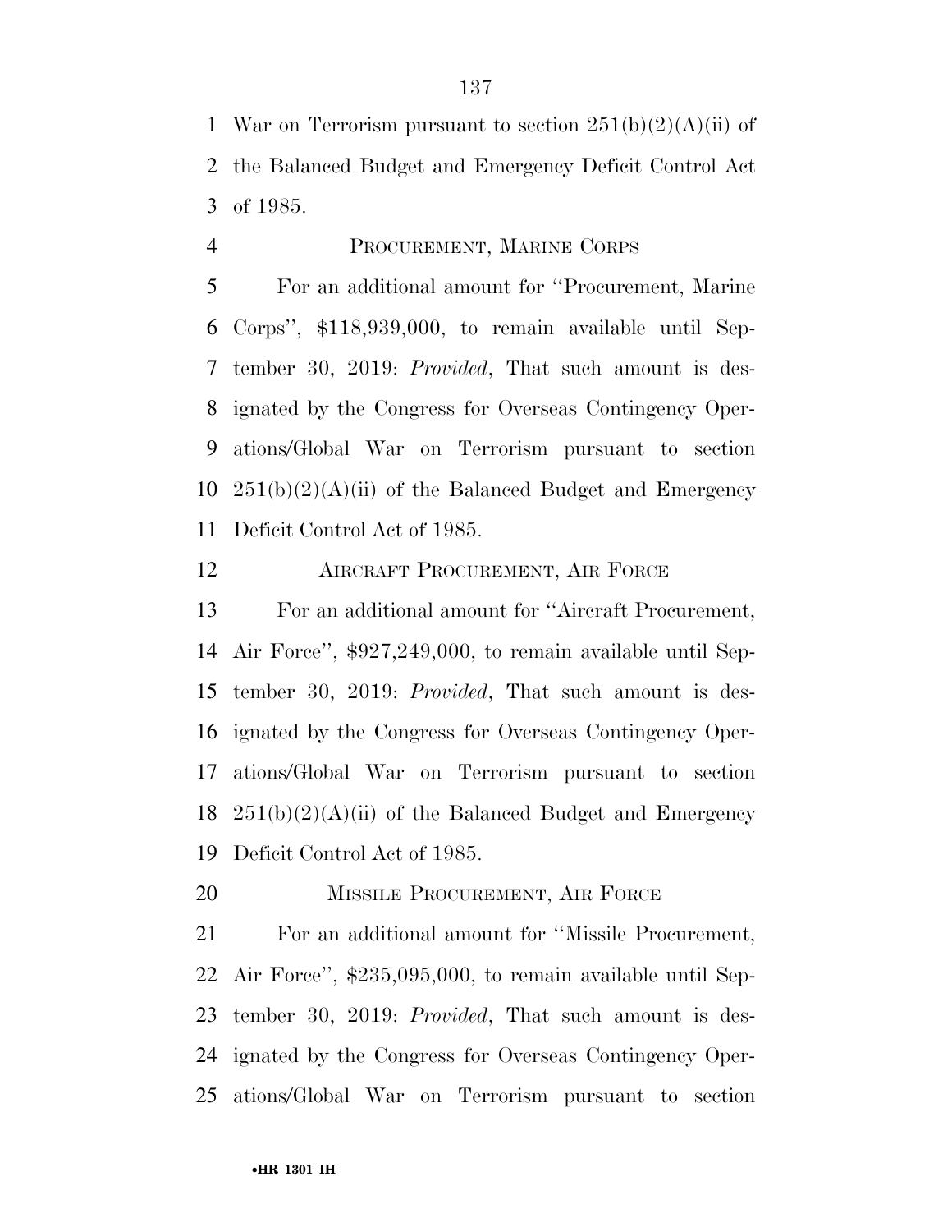War on Terrorism pursuant to section 251(b)(2)(A)(ii) of the Balanced Budget and Emergency Deficit Control Act of 1985.

PROCUREMENT, MARINE CORPS

For an additional amount for ''Procurement, Marine Corps'', $118,939,000, to remain available until September 30, 2019: *Provided*, That such amount is designated by the Congress for Overseas Contingency Operations/Global War on Terrorism pursuant to section 251(b)(2)(A)(ii) of the Balanced Budget and Emergency Deficit Control Act of 1985.

AIRCRAFT PROCUREMENT, AIR FORCE

For an additional amount for ''Aircraft Procurement, Air Force'', $927,249,000, to remain available until September 30, 2019: *Provided*, That such amount is designated by the Congress for Overseas Contingency Operations/Global War on Terrorism pursuant to section 251(b)(2)(A)(ii) of the Balanced Budget and Emergency Deficit Control Act of 1985.

MISSILE PROCUREMENT, AIR FORCE

For an additional amount for ''Missile Procurement, Air Force'', $235,095,000, to remain available until September 30, 2019: *Provided*, That such amount is designated by the Congress for Overseas Contingency Operations/Global War on Terrorism pursuant to section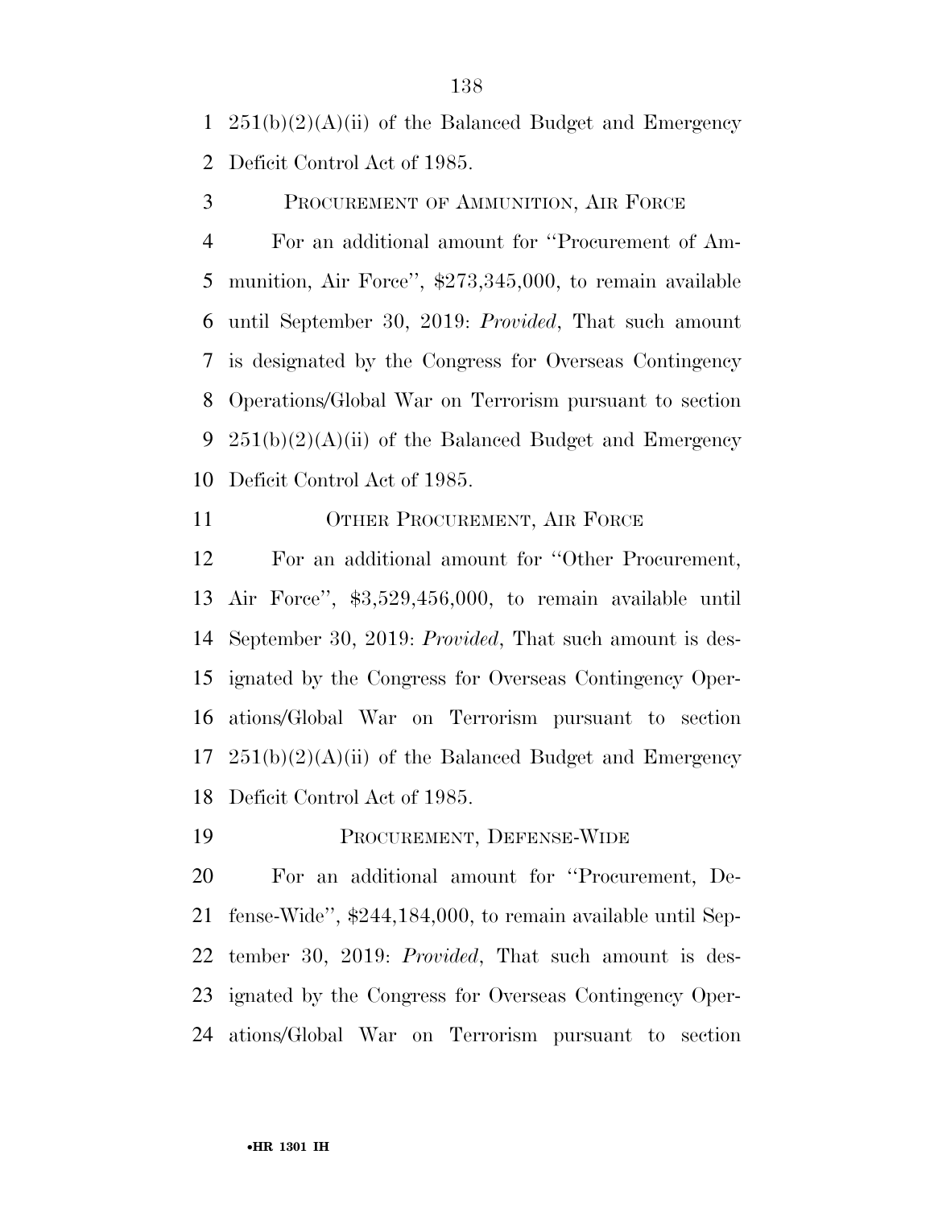251(b)(2)(A)(ii) of the Balanced Budget and Emergency Deficit Control Act of 1985.

PROCUREMENT OF AMMUNITION, AIR FORCE

For an additional amount for ''Procurement of Ammunition, Air Force'', $273,345,000, to remain available until September 30, 2019: *Provided*, That such amount is designated by the Congress for Overseas Contingency Operations/Global War on Terrorism pursuant to section 251(b)(2)(A)(ii) of the Balanced Budget and Emergency Deficit Control Act of 1985.

OTHER PROCUREMENT, AIR FORCE

For an additional amount for ''Other Procurement, Air Force'', $3,529,456,000, to remain available until September 30, 2019: *Provided*, That such amount is designated by the Congress for Overseas Contingency Operations/Global War on Terrorism pursuant to section 251(b)(2)(A)(ii) of the Balanced Budget and Emergency Deficit Control Act of 1985.

PROCUREMENT, DEFENSE-WIDE

For an additional amount for ''Procurement, Defense-Wide'', $244,184,000, to remain available until September 30, 2019: *Provided*, That such amount is designated by the Congress for Overseas Contingency Operations/Global War on Terrorism pursuant to section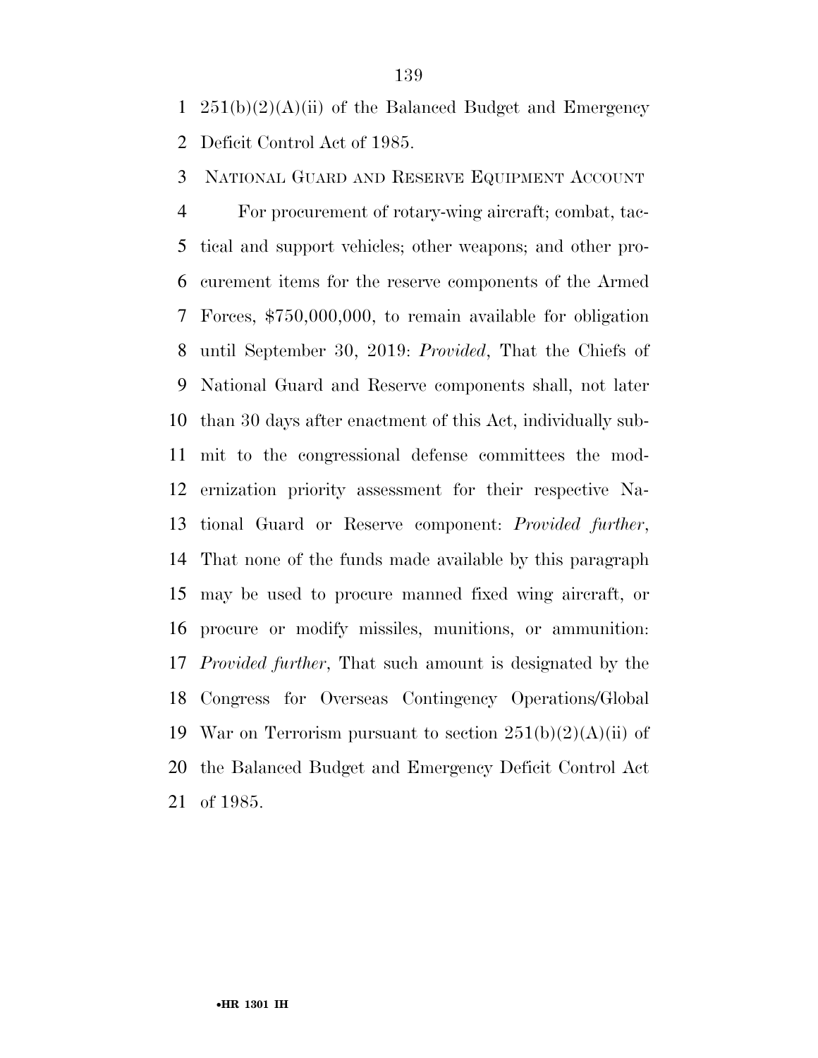251(b)(2)(A)(ii) of the Balanced Budget and Emergency Deficit Control Act of 1985.

NATIONAL GUARD AND RESERVE EQUIPMENT ACCOUNT

For procurement of rotary-wing aircraft; combat, tactical and support vehicles; other weapons; and other procurement items for the reserve components of the Armed Forces, $750,000,000, to remain available for obligation until September 30, 2019: *Provided*, That the Chiefs of National Guard and Reserve components shall, not later than 30 days after enactment of this Act, individually submit to the congressional defense committees the modernization priority assessment for their respective National Guard or Reserve component: *Provided further*, That none of the funds made available by this paragraph may be used to procure manned fixed wing aircraft, or procure or modify missiles, munitions, or ammunition: *Provided further*, That such amount is designated by the Congress for Overseas Contingency Operations/Global War on Terrorism pursuant to section 251(b)(2)(A)(ii) of the Balanced Budget and Emergency Deficit Control Act of 1985.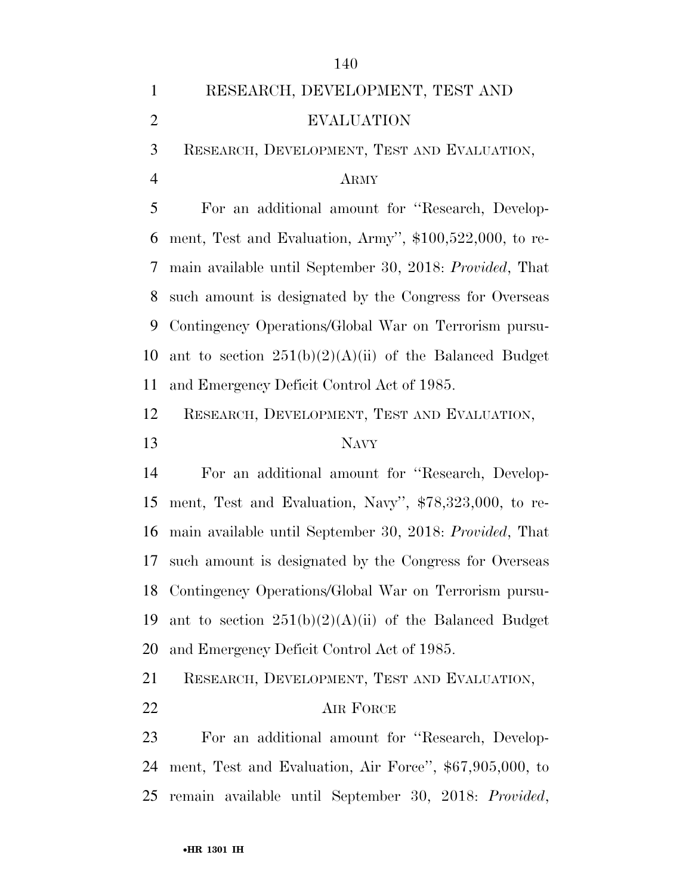## RESEARCH, DEVELOPMENT, TEST AND EVALUATION

### RESEARCH, DEVELOPMENT, TEST AND EVALUATION, ARMY

For an additional amount for ''Research, Development, Test and Evaluation, Army'', $100,522,000, to remain available until September 30, 2018: *Provided*, That such amount is designated by the Congress for Overseas Contingency Operations/Global War on Terrorism pursuant to section 251(b)(2)(A)(ii) of the Balanced Budget and Emergency Deficit Control Act of 1985.

### RESEARCH, DEVELOPMENT, TEST AND EVALUATION, NAVY

For an additional amount for ''Research, Development, Test and Evaluation, Navy'', $78,323,000, to remain available until September 30, 2018: *Provided*, That such amount is designated by the Congress for Overseas Contingency Operations/Global War on Terrorism pursuant to section 251(b)(2)(A)(ii) of the Balanced Budget and Emergency Deficit Control Act of 1985.

### RESEARCH, DEVELOPMENT, TEST AND EVALUATION, AIR FORCE

For an additional amount for ''Research, Development, Test and Evaluation, Air Force'', $67,905,000, to remain available until September 30, 2018: *Provided*,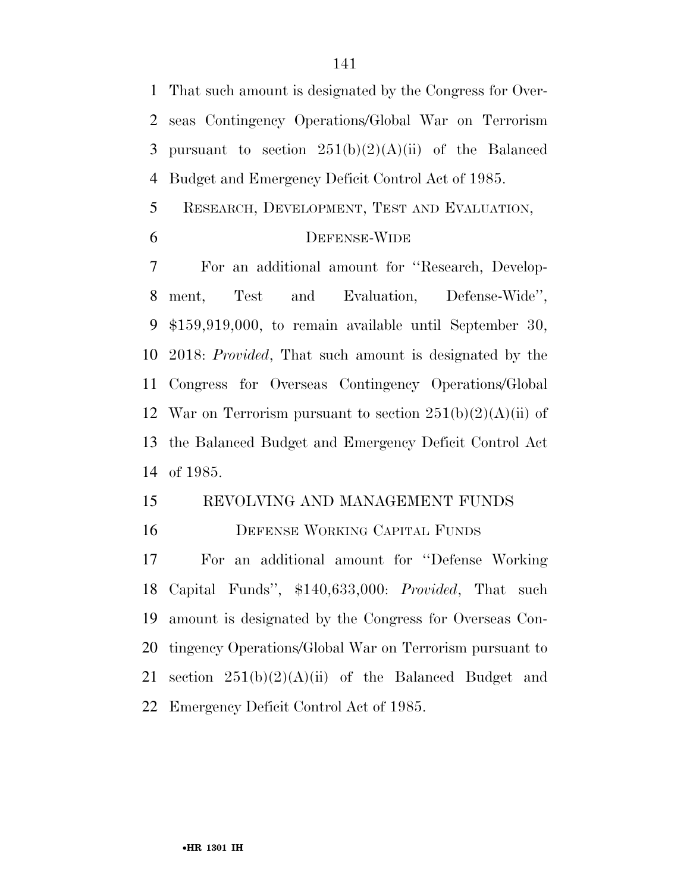That such amount is designated by the Congress for Overseas Contingency Operations/Global War on Terrorism pursuant to section 251(b)(2)(A)(ii) of the Balanced Budget and Emergency Deficit Control Act of 1985.

RESEARCH, DEVELOPMENT, TEST AND EVALUATION, DEFENSE-WIDE

For an additional amount for "Research, Development, Test and Evaluation, Defense-Wide", $159,919,000, to remain available until September 30, 2018: *Provided*, That such amount is designated by the Congress for Overseas Contingency Operations/Global War on Terrorism pursuant to section 251(b)(2)(A)(ii) of the Balanced Budget and Emergency Deficit Control Act of 1985.

REVOLVING AND MANAGEMENT FUNDS

DEFENSE WORKING CAPITAL FUNDS

For an additional amount for "Defense Working Capital Funds", $140,633,000: *Provided*, That such amount is designated by the Congress for Overseas Contingency Operations/Global War on Terrorism pursuant to section 251(b)(2)(A)(ii) of the Balanced Budget and Emergency Deficit Control Act of 1985.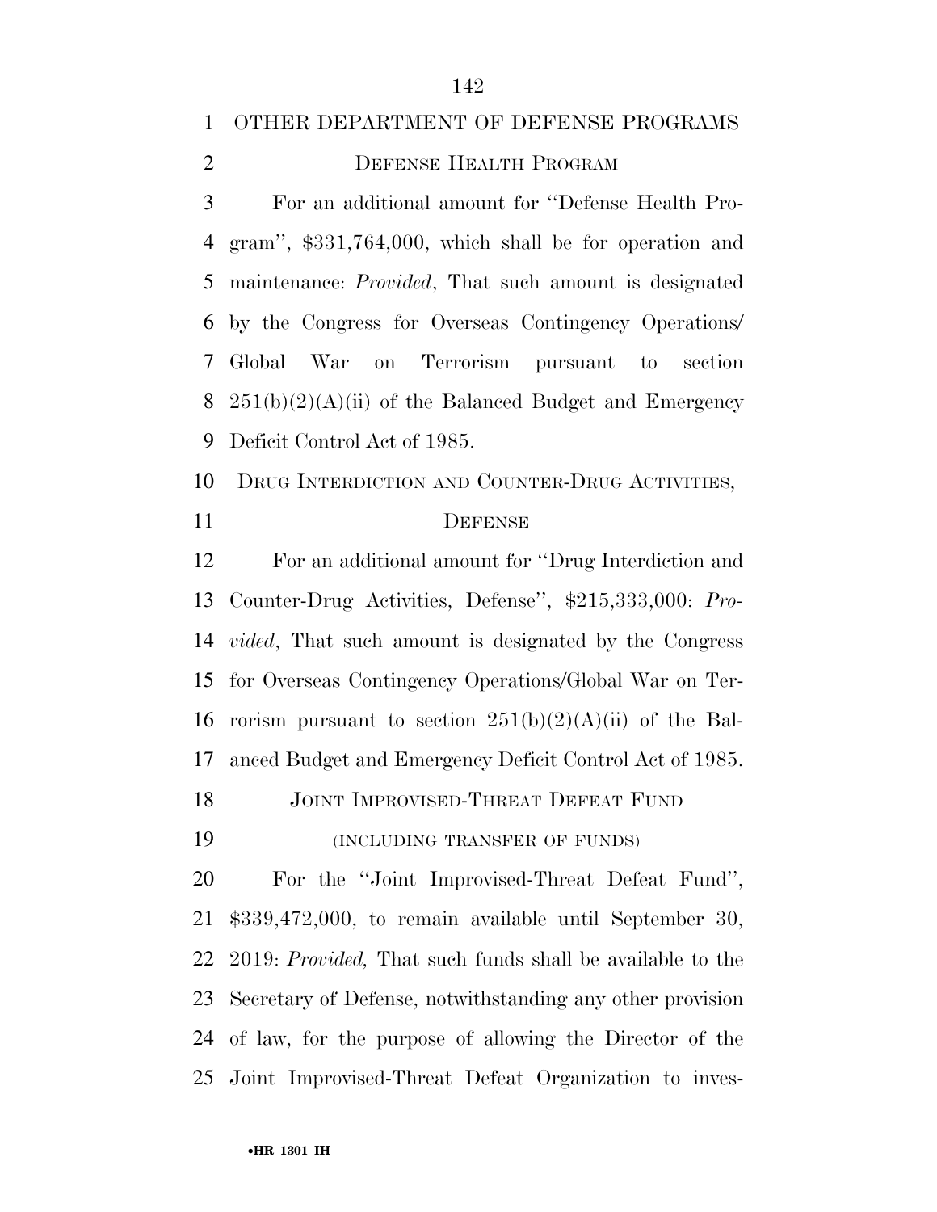## OTHER DEPARTMENT OF DEFENSE PROGRAMS

### DEFENSE HEALTH PROGRAM

For an additional amount for ''Defense Health Program'', $331,764,000, which shall be for operation and maintenance: *Provided*, That such amount is designated by the Congress for Overseas Contingency Operations/Global War on Terrorism pursuant to section 251(b)(2)(A)(ii) of the Balanced Budget and Emergency Deficit Control Act of 1985.

### DRUG INTERDICTION AND COUNTER-DRUG ACTIVITIES, DEFENSE

For an additional amount for ''Drug Interdiction and Counter-Drug Activities, Defense'', $215,333,000: *Provided*, That such amount is designated by the Congress for Overseas Contingency Operations/Global War on Terrorism pursuant to section 251(b)(2)(A)(ii) of the Balanced Budget and Emergency Deficit Control Act of 1985.

### JOINT IMPROVISED-THREAT DEFEAT FUND

(INCLUDING TRANSFER OF FUNDS)

For the ''Joint Improvised-Threat Defeat Fund'', $339,472,000, to remain available until September 30, 2019: *Provided,* That such funds shall be available to the Secretary of Defense, notwithstanding any other provision of law, for the purpose of allowing the Director of the Joint Improvised-Threat Defeat Organization to inves-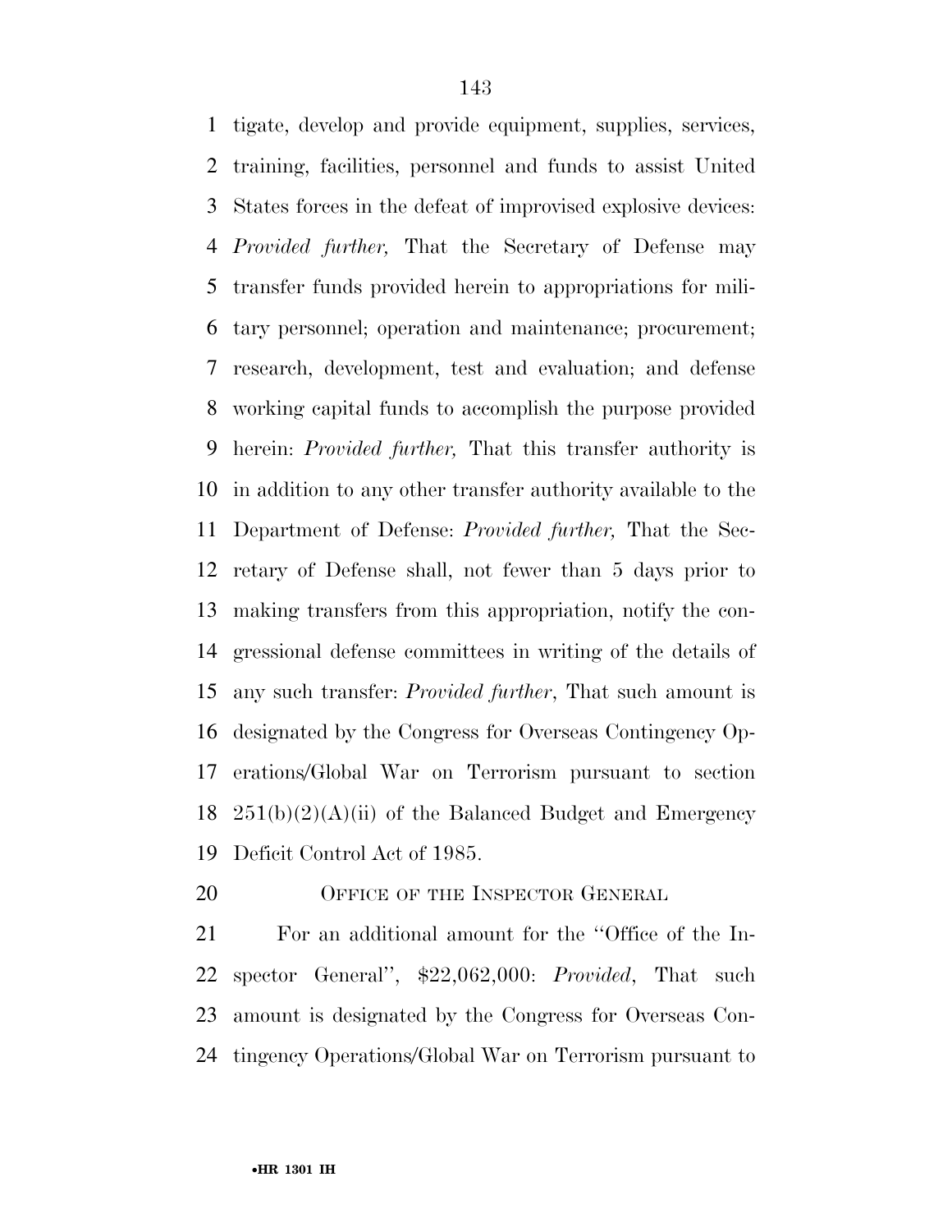tigate, develop and provide equipment, supplies, services, training, facilities, personnel and funds to assist United States forces in the defeat of improvised explosive devices: *Provided further,* That the Secretary of Defense may transfer funds provided herein to appropriations for military personnel; operation and maintenance; procurement; research, development, test and evaluation; and defense working capital funds to accomplish the purpose provided herein: *Provided further,* That this transfer authority is in addition to any other transfer authority available to the Department of Defense: *Provided further,* That the Secretary of Defense shall, not fewer than 5 days prior to making transfers from this appropriation, notify the congressional defense committees in writing of the details of any such transfer: *Provided further*, That such amount is designated by the Congress for Overseas Contingency Operations/Global War on Terrorism pursuant to section 251(b)(2)(A)(ii) of the Balanced Budget and Emergency Deficit Control Act of 1985.

OFFICE OF THE INSPECTOR GENERAL

For an additional amount for the ''Office of the Inspector General'', $22,062,000: *Provided*, That such amount is designated by the Congress for Overseas Contingency Operations/Global War on Terrorism pursuant to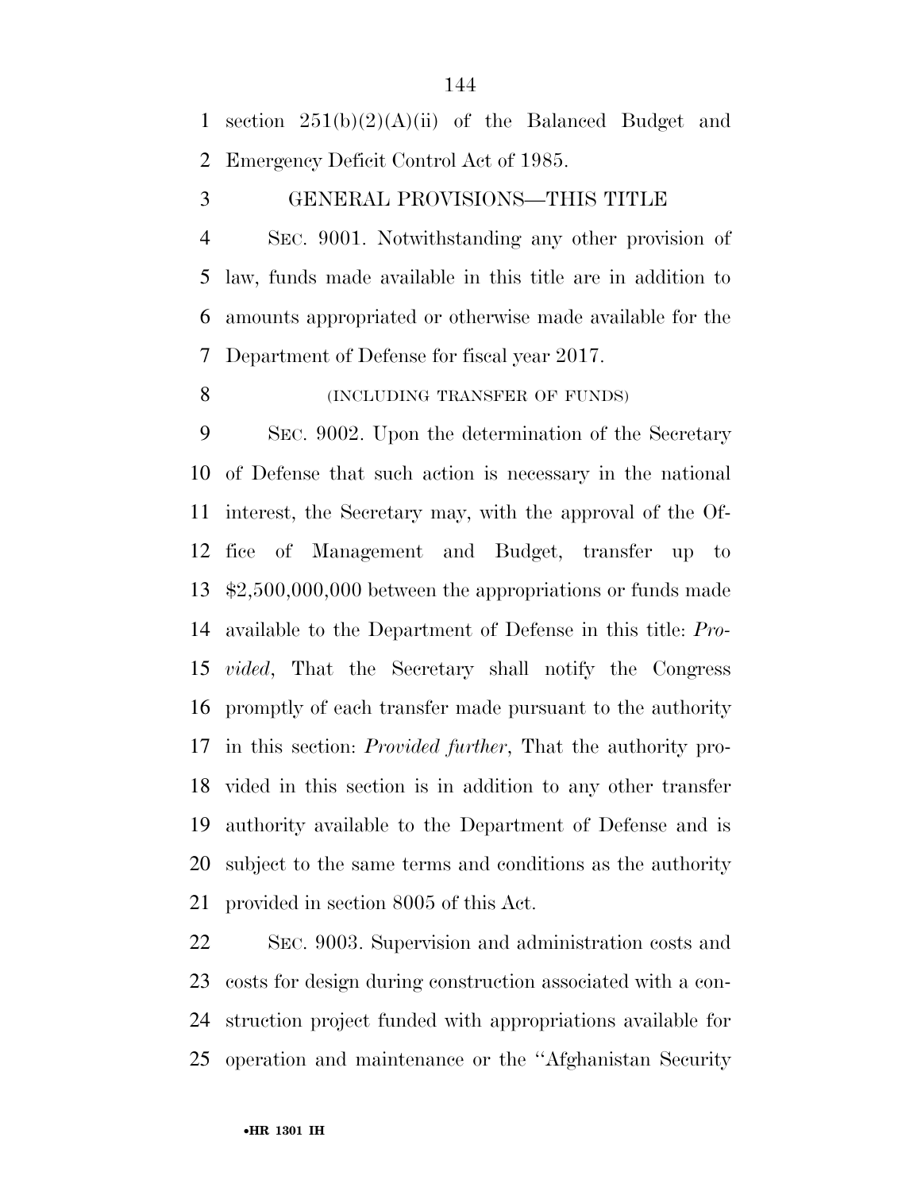section 251(b)(2)(A)(ii) of the Balanced Budget and Emergency Deficit Control Act of 1985.

GENERAL PROVISIONS—THIS TITLE

SEC. 9001. Notwithstanding any other provision of law, funds made available in this title are in addition to amounts appropriated or otherwise made available for the Department of Defense for fiscal year 2017.

(INCLUDING TRANSFER OF FUNDS)

SEC. 9002. Upon the determination of the Secretary of Defense that such action is necessary in the national interest, the Secretary may, with the approval of the Office of Management and Budget, transfer up to $2,500,000,000 between the appropriations or funds made available to the Department of Defense in this title: *Provided*, That the Secretary shall notify the Congress promptly of each transfer made pursuant to the authority in this section: *Provided further*, That the authority provided in this section is in addition to any other transfer authority available to the Department of Defense and is subject to the same terms and conditions as the authority provided in section 8005 of this Act.

SEC. 9003. Supervision and administration costs and costs for design during construction associated with a construction project funded with appropriations available for operation and maintenance or the ''Afghanistan Security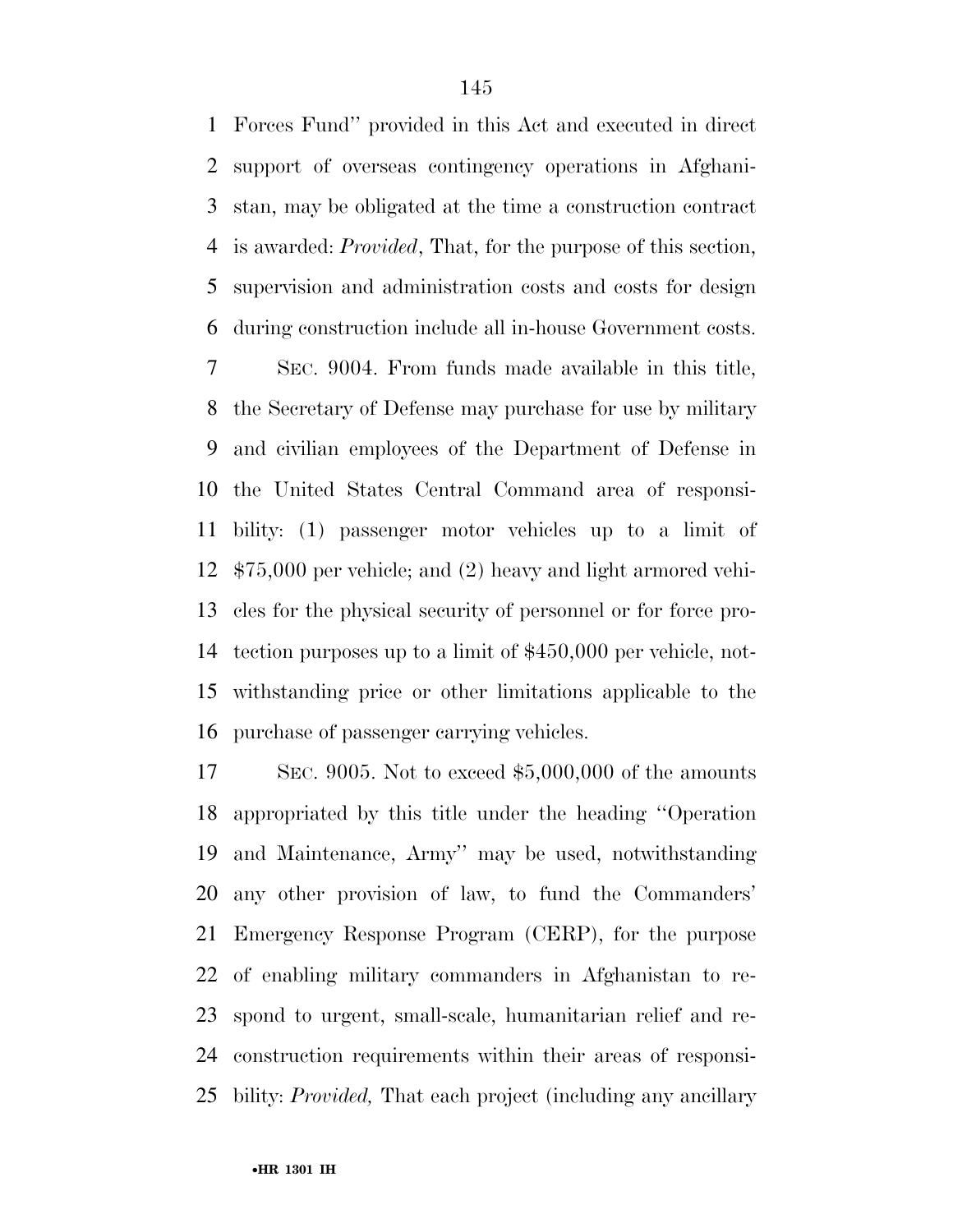Forces Fund'' provided in this Act and executed in direct support of overseas contingency operations in Afghanistan, may be obligated at the time a construction contract is awarded: *Provided*, That, for the purpose of this section, supervision and administration costs and costs for design during construction include all in-house Government costs.

SEC. 9004. From funds made available in this title, the Secretary of Defense may purchase for use by military and civilian employees of the Department of Defense in the United States Central Command area of responsibility: (1) passenger motor vehicles up to a limit of $75,000 per vehicle; and (2) heavy and light armored vehicles for the physical security of personnel or for force protection purposes up to a limit of $450,000 per vehicle, notwithstanding price or other limitations applicable to the purchase of passenger carrying vehicles.

SEC. 9005. Not to exceed $5,000,000 of the amounts appropriated by this title under the heading ''Operation and Maintenance, Army'' may be used, notwithstanding any other provision of law, to fund the Commanders' Emergency Response Program (CERP), for the purpose of enabling military commanders in Afghanistan to respond to urgent, small-scale, humanitarian relief and reconstruction requirements within their areas of responsibility: *Provided,* That each project (including any ancillary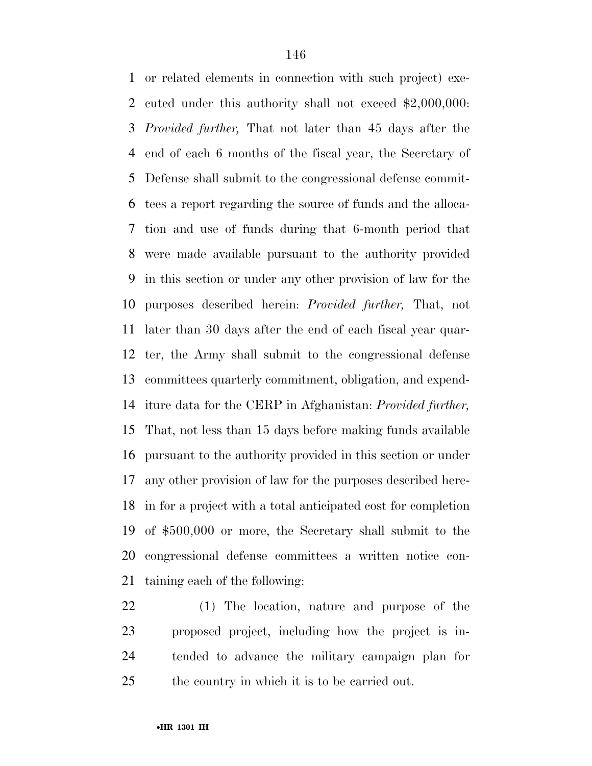or related elements in connection with such project) executed under this authority shall not exceed $2,000,000: *Provided further,* That not later than 45 days after the end of each 6 months of the fiscal year, the Secretary of Defense shall submit to the congressional defense committees a report regarding the source of funds and the allocation and use of funds during that 6-month period that were made available pursuant to the authority provided in this section or under any other provision of law for the purposes described herein: *Provided further,* That, not later than 30 days after the end of each fiscal year quarter, the Army shall submit to the congressional defense committees quarterly commitment, obligation, and expenditure data for the CERP in Afghanistan: *Provided further,* That, not less than 15 days before making funds available pursuant to the authority provided in this section or under any other provision of law for the purposes described herein for a project with a total anticipated cost for completion of $500,000 or more, the Secretary shall submit to the congressional defense committees a written notice containing each of the following:

(1) The location, nature and purpose of the proposed project, including how the project is intended to advance the military campaign plan for the country in which it is to be carried out.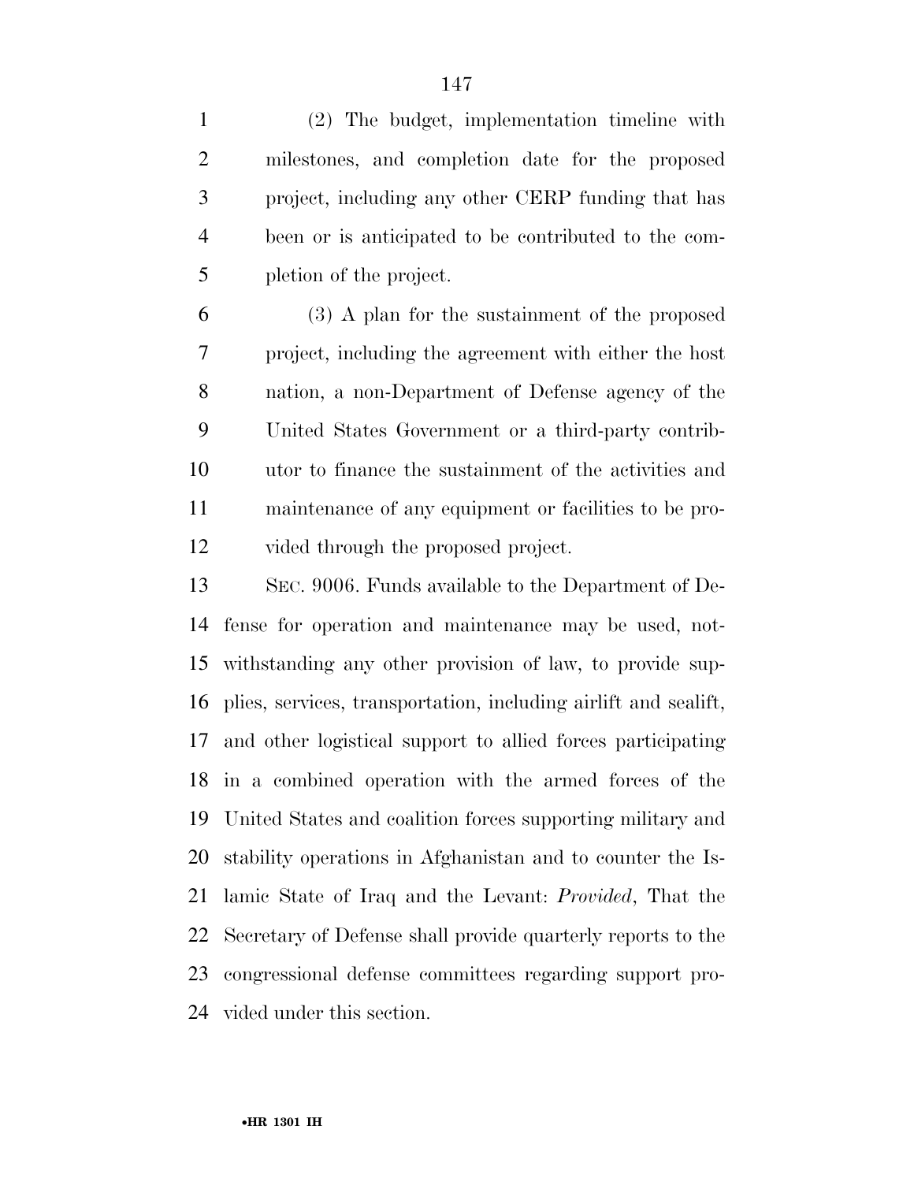(2) The budget, implementation timeline with milestones, and completion date for the proposed project, including any other CERP funding that has been or is anticipated to be contributed to the completion of the project.

(3) A plan for the sustainment of the proposed project, including the agreement with either the host nation, a non-Department of Defense agency of the United States Government or a third-party contributor to finance the sustainment of the activities and maintenance of any equipment or facilities to be provided through the proposed project.

SEC. 9006. Funds available to the Department of Defense for operation and maintenance may be used, notwithstanding any other provision of law, to provide supplies, services, transportation, including airlift and sealift, and other logistical support to allied forces participating in a combined operation with the armed forces of the United States and coalition forces supporting military and stability operations in Afghanistan and to counter the Islamic State of Iraq and the Levant: *Provided*, That the Secretary of Defense shall provide quarterly reports to the congressional defense committees regarding support provided under this section.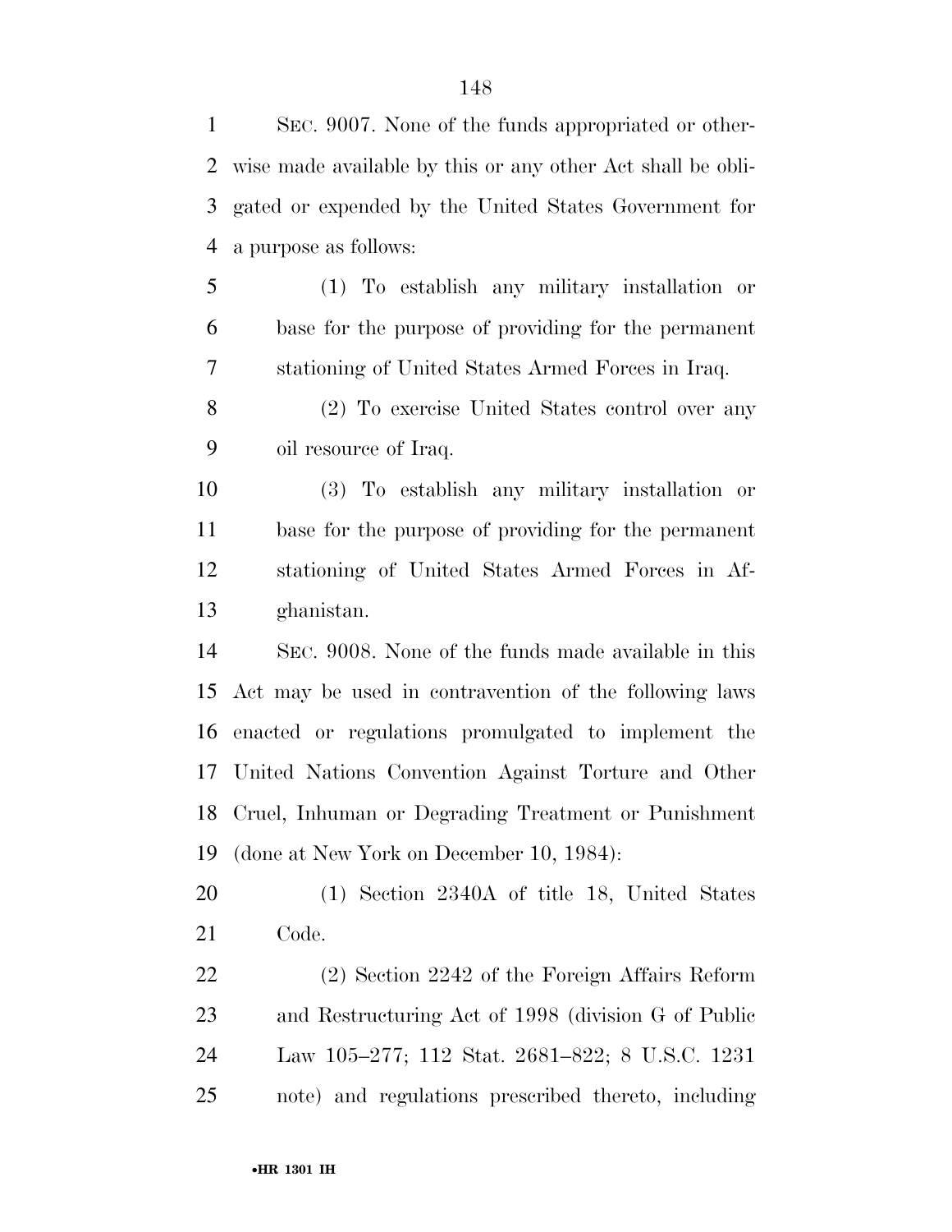SEC. 9007. None of the funds appropriated or otherwise made available by this or any other Act shall be obligated or expended by the United States Government for a purpose as follows:

(1) To establish any military installation or base for the purpose of providing for the permanent stationing of United States Armed Forces in Iraq.

(2) To exercise United States control over any oil resource of Iraq.

(3) To establish any military installation or base for the purpose of providing for the permanent stationing of United States Armed Forces in Afghanistan.

SEC. 9008. None of the funds made available in this Act may be used in contravention of the following laws enacted or regulations promulgated to implement the United Nations Convention Against Torture and Other Cruel, Inhuman or Degrading Treatment or Punishment (done at New York on December 10, 1984):

(1) Section 2340A of title 18, United States Code.

(2) Section 2242 of the Foreign Affairs Reform and Restructuring Act of 1998 (division G of Public Law 105–277; 112 Stat. 2681–822; 8 U.S.C. 1231 note) and regulations prescribed thereto, including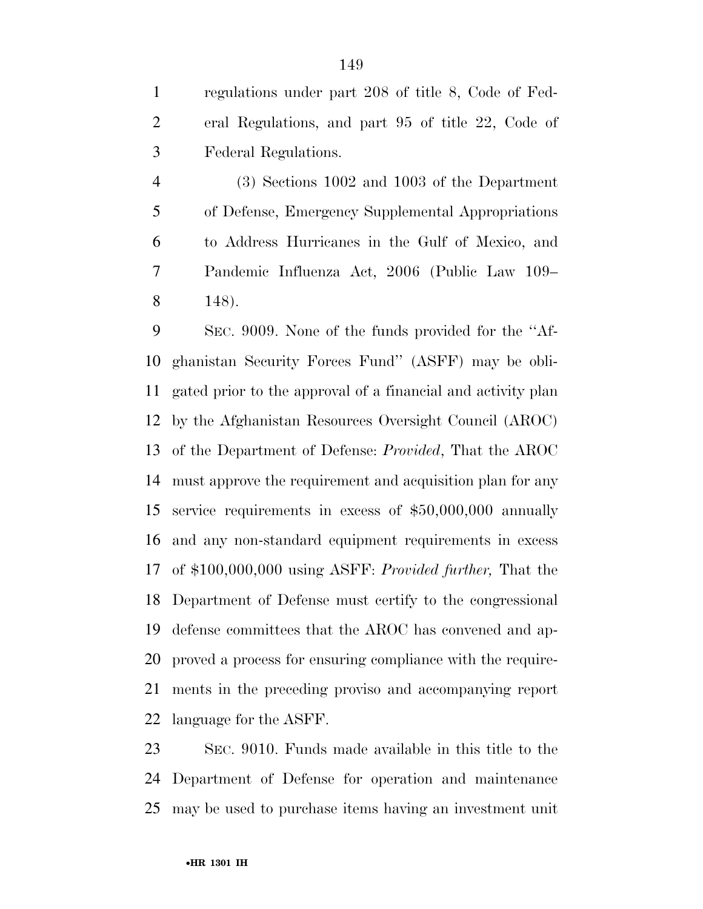regulations under part 208 of title 8, Code of Federal Regulations, and part 95 of title 22, Code of Federal Regulations.

(3) Sections 1002 and 1003 of the Department of Defense, Emergency Supplemental Appropriations to Address Hurricanes in the Gulf of Mexico, and Pandemic Influenza Act, 2006 (Public Law 109–148).

SEC. 9009. None of the funds provided for the ''Afghanistan Security Forces Fund'' (ASFF) may be obligated prior to the approval of a financial and activity plan by the Afghanistan Resources Oversight Council (AROC) of the Department of Defense: *Provided*, That the AROC must approve the requirement and acquisition plan for any service requirements in excess of $50,000,000 annually and any non-standard equipment requirements in excess of $100,000,000 using ASFF: *Provided further,* That the Department of Defense must certify to the congressional defense committees that the AROC has convened and approved a process for ensuring compliance with the requirements in the preceding proviso and accompanying report language for the ASFF.

SEC. 9010. Funds made available in this title to the Department of Defense for operation and maintenance may be used to purchase items having an investment unit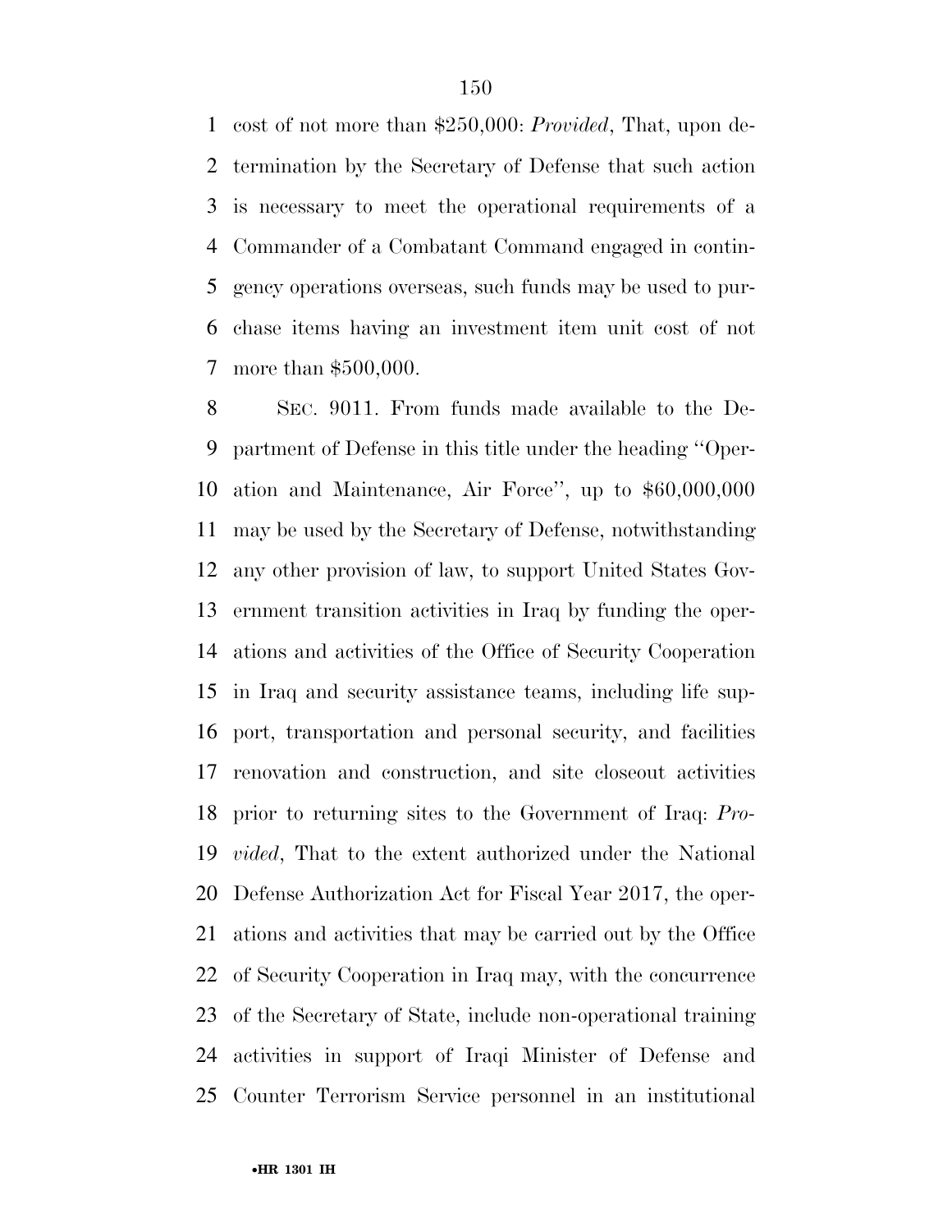cost of not more than $250,000: *Provided*, That, upon determination by the Secretary of Defense that such action is necessary to meet the operational requirements of a Commander of a Combatant Command engaged in contingency operations overseas, such funds may be used to purchase items having an investment item unit cost of not more than $500,000.

SEC. 9011. From funds made available to the Department of Defense in this title under the heading ''Operation and Maintenance, Air Force'', up to $60,000,000 may be used by the Secretary of Defense, notwithstanding any other provision of law, to support United States Government transition activities in Iraq by funding the operations and activities of the Office of Security Cooperation in Iraq and security assistance teams, including life support, transportation and personal security, and facilities renovation and construction, and site closeout activities prior to returning sites to the Government of Iraq: *Provided*, That to the extent authorized under the National Defense Authorization Act for Fiscal Year 2017, the operations and activities that may be carried out by the Office of Security Cooperation in Iraq may, with the concurrence of the Secretary of State, include non-operational training activities in support of Iraqi Minister of Defense and Counter Terrorism Service personnel in an institutional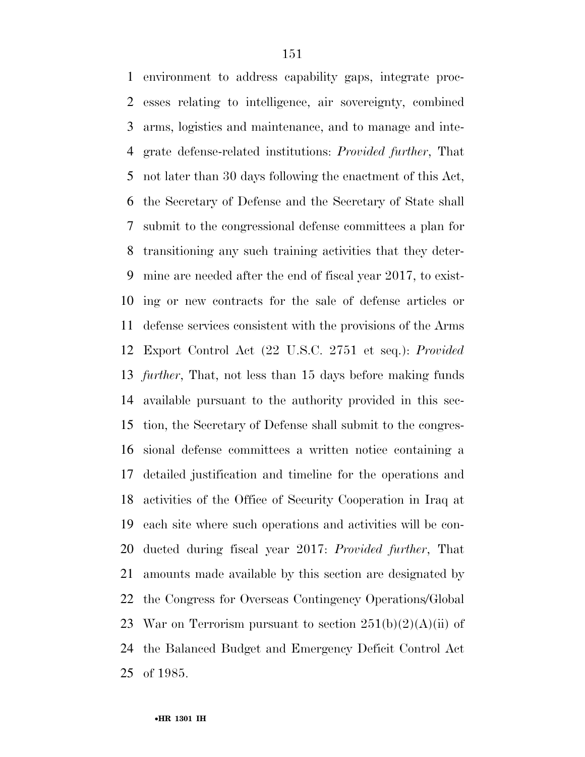environment to address capability gaps, integrate processes relating to intelligence, air sovereignty, combined arms, logistics and maintenance, and to manage and integrate defense-related institutions: *Provided further*, That not later than 30 days following the enactment of this Act, the Secretary of Defense and the Secretary of State shall submit to the congressional defense committees a plan for transitioning any such training activities that they determine are needed after the end of fiscal year 2017, to existing or new contracts for the sale of defense articles or defense services consistent with the provisions of the Arms Export Control Act (22 U.S.C. 2751 et seq.): *Provided further*, That, not less than 15 days before making funds available pursuant to the authority provided in this section, the Secretary of Defense shall submit to the congressional defense committees a written notice containing a detailed justification and timeline for the operations and activities of the Office of Security Cooperation in Iraq at each site where such operations and activities will be conducted during fiscal year 2017: *Provided further*, That amounts made available by this section are designated by the Congress for Overseas Contingency Operations/Global War on Terrorism pursuant to section 251(b)(2)(A)(ii) of the Balanced Budget and Emergency Deficit Control Act of 1985.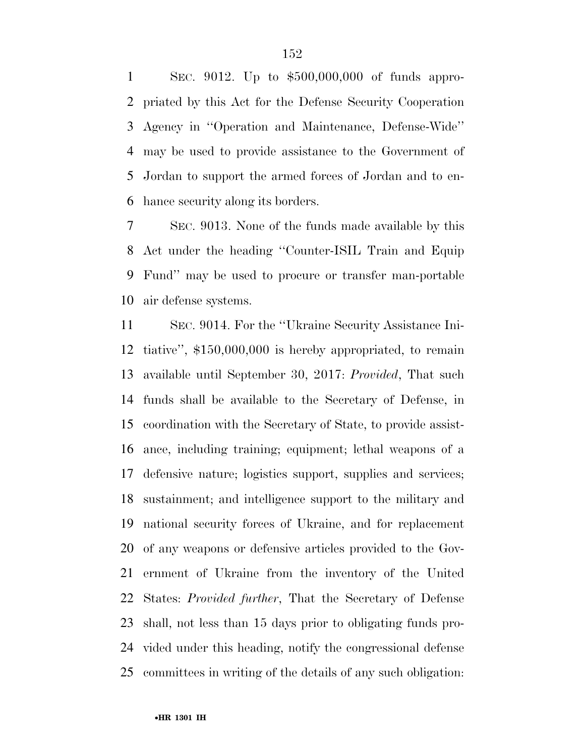SEC. 9012. Up to $500,000,000 of funds appropriated by this Act for the Defense Security Cooperation Agency in ''Operation and Maintenance, Defense-Wide'' may be used to provide assistance to the Government of Jordan to support the armed forces of Jordan and to enhance security along its borders.

SEC. 9013. None of the funds made available by this Act under the heading ''Counter-ISIL Train and Equip Fund'' may be used to procure or transfer man-portable air defense systems.

SEC. 9014. For the ''Ukraine Security Assistance Initiative'', $150,000,000 is hereby appropriated, to remain available until September 30, 2017: *Provided*, That such funds shall be available to the Secretary of Defense, in coordination with the Secretary of State, to provide assistance, including training; equipment; lethal weapons of a defensive nature; logistics support, supplies and services; sustainment; and intelligence support to the military and national security forces of Ukraine, and for replacement of any weapons or defensive articles provided to the Government of Ukraine from the inventory of the United States: *Provided further*, That the Secretary of Defense shall, not less than 15 days prior to obligating funds provided under this heading, notify the congressional defense committees in writing of the details of any such obligation: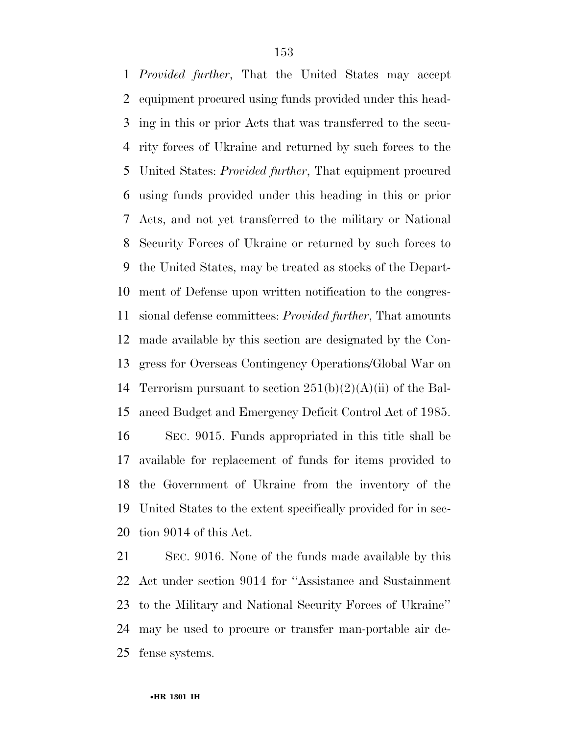*Provided further*, That the United States may accept equipment procured using funds provided under this heading in this or prior Acts that was transferred to the security forces of Ukraine and returned by such forces to the United States: *Provided further*, That equipment procured using funds provided under this heading in this or prior Acts, and not yet transferred to the military or National Security Forces of Ukraine or returned by such forces to the United States, may be treated as stocks of the Department of Defense upon written notification to the congressional defense committees: *Provided further*, That amounts made available by this section are designated by the Congress for Overseas Contingency Operations/Global War on Terrorism pursuant to section 251(b)(2)(A)(ii) of the Balanced Budget and Emergency Deficit Control Act of 1985.

SEC. 9015. Funds appropriated in this title shall be available for replacement of funds for items provided to the Government of Ukraine from the inventory of the United States to the extent specifically provided for in section 9014 of this Act.

SEC. 9016. None of the funds made available by this Act under section 9014 for ''Assistance and Sustainment to the Military and National Security Forces of Ukraine'' may be used to procure or transfer man-portable air defense systems.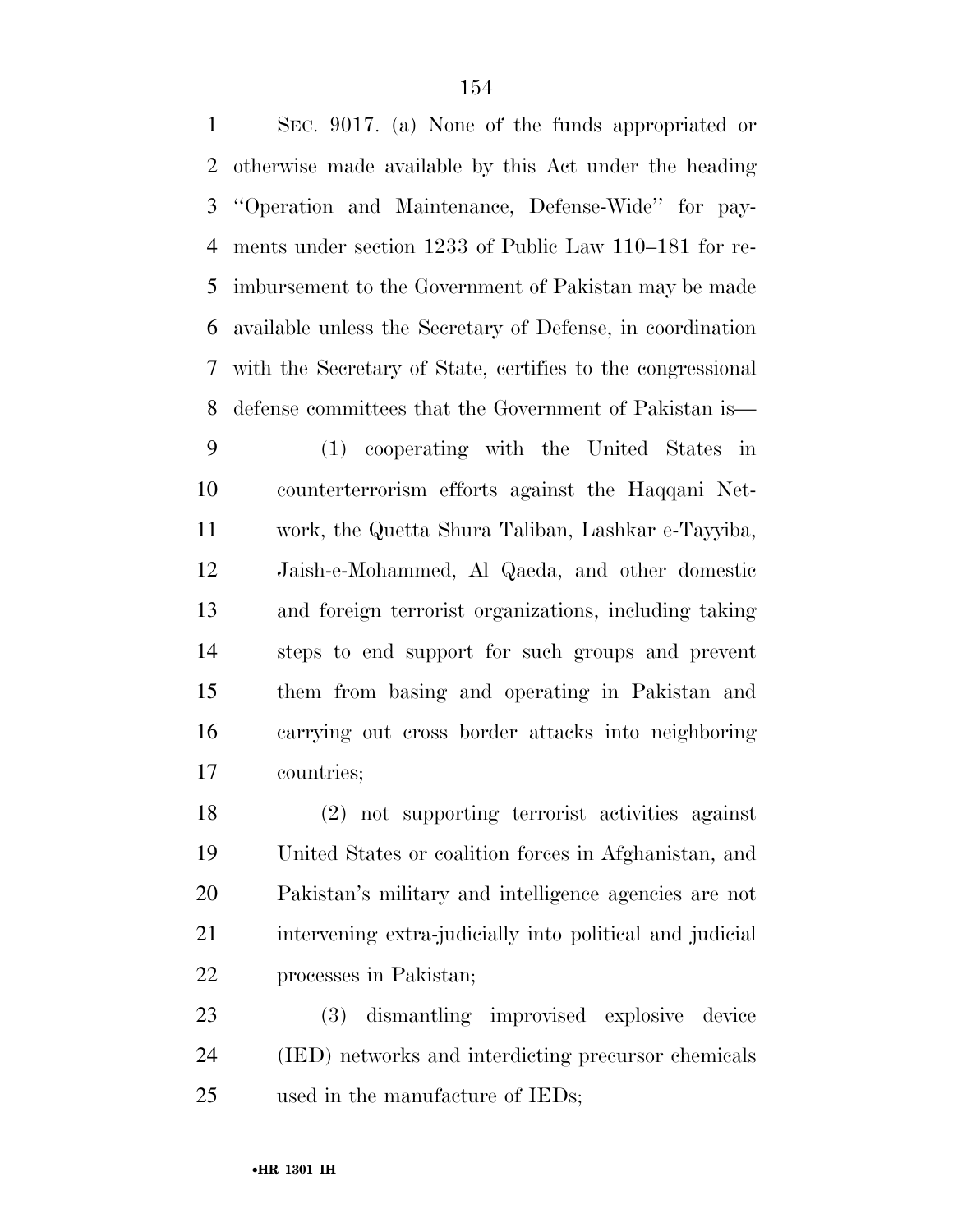SEC. 9017. (a) None of the funds appropriated or otherwise made available by this Act under the heading ''Operation and Maintenance, Defense-Wide'' for payments under section 1233 of Public Law 110–181 for reimbursement to the Government of Pakistan may be made available unless the Secretary of Defense, in coordination with the Secretary of State, certifies to the congressional defense committees that the Government of Pakistan is—

(1) cooperating with the United States in counterterrorism efforts against the Haqqani Network, the Quetta Shura Taliban, Lashkar e-Tayyiba, Jaish-e-Mohammed, Al Qaeda, and other domestic and foreign terrorist organizations, including taking steps to end support for such groups and prevent them from basing and operating in Pakistan and carrying out cross border attacks into neighboring countries;

(2) not supporting terrorist activities against United States or coalition forces in Afghanistan, and Pakistan's military and intelligence agencies are not intervening extra-judicially into political and judicial processes in Pakistan;

(3) dismantling improvised explosive device (IED) networks and interdicting precursor chemicals used in the manufacture of IEDs;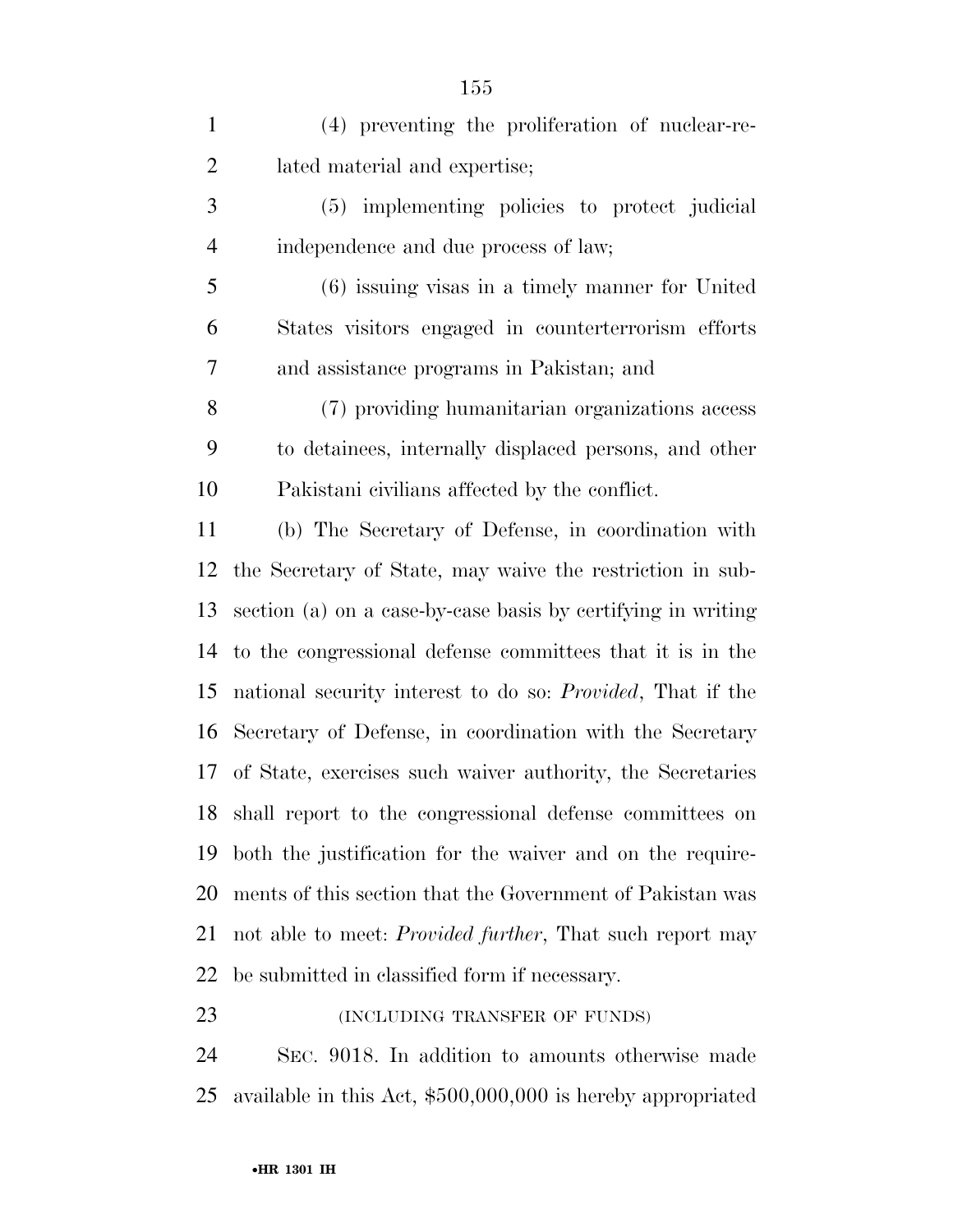(4) preventing the proliferation of nuclear-related material and expertise;

(5) implementing policies to protect judicial independence and due process of law;

(6) issuing visas in a timely manner for United States visitors engaged in counterterrorism efforts and assistance programs in Pakistan; and

(7) providing humanitarian organizations access to detainees, internally displaced persons, and other Pakistani civilians affected by the conflict.

(b) The Secretary of Defense, in coordination with the Secretary of State, may waive the restriction in subsection (a) on a case-by-case basis by certifying in writing to the congressional defense committees that it is in the national security interest to do so: *Provided*, That if the Secretary of Defense, in coordination with the Secretary of State, exercises such waiver authority, the Secretaries shall report to the congressional defense committees on both the justification for the waiver and on the requirements of this section that the Government of Pakistan was not able to meet: *Provided further*, That such report may be submitted in classified form if necessary.

(INCLUDING TRANSFER OF FUNDS)

SEC. 9018. In addition to amounts otherwise made available in this Act, $500,000,000 is hereby appropriated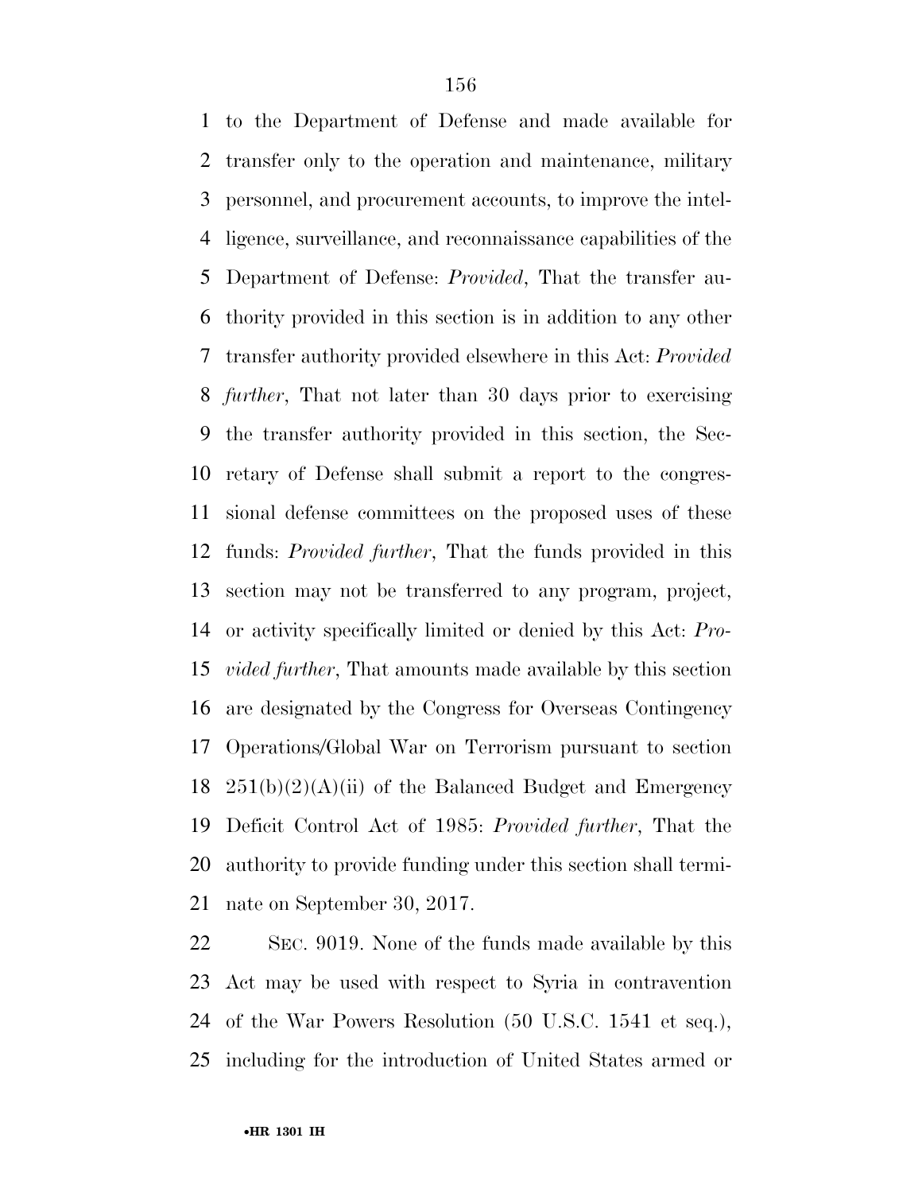to the Department of Defense and made available for transfer only to the operation and maintenance, military personnel, and procurement accounts, to improve the intelligence, surveillance, and reconnaissance capabilities of the Department of Defense: *Provided*, That the transfer authority provided in this section is in addition to any other transfer authority provided elsewhere in this Act: *Provided further*, That not later than 30 days prior to exercising the transfer authority provided in this section, the Secretary of Defense shall submit a report to the congressional defense committees on the proposed uses of these funds: *Provided further*, That the funds provided in this section may not be transferred to any program, project, or activity specifically limited or denied by this Act: *Provided further*, That amounts made available by this section are designated by the Congress for Overseas Contingency Operations/Global War on Terrorism pursuant to section 251(b)(2)(A)(ii) of the Balanced Budget and Emergency Deficit Control Act of 1985: *Provided further*, That the authority to provide funding under this section shall terminate on September 30, 2017.

SEC. 9019. None of the funds made available by this Act may be used with respect to Syria in contravention of the War Powers Resolution (50 U.S.C. 1541 et seq.), including for the introduction of United States armed or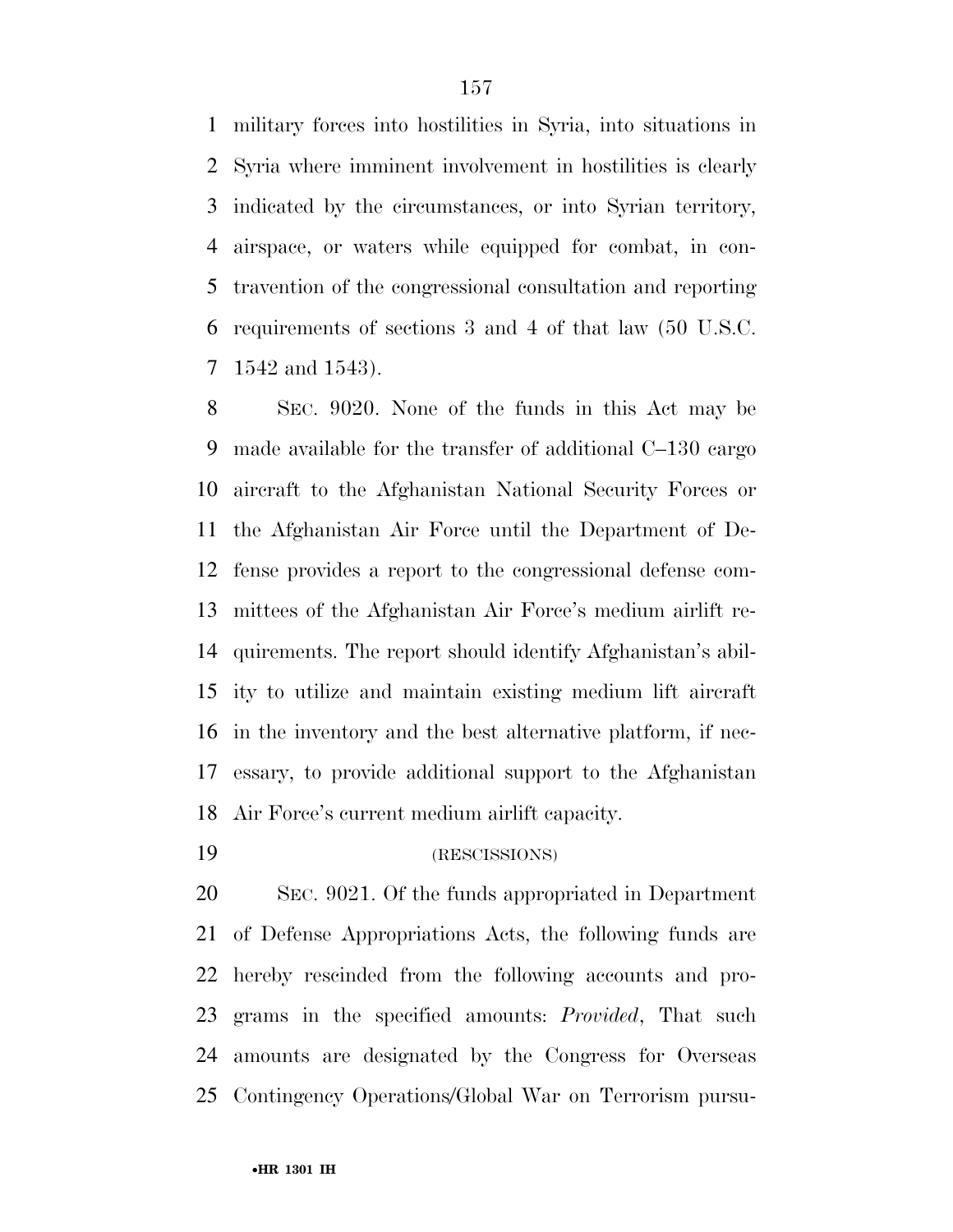military forces into hostilities in Syria, into situations in Syria where imminent involvement in hostilities is clearly indicated by the circumstances, or into Syrian territory, airspace, or waters while equipped for combat, in contravention of the congressional consultation and reporting requirements of sections 3 and 4 of that law (50 U.S.C. 1542 and 1543).

SEC. 9020. None of the funds in this Act may be made available for the transfer of additional C–130 cargo aircraft to the Afghanistan National Security Forces or the Afghanistan Air Force until the Department of Defense provides a report to the congressional defense committees of the Afghanistan Air Force's medium airlift requirements. The report should identify Afghanistan's ability to utilize and maintain existing medium lift aircraft in the inventory and the best alternative platform, if necessary, to provide additional support to the Afghanistan Air Force's current medium airlift capacity.

(RESCISSIONS)

SEC. 9021. Of the funds appropriated in Department of Defense Appropriations Acts, the following funds are hereby rescinded from the following accounts and programs in the specified amounts: *Provided*, That such amounts are designated by the Congress for Overseas Contingency Operations/Global War on Terrorism pursu-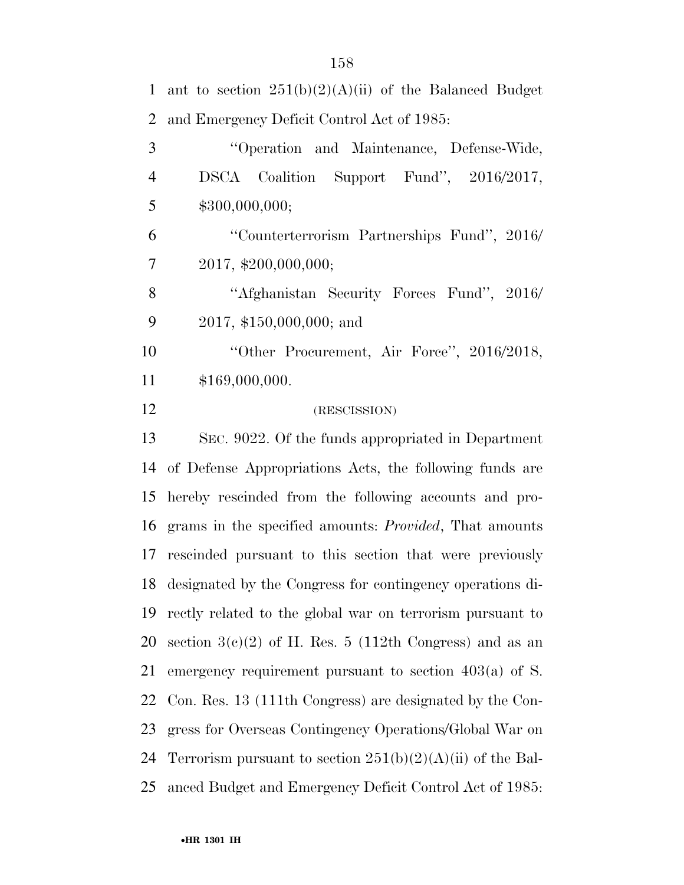ant to section 251(b)(2)(A)(ii) of the Balanced Budget and Emergency Deficit Control Act of 1985:

''Operation and Maintenance, Defense-Wide, DSCA Coalition Support Fund'', 2016/2017, $300,000,000;

''Counterterrorism Partnerships Fund'', 2016/2017, $200,000,000;

''Afghanistan Security Forces Fund'', 2016/2017, $150,000,000; and

''Other Procurement, Air Force'', 2016/2018, $169,000,000.

(RESCISSION)

SEC. 9022. Of the funds appropriated in Department of Defense Appropriations Acts, the following funds are hereby rescinded from the following accounts and programs in the specified amounts: *Provided*, That amounts rescinded pursuant to this section that were previously designated by the Congress for contingency operations directly related to the global war on terrorism pursuant to section 3(c)(2) of H. Res. 5 (112th Congress) and as an emergency requirement pursuant to section 403(a) of S. Con. Res. 13 (111th Congress) are designated by the Congress for Overseas Contingency Operations/Global War on Terrorism pursuant to section 251(b)(2)(A)(ii) of the Balanced Budget and Emergency Deficit Control Act of 1985: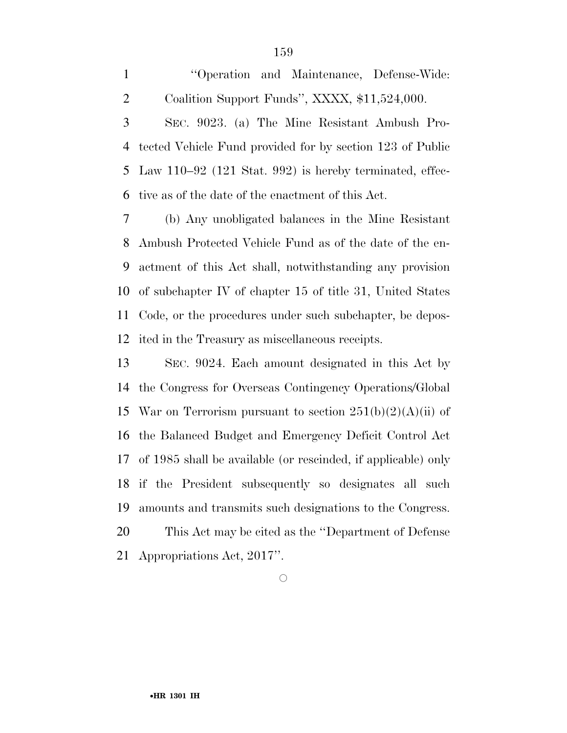"Operation and Maintenance, Defense-Wide: Coalition Support Funds", XXXX, $11,524,000.

SEC. 9023. (a) The Mine Resistant Ambush Protected Vehicle Fund provided for by section 123 of Public Law 110–92 (121 Stat. 992) is hereby terminated, effective as of the date of the enactment of this Act.

(b) Any unobligated balances in the Mine Resistant Ambush Protected Vehicle Fund as of the date of the enactment of this Act shall, notwithstanding any provision of subchapter IV of chapter 15 of title 31, United States Code, or the procedures under such subchapter, be deposited in the Treasury as miscellaneous receipts.

SEC. 9024. Each amount designated in this Act by the Congress for Overseas Contingency Operations/Global War on Terrorism pursuant to section 251(b)(2)(A)(ii) of the Balanced Budget and Emergency Deficit Control Act of 1985 shall be available (or rescinded, if applicable) only if the President subsequently so designates all such amounts and transmits such designations to the Congress.

This Act may be cited as the "Department of Defense Appropriations Act, 2017".

○